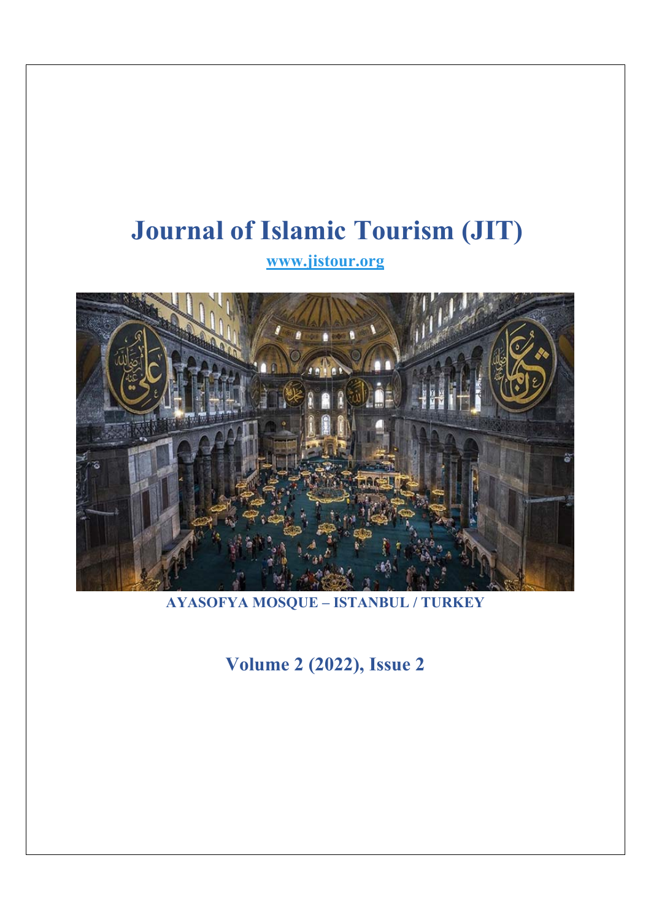# Journal of Islamic Tourism (JIT)

www.jistour.org

AYASOFYA MOSQUE – ISTANBUL / TURKEY

## Volume 2 (2022), Issue 2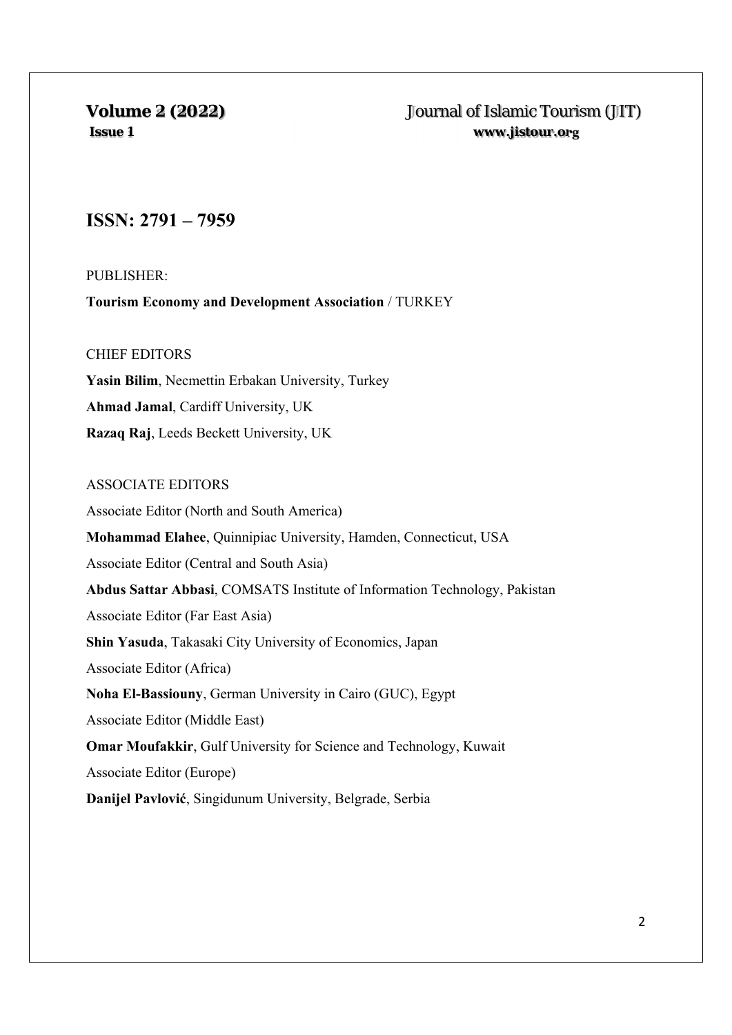# ISSN: 2791 – 7959

PUBLISHER:

**Tourism Economy and Development Association** / TURKEY

CHIEF EDITORS

**Yasin Bilim**, Necmettin Erbakan University, Turkey

**Ahmad Jamal**, Cardiff University, UK

**Razaq Raj**, Leeds Beckett University, UK

ASSOCIATE EDITORS

Associate Editor (North and South America)

**Mohammad Elahee**, Quinnipiac University, Hamden, Connecticut, USA

Associate Editor (Central and South Asia)

**Abdus Sattar Abbasi**, COMSATS Institute of Information Technology, Pakistan

Associate Editor (Far East Asia)

**Shin Yasuda**, Takasaki City University of Economics, Japan

Associate Editor (Africa)

**Noha El-Bassiouny**, German University in Cairo (GUC), Egypt

Associate Editor (Middle East)

**Omar Moufakkir**, Gulf University for Science and Technology, Kuwait

Associate Editor (Europe)

**Danijel Pavlović**, Singidunum University, Belgrade, Serbia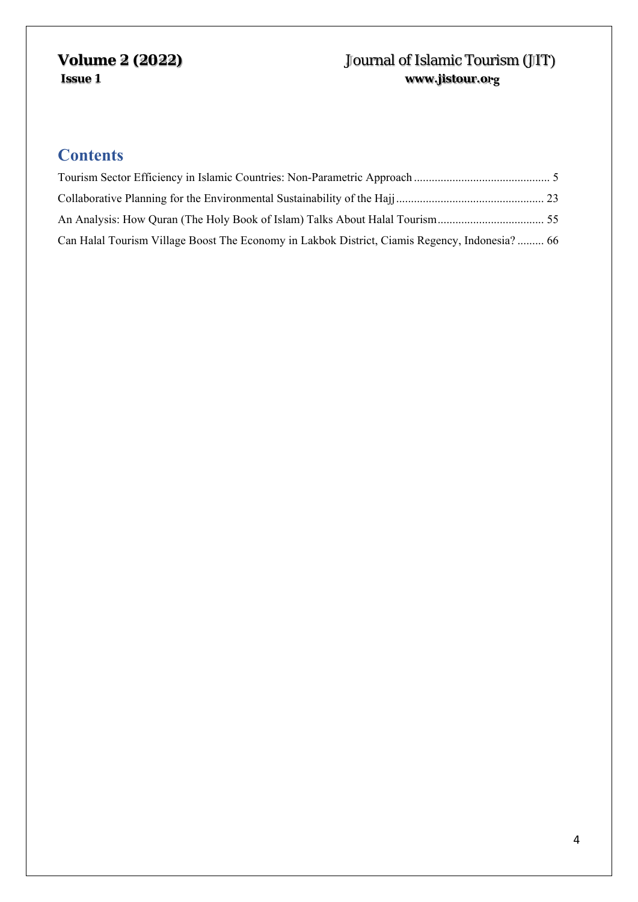## Contents

Tourism Sector Efficiency in Islamic Countries: Non-Parametric Approach ............................................. 5

Collaborative Planning for the Environmental Sustainability of the Hajj ................................................. 23

An Analysis: How Quran (The Holy Book of Islam) Talks About Halal Tourism .................................... 55

Can Halal Tourism Village Boost The Economy in Lakbok District, Ciamis Regency, Indonesia? ......... 66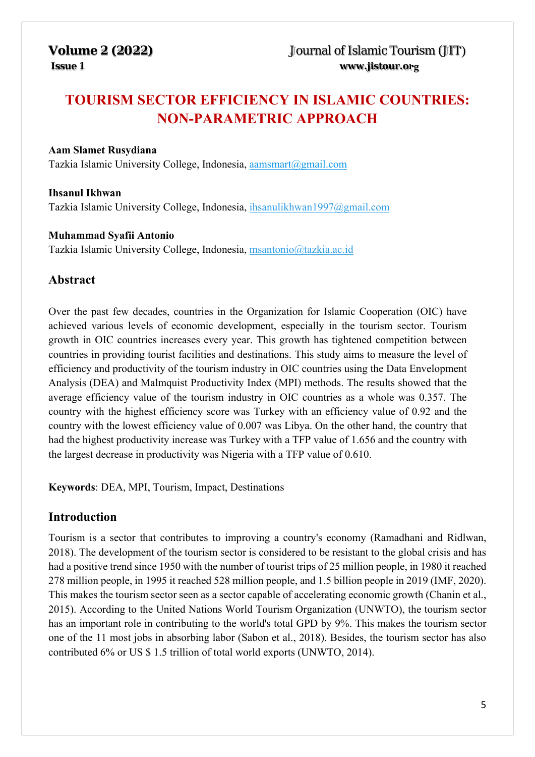# TOURISM SECTOR EFFICIENCY IN ISLAMIC COUNTRIES: NON-PARAMETRIC APPROACH

**Aam Slamet Rusydiana**
Tazkia Islamic University College, Indonesia, aamsmart@gmail.com

**Ihsanul Ikhwan**
Tazkia Islamic University College, Indonesia, ihsanulikhwan1997@gmail.com

**Muhammad Syafii Antonio**
Tazkia Islamic University College, Indonesia, msantonio@tazkia.ac.id

## Abstract

Over the past few decades, countries in the Organization for Islamic Cooperation (OIC) have achieved various levels of economic development, especially in the tourism sector. Tourism growth in OIC countries increases every year. This growth has tightened competition between countries in providing tourist facilities and destinations. This study aims to measure the level of efficiency and productivity of the tourism industry in OIC countries using the Data Envelopment Analysis (DEA) and Malmquist Productivity Index (MPI) methods. The results showed that the average efficiency value of the tourism industry in OIC countries as a whole was 0.357. The country with the highest efficiency score was Turkey with an efficiency value of 0.92 and the country with the lowest efficiency value of 0.007 was Libya. On the other hand, the country that had the highest productivity increase was Turkey with a TFP value of 1.656 and the country with the largest decrease in productivity was Nigeria with a TFP value of 0.610.

**Keywords**: DEA, MPI, Tourism, Impact, Destinations

## Introduction

Tourism is a sector that contributes to improving a country's economy (Ramadhani and Ridlwan, 2018). The development of the tourism sector is considered to be resistant to the global crisis and has had a positive trend since 1950 with the number of tourist trips of 25 million people, in 1980 it reached 278 million people, in 1995 it reached 528 million people, and 1.5 billion people in 2019 (IMF, 2020). This makes the tourism sector seen as a sector capable of accelerating economic growth (Chanin et al., 2015). According to the United Nations World Tourism Organization (UNWTO), the tourism sector has an important role in contributing to the world's total GPD by 9%. This makes the tourism sector one of the 11 most jobs in absorbing labor (Sabon et al., 2018). Besides, the tourism sector has also contributed 6% or US $ 1.5 trillion of total world exports (UNWTO, 2014).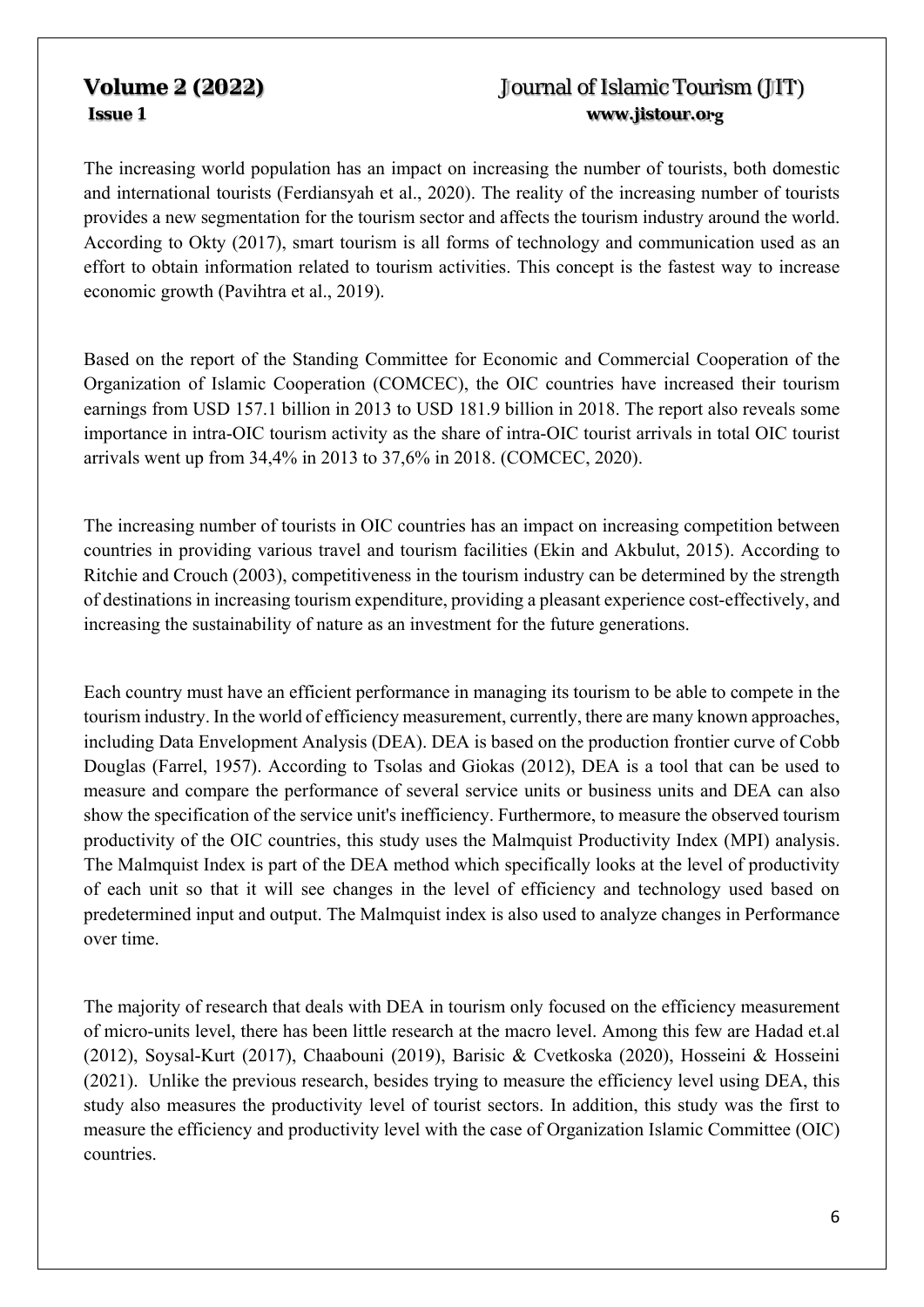The increasing world population has an impact on increasing the number of tourists, both domestic and international tourists (Ferdiansyah et al., 2020). The reality of the increasing number of tourists provides a new segmentation for the tourism sector and affects the tourism industry around the world. According to Okty (2017), smart tourism is all forms of technology and communication used as an effort to obtain information related to tourism activities. This concept is the fastest way to increase economic growth (Pavihtra et al., 2019).

Based on the report of the Standing Committee for Economic and Commercial Cooperation of the Organization of Islamic Cooperation (COMCEC), the OIC countries have increased their tourism earnings from USD 157.1 billion in 2013 to USD 181.9 billion in 2018. The report also reveals some importance in intra-OIC tourism activity as the share of intra-OIC tourist arrivals in total OIC tourist arrivals went up from 34,4% in 2013 to 37,6% in 2018. (COMCEC, 2020).

The increasing number of tourists in OIC countries has an impact on increasing competition between countries in providing various travel and tourism facilities (Ekin and Akbulut, 2015). According to Ritchie and Crouch (2003), competitiveness in the tourism industry can be determined by the strength of destinations in increasing tourism expenditure, providing a pleasant experience cost-effectively, and increasing the sustainability of nature as an investment for the future generations.

Each country must have an efficient performance in managing its tourism to be able to compete in the tourism industry. In the world of efficiency measurement, currently, there are many known approaches, including Data Envelopment Analysis (DEA). DEA is based on the production frontier curve of Cobb Douglas (Farrel, 1957). According to Tsolas and Giokas (2012), DEA is a tool that can be used to measure and compare the performance of several service units or business units and DEA can also show the specification of the service unit's inefficiency. Furthermore, to measure the observed tourism productivity of the OIC countries, this study uses the Malmquist Productivity Index (MPI) analysis. The Malmquist Index is part of the DEA method which specifically looks at the level of productivity of each unit so that it will see changes in the level of efficiency and technology used based on predetermined input and output. The Malmquist index is also used to analyze changes in Performance over time.

The majority of research that deals with DEA in tourism only focused on the efficiency measurement of micro-units level, there has been little research at the macro level. Among this few are Hadad et.al (2012), Soysal-Kurt (2017), Chaabouni (2019), Barisic & Cvetkoska (2020), Hosseini & Hosseini (2021). Unlike the previous research, besides trying to measure the efficiency level using DEA, this study also measures the productivity level of tourist sectors. In addition, this study was the first to measure the efficiency and productivity level with the case of Organization Islamic Committee (OIC) countries.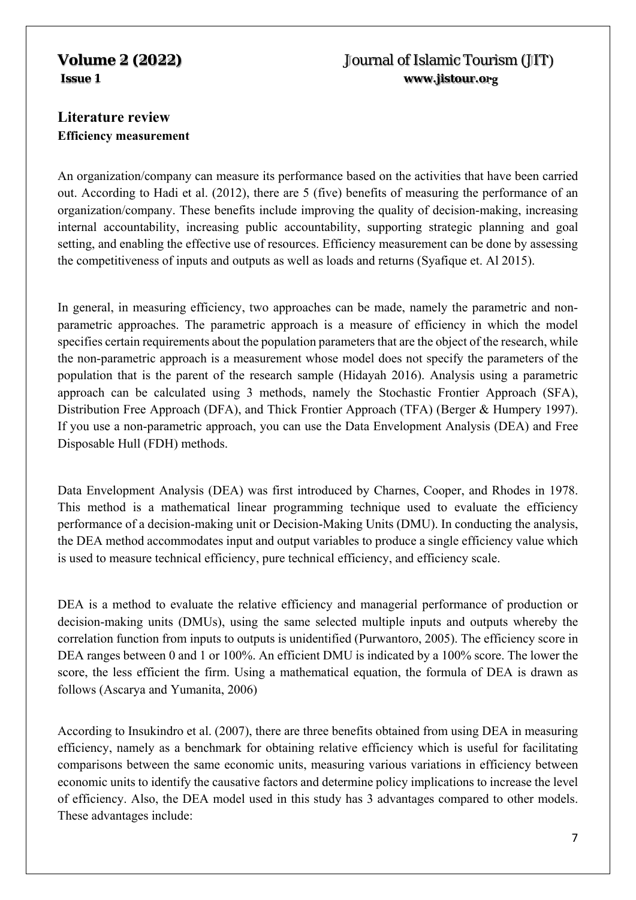## Literature review

### Efficiency measurement

An organization/company can measure its performance based on the activities that have been carried out. According to Hadi et al. (2012), there are 5 (five) benefits of measuring the performance of an organization/company. These benefits include improving the quality of decision-making, increasing internal accountability, increasing public accountability, supporting strategic planning and goal setting, and enabling the effective use of resources. Efficiency measurement can be done by assessing the competitiveness of inputs and outputs as well as loads and returns (Syafique et. Al 2015).

In general, in measuring efficiency, two approaches can be made, namely the parametric and non-parametric approaches. The parametric approach is a measure of efficiency in which the model specifies certain requirements about the population parameters that are the object of the research, while the non-parametric approach is a measurement whose model does not specify the parameters of the population that is the parent of the research sample (Hidayah 2016). Analysis using a parametric approach can be calculated using 3 methods, namely the Stochastic Frontier Approach (SFA), Distribution Free Approach (DFA), and Thick Frontier Approach (TFA) (Berger & Humpery 1997). If you use a non-parametric approach, you can use the Data Envelopment Analysis (DEA) and Free Disposable Hull (FDH) methods.

Data Envelopment Analysis (DEA) was first introduced by Charnes, Cooper, and Rhodes in 1978. This method is a mathematical linear programming technique used to evaluate the efficiency performance of a decision-making unit or Decision-Making Units (DMU). In conducting the analysis, the DEA method accommodates input and output variables to produce a single efficiency value which is used to measure technical efficiency, pure technical efficiency, and efficiency scale.

DEA is a method to evaluate the relative efficiency and managerial performance of production or decision-making units (DMUs), using the same selected multiple inputs and outputs whereby the correlation function from inputs to outputs is unidentified (Purwantoro, 2005). The efficiency score in DEA ranges between 0 and 1 or 100%. An efficient DMU is indicated by a 100% score. The lower the score, the less efficient the firm. Using a mathematical equation, the formula of DEA is drawn as follows (Ascarya and Yumanita, 2006)

According to Insukindro et al. (2007), there are three benefits obtained from using DEA in measuring efficiency, namely as a benchmark for obtaining relative efficiency which is useful for facilitating comparisons between the same economic units, measuring various variations in efficiency between economic units to identify the causative factors and determine policy implications to increase the level of efficiency. Also, the DEA model used in this study has 3 advantages compared to other models. These advantages include: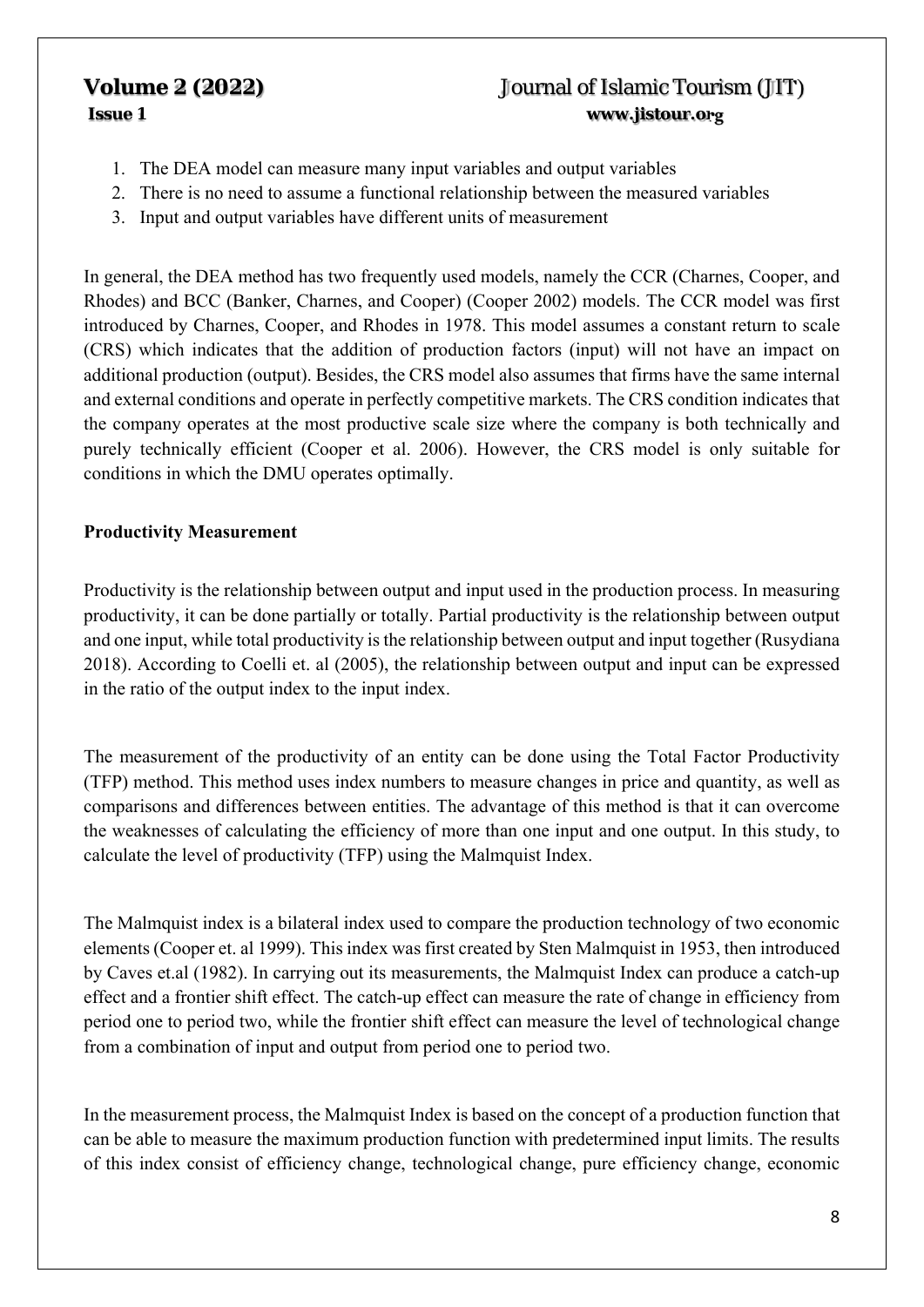1. The DEA model can measure many input variables and output variables
2. There is no need to assume a functional relationship between the measured variables
3. Input and output variables have different units of measurement

In general, the DEA method has two frequently used models, namely the CCR (Charnes, Cooper, and Rhodes) and BCC (Banker, Charnes, and Cooper) (Cooper 2002) models. The CCR model was first introduced by Charnes, Cooper, and Rhodes in 1978. This model assumes a constant return to scale (CRS) which indicates that the addition of production factors (input) will not have an impact on additional production (output). Besides, the CRS model also assumes that firms have the same internal and external conditions and operate in perfectly competitive markets. The CRS condition indicates that the company operates at the most productive scale size where the company is both technically and purely technically efficient (Cooper et al. 2006). However, the CRS model is only suitable for conditions in which the DMU operates optimally.

**Productivity Measurement**

Productivity is the relationship between output and input used in the production process. In measuring productivity, it can be done partially or totally. Partial productivity is the relationship between output and one input, while total productivity is the relationship between output and input together (Rusydiana 2018). According to Coelli et. al (2005), the relationship between output and input can be expressed in the ratio of the output index to the input index.

The measurement of the productivity of an entity can be done using the Total Factor Productivity (TFP) method. This method uses index numbers to measure changes in price and quantity, as well as comparisons and differences between entities. The advantage of this method is that it can overcome the weaknesses of calculating the efficiency of more than one input and one output. In this study, to calculate the level of productivity (TFP) using the Malmquist Index.

The Malmquist index is a bilateral index used to compare the production technology of two economic elements (Cooper et. al 1999). This index was first created by Sten Malmquist in 1953, then introduced by Caves et.al (1982). In carrying out its measurements, the Malmquist Index can produce a catch-up effect and a frontier shift effect. The catch-up effect can measure the rate of change in efficiency from period one to period two, while the frontier shift effect can measure the level of technological change from a combination of input and output from period one to period two.

In the measurement process, the Malmquist Index is based on the concept of a production function that can be able to measure the maximum production function with predetermined input limits. The results of this index consist of efficiency change, technological change, pure efficiency change, economic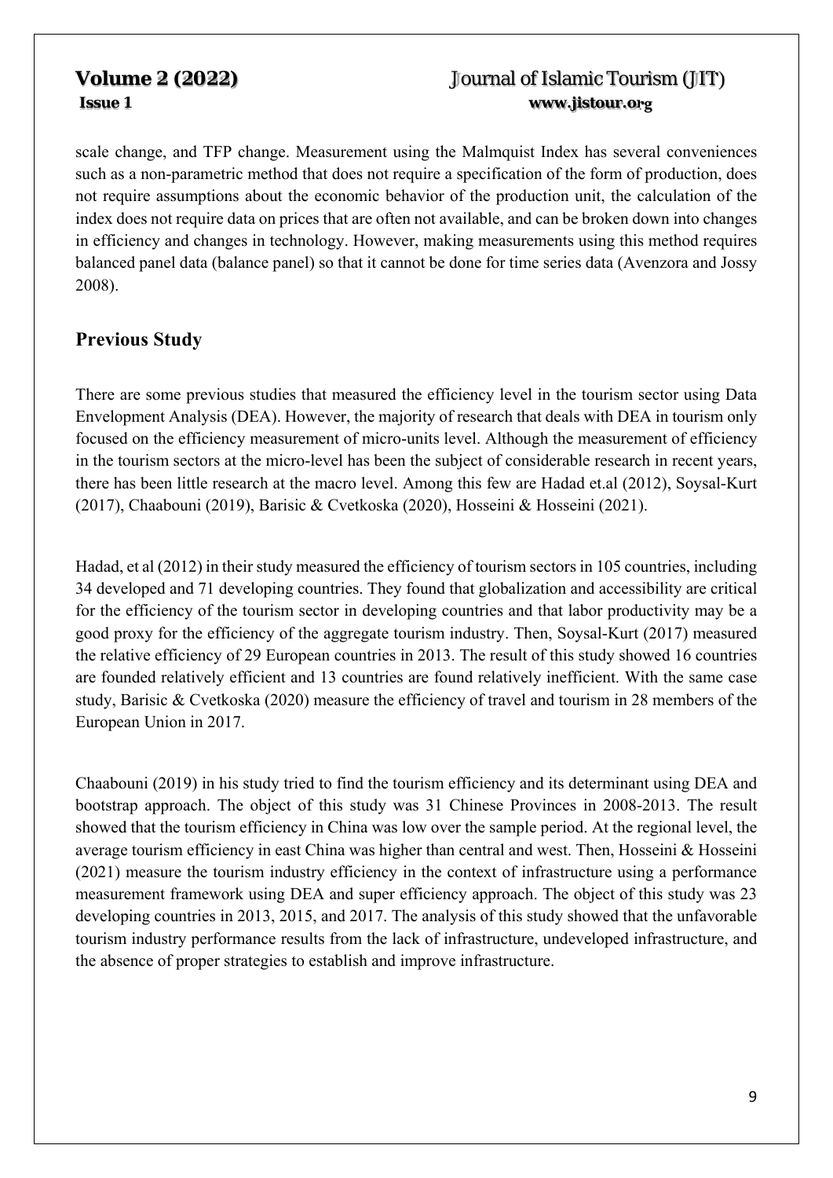scale change, and TFP change. Measurement using the Malmquist Index has several conveniences such as a non-parametric method that does not require a specification of the form of production, does not require assumptions about the economic behavior of the production unit, the calculation of the index does not require data on prices that are often not available, and can be broken down into changes in efficiency and changes in technology. However, making measurements using this method requires balanced panel data (balance panel) so that it cannot be done for time series data (Avenzora and Jossy 2008).

## Previous Study

There are some previous studies that measured the efficiency level in the tourism sector using Data Envelopment Analysis (DEA). However, the majority of research that deals with DEA in tourism only focused on the efficiency measurement of micro-units level. Although the measurement of efficiency in the tourism sectors at the micro-level has been the subject of considerable research in recent years, there has been little research at the macro level. Among this few are Hadad et.al (2012), Soysal-Kurt (2017), Chaabouni (2019), Barisic & Cvetkoska (2020), Hosseini & Hosseini (2021).

Hadad, et al (2012) in their study measured the efficiency of tourism sectors in 105 countries, including 34 developed and 71 developing countries. They found that globalization and accessibility are critical for the efficiency of the tourism sector in developing countries and that labor productivity may be a good proxy for the efficiency of the aggregate tourism industry. Then, Soysal-Kurt (2017) measured the relative efficiency of 29 European countries in 2013. The result of this study showed 16 countries are founded relatively efficient and 13 countries are found relatively inefficient. With the same case study, Barisic & Cvetkoska (2020) measure the efficiency of travel and tourism in 28 members of the European Union in 2017.

Chaabouni (2019) in his study tried to find the tourism efficiency and its determinant using DEA and bootstrap approach. The object of this study was 31 Chinese Provinces in 2008-2013. The result showed that the tourism efficiency in China was low over the sample period. At the regional level, the average tourism efficiency in east China was higher than central and west. Then, Hosseini & Hosseini (2021) measure the tourism industry efficiency in the context of infrastructure using a performance measurement framework using DEA and super efficiency approach. The object of this study was 23 developing countries in 2013, 2015, and 2017. The analysis of this study showed that the unfavorable tourism industry performance results from the lack of infrastructure, undeveloped infrastructure, and the absence of proper strategies to establish and improve infrastructure.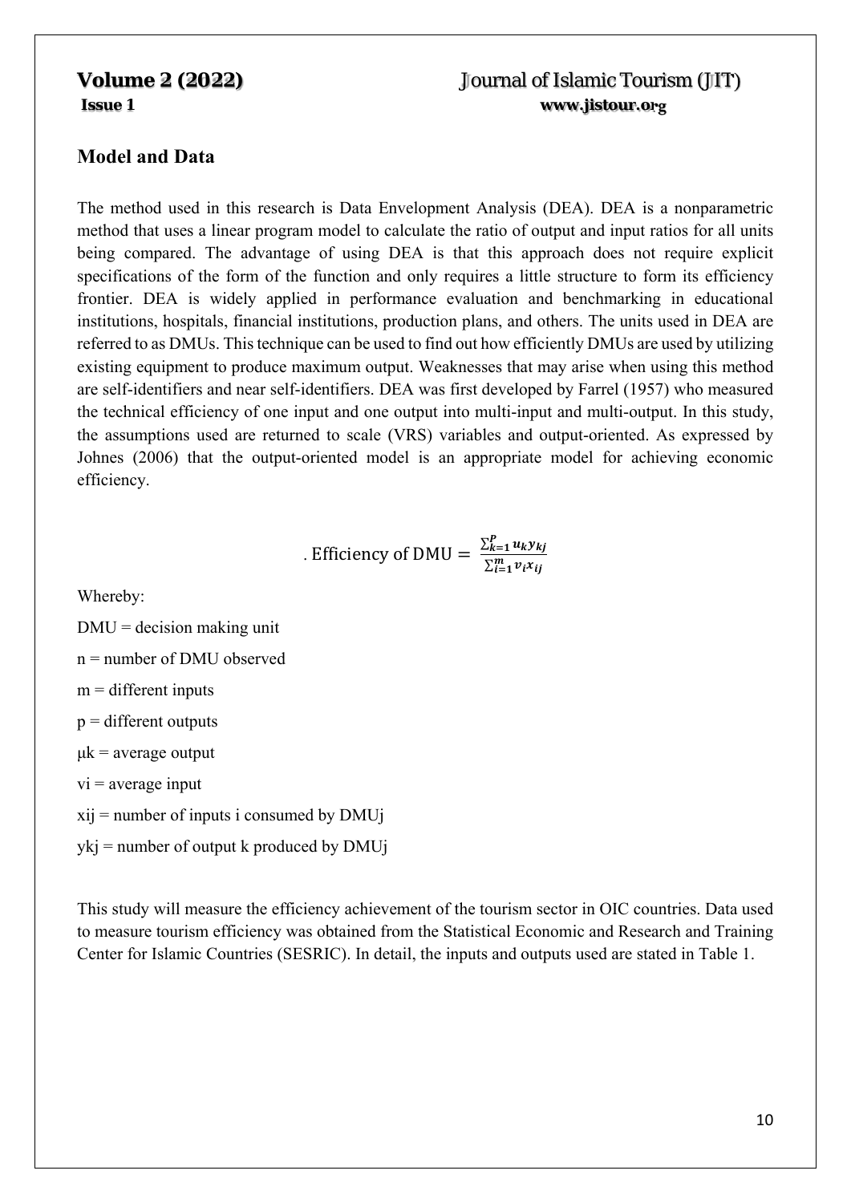## Model and Data

The method used in this research is Data Envelopment Analysis (DEA). DEA is a nonparametric method that uses a linear program model to calculate the ratio of output and input ratios for all units being compared. The advantage of using DEA is that this approach does not require explicit specifications of the form of the function and only requires a little structure to form its efficiency frontier. DEA is widely applied in performance evaluation and benchmarking in educational institutions, hospitals, financial institutions, production plans, and others. The units used in DEA are referred to as DMUs. This technique can be used to find out how efficiently DMUs are used by utilizing existing equipment to produce maximum output. Weaknesses that may arise when using this method are self-identifiers and near self-identifiers. DEA was first developed by Farrel (1957) who measured the technical efficiency of one input and one output into multi-input and multi-output. In this study, the assumptions used are returned to scale (VRS) variables and output-oriented. As expressed by Johnes (2006) that the output-oriented model is an appropriate model for achieving economic efficiency.

$$\text{. Efficiency of DMU} = \frac{\sum_{k=1}^{P} u_k y_{kj}}{\sum_{i=1}^{m} v_i x_{ij}}$$

Whereby:

DMU = decision making unit

n = number of DMU observed

m = different inputs

p = different outputs

$\mu k$ = average output

vi = average input

xij = number of inputs i consumed by DMUj

ykj = number of output k produced by DMUj

This study will measure the efficiency achievement of the tourism sector in OIC countries. Data used to measure tourism efficiency was obtained from the Statistical Economic and Research and Training Center for Islamic Countries (SESRIC). In detail, the inputs and outputs used are stated in Table 1.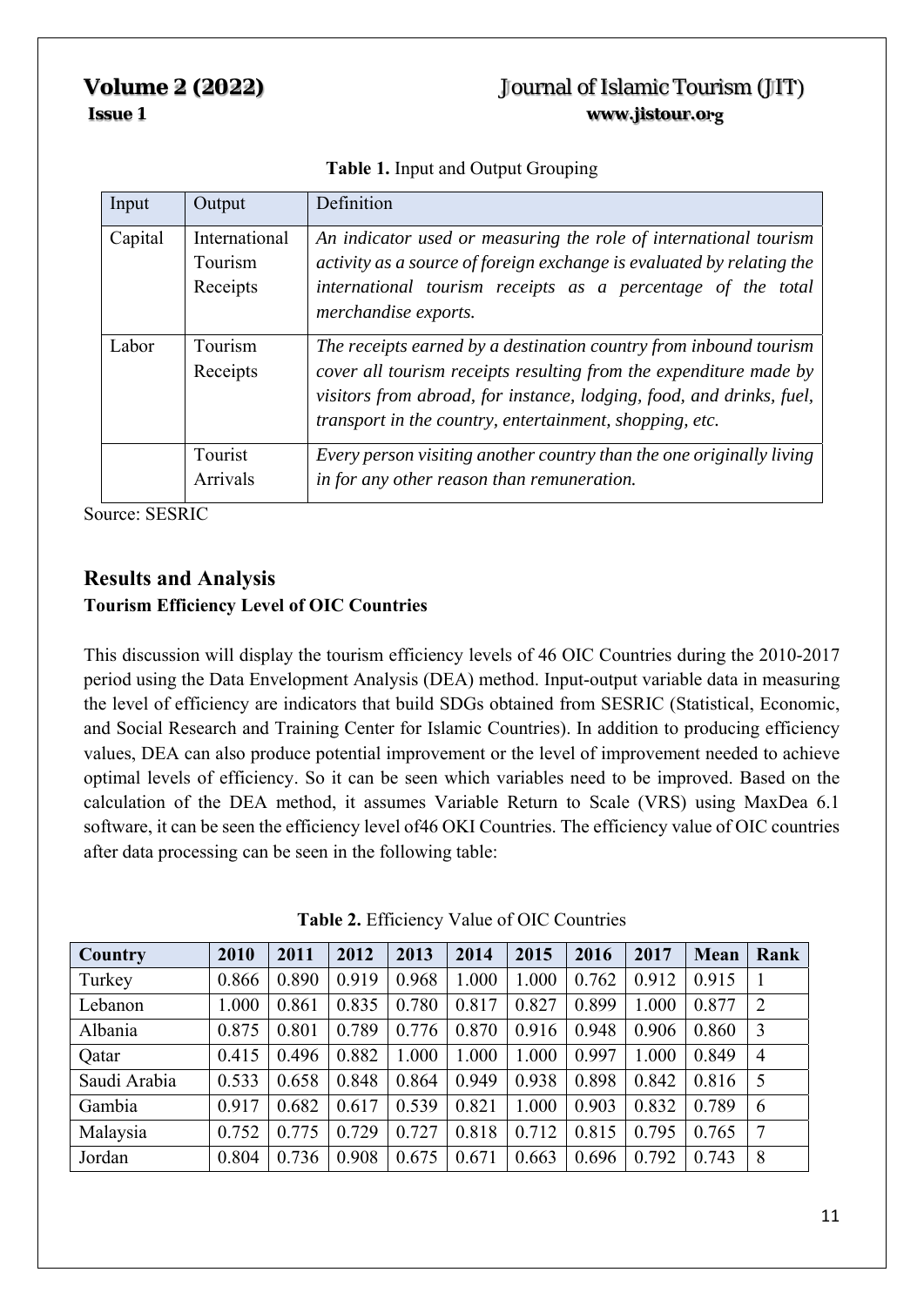**Table 1.** Input and Output Grouping

| Input | Output | Definition |
|---|---|---|
| Capital | International Tourism Receipts | *An indicator used or measuring the role of international tourism activity as a source of foreign exchange is evaluated by relating the international tourism receipts as a percentage of the total merchandise exports.* |
| Labor | Tourism Receipts | *The receipts earned by a destination country from inbound tourism cover all tourism receipts resulting from the expenditure made by visitors from abroad, for instance, lodging, food, and drinks, fuel, transport in the country, entertainment, shopping, etc.* |
| | Tourist Arrivals | *Every person visiting another country than the one originally living in for any other reason than remuneration.* |

Source: SESRIC

## Results and Analysis

### Tourism Efficiency Level of OIC Countries

This discussion will display the tourism efficiency levels of 46 OIC Countries during the 2010-2017 period using the Data Envelopment Analysis (DEA) method. Input-output variable data in measuring the level of efficiency are indicators that build SDGs obtained from SESRIC (Statistical, Economic, and Social Research and Training Center for Islamic Countries). In addition to producing efficiency values, DEA can also produce potential improvement or the level of improvement needed to achieve optimal levels of efficiency. So it can be seen which variables need to be improved. Based on the calculation of the DEA method, it assumes Variable Return to Scale (VRS) using MaxDea 6.1 software, it can be seen the efficiency level of46 OKI Countries. The efficiency value of OIC countries after data processing can be seen in the following table:

**Table 2.** Efficiency Value of OIC Countries

| Country | 2010 | 2011 | 2012 | 2013 | 2014 | 2015 | 2016 | 2017 | Mean | Rank |
|---|---|---|---|---|---|---|---|---|---|---|
| Turkey | 0.866 | 0.890 | 0.919 | 0.968 | 1.000 | 1.000 | 0.762 | 0.912 | 0.915 | 1 |
| Lebanon | 1.000 | 0.861 | 0.835 | 0.780 | 0.817 | 0.827 | 0.899 | 1.000 | 0.877 | 2 |
| Albania | 0.875 | 0.801 | 0.789 | 0.776 | 0.870 | 0.916 | 0.948 | 0.906 | 0.860 | 3 |
| Qatar | 0.415 | 0.496 | 0.882 | 1.000 | 1.000 | 1.000 | 0.997 | 1.000 | 0.849 | 4 |
| Saudi Arabia | 0.533 | 0.658 | 0.848 | 0.864 | 0.949 | 0.938 | 0.898 | 0.842 | 0.816 | 5 |
| Gambia | 0.917 | 0.682 | 0.617 | 0.539 | 0.821 | 1.000 | 0.903 | 0.832 | 0.789 | 6 |
| Malaysia | 0.752 | 0.775 | 0.729 | 0.727 | 0.818 | 0.712 | 0.815 | 0.795 | 0.765 | 7 |
| Jordan | 0.804 | 0.736 | 0.908 | 0.675 | 0.671 | 0.663 | 0.696 | 0.792 | 0.743 | 8 |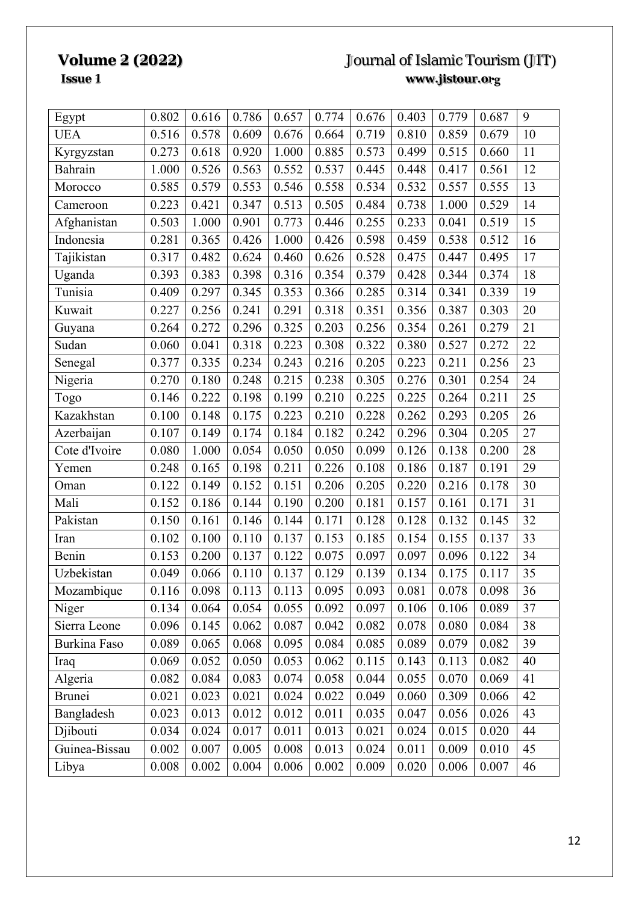| | | | | | | | | | | |
|---|---|---|---|---|---|---|---|---|---|---|
| Egypt | 0.802 | 0.616 | 0.786 | 0.657 | 0.774 | 0.676 | 0.403 | 0.779 | 0.687 | 9 |
| UEA | 0.516 | 0.578 | 0.609 | 0.676 | 0.664 | 0.719 | 0.810 | 0.859 | 0.679 | 10 |
| Kyrgyzstan | 0.273 | 0.618 | 0.920 | 1.000 | 0.885 | 0.573 | 0.499 | 0.515 | 0.660 | 11 |
| Bahrain | 1.000 | 0.526 | 0.563 | 0.552 | 0.537 | 0.445 | 0.448 | 0.417 | 0.561 | 12 |
| Morocco | 0.585 | 0.579 | 0.553 | 0.546 | 0.558 | 0.534 | 0.532 | 0.557 | 0.555 | 13 |
| Cameroon | 0.223 | 0.421 | 0.347 | 0.513 | 0.505 | 0.484 | 0.738 | 1.000 | 0.529 | 14 |
| Afghanistan | 0.503 | 1.000 | 0.901 | 0.773 | 0.446 | 0.255 | 0.233 | 0.041 | 0.519 | 15 |
| Indonesia | 0.281 | 0.365 | 0.426 | 1.000 | 0.426 | 0.598 | 0.459 | 0.538 | 0.512 | 16 |
| Tajikistan | 0.317 | 0.482 | 0.624 | 0.460 | 0.626 | 0.528 | 0.475 | 0.447 | 0.495 | 17 |
| Uganda | 0.393 | 0.383 | 0.398 | 0.316 | 0.354 | 0.379 | 0.428 | 0.344 | 0.374 | 18 |
| Tunisia | 0.409 | 0.297 | 0.345 | 0.353 | 0.366 | 0.285 | 0.314 | 0.341 | 0.339 | 19 |
| Kuwait | 0.227 | 0.256 | 0.241 | 0.291 | 0.318 | 0.351 | 0.356 | 0.387 | 0.303 | 20 |
| Guyana | 0.264 | 0.272 | 0.296 | 0.325 | 0.203 | 0.256 | 0.354 | 0.261 | 0.279 | 21 |
| Sudan | 0.060 | 0.041 | 0.318 | 0.223 | 0.308 | 0.322 | 0.380 | 0.527 | 0.272 | 22 |
| Senegal | 0.377 | 0.335 | 0.234 | 0.243 | 0.216 | 0.205 | 0.223 | 0.211 | 0.256 | 23 |
| Nigeria | 0.270 | 0.180 | 0.248 | 0.215 | 0.238 | 0.305 | 0.276 | 0.301 | 0.254 | 24 |
| Togo | 0.146 | 0.222 | 0.198 | 0.199 | 0.210 | 0.225 | 0.225 | 0.264 | 0.211 | 25 |
| Kazakhstan | 0.100 | 0.148 | 0.175 | 0.223 | 0.210 | 0.228 | 0.262 | 0.293 | 0.205 | 26 |
| Azerbaijan | 0.107 | 0.149 | 0.174 | 0.184 | 0.182 | 0.242 | 0.296 | 0.304 | 0.205 | 27 |
| Cote d'Ivoire | 0.080 | 1.000 | 0.054 | 0.050 | 0.050 | 0.099 | 0.126 | 0.138 | 0.200 | 28 |
| Yemen | 0.248 | 0.165 | 0.198 | 0.211 | 0.226 | 0.108 | 0.186 | 0.187 | 0.191 | 29 |
| Oman | 0.122 | 0.149 | 0.152 | 0.151 | 0.206 | 0.205 | 0.220 | 0.216 | 0.178 | 30 |
| Mali | 0.152 | 0.186 | 0.144 | 0.190 | 0.200 | 0.181 | 0.157 | 0.161 | 0.171 | 31 |
| Pakistan | 0.150 | 0.161 | 0.146 | 0.144 | 0.171 | 0.128 | 0.128 | 0.132 | 0.145 | 32 |
| Iran | 0.102 | 0.100 | 0.110 | 0.137 | 0.153 | 0.185 | 0.154 | 0.155 | 0.137 | 33 |
| Benin | 0.153 | 0.200 | 0.137 | 0.122 | 0.075 | 0.097 | 0.097 | 0.096 | 0.122 | 34 |
| Uzbekistan | 0.049 | 0.066 | 0.110 | 0.137 | 0.129 | 0.139 | 0.134 | 0.175 | 0.117 | 35 |
| Mozambique | 0.116 | 0.098 | 0.113 | 0.113 | 0.095 | 0.093 | 0.081 | 0.078 | 0.098 | 36 |
| Niger | 0.134 | 0.064 | 0.054 | 0.055 | 0.092 | 0.097 | 0.106 | 0.106 | 0.089 | 37 |
| Sierra Leone | 0.096 | 0.145 | 0.062 | 0.087 | 0.042 | 0.082 | 0.078 | 0.080 | 0.084 | 38 |
| Burkina Faso | 0.089 | 0.065 | 0.068 | 0.095 | 0.084 | 0.085 | 0.089 | 0.079 | 0.082 | 39 |
| Iraq | 0.069 | 0.052 | 0.050 | 0.053 | 0.062 | 0.115 | 0.143 | 0.113 | 0.082 | 40 |
| Algeria | 0.082 | 0.084 | 0.083 | 0.074 | 0.058 | 0.044 | 0.055 | 0.070 | 0.069 | 41 |
| Brunei | 0.021 | 0.023 | 0.021 | 0.024 | 0.022 | 0.049 | 0.060 | 0.309 | 0.066 | 42 |
| Bangladesh | 0.023 | 0.013 | 0.012 | 0.012 | 0.011 | 0.035 | 0.047 | 0.056 | 0.026 | 43 |
| Djibouti | 0.034 | 0.024 | 0.017 | 0.011 | 0.013 | 0.021 | 0.024 | 0.015 | 0.020 | 44 |
| Guinea-Bissau | 0.002 | 0.007 | 0.005 | 0.008 | 0.013 | 0.024 | 0.011 | 0.009 | 0.010 | 45 |
| Libya | 0.008 | 0.002 | 0.004 | 0.006 | 0.002 | 0.009 | 0.020 | 0.006 | 0.007 | 46 |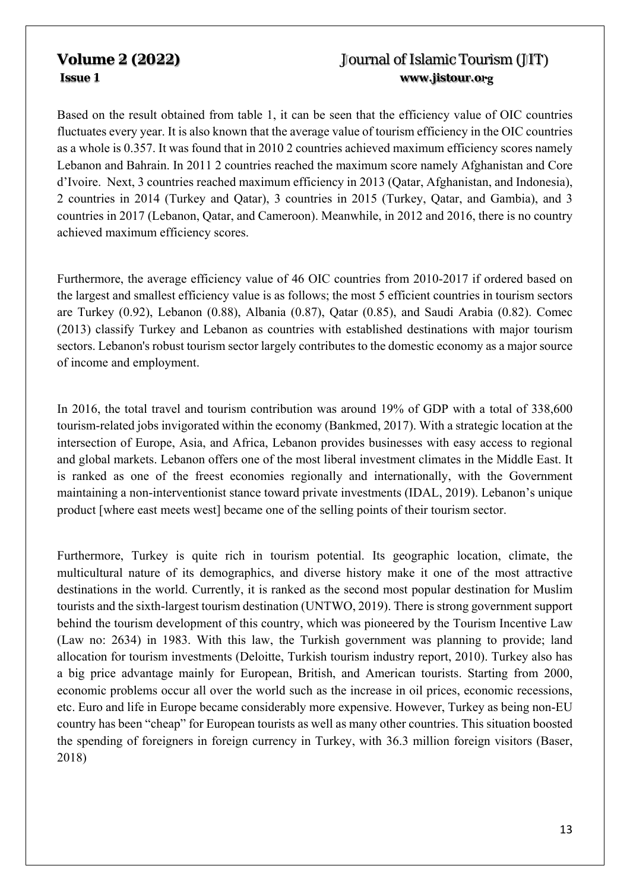Based on the result obtained from table 1, it can be seen that the efficiency value of OIC countries fluctuates every year. It is also known that the average value of tourism efficiency in the OIC countries as a whole is 0.357. It was found that in 2010 2 countries achieved maximum efficiency scores namely Lebanon and Bahrain. In 2011 2 countries reached the maximum score namely Afghanistan and Core d'Ivoire. Next, 3 countries reached maximum efficiency in 2013 (Qatar, Afghanistan, and Indonesia), 2 countries in 2014 (Turkey and Qatar), 3 countries in 2015 (Turkey, Qatar, and Gambia), and 3 countries in 2017 (Lebanon, Qatar, and Cameroon). Meanwhile, in 2012 and 2016, there is no country achieved maximum efficiency scores.

Furthermore, the average efficiency value of 46 OIC countries from 2010-2017 if ordered based on the largest and smallest efficiency value is as follows; the most 5 efficient countries in tourism sectors are Turkey (0.92), Lebanon (0.88), Albania (0.87), Qatar (0.85), and Saudi Arabia (0.82). Comec (2013) classify Turkey and Lebanon as countries with established destinations with major tourism sectors. Lebanon's robust tourism sector largely contributes to the domestic economy as a major source of income and employment.

In 2016, the total travel and tourism contribution was around 19% of GDP with a total of 338,600 tourism-related jobs invigorated within the economy (Bankmed, 2017). With a strategic location at the intersection of Europe, Asia, and Africa, Lebanon provides businesses with easy access to regional and global markets. Lebanon offers one of the most liberal investment climates in the Middle East. It is ranked as one of the freest economies regionally and internationally, with the Government maintaining a non-interventionist stance toward private investments (IDAL, 2019). Lebanon's unique product [where east meets west] became one of the selling points of their tourism sector.

Furthermore, Turkey is quite rich in tourism potential. Its geographic location, climate, the multicultural nature of its demographics, and diverse history make it one of the most attractive destinations in the world. Currently, it is ranked as the second most popular destination for Muslim tourists and the sixth-largest tourism destination (UNTWO, 2019). There is strong government support behind the tourism development of this country, which was pioneered by the Tourism Incentive Law (Law no: 2634) in 1983. With this law, the Turkish government was planning to provide; land allocation for tourism investments (Deloitte, Turkish tourism industry report, 2010). Turkey also has a big price advantage mainly for European, British, and American tourists. Starting from 2000, economic problems occur all over the world such as the increase in oil prices, economic recessions, etc. Euro and life in Europe became considerably more expensive. However, Turkey as being non-EU country has been "cheap" for European tourists as well as many other countries. This situation boosted the spending of foreigners in foreign currency in Turkey, with 36.3 million foreign visitors (Baser, 2018)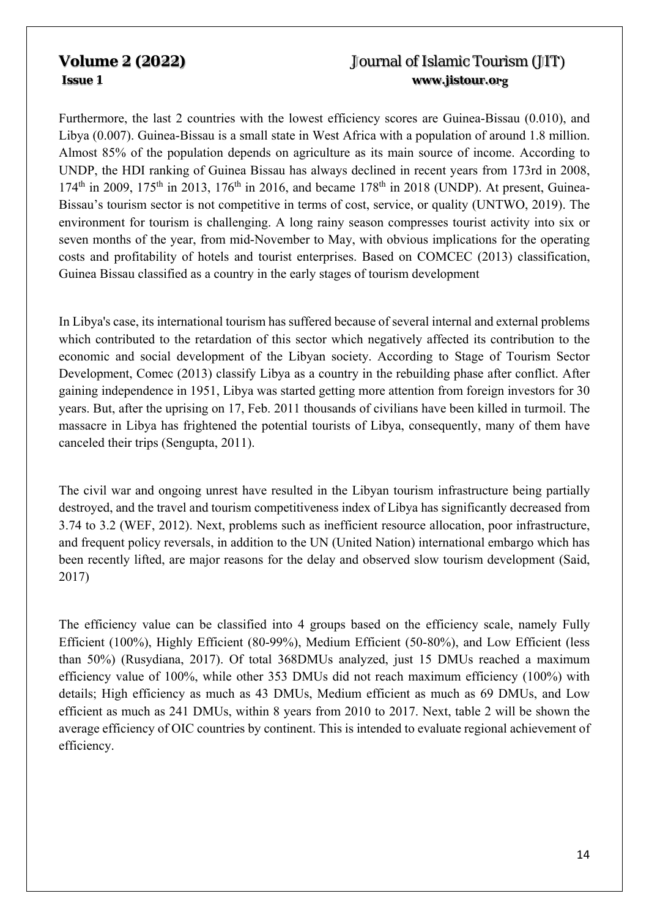Furthermore, the last 2 countries with the lowest efficiency scores are Guinea-Bissau (0.010), and Libya (0.007). Guinea-Bissau is a small state in West Africa with a population of around 1.8 million. Almost 85% of the population depends on agriculture as its main source of income. According to UNDP, the HDI ranking of Guinea Bissau has always declined in recent years from 173rd in 2008, 174th in 2009, 175th in 2013, 176th in 2016, and became 178th in 2018 (UNDP). At present, Guinea-Bissau's tourism sector is not competitive in terms of cost, service, or quality (UNTWO, 2019). The environment for tourism is challenging. A long rainy season compresses tourist activity into six or seven months of the year, from mid-November to May, with obvious implications for the operating costs and profitability of hotels and tourist enterprises. Based on COMCEC (2013) classification, Guinea Bissau classified as a country in the early stages of tourism development

In Libya's case, its international tourism has suffered because of several internal and external problems which contributed to the retardation of this sector which negatively affected its contribution to the economic and social development of the Libyan society. According to Stage of Tourism Sector Development, Comec (2013) classify Libya as a country in the rebuilding phase after conflict. After gaining independence in 1951, Libya was started getting more attention from foreign investors for 30 years. But, after the uprising on 17, Feb. 2011 thousands of civilians have been killed in turmoil. The massacre in Libya has frightened the potential tourists of Libya, consequently, many of them have canceled their trips (Sengupta, 2011).

The civil war and ongoing unrest have resulted in the Libyan tourism infrastructure being partially destroyed, and the travel and tourism competitiveness index of Libya has significantly decreased from 3.74 to 3.2 (WEF, 2012). Next, problems such as inefficient resource allocation, poor infrastructure, and frequent policy reversals, in addition to the UN (United Nation) international embargo which has been recently lifted, are major reasons for the delay and observed slow tourism development (Said, 2017)

The efficiency value can be classified into 4 groups based on the efficiency scale, namely Fully Efficient (100%), Highly Efficient (80-99%), Medium Efficient (50-80%), and Low Efficient (less than 50%) (Rusydiana, 2017). Of total 368DMUs analyzed, just 15 DMUs reached a maximum efficiency value of 100%, while other 353 DMUs did not reach maximum efficiency (100%) with details; High efficiency as much as 43 DMUs, Medium efficient as much as 69 DMUs, and Low efficient as much as 241 DMUs, within 8 years from 2010 to 2017. Next, table 2 will be shown the average efficiency of OIC countries by continent. This is intended to evaluate regional achievement of efficiency.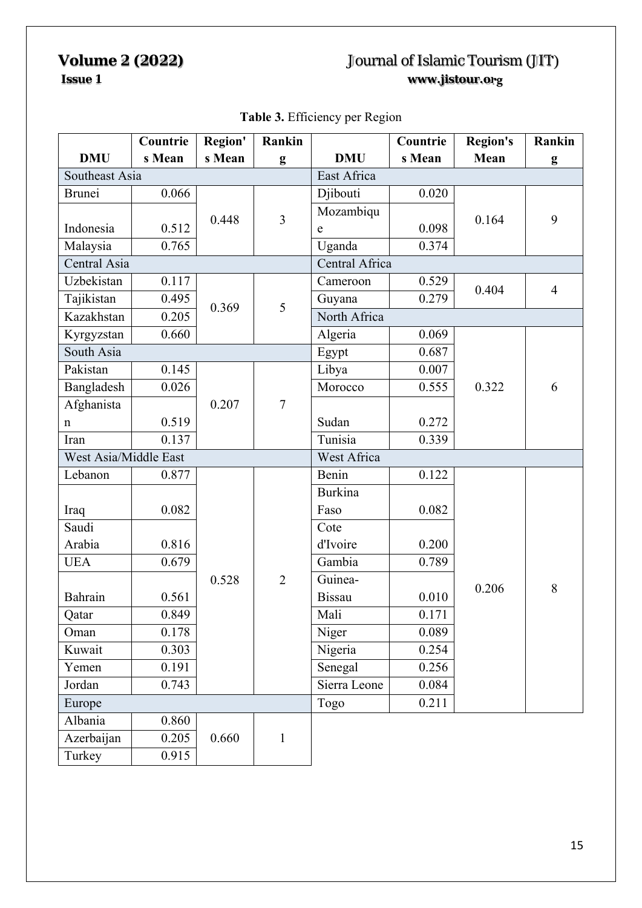**Table 3.** Efficiency per Region

| DMU | Countries Mean | Region's Mean | Ranking | DMU | Countries Mean | Region's Mean | Ranking |
|---|---|---|---|---|---|---|---|
| Southeast Asia | | | | East Africa | | | |
| Brunei | 0.066 | 0.448 | 3 | Djibouti | 0.020 | 0.164 | 9 |
| Indonesia | 0.512 | | | Mozambique | 0.098 | | |
| Malaysia | 0.765 | | | Uganda | 0.374 | | |
| Central Asia | | | | Central Africa | | | |
| Uzbekistan | 0.117 | 0.369 | 5 | Cameroon | 0.529 | 0.404 | 4 |
| Tajikistan | 0.495 | | | Guyana | 0.279 | | |
| Kazakhstan | 0.205 | | | North Africa | | | |
| Kyrgyzstan | 0.660 | | | Algeria | 0.069 | 0.322 | 6 |
| South Asia | | | | Egypt | 0.687 | | |
| Pakistan | 0.145 | 0.207 | 7 | Libya | 0.007 | | |
| Bangladesh | 0.026 | | | Morocco | 0.555 | | |
| Afghanistan | 0.519 | | | Sudan | 0.272 | | |
| Iran | 0.137 | | | Tunisia | 0.339 | | |
| West Asia/Middle East | | | | West Africa | | | |
| Lebanon | 0.877 | 0.528 | 2 | Benin | 0.122 | 0.206 | 8 |
| Iraq | 0.082 | | | Burkina Faso | 0.082 | | |
| Saudi Arabia | 0.816 | | | Cote d'Ivoire | 0.200 | | |
| UEA | 0.679 | | | Gambia | 0.789 | | |
| Bahrain | 0.561 | | | Guinea-Bissau | 0.010 | | |
| Qatar | 0.849 | | | Mali | 0.171 | | |
| Oman | 0.178 | | | Niger | 0.089 | | |
| Kuwait | 0.303 | | | Nigeria | 0.254 | | |
| Yemen | 0.191 | | | Senegal | 0.256 | | |
| Jordan | 0.743 | | | Sierra Leone | 0.084 | | |
| Europe | | | | Togo | 0.211 | | |
| Albania | 0.860 | 0.660 | 1 | | | | |
| Azerbaijan | 0.205 | | | | | | |
| Turkey | 0.915 | | | | | | |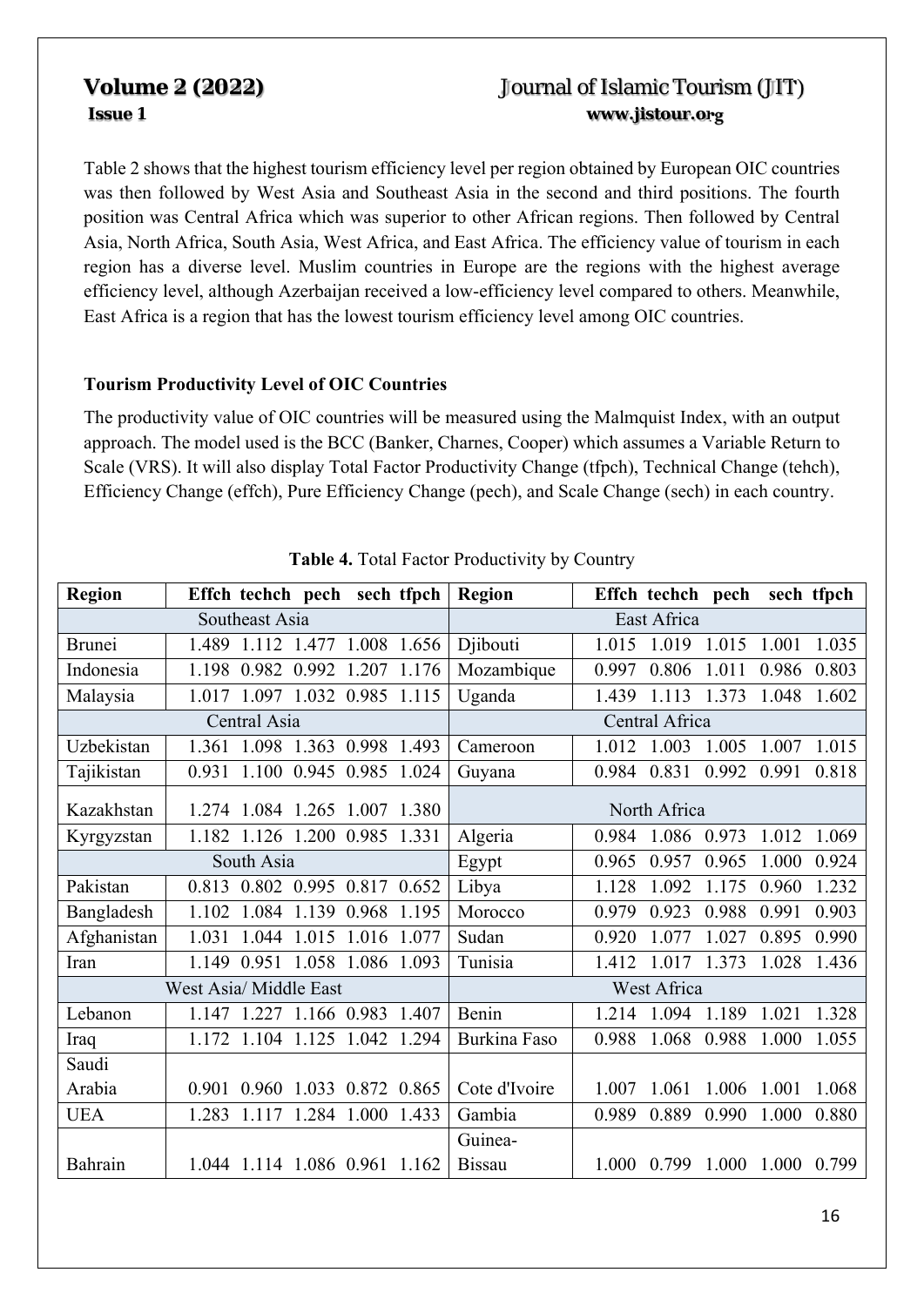Table 2 shows that the highest tourism efficiency level per region obtained by European OIC countries was then followed by West Asia and Southeast Asia in the second and third positions. The fourth position was Central Africa which was superior to other African regions. Then followed by Central Asia, North Africa, South Asia, West Africa, and East Africa. The efficiency value of tourism in each region has a diverse level. Muslim countries in Europe are the regions with the highest average efficiency level, although Azerbaijan received a low-efficiency level compared to others. Meanwhile, East Africa is a region that has the lowest tourism efficiency level among OIC countries.

### Tourism Productivity Level of OIC Countries

The productivity value of OIC countries will be measured using the Malmquist Index, with an output approach. The model used is the BCC (Banker, Charnes, Cooper) which assumes a Variable Return to Scale (VRS). It will also display Total Factor Productivity Change (tfpch), Technical Change (tehch), Efficiency Change (effch), Pure Efficiency Change (pech), and Scale Change (sech) in each country.

**Table 4.** Total Factor Productivity by Country

| Region | Effch | techch | pech | sech | tfpch | Region | Effch | techch | pech | sech | tfpch |
|---|---|---|---|---|---|---|---|---|---|---|---|
| Southeast Asia | | | | | | East Africa | | | | | |
| Brunei | 1.489 | 1.112 | 1.477 | 1.008 | 1.656 | Djibouti | 1.015 | 1.019 | 1.015 | 1.001 | 1.035 |
| Indonesia | 1.198 | 0.982 | 0.992 | 1.207 | 1.176 | Mozambique | 0.997 | 0.806 | 1.011 | 0.986 | 0.803 |
| Malaysia | 1.017 | 1.097 | 1.032 | 0.985 | 1.115 | Uganda | 1.439 | 1.113 | 1.373 | 1.048 | 1.602 |
| Central Asia | | | | | | Central Africa | | | | | |
| Uzbekistan | 1.361 | 1.098 | 1.363 | 0.998 | 1.493 | Cameroon | 1.012 | 1.003 | 1.005 | 1.007 | 1.015 |
| Tajikistan | 0.931 | 1.100 | 0.945 | 0.985 | 1.024 | Guyana | 0.984 | 0.831 | 0.992 | 0.991 | 0.818 |
| Kazakhstan | 1.274 | 1.084 | 1.265 | 1.007 | 1.380 | North Africa | | | | | |
| Kyrgyzstan | 1.182 | 1.126 | 1.200 | 0.985 | 1.331 | Algeria | 0.984 | 1.086 | 0.973 | 1.012 | 1.069 |
| South Asia | | | | | | Egypt | 0.965 | 0.957 | 0.965 | 1.000 | 0.924 |
| Pakistan | 0.813 | 0.802 | 0.995 | 0.817 | 0.652 | Libya | 1.128 | 1.092 | 1.175 | 0.960 | 1.232 |
| Bangladesh | 1.102 | 1.084 | 1.139 | 0.968 | 1.195 | Morocco | 0.979 | 0.923 | 0.988 | 0.991 | 0.903 |
| Afghanistan | 1.031 | 1.044 | 1.015 | 1.016 | 1.077 | Sudan | 0.920 | 1.077 | 1.027 | 0.895 | 0.990 |
| Iran | 1.149 | 0.951 | 1.058 | 1.086 | 1.093 | Tunisia | 1.412 | 1.017 | 1.373 | 1.028 | 1.436 |
| West Asia/ Middle East | | | | | | West Africa | | | | | |
| Lebanon | 1.147 | 1.227 | 1.166 | 0.983 | 1.407 | Benin | 1.214 | 1.094 | 1.189 | 1.021 | 1.328 |
| Iraq | 1.172 | 1.104 | 1.125 | 1.042 | 1.294 | Burkina Faso | 0.988 | 1.068 | 0.988 | 1.000 | 1.055 |
| Saudi Arabia | 0.901 | 0.960 | 1.033 | 0.872 | 0.865 | Cote d'Ivoire | 1.007 | 1.061 | 1.006 | 1.001 | 1.068 |
| UEA | 1.283 | 1.117 | 1.284 | 1.000 | 1.433 | Gambia | 0.989 | 0.889 | 0.990 | 1.000 | 0.880 |
| Bahrain | 1.044 | 1.114 | 1.086 | 0.961 | 1.162 | Guinea-Bissau | 1.000 | 0.799 | 1.000 | 1.000 | 0.799 |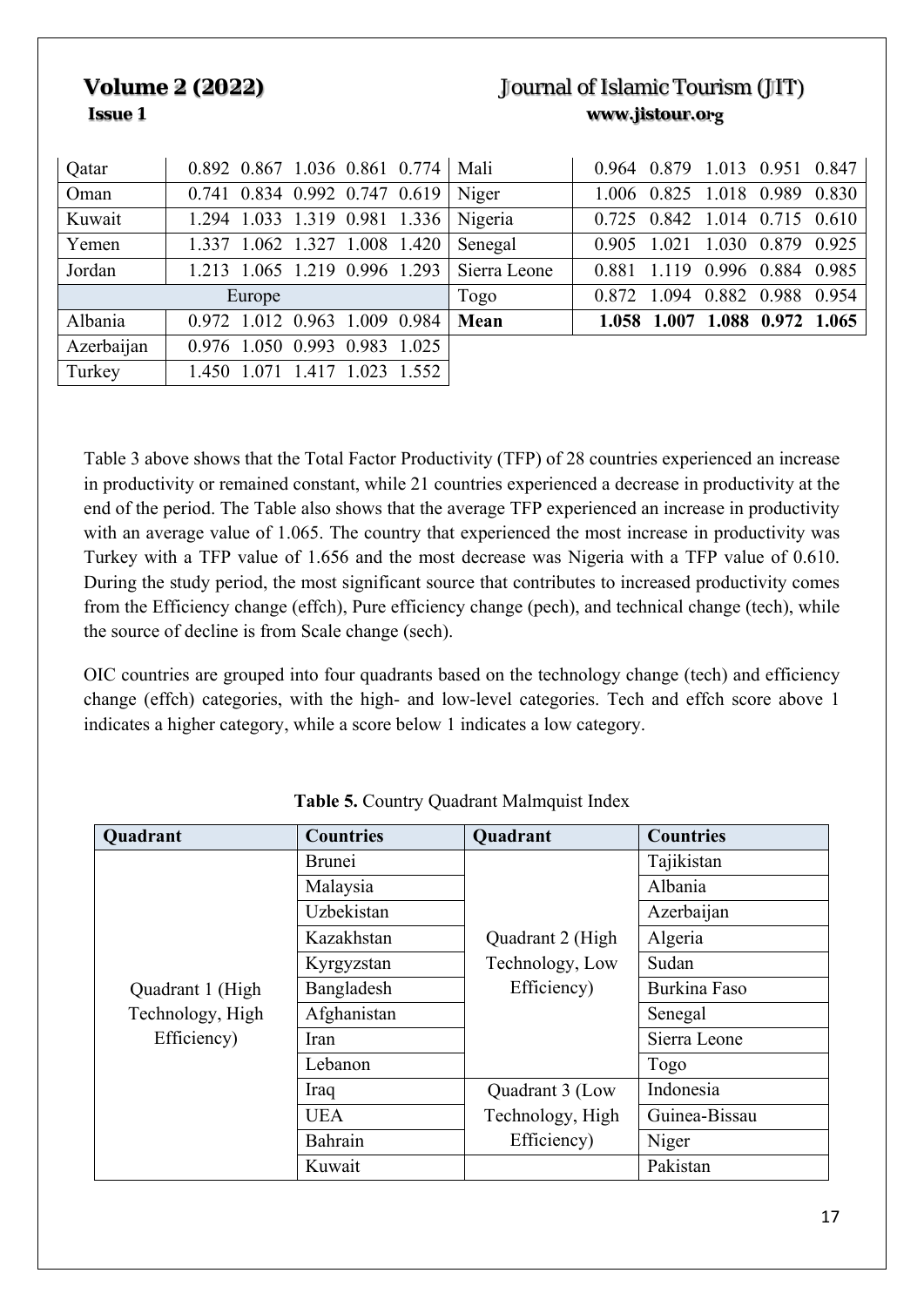| Qatar | 0.892 | 0.867 | 1.036 | 0.861 | 0.774 | Mali | 0.964 | 0.879 | 1.013 | 0.951 | 0.847 |
|---|---|---|---|---|---|---|---|---|---|---|---|
| Oman | 0.741 | 0.834 | 0.992 | 0.747 | 0.619 | Niger | 1.006 | 0.825 | 1.018 | 0.989 | 0.830 |
| Kuwait | 1.294 | 1.033 | 1.319 | 0.981 | 1.336 | Nigeria | 0.725 | 0.842 | 1.014 | 0.715 | 0.610 |
| Yemen | 1.337 | 1.062 | 1.327 | 1.008 | 1.420 | Senegal | 0.905 | 1.021 | 1.030 | 0.879 | 0.925 |
| Jordan | 1.213 | 1.065 | 1.219 | 0.996 | 1.293 | Sierra Leone | 0.881 | 1.119 | 0.996 | 0.884 | 0.985 |
| Europe | | | | | | Togo | 0.872 | 1.094 | 0.882 | 0.988 | 0.954 |
| Albania | 0.972 | 1.012 | 0.963 | 1.009 | 0.984 | **Mean** | **1.058** | **1.007** | **1.088** | **0.972** | **1.065** |
| Azerbaijan | 0.976 | 1.050 | 0.993 | 0.983 | 1.025 | | | | | | |
| Turkey | 1.450 | 1.071 | 1.417 | 1.023 | 1.552 | | | | | | |

Table 3 above shows that the Total Factor Productivity (TFP) of 28 countries experienced an increase in productivity or remained constant, while 21 countries experienced a decrease in productivity at the end of the period. The Table also shows that the average TFP experienced an increase in productivity with an average value of 1.065. The country that experienced the most increase in productivity was Turkey with a TFP value of 1.656 and the most decrease was Nigeria with a TFP value of 0.610. During the study period, the most significant source that contributes to increased productivity comes from the Efficiency change (effch), Pure efficiency change (pech), and technical change (tech), while the source of decline is from Scale change (sech).

OIC countries are grouped into four quadrants based on the technology change (tech) and efficiency change (effch) categories, with the high- and low-level categories. Tech and effch score above 1 indicates a higher category, while a score below 1 indicates a low category.

**Table 5.** Country Quadrant Malmquist Index

| Quadrant | Countries | Quadrant | Countries |
|---|---|---|---|
| Quadrant 1 (High Technology, High Efficiency) | Brunei | Quadrant 2 (High Technology, Low Efficiency) | Tajikistan |
| | Malaysia | | Albania |
| | Uzbekistan | | Azerbaijan |
| | Kazakhstan | | Algeria |
| | Kyrgyzstan | | Sudan |
| | Bangladesh | | Burkina Faso |
| | Afghanistan | | Senegal |
| | Iran | | Sierra Leone |
| | Lebanon | | Togo |
| | Iraq | Quadrant 3 (Low Technology, High Efficiency) | Indonesia |
| | UEA | | Guinea-Bissau |
| | Bahrain | | Niger |
| | Kuwait | | Pakistan |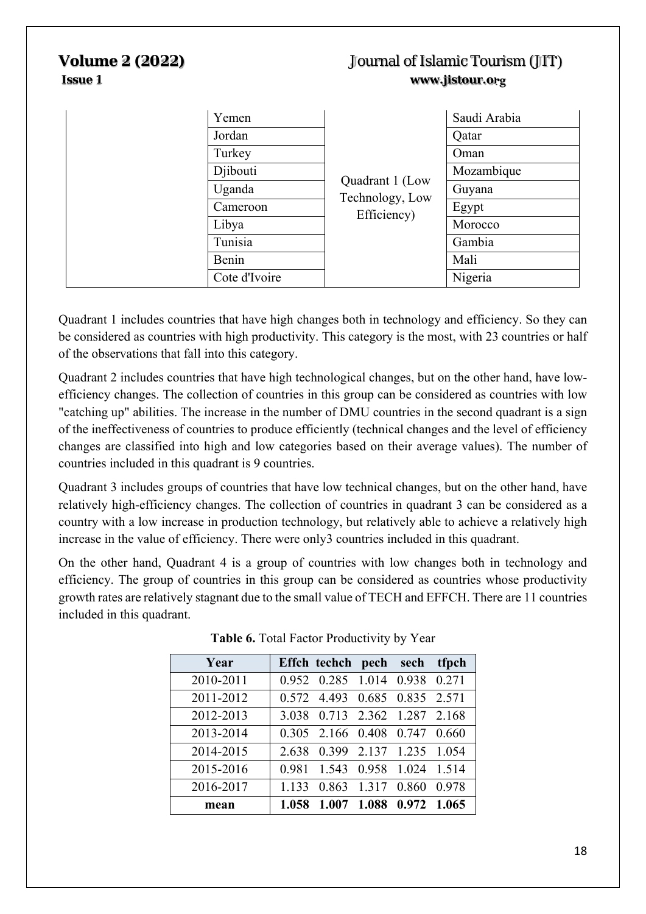| | | | |
|---|---|---|---|
| | Yemen | Quadrant 1 (Low Technology, Low Efficiency) | Saudi Arabia |
| | Jordan | | Qatar |
| | Turkey | | Oman |
| | Djibouti | | Mozambique |
| | Uganda | | Guyana |
| | Cameroon | | Egypt |
| | Libya | | Morocco |
| | Tunisia | | Gambia |
| | Benin | | Mali |
| | Cote d'Ivoire | | Nigeria |

Quadrant 1 includes countries that have high changes both in technology and efficiency. So they can be considered as countries with high productivity. This category is the most, with 23 countries or half of the observations that fall into this category.

Quadrant 2 includes countries that have high technological changes, but on the other hand, have low-efficiency changes. The collection of countries in this group can be considered as countries with low "catching up" abilities. The increase in the number of DMU countries in the second quadrant is a sign of the ineffectiveness of countries to produce efficiently (technical changes and the level of efficiency changes are classified into high and low categories based on their average values). The number of countries included in this quadrant is 9 countries.

Quadrant 3 includes groups of countries that have low technical changes, but on the other hand, have relatively high-efficiency changes. The collection of countries in quadrant 3 can be considered as a country with a low increase in production technology, but relatively able to achieve a relatively high increase in the value of efficiency. There were only3 countries included in this quadrant.

On the other hand, Quadrant 4 is a group of countries with low changes both in technology and efficiency. The group of countries in this group can be considered as countries whose productivity growth rates are relatively stagnant due to the small value of TECH and EFFCH. There are 11 countries included in this quadrant.

**Table 6.** Total Factor Productivity by Year

| Year | Effch | techch | pech | sech | tfpch |
|---|---|---|---|---|---|
| 2010-2011 | 0.952 | 0.285 | 1.014 | 0.938 | 0.271 |
| 2011-2012 | 0.572 | 4.493 | 0.685 | 0.835 | 2.571 |
| 2012-2013 | 3.038 | 0.713 | 2.362 | 1.287 | 2.168 |
| 2013-2014 | 0.305 | 2.166 | 0.408 | 0.747 | 0.660 |
| 2014-2015 | 2.638 | 0.399 | 2.137 | 1.235 | 1.054 |
| 2015-2016 | 0.981 | 1.543 | 0.958 | 1.024 | 1.514 |
| 2016-2017 | 1.133 | 0.863 | 1.317 | 0.860 | 0.978 |
| **mean** | **1.058** | **1.007** | **1.088** | **0.972** | **1.065** |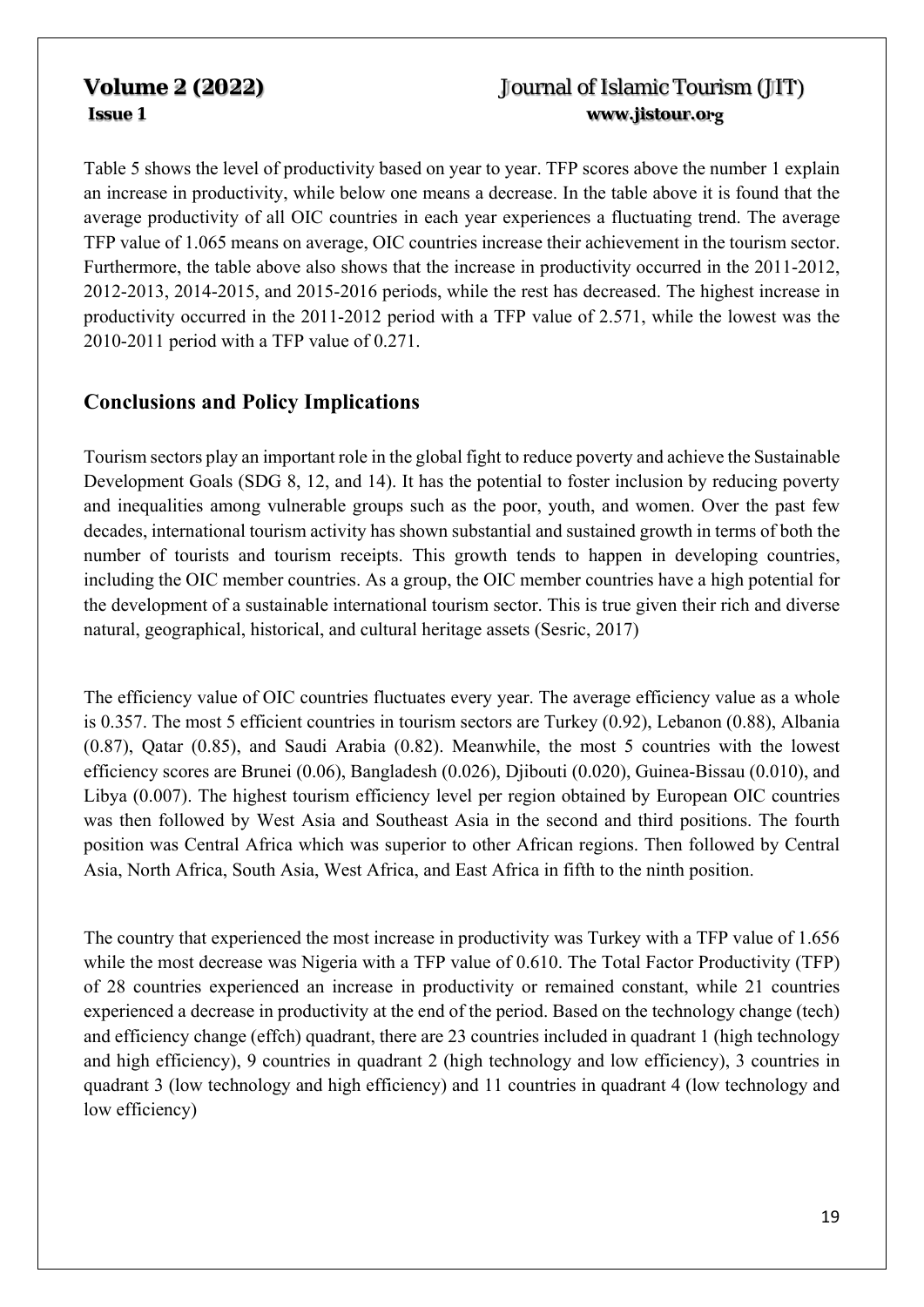Table 5 shows the level of productivity based on year to year. TFP scores above the number 1 explain an increase in productivity, while below one means a decrease. In the table above it is found that the average productivity of all OIC countries in each year experiences a fluctuating trend. The average TFP value of 1.065 means on average, OIC countries increase their achievement in the tourism sector. Furthermore, the table above also shows that the increase in productivity occurred in the 2011-2012, 2012-2013, 2014-2015, and 2015-2016 periods, while the rest has decreased. The highest increase in productivity occurred in the 2011-2012 period with a TFP value of 2.571, while the lowest was the 2010-2011 period with a TFP value of 0.271.

## Conclusions and Policy Implications

Tourism sectors play an important role in the global fight to reduce poverty and achieve the Sustainable Development Goals (SDG 8, 12, and 14). It has the potential to foster inclusion by reducing poverty and inequalities among vulnerable groups such as the poor, youth, and women. Over the past few decades, international tourism activity has shown substantial and sustained growth in terms of both the number of tourists and tourism receipts. This growth tends to happen in developing countries, including the OIC member countries. As a group, the OIC member countries have a high potential for the development of a sustainable international tourism sector. This is true given their rich and diverse natural, geographical, historical, and cultural heritage assets (Sesric, 2017)

The efficiency value of OIC countries fluctuates every year. The average efficiency value as a whole is 0.357. The most 5 efficient countries in tourism sectors are Turkey (0.92), Lebanon (0.88), Albania (0.87), Qatar (0.85), and Saudi Arabia (0.82). Meanwhile, the most 5 countries with the lowest efficiency scores are Brunei (0.06), Bangladesh (0.026), Djibouti (0.020), Guinea-Bissau (0.010), and Libya (0.007). The highest tourism efficiency level per region obtained by European OIC countries was then followed by West Asia and Southeast Asia in the second and third positions. The fourth position was Central Africa which was superior to other African regions. Then followed by Central Asia, North Africa, South Asia, West Africa, and East Africa in fifth to the ninth position.

The country that experienced the most increase in productivity was Turkey with a TFP value of 1.656 while the most decrease was Nigeria with a TFP value of 0.610. The Total Factor Productivity (TFP) of 28 countries experienced an increase in productivity or remained constant, while 21 countries experienced a decrease in productivity at the end of the period. Based on the technology change (tech) and efficiency change (effch) quadrant, there are 23 countries included in quadrant 1 (high technology and high efficiency), 9 countries in quadrant 2 (high technology and low efficiency), 3 countries in quadrant 3 (low technology and high efficiency) and 11 countries in quadrant 4 (low technology and low efficiency)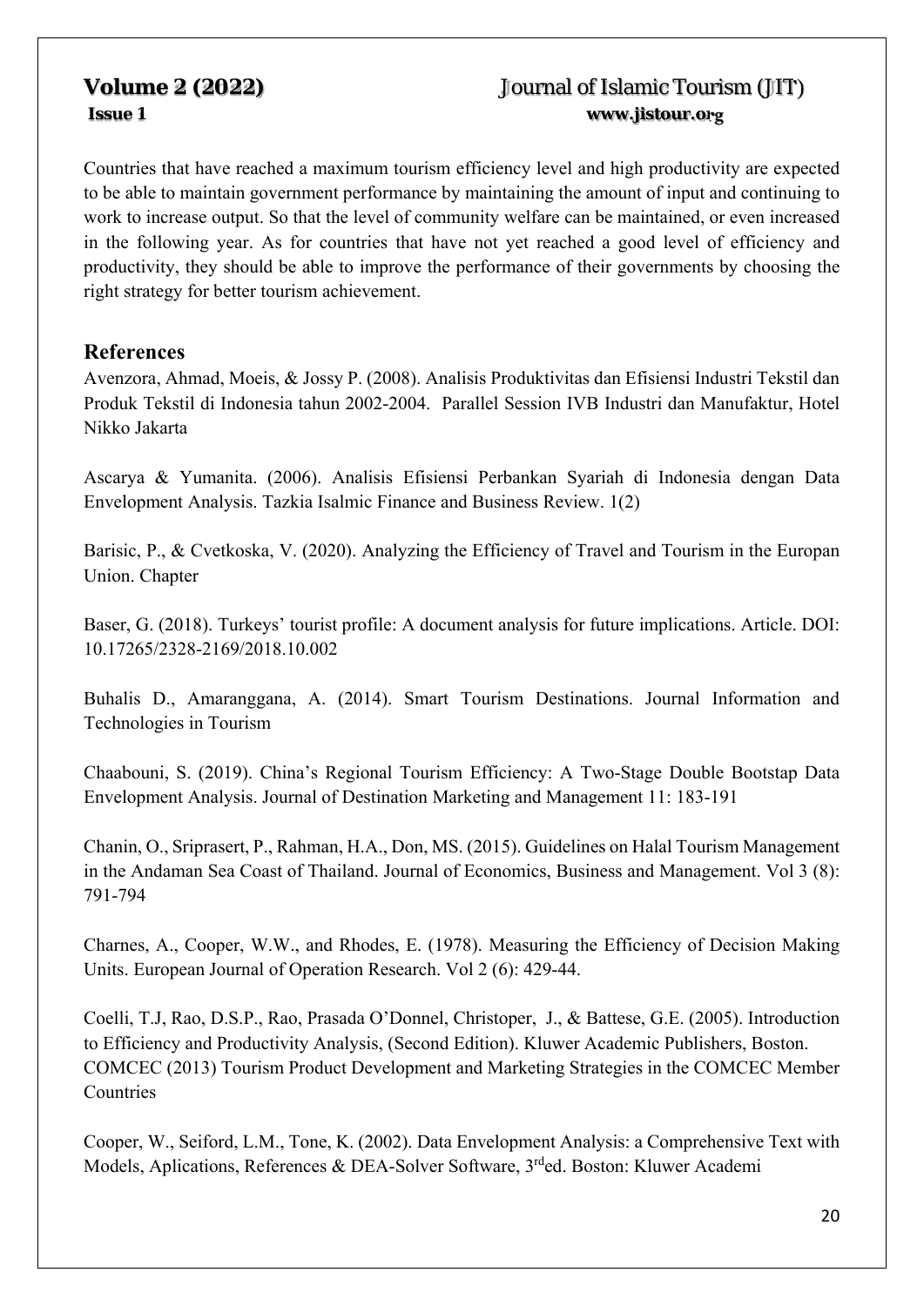Countries that have reached a maximum tourism efficiency level and high productivity are expected to be able to maintain government performance by maintaining the amount of input and continuing to work to increase output. So that the level of community welfare can be maintained, or even increased in the following year. As for countries that have not yet reached a good level of efficiency and productivity, they should be able to improve the performance of their governments by choosing the right strategy for better tourism achievement.

## References

Avenzora, Ahmad, Moeis, & Jossy P. (2008). Analisis Produktivitas dan Efisiensi Industri Tekstil dan Produk Tekstil di Indonesia tahun 2002-2004. Parallel Session IVB Industri dan Manufaktur, Hotel Nikko Jakarta

Ascarya & Yumanita. (2006). Analisis Efisiensi Perbankan Syariah di Indonesia dengan Data Envelopment Analysis. Tazkia Isalmic Finance and Business Review. 1(2)

Barisic, P., & Cvetkoska, V. (2020). Analyzing the Efficiency of Travel and Tourism in the Europan Union. Chapter

Baser, G. (2018). Turkeys' tourist profile: A document analysis for future implications. Article. DOI: 10.17265/2328-2169/2018.10.002

Buhalis D., Amaranggana, A. (2014). Smart Tourism Destinations. Journal Information and Technologies in Tourism

Chaabouni, S. (2019). China's Regional Tourism Efficiency: A Two-Stage Double Bootstap Data Envelopment Analysis. Journal of Destination Marketing and Management 11: 183-191

Chanin, O., Sriprasert, P., Rahman, H.A., Don, MS. (2015). Guidelines on Halal Tourism Management in the Andaman Sea Coast of Thailand. Journal of Economics, Business and Management. Vol 3 (8): 791-794

Charnes, A., Cooper, W.W., and Rhodes, E. (1978). Measuring the Efficiency of Decision Making Units. European Journal of Operation Research. Vol 2 (6): 429-44.

Coelli, T.J, Rao, D.S.P., Rao, Prasada O'Donnel, Christoper, J., & Battese, G.E. (2005). Introduction to Efficiency and Productivity Analysis, (Second Edition). Kluwer Academic Publishers, Boston.
COMCEC (2013) Tourism Product Development and Marketing Strategies in the COMCEC Member Countries

Cooper, W., Seiford, L.M., Tone, K. (2002). Data Envelopment Analysis: a Comprehensive Text with Models, Aplications, References & DEA-Solver Software, 3rded. Boston: Kluwer Academi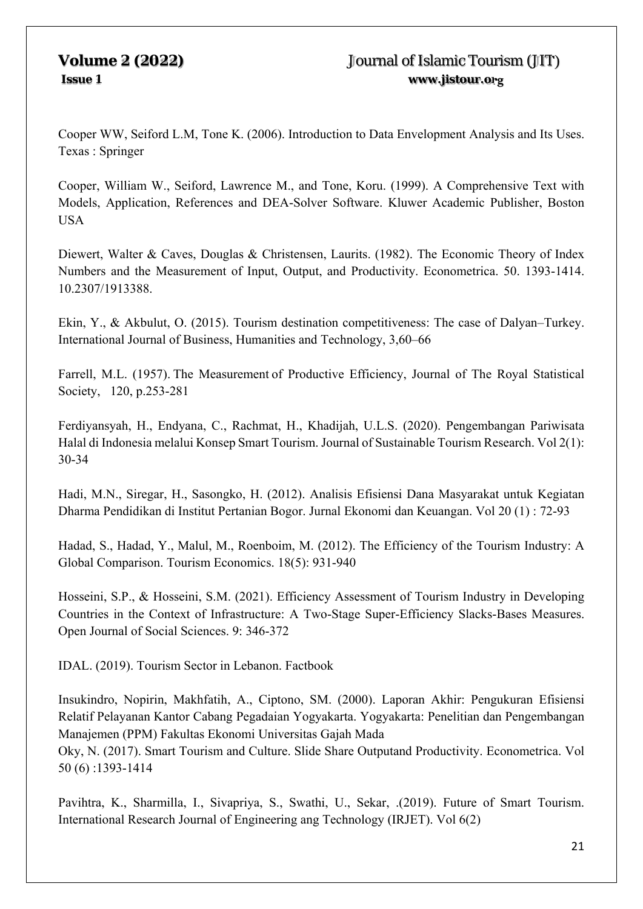Cooper WW, Seiford L.M, Tone K. (2006). Introduction to Data Envelopment Analysis and Its Uses. Texas : Springer

Cooper, William W., Seiford, Lawrence M., and Tone, Koru. (1999). A Comprehensive Text with Models, Application, References and DEA-Solver Software. Kluwer Academic Publisher, Boston USA

Diewert, Walter & Caves, Douglas & Christensen, Laurits. (1982). The Economic Theory of Index Numbers and the Measurement of Input, Output, and Productivity. Econometrica. 50. 1393-1414. 10.2307/1913388.

Ekin, Y., & Akbulut, O. (2015). Tourism destination competitiveness: The case of Dalyan–Turkey. International Journal of Business, Humanities and Technology, 3,60–66

Farrell, M.L. (1957). The Measurement of Productive Efficiency, Journal of The Royal Statistical Society, 120, p.253-281

Ferdiyansyah, H., Endyana, C., Rachmat, H., Khadijah, U.L.S. (2020). Pengembangan Pariwisata Halal di Indonesia melalui Konsep Smart Tourism. Journal of Sustainable Tourism Research. Vol 2(1): 30-34

Hadi, M.N., Siregar, H., Sasongko, H. (2012). Analisis Efisiensi Dana Masyarakat untuk Kegiatan Dharma Pendidikan di Institut Pertanian Bogor. Jurnal Ekonomi dan Keuangan. Vol 20 (1) : 72-93

Hadad, S., Hadad, Y., Malul, M., Roenboim, M. (2012). The Efficiency of the Tourism Industry: A Global Comparison. Tourism Economics. 18(5): 931-940

Hosseini, S.P., & Hosseini, S.M. (2021). Efficiency Assessment of Tourism Industry in Developing Countries in the Context of Infrastructure: A Two-Stage Super-Efficiency Slacks-Bases Measures. Open Journal of Social Sciences. 9: 346-372

IDAL. (2019). Tourism Sector in Lebanon. Factbook

Insukindro, Nopirin, Makhfatih, A., Ciptono, SM. (2000). Laporan Akhir: Pengukuran Efisiensi Relatif Pelayanan Kantor Cabang Pegadaian Yogyakarta. Yogyakarta: Penelitian dan Pengembangan Manajemen (PPM) Fakultas Ekonomi Universitas Gajah Mada

Oky, N. (2017). Smart Tourism and Culture. Slide Share Outputand Productivity. Econometrica. Vol 50 (6) :1393-1414

Pavihtra, K., Sharmilla, I., Sivapriya, S., Swathi, U., Sekar, .(2019). Future of Smart Tourism. International Research Journal of Engineering ang Technology (IRJET). Vol 6(2)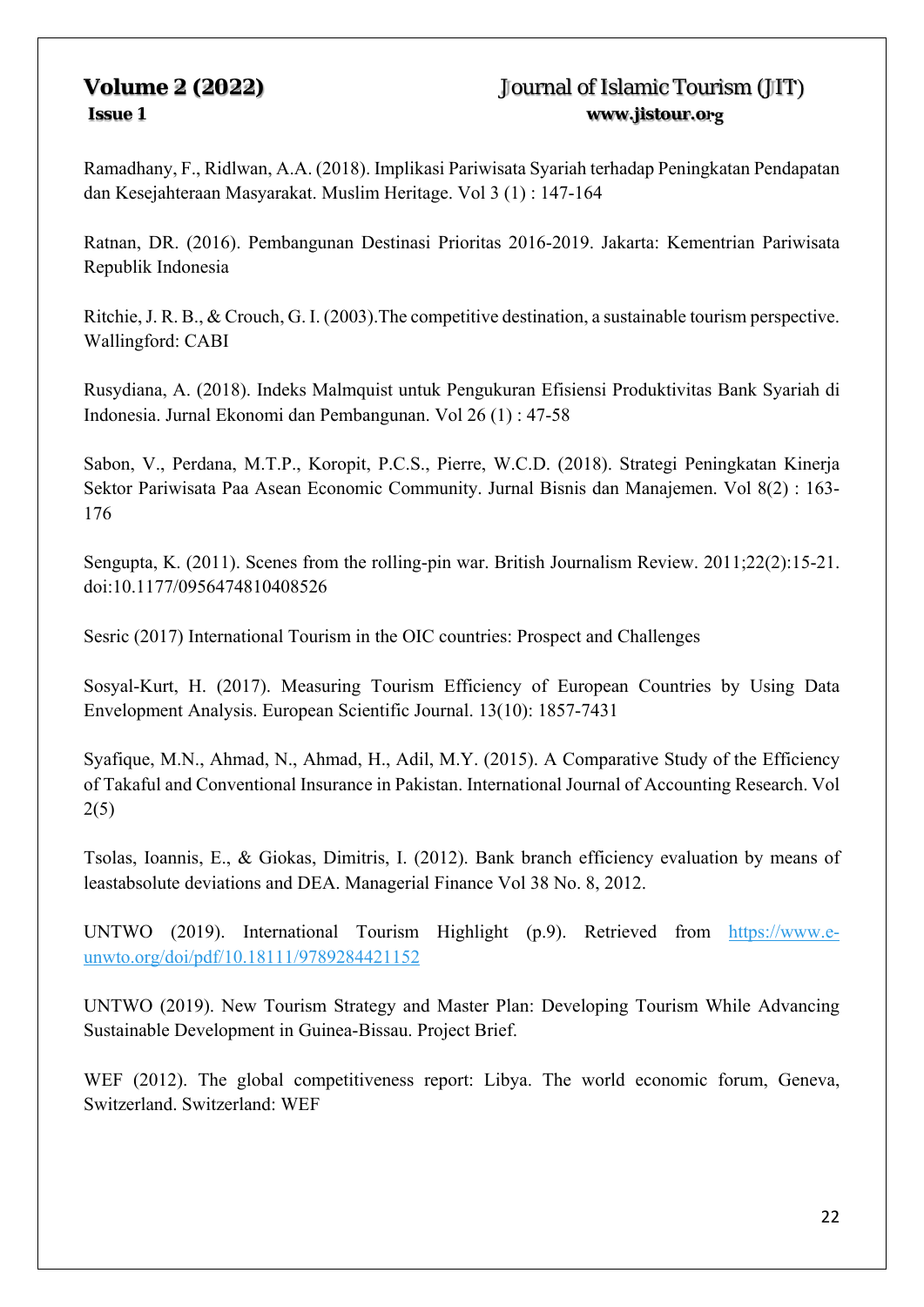Ramadhany, F., Ridlwan, A.A. (2018). Implikasi Pariwisata Syariah terhadap Peningkatan Pendapatan dan Kesejahteraan Masyarakat. Muslim Heritage. Vol 3 (1) : 147-164

Ratnan, DR. (2016). Pembangunan Destinasi Prioritas 2016-2019. Jakarta: Kementrian Pariwisata Republik Indonesia

Ritchie, J. R. B., & Crouch, G. I. (2003).The competitive destination, a sustainable tourism perspective. Wallingford: CABI

Rusydiana, A. (2018). Indeks Malmquist untuk Pengukuran Efisiensi Produktivitas Bank Syariah di Indonesia. Jurnal Ekonomi dan Pembangunan. Vol 26 (1) : 47-58

Sabon, V., Perdana, M.T.P., Koropit, P.C.S., Pierre, W.C.D. (2018). Strategi Peningkatan Kinerja Sektor Pariwisata Paa Asean Economic Community. Jurnal Bisnis dan Manajemen. Vol 8(2) : 163-176

Sengupta, K. (2011). Scenes from the rolling-pin war. British Journalism Review. 2011;22(2):15-21. doi:10.1177/0956474810408526

Sesric (2017) International Tourism in the OIC countries: Prospect and Challenges

Sosyal-Kurt, H. (2017). Measuring Tourism Efficiency of European Countries by Using Data Envelopment Analysis. European Scientific Journal. 13(10): 1857-7431

Syafique, M.N., Ahmad, N., Ahmad, H., Adil, M.Y. (2015). A Comparative Study of the Efficiency of Takaful and Conventional Insurance in Pakistan. International Journal of Accounting Research. Vol 2(5)

Tsolas, Ioannis, E., & Giokas, Dimitris, I. (2012). Bank branch efficiency evaluation by means of leastabsolute deviations and DEA. Managerial Finance Vol 38 No. 8, 2012.

UNTWO (2019). International Tourism Highlight (p.9). Retrieved from https://www.e-unwto.org/doi/pdf/10.18111/9789284421152

UNTWO (2019). New Tourism Strategy and Master Plan: Developing Tourism While Advancing Sustainable Development in Guinea-Bissau. Project Brief.

WEF (2012). The global competitiveness report: Libya. The world economic forum, Geneva, Switzerland. Switzerland: WEF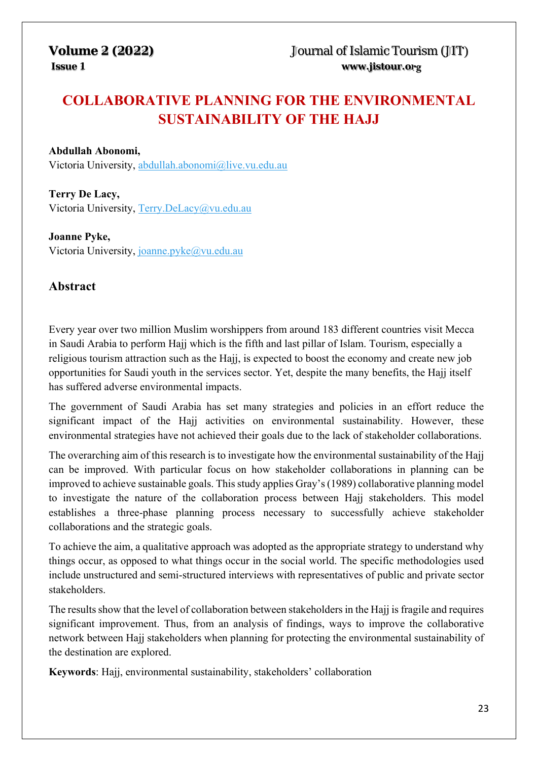# COLLABORATIVE PLANNING FOR THE ENVIRONMENTAL SUSTAINABILITY OF THE HAJJ

**Abdullah Abonomi,**
Victoria University, abdullah.abonomi@live.vu.edu.au

**Terry De Lacy,**
Victoria University, Terry.DeLacy@vu.edu.au

**Joanne Pyke,**
Victoria University, joanne.pyke@vu.edu.au

## Abstract

Every year over two million Muslim worshippers from around 183 different countries visit Mecca in Saudi Arabia to perform Hajj which is the fifth and last pillar of Islam. Tourism, especially a religious tourism attraction such as the Hajj, is expected to boost the economy and create new job opportunities for Saudi youth in the services sector. Yet, despite the many benefits, the Hajj itself has suffered adverse environmental impacts.

The government of Saudi Arabia has set many strategies and policies in an effort reduce the significant impact of the Hajj activities on environmental sustainability. However, these environmental strategies have not achieved their goals due to the lack of stakeholder collaborations.

The overarching aim of this research is to investigate how the environmental sustainability of the Hajj can be improved. With particular focus on how stakeholder collaborations in planning can be improved to achieve sustainable goals. This study applies Gray's (1989) collaborative planning model to investigate the nature of the collaboration process between Hajj stakeholders. This model establishes a three-phase planning process necessary to successfully achieve stakeholder collaborations and the strategic goals.

To achieve the aim, a qualitative approach was adopted as the appropriate strategy to understand why things occur, as opposed to what things occur in the social world. The specific methodologies used include unstructured and semi-structured interviews with representatives of public and private sector stakeholders.

The results show that the level of collaboration between stakeholders in the Hajj is fragile and requires significant improvement. Thus, from an analysis of findings, ways to improve the collaborative network between Hajj stakeholders when planning for protecting the environmental sustainability of the destination are explored.

**Keywords**: Hajj, environmental sustainability, stakeholders' collaboration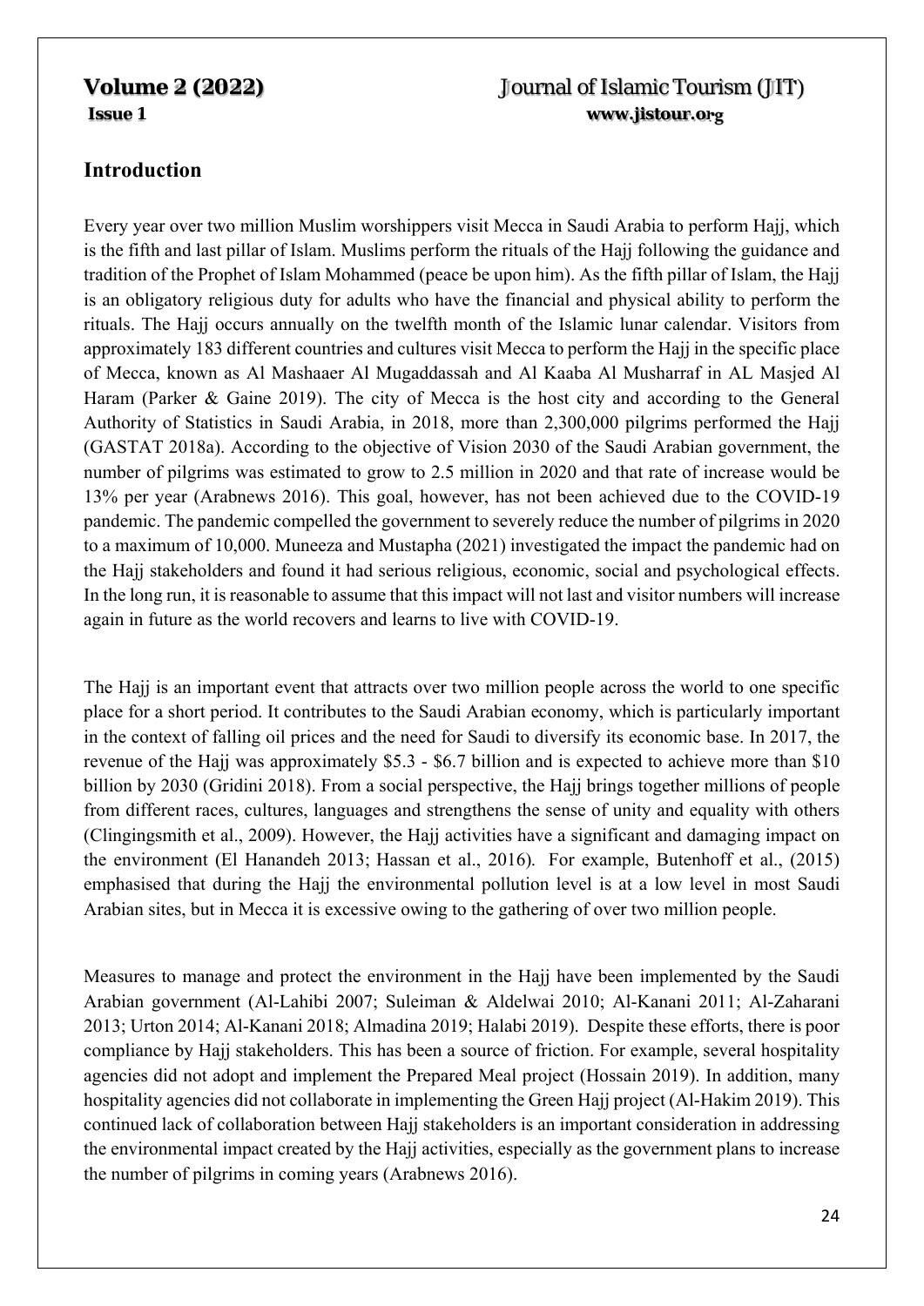## Introduction

Every year over two million Muslim worshippers visit Mecca in Saudi Arabia to perform Hajj, which is the fifth and last pillar of Islam. Muslims perform the rituals of the Hajj following the guidance and tradition of the Prophet of Islam Mohammed (peace be upon him). As the fifth pillar of Islam, the Hajj is an obligatory religious duty for adults who have the financial and physical ability to perform the rituals. The Hajj occurs annually on the twelfth month of the Islamic lunar calendar. Visitors from approximately 183 different countries and cultures visit Mecca to perform the Hajj in the specific place of Mecca, known as Al Mashaaer Al Mugaddassah and Al Kaaba Al Musharraf in AL Masjed Al Haram (Parker & Gaine 2019). The city of Mecca is the host city and according to the General Authority of Statistics in Saudi Arabia, in 2018, more than 2,300,000 pilgrims performed the Hajj (GASTAT 2018a). According to the objective of Vision 2030 of the Saudi Arabian government, the number of pilgrims was estimated to grow to 2.5 million in 2020 and that rate of increase would be 13% per year (Arabnews 2016). This goal, however, has not been achieved due to the COVID-19 pandemic. The pandemic compelled the government to severely reduce the number of pilgrims in 2020 to a maximum of 10,000. Muneeza and Mustapha (2021) investigated the impact the pandemic had on the Hajj stakeholders and found it had serious religious, economic, social and psychological effects. In the long run, it is reasonable to assume that this impact will not last and visitor numbers will increase again in future as the world recovers and learns to live with COVID-19.

The Hajj is an important event that attracts over two million people across the world to one specific place for a short period. It contributes to the Saudi Arabian economy, which is particularly important in the context of falling oil prices and the need for Saudi to diversify its economic base. In 2017, the revenue of the Hajj was approximately $5.3 - $6.7 billion and is expected to achieve more than $10 billion by 2030 (Gridini 2018). From a social perspective, the Hajj brings together millions of people from different races, cultures, languages and strengthens the sense of unity and equality with others (Clingingsmith et al., 2009). However, the Hajj activities have a significant and damaging impact on the environment (El Hanandeh 2013; Hassan et al., 2016). For example, Butenhoff et al., (2015) emphasised that during the Hajj the environmental pollution level is at a low level in most Saudi Arabian sites, but in Mecca it is excessive owing to the gathering of over two million people.

Measures to manage and protect the environment in the Hajj have been implemented by the Saudi Arabian government (Al-Lahibi 2007; Suleiman & Aldelwai 2010; Al-Kanani 2011; Al-Zaharani 2013; Urton 2014; Al-Kanani 2018; Almadina 2019; Halabi 2019). Despite these efforts, there is poor compliance by Hajj stakeholders. This has been a source of friction. For example, several hospitality agencies did not adopt and implement the Prepared Meal project (Hossain 2019). In addition, many hospitality agencies did not collaborate in implementing the Green Hajj project (Al-Hakim 2019). This continued lack of collaboration between Hajj stakeholders is an important consideration in addressing the environmental impact created by the Hajj activities, especially as the government plans to increase the number of pilgrims in coming years (Arabnews 2016).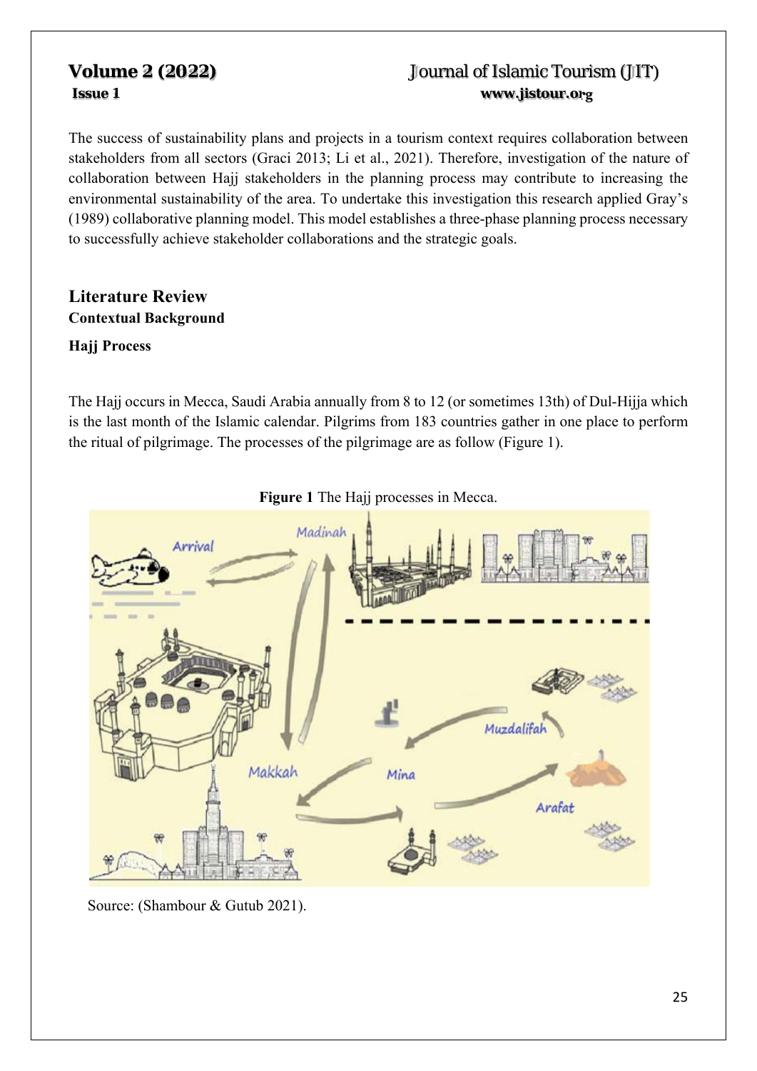The success of sustainability plans and projects in a tourism context requires collaboration between stakeholders from all sectors (Graci 2013; Li et al., 2021). Therefore, investigation of the nature of collaboration between Hajj stakeholders in the planning process may contribute to increasing the environmental sustainability of the area. To undertake this investigation this research applied Gray's (1989) collaborative planning model. This model establishes a three-phase planning process necessary to successfully achieve stakeholder collaborations and the strategic goals.

## Literature Review

### Contextual Background

#### Hajj Process

The Hajj occurs in Mecca, Saudi Arabia annually from 8 to 12 (or sometimes 13th) of Dul-Hijja which is the last month of the Islamic calendar. Pilgrims from 183 countries gather in one place to perform the ritual of pilgrimage. The processes of the pilgrimage are as follow (Figure 1).

**Figure 1** The Hajj processes in Mecca.

Source: (Shambour & Gutub 2021).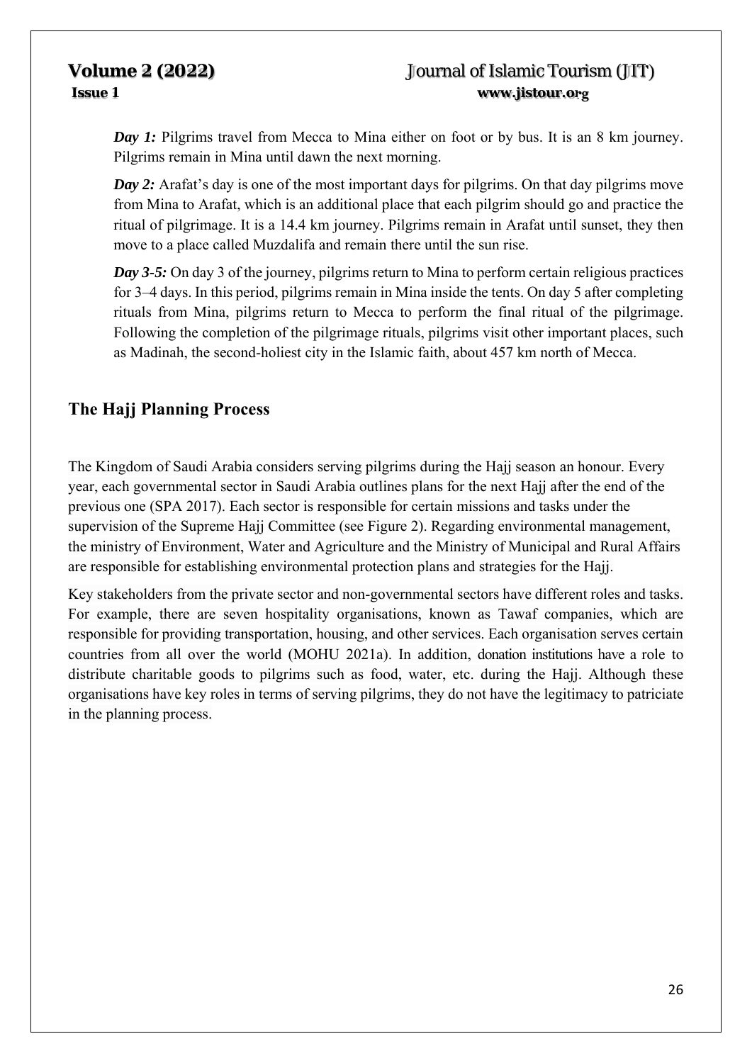***Day 1:*** Pilgrims travel from Mecca to Mina either on foot or by bus. It is an 8 km journey. Pilgrims remain in Mina until dawn the next morning.

***Day 2:*** Arafat's day is one of the most important days for pilgrims. On that day pilgrims move from Mina to Arafat, which is an additional place that each pilgrim should go and practice the ritual of pilgrimage. It is a 14.4 km journey. Pilgrims remain in Arafat until sunset, they then move to a place called Muzdalifa and remain there until the sun rise.

***Day 3-5:*** On day 3 of the journey, pilgrims return to Mina to perform certain religious practices for 3–4 days. In this period, pilgrims remain in Mina inside the tents. On day 5 after completing rituals from Mina, pilgrims return to Mecca to perform the final ritual of the pilgrimage. Following the completion of the pilgrimage rituals, pilgrims visit other important places, such as Madinah, the second-holiest city in the Islamic faith, about 457 km north of Mecca.

## The Hajj Planning Process

The Kingdom of Saudi Arabia considers serving pilgrims during the Hajj season an honour. Every year, each governmental sector in Saudi Arabia outlines plans for the next Hajj after the end of the previous one (SPA 2017). Each sector is responsible for certain missions and tasks under the supervision of the Supreme Hajj Committee (see Figure 2). Regarding environmental management, the ministry of Environment, Water and Agriculture and the Ministry of Municipal and Rural Affairs are responsible for establishing environmental protection plans and strategies for the Hajj.

Key stakeholders from the private sector and non-governmental sectors have different roles and tasks. For example, there are seven hospitality organisations, known as Tawaf companies, which are responsible for providing transportation, housing, and other services. Each organisation serves certain countries from all over the world (MOHU 2021a). In addition, donation institutions have a role to distribute charitable goods to pilgrims such as food, water, etc. during the Hajj. Although these organisations have key roles in terms of serving pilgrims, they do not have the legitimacy to patriciate in the planning process.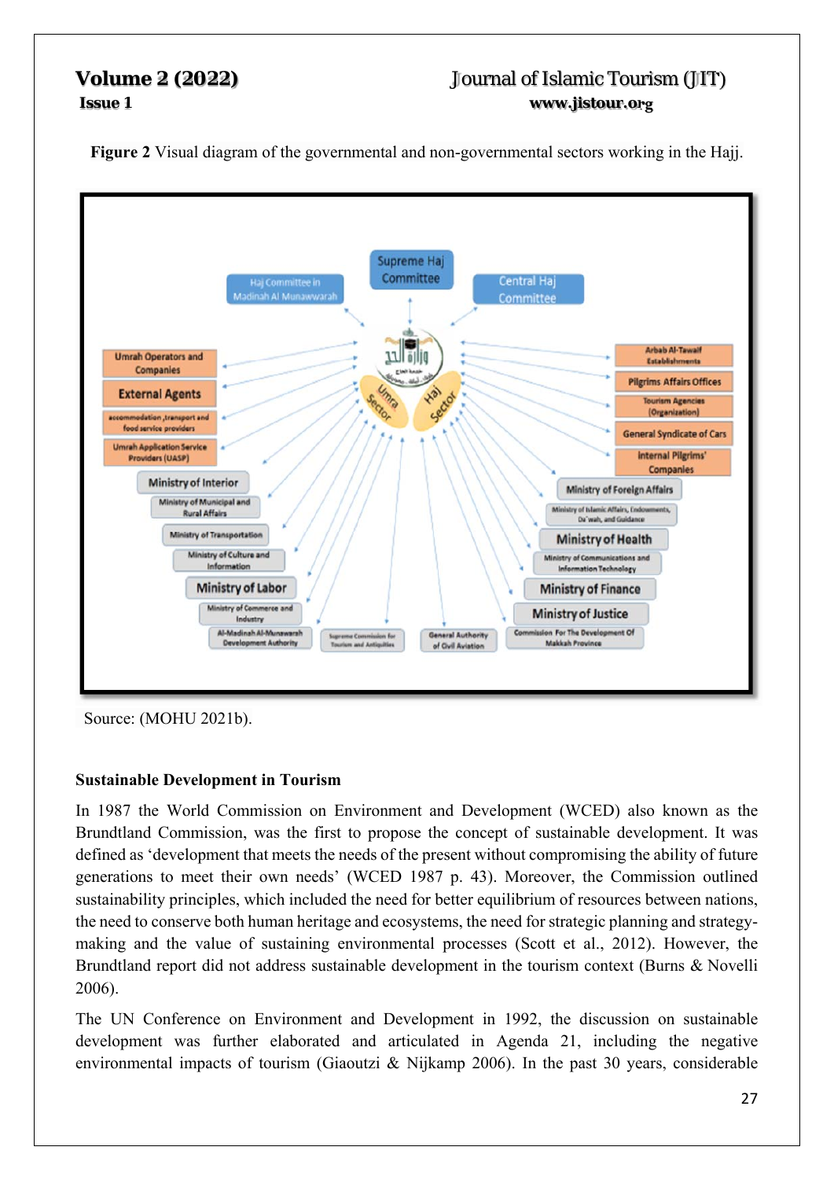**Figure 2** Visual diagram of the governmental and non-governmental sectors working in the Hajj.

Source: (MOHU 2021b).

### Sustainable Development in Tourism

In 1987 the World Commission on Environment and Development (WCED) also known as the Brundtland Commission, was the first to propose the concept of sustainable development. It was defined as 'development that meets the needs of the present without compromising the ability of future generations to meet their own needs' (WCED 1987 p. 43). Moreover, the Commission outlined sustainability principles, which included the need for better equilibrium of resources between nations, the need to conserve both human heritage and ecosystems, the need for strategic planning and strategy-making and the value of sustaining environmental processes (Scott et al., 2012). However, the Brundtland report did not address sustainable development in the tourism context (Burns & Novelli 2006).

The UN Conference on Environment and Development in 1992, the discussion on sustainable development was further elaborated and articulated in Agenda 21, including the negative environmental impacts of tourism (Giaoutzi & Nijkamp 2006). In the past 30 years, considerable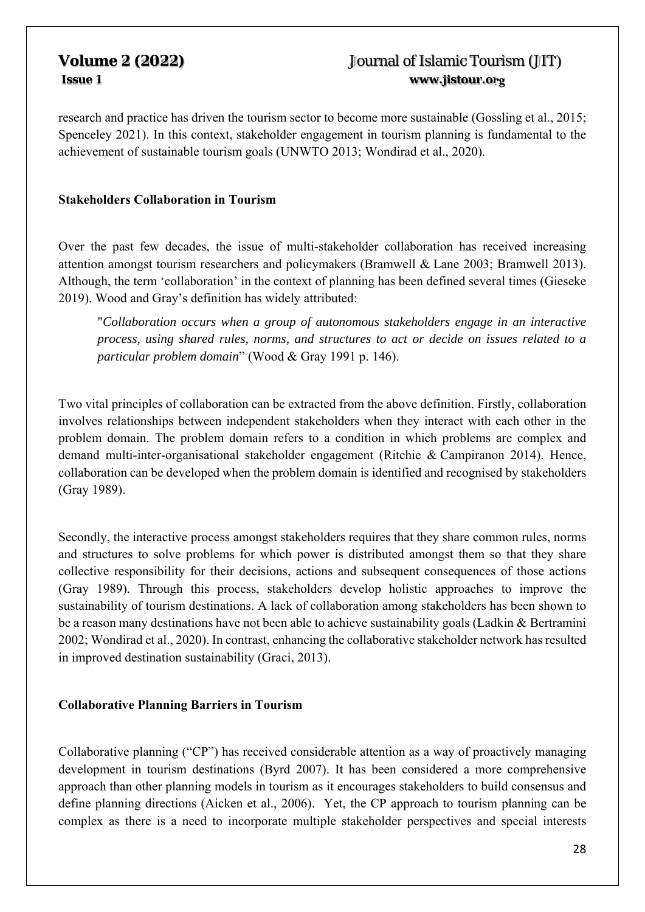research and practice has driven the tourism sector to become more sustainable (Gossling et al., 2015; Spenceley 2021). In this context, stakeholder engagement in tourism planning is fundamental to the achievement of sustainable tourism goals (UNWTO 2013; Wondirad et al., 2020).

## Stakeholders Collaboration in Tourism

Over the past few decades, the issue of multi-stakeholder collaboration has received increasing attention amongst tourism researchers and policymakers (Bramwell & Lane 2003; Bramwell 2013). Although, the term 'collaboration' in the context of planning has been defined several times (Gieseke 2019). Wood and Gray's definition has widely attributed:

> "*Collaboration occurs when a group of autonomous stakeholders engage in an interactive process, using shared rules, norms, and structures to act or decide on issues related to a particular problem domain*" (Wood & Gray 1991 p. 146).

Two vital principles of collaboration can be extracted from the above definition. Firstly, collaboration involves relationships between independent stakeholders when they interact with each other in the problem domain. The problem domain refers to a condition in which problems are complex and demand multi-inter-organisational stakeholder engagement (Ritchie & Campiranon 2014). Hence, collaboration can be developed when the problem domain is identified and recognised by stakeholders (Gray 1989).

Secondly, the interactive process amongst stakeholders requires that they share common rules, norms and structures to solve problems for which power is distributed amongst them so that they share collective responsibility for their decisions, actions and subsequent consequences of those actions (Gray 1989). Through this process, stakeholders develop holistic approaches to improve the sustainability of tourism destinations. A lack of collaboration among stakeholders has been shown to be a reason many destinations have not been able to achieve sustainability goals (Ladkin & Bertramini 2002; Wondirad et al., 2020). In contrast, enhancing the collaborative stakeholder network has resulted in improved destination sustainability (Graci, 2013).

## Collaborative Planning Barriers in Tourism

Collaborative planning ("CP") has received considerable attention as a way of proactively managing development in tourism destinations (Byrd 2007). It has been considered a more comprehensive approach than other planning models in tourism as it encourages stakeholders to build consensus and define planning directions (Aicken et al., 2006). Yet, the CP approach to tourism planning can be complex as there is a need to incorporate multiple stakeholder perspectives and special interests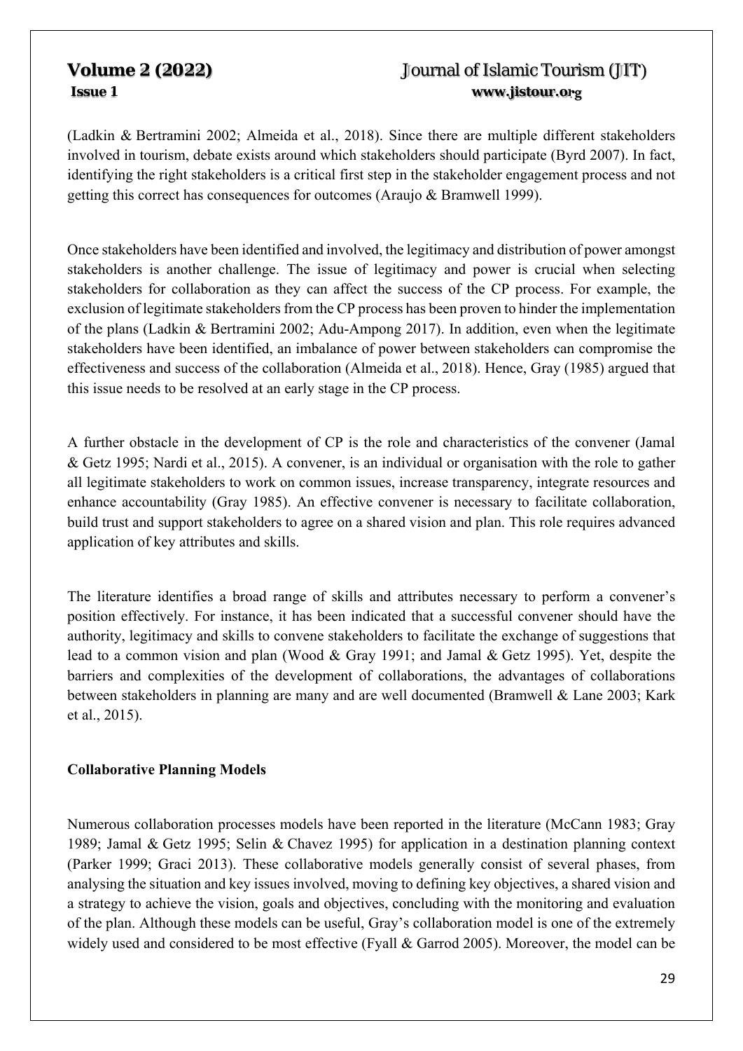(Ladkin & Bertramini 2002; Almeida et al., 2018). Since there are multiple different stakeholders involved in tourism, debate exists around which stakeholders should participate (Byrd 2007). In fact, identifying the right stakeholders is a critical first step in the stakeholder engagement process and not getting this correct has consequences for outcomes (Araujo & Bramwell 1999).

Once stakeholders have been identified and involved, the legitimacy and distribution of power amongst stakeholders is another challenge. The issue of legitimacy and power is crucial when selecting stakeholders for collaboration as they can affect the success of the CP process. For example, the exclusion of legitimate stakeholders from the CP process has been proven to hinder the implementation of the plans (Ladkin & Bertramini 2002; Adu-Ampong 2017). In addition, even when the legitimate stakeholders have been identified, an imbalance of power between stakeholders can compromise the effectiveness and success of the collaboration (Almeida et al., 2018). Hence, Gray (1985) argued that this issue needs to be resolved at an early stage in the CP process.

A further obstacle in the development of CP is the role and characteristics of the convener (Jamal & Getz 1995; Nardi et al., 2015). A convener, is an individual or organisation with the role to gather all legitimate stakeholders to work on common issues, increase transparency, integrate resources and enhance accountability (Gray 1985). An effective convener is necessary to facilitate collaboration, build trust and support stakeholders to agree on a shared vision and plan. This role requires advanced application of key attributes and skills.

The literature identifies a broad range of skills and attributes necessary to perform a convener's position effectively. For instance, it has been indicated that a successful convener should have the authority, legitimacy and skills to convene stakeholders to facilitate the exchange of suggestions that lead to a common vision and plan (Wood & Gray 1991; and Jamal & Getz 1995). Yet, despite the barriers and complexities of the development of collaborations, the advantages of collaborations between stakeholders in planning are many and are well documented (Bramwell & Lane 2003; Kark et al., 2015).

**Collaborative Planning Models**

Numerous collaboration processes models have been reported in the literature (McCann 1983; Gray 1989; Jamal & Getz 1995; Selin & Chavez 1995) for application in a destination planning context (Parker 1999; Graci 2013). These collaborative models generally consist of several phases, from analysing the situation and key issues involved, moving to defining key objectives, a shared vision and a strategy to achieve the vision, goals and objectives, concluding with the monitoring and evaluation of the plan. Although these models can be useful, Gray's collaboration model is one of the extremely widely used and considered to be most effective (Fyall & Garrod 2005). Moreover, the model can be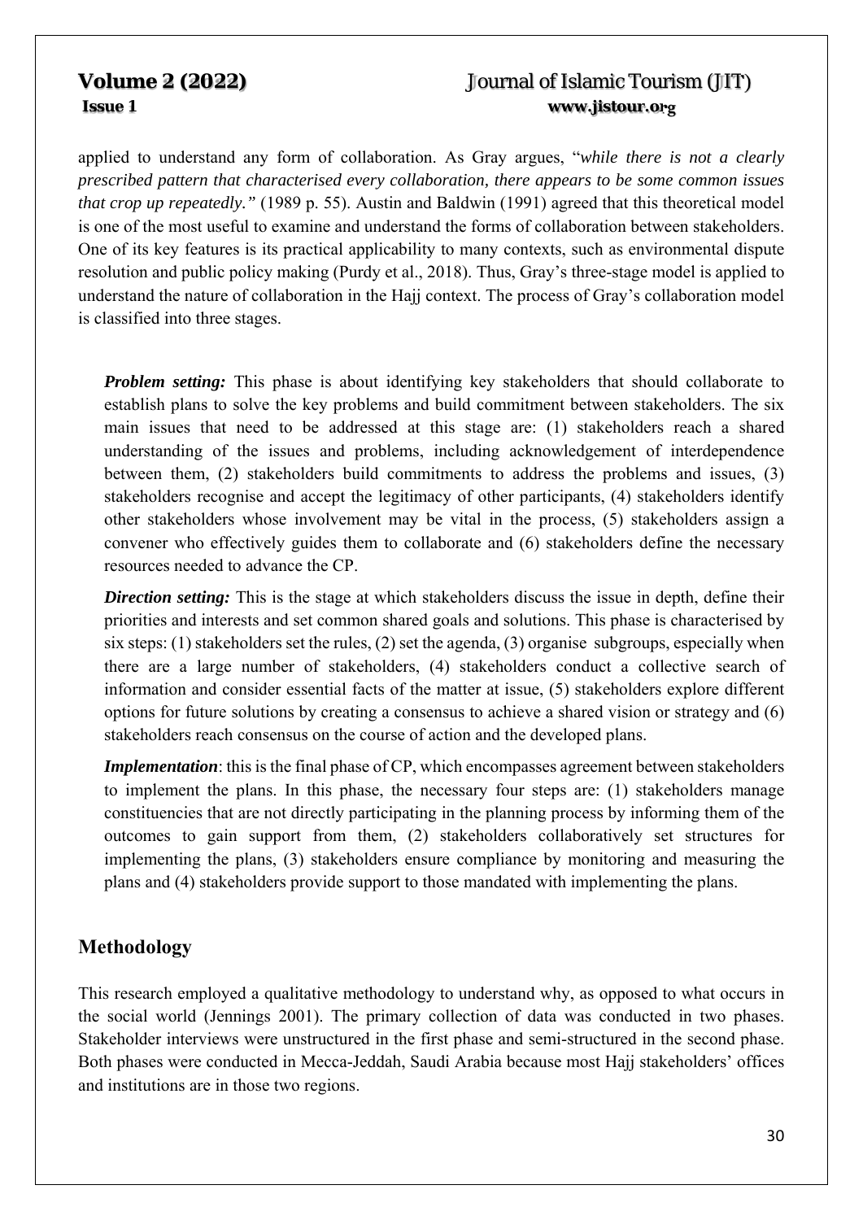applied to understand any form of collaboration. As Gray argues, "*while there is not a clearly prescribed pattern that characterised every collaboration, there appears to be some common issues that crop up repeatedly.*" (1989 p. 55). Austin and Baldwin (1991) agreed that this theoretical model is one of the most useful to examine and understand the forms of collaboration between stakeholders. One of its key features is its practical applicability to many contexts, such as environmental dispute resolution and public policy making (Purdy et al., 2018). Thus, Gray's three-stage model is applied to understand the nature of collaboration in the Hajj context. The process of Gray's collaboration model is classified into three stages.

***Problem setting:*** This phase is about identifying key stakeholders that should collaborate to establish plans to solve the key problems and build commitment between stakeholders. The six main issues that need to be addressed at this stage are: (1) stakeholders reach a shared understanding of the issues and problems, including acknowledgement of interdependence between them, (2) stakeholders build commitments to address the problems and issues, (3) stakeholders recognise and accept the legitimacy of other participants, (4) stakeholders identify other stakeholders whose involvement may be vital in the process, (5) stakeholders assign a convener who effectively guides them to collaborate and (6) stakeholders define the necessary resources needed to advance the CP.

***Direction setting:*** This is the stage at which stakeholders discuss the issue in depth, define their priorities and interests and set common shared goals and solutions. This phase is characterised by six steps: (1) stakeholders set the rules, (2) set the agenda, (3) organise subgroups, especially when there are a large number of stakeholders, (4) stakeholders conduct a collective search of information and consider essential facts of the matter at issue, (5) stakeholders explore different options for future solutions by creating a consensus to achieve a shared vision or strategy and (6) stakeholders reach consensus on the course of action and the developed plans.

***Implementation***: this is the final phase of CP, which encompasses agreement between stakeholders to implement the plans. In this phase, the necessary four steps are: (1) stakeholders manage constituencies that are not directly participating in the planning process by informing them of the outcomes to gain support from them, (2) stakeholders collaboratively set structures for implementing the plans, (3) stakeholders ensure compliance by monitoring and measuring the plans and (4) stakeholders provide support to those mandated with implementing the plans.

## Methodology

This research employed a qualitative methodology to understand why, as opposed to what occurs in the social world (Jennings 2001). The primary collection of data was conducted in two phases. Stakeholder interviews were unstructured in the first phase and semi-structured in the second phase. Both phases were conducted in Mecca-Jeddah, Saudi Arabia because most Hajj stakeholders' offices and institutions are in those two regions.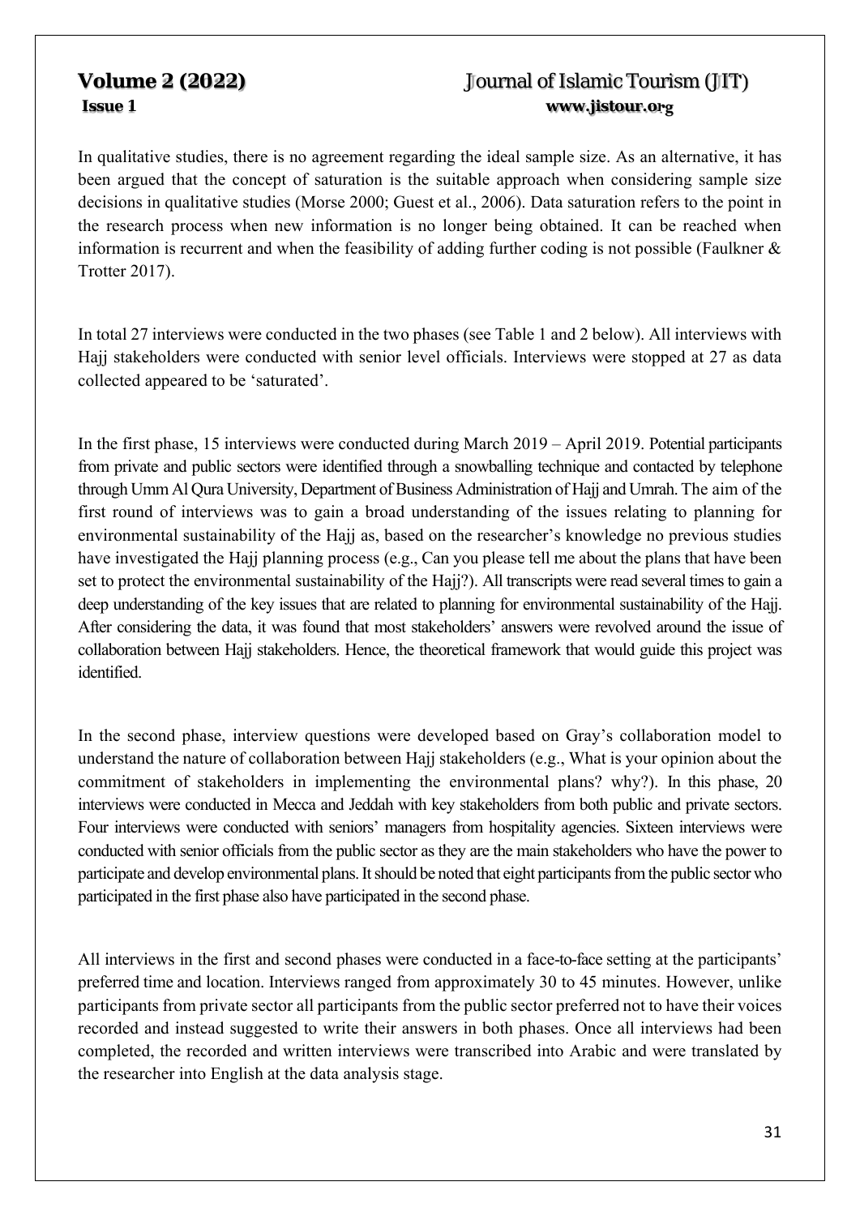In qualitative studies, there is no agreement regarding the ideal sample size. As an alternative, it has been argued that the concept of saturation is the suitable approach when considering sample size decisions in qualitative studies (Morse 2000; Guest et al., 2006). Data saturation refers to the point in the research process when new information is no longer being obtained. It can be reached when information is recurrent and when the feasibility of adding further coding is not possible (Faulkner & Trotter 2017).

In total 27 interviews were conducted in the two phases (see Table 1 and 2 below). All interviews with Hajj stakeholders were conducted with senior level officials. Interviews were stopped at 27 as data collected appeared to be 'saturated'.

In the first phase, 15 interviews were conducted during March 2019 – April 2019. Potential participants from private and public sectors were identified through a snowballing technique and contacted by telephone through Umm Al Qura University, Department of Business Administration of Hajj and Umrah. The aim of the first round of interviews was to gain a broad understanding of the issues relating to planning for environmental sustainability of the Hajj as, based on the researcher's knowledge no previous studies have investigated the Hajj planning process (e.g., Can you please tell me about the plans that have been set to protect the environmental sustainability of the Hajj?). All transcripts were read several times to gain a deep understanding of the key issues that are related to planning for environmental sustainability of the Hajj. After considering the data, it was found that most stakeholders' answers were revolved around the issue of collaboration between Hajj stakeholders. Hence, the theoretical framework that would guide this project was identified.

In the second phase, interview questions were developed based on Gray's collaboration model to understand the nature of collaboration between Hajj stakeholders (e.g., What is your opinion about the commitment of stakeholders in implementing the environmental plans? why?). In this phase, 20 interviews were conducted in Mecca and Jeddah with key stakeholders from both public and private sectors. Four interviews were conducted with seniors' managers from hospitality agencies. Sixteen interviews were conducted with senior officials from the public sector as they are the main stakeholders who have the power to participate and develop environmental plans. It should be noted that eight participants from the public sector who participated in the first phase also have participated in the second phase.

All interviews in the first and second phases were conducted in a face-to-face setting at the participants' preferred time and location. Interviews ranged from approximately 30 to 45 minutes. However, unlike participants from private sector all participants from the public sector preferred not to have their voices recorded and instead suggested to write their answers in both phases. Once all interviews had been completed, the recorded and written interviews were transcribed into Arabic and were translated by the researcher into English at the data analysis stage.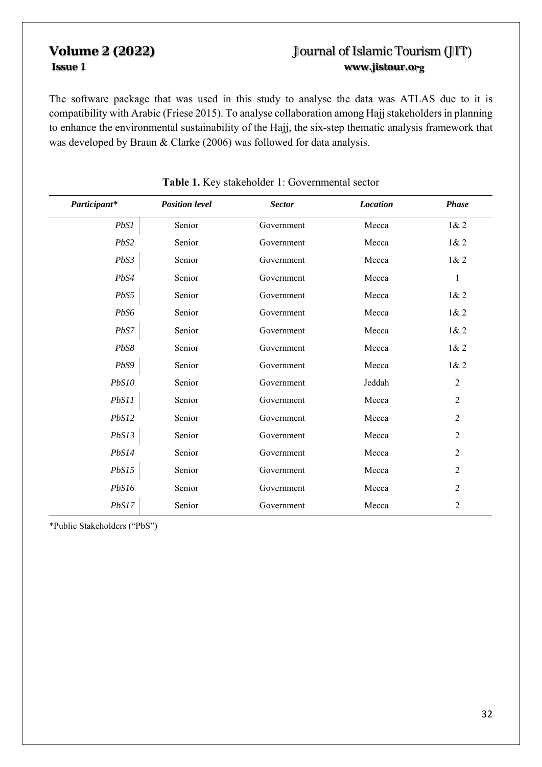The software package that was used in this study to analyse the data was ATLAS due to it is compatibility with Arabic (Friese 2015). To analyse collaboration among Hajj stakeholders in planning to enhance the environmental sustainability of the Hajj, the six-step thematic analysis framework that was developed by Braun & Clarke (2006) was followed for data analysis.

**Table 1.** Key stakeholder 1: Governmental sector

| *Participant\** | *Position level* | *Sector* | *Location* | *Phase* |
|---|---|---|---|---|
| *PbS1* | Senior | Government | Mecca | 1& 2 |
| *PbS2* | Senior | Government | Mecca | 1& 2 |
| *PbS3* | Senior | Government | Mecca | 1& 2 |
| *PbS4* | Senior | Government | Mecca | 1 |
| *PbS5* | Senior | Government | Mecca | 1& 2 |
| *PbS6* | Senior | Government | Mecca | 1& 2 |
| *PbS7* | Senior | Government | Mecca | 1& 2 |
| *PbS8* | Senior | Government | Mecca | 1& 2 |
| *PbS9* | Senior | Government | Mecca | 1& 2 |
| *PbS10* | Senior | Government | Jeddah | 2 |
| *PbS11* | Senior | Government | Mecca | 2 |
| *PbS12* | Senior | Government | Mecca | 2 |
| *PbS13* | Senior | Government | Mecca | 2 |
| *PbS14* | Senior | Government | Mecca | 2 |
| *PbS15* | Senior | Government | Mecca | 2 |
| *PbS16* | Senior | Government | Mecca | 2 |
| *PbS17* | Senior | Government | Mecca | 2 |

*Public Stakeholders ("PbS")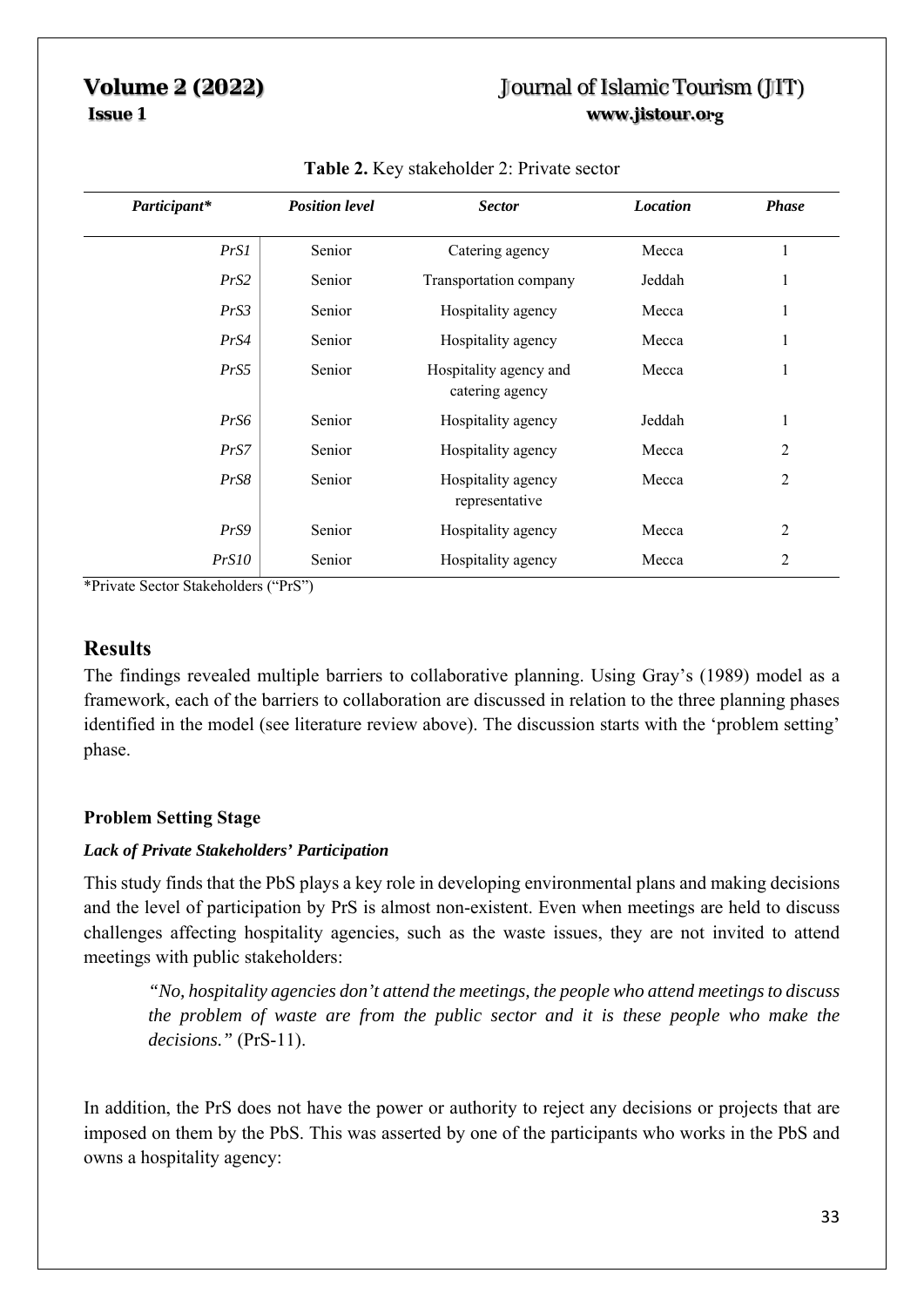**Table 2.** Key stakeholder 2: Private sector

| *Participant** | *Position level* | *Sector* | *Location* | *Phase* |
|---|---|---|---|---|
| *PrS1* | Senior | Catering agency | Mecca | 1 |
| *PrS2* | Senior | Transportation company | Jeddah | 1 |
| *PrS3* | Senior | Hospitality agency | Mecca | 1 |
| *PrS4* | Senior | Hospitality agency | Mecca | 1 |
| *PrS5* | Senior | Hospitality agency and catering agency | Mecca | 1 |
| *PrS6* | Senior | Hospitality agency | Jeddah | 1 |
| *PrS7* | Senior | Hospitality agency | Mecca | 2 |
| *PrS8* | Senior | Hospitality agency representative | Mecca | 2 |
| *PrS9* | Senior | Hospitality agency | Mecca | 2 |
| *PrS10* | Senior | Hospitality agency | Mecca | 2 |

*Private Sector Stakeholders ("PrS")

## Results

The findings revealed multiple barriers to collaborative planning. Using Gray's (1989) model as a framework, each of the barriers to collaboration are discussed in relation to the three planning phases identified in the model (see literature review above). The discussion starts with the 'problem setting' phase.

### Problem Setting Stage

#### *Lack of Private Stakeholders' Participation*

This study finds that the PbS plays a key role in developing environmental plans and making decisions and the level of participation by PrS is almost non-existent. Even when meetings are held to discuss challenges affecting hospitality agencies, such as the waste issues, they are not invited to attend meetings with public stakeholders:

> *"No, hospitality agencies don't attend the meetings, the people who attend meetings to discuss the problem of waste are from the public sector and it is these people who make the decisions."* (PrS-11).

In addition, the PrS does not have the power or authority to reject any decisions or projects that are imposed on them by the PbS. This was asserted by one of the participants who works in the PbS and owns a hospitality agency: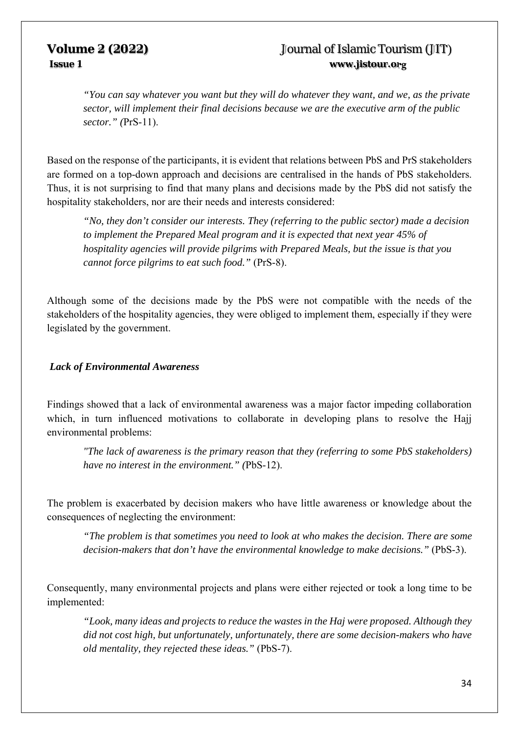> *"You can say whatever you want but they will do whatever they want, and we, as the private sector, will implement their final decisions because we are the executive arm of the public sector." (*PrS-11).

Based on the response of the participants, it is evident that relations between PbS and PrS stakeholders are formed on a top-down approach and decisions are centralised in the hands of PbS stakeholders. Thus, it is not surprising to find that many plans and decisions made by the PbS did not satisfy the hospitality stakeholders, nor are their needs and interests considered:

> *"No, they don't consider our interests. They (referring to the public sector) made a decision to implement the Prepared Meal program and it is expected that next year 45% of hospitality agencies will provide pilgrims with Prepared Meals, but the issue is that you cannot force pilgrims to eat such food."* (PrS-8).

Although some of the decisions made by the PbS were not compatible with the needs of the stakeholders of the hospitality agencies, they were obliged to implement them, especially if they were legislated by the government.

***Lack of Environmental Awareness***

Findings showed that a lack of environmental awareness was a major factor impeding collaboration which, in turn influenced motivations to collaborate in developing plans to resolve the Hajj environmental problems:

> *"The lack of awareness is the primary reason that they (referring to some PbS stakeholders) have no interest in the environment." (*PbS-12).

The problem is exacerbated by decision makers who have little awareness or knowledge about the consequences of neglecting the environment:

> *"The problem is that sometimes you need to look at who makes the decision. There are some decision-makers that don't have the environmental knowledge to make decisions."* (PbS-3).

Consequently, many environmental projects and plans were either rejected or took a long time to be implemented:

> *"Look, many ideas and projects to reduce the wastes in the Haj were proposed. Although they did not cost high, but unfortunately, unfortunately, there are some decision-makers who have old mentality, they rejected these ideas."* (PbS-7).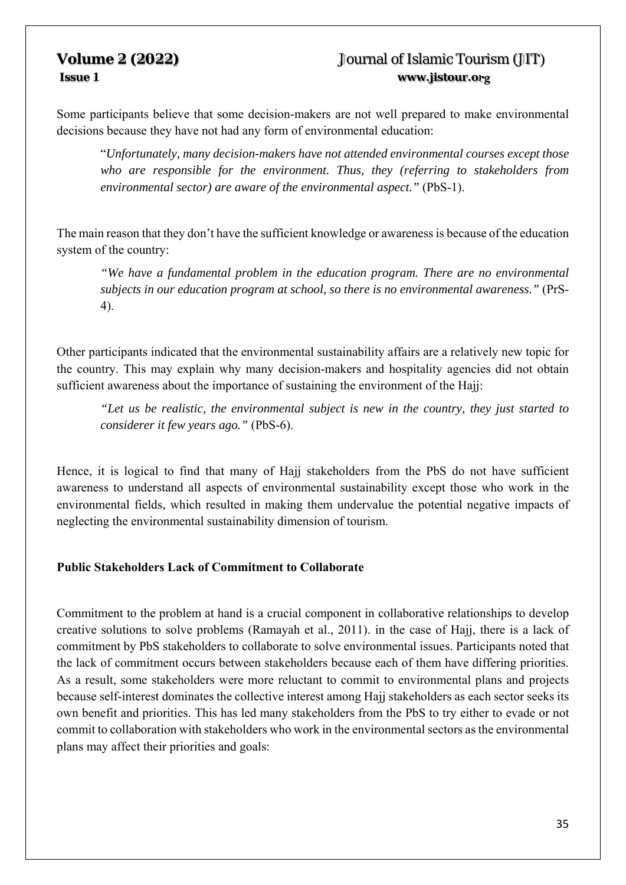Some participants believe that some decision-makers are not well prepared to make environmental decisions because they have not had any form of environmental education:

> "*Unfortunately, many decision-makers have not attended environmental courses except those who are responsible for the environment. Thus, they (referring to stakeholders from environmental sector) are aware of the environmental aspect."* (PbS-1).

The main reason that they don't have the sufficient knowledge or awareness is because of the education system of the country:

> *"We have a fundamental problem in the education program. There are no environmental subjects in our education program at school, so there is no environmental awareness."* (PrS-4).

Other participants indicated that the environmental sustainability affairs are a relatively new topic for the country. This may explain why many decision-makers and hospitality agencies did not obtain sufficient awareness about the importance of sustaining the environment of the Hajj:

> *"Let us be realistic, the environmental subject is new in the country, they just started to considerer it few years ago."* (PbS-6).

Hence, it is logical to find that many of Hajj stakeholders from the PbS do not have sufficient awareness to understand all aspects of environmental sustainability except those who work in the environmental fields, which resulted in making them undervalue the potential negative impacts of neglecting the environmental sustainability dimension of tourism.

### Public Stakeholders Lack of Commitment to Collaborate

Commitment to the problem at hand is a crucial component in collaborative relationships to develop creative solutions to solve problems (Ramayah et al., 2011). in the case of Hajj, there is a lack of commitment by PbS stakeholders to collaborate to solve environmental issues. Participants noted that the lack of commitment occurs between stakeholders because each of them have differing priorities. As a result, some stakeholders were more reluctant to commit to environmental plans and projects because self-interest dominates the collective interest among Hajj stakeholders as each sector seeks its own benefit and priorities. This has led many stakeholders from the PbS to try either to evade or not commit to collaboration with stakeholders who work in the environmental sectors as the environmental plans may affect their priorities and goals: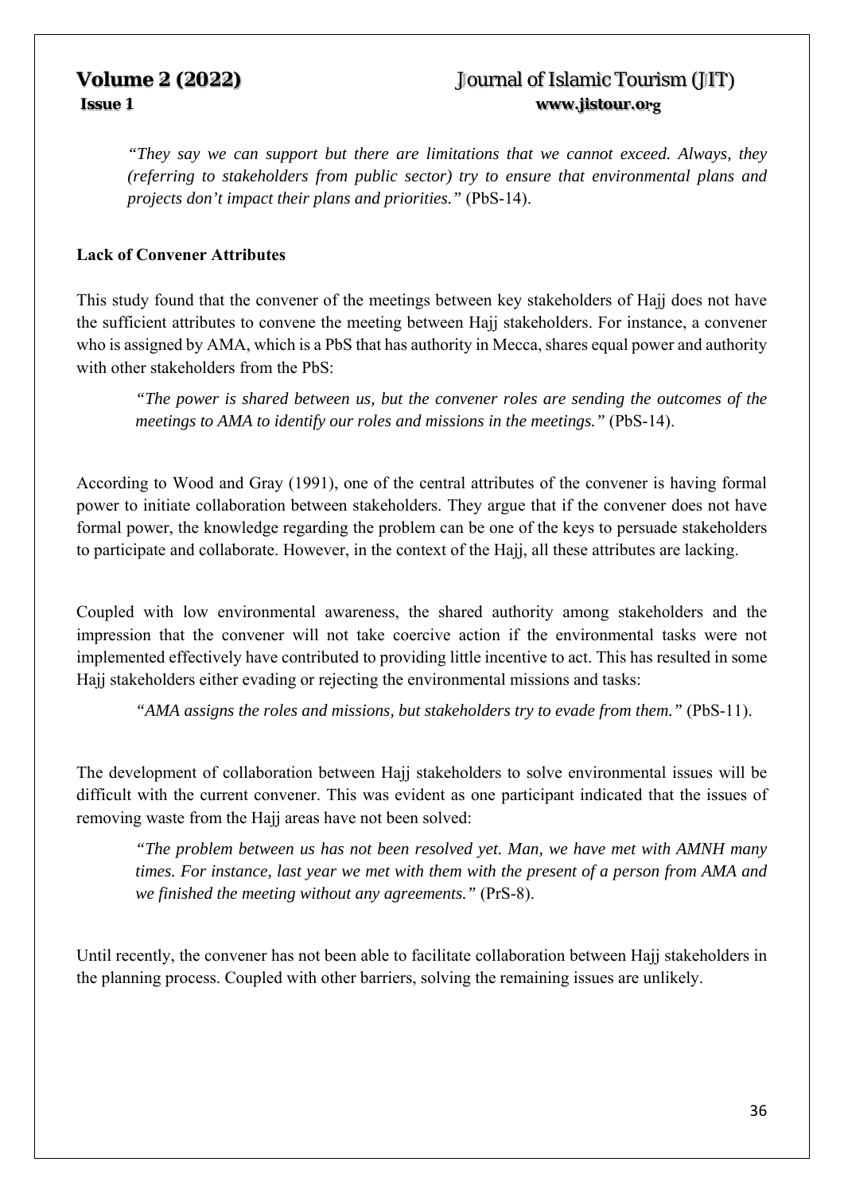*"They say we can support but there are limitations that we cannot exceed. Always, they (referring to stakeholders from public sector) try to ensure that environmental plans and projects don't impact their plans and priorities."* (PbS-14).

**Lack of Convener Attributes**

This study found that the convener of the meetings between key stakeholders of Hajj does not have the sufficient attributes to convene the meeting between Hajj stakeholders. For instance, a convener who is assigned by AMA, which is a PbS that has authority in Mecca, shares equal power and authority with other stakeholders from the PbS:

*"The power is shared between us, but the convener roles are sending the outcomes of the meetings to AMA to identify our roles and missions in the meetings."* (PbS-14).

According to Wood and Gray (1991), one of the central attributes of the convener is having formal power to initiate collaboration between stakeholders. They argue that if the convener does not have formal power, the knowledge regarding the problem can be one of the keys to persuade stakeholders to participate and collaborate. However, in the context of the Hajj, all these attributes are lacking.

Coupled with low environmental awareness, the shared authority among stakeholders and the impression that the convener will not take coercive action if the environmental tasks were not implemented effectively have contributed to providing little incentive to act. This has resulted in some Hajj stakeholders either evading or rejecting the environmental missions and tasks:

*"AMA assigns the roles and missions, but stakeholders try to evade from them."* (PbS-11).

The development of collaboration between Hajj stakeholders to solve environmental issues will be difficult with the current convener. This was evident as one participant indicated that the issues of removing waste from the Hajj areas have not been solved:

*"The problem between us has not been resolved yet. Man, we have met with AMNH many times. For instance, last year we met with them with the present of a person from AMA and we finished the meeting without any agreements."* (PrS-8).

Until recently, the convener has not been able to facilitate collaboration between Hajj stakeholders in the planning process. Coupled with other barriers, solving the remaining issues are unlikely.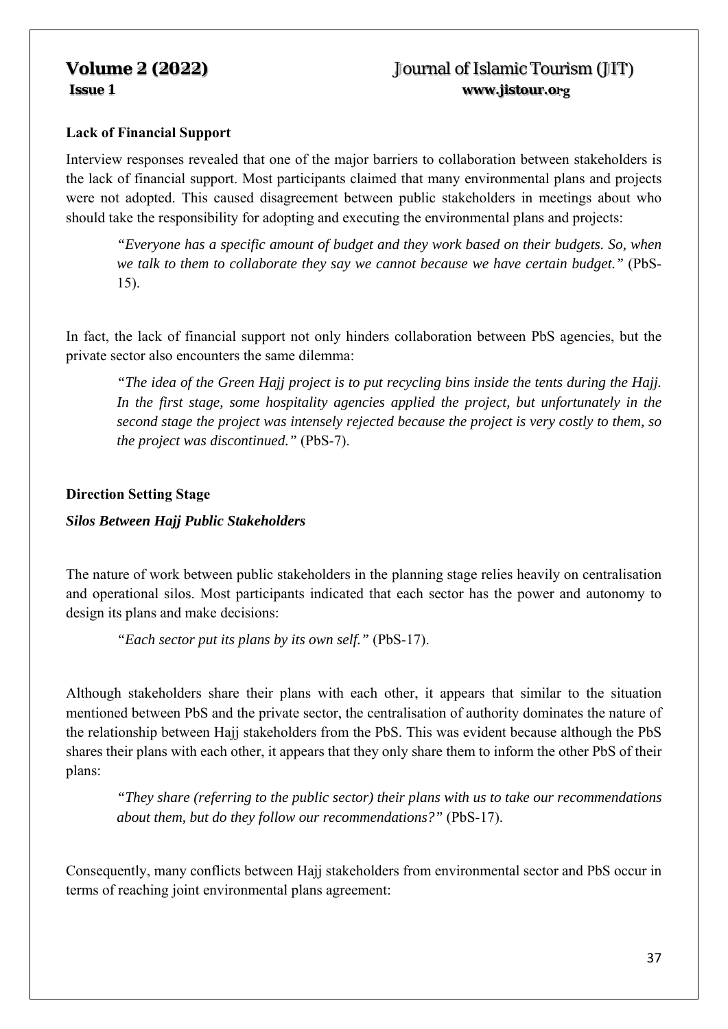### Lack of Financial Support

Interview responses revealed that one of the major barriers to collaboration between stakeholders is the lack of financial support. Most participants claimed that many environmental plans and projects were not adopted. This caused disagreement between public stakeholders in meetings about who should take the responsibility for adopting and executing the environmental plans and projects:

> *"Everyone has a specific amount of budget and they work based on their budgets. So, when we talk to them to collaborate they say we cannot because we have certain budget."* (PbS-15).

In fact, the lack of financial support not only hinders collaboration between PbS agencies, but the private sector also encounters the same dilemma:

> *"The idea of the Green Hajj project is to put recycling bins inside the tents during the Hajj. In the first stage, some hospitality agencies applied the project, but unfortunately in the second stage the project was intensely rejected because the project is very costly to them, so the project was discontinued."* (PbS-7).

### Direction Setting Stage

#### *Silos Between Hajj Public Stakeholders*

The nature of work between public stakeholders in the planning stage relies heavily on centralisation and operational silos. Most participants indicated that each sector has the power and autonomy to design its plans and make decisions:

> *"Each sector put its plans by its own self."* (PbS-17).

Although stakeholders share their plans with each other, it appears that similar to the situation mentioned between PbS and the private sector, the centralisation of authority dominates the nature of the relationship between Hajj stakeholders from the PbS. This was evident because although the PbS shares their plans with each other, it appears that they only share them to inform the other PbS of their plans:

> *"They share (referring to the public sector) their plans with us to take our recommendations about them, but do they follow our recommendations?"* (PbS-17).

Consequently, many conflicts between Hajj stakeholders from environmental sector and PbS occur in terms of reaching joint environmental plans agreement: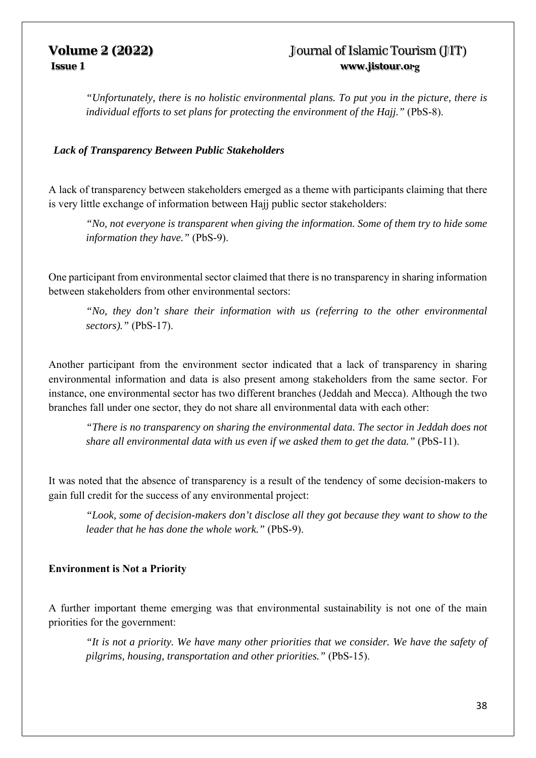> *"Unfortunately, there is no holistic environmental plans. To put you in the picture, there is individual efforts to set plans for protecting the environment of the Hajj."* (PbS-8).

### *Lack of Transparency Between Public Stakeholders*

A lack of transparency between stakeholders emerged as a theme with participants claiming that there is very little exchange of information between Hajj public sector stakeholders:

> *"No, not everyone is transparent when giving the information. Some of them try to hide some information they have."* (PbS-9).

One participant from environmental sector claimed that there is no transparency in sharing information between stakeholders from other environmental sectors:

> *"No, they don't share their information with us (referring to the other environmental sectors)."* (PbS-17).

Another participant from the environment sector indicated that a lack of transparency in sharing environmental information and data is also present among stakeholders from the same sector. For instance, one environmental sector has two different branches (Jeddah and Mecca). Although the two branches fall under one sector, they do not share all environmental data with each other:

> *"There is no transparency on sharing the environmental data. The sector in Jeddah does not share all environmental data with us even if we asked them to get the data."* (PbS-11).

It was noted that the absence of transparency is a result of the tendency of some decision-makers to gain full credit for the success of any environmental project:

> *"Look, some of decision-makers don't disclose all they got because they want to show to the leader that he has done the whole work."* (PbS-9).

### **Environment is Not a Priority**

A further important theme emerging was that environmental sustainability is not one of the main priorities for the government:

> *"It is not a priority. We have many other priorities that we consider. We have the safety of pilgrims, housing, transportation and other priorities."* (PbS-15).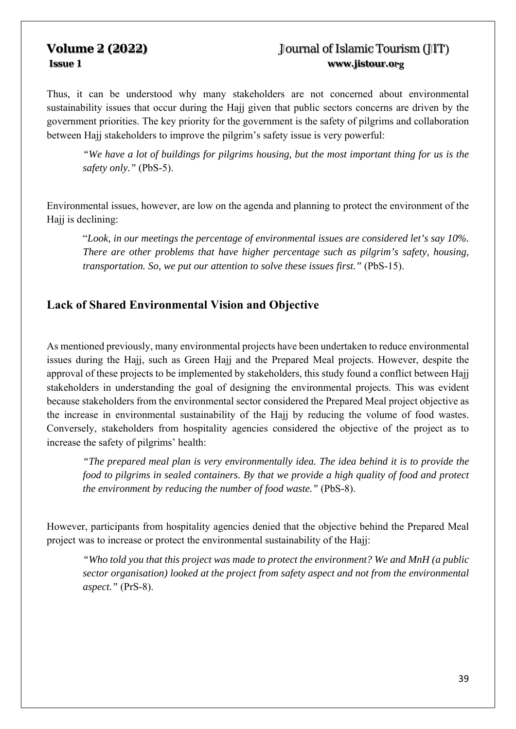Thus, it can be understood why many stakeholders are not concerned about environmental sustainability issues that occur during the Hajj given that public sectors concerns are driven by the government priorities. The key priority for the government is the safety of pilgrims and collaboration between Hajj stakeholders to improve the pilgrim's safety issue is very powerful:

> *"We have a lot of buildings for pilgrims housing, but the most important thing for us is the safety only."* (PbS-5).

Environmental issues, however, are low on the agenda and planning to protect the environment of the Hajj is declining:

> "*Look, in our meetings the percentage of environmental issues are considered let's say 10%. There are other problems that have higher percentage such as pilgrim's safety, housing, transportation. So, we put our attention to solve these issues first."* (PbS-15).

## Lack of Shared Environmental Vision and Objective

As mentioned previously, many environmental projects have been undertaken to reduce environmental issues during the Hajj, such as Green Hajj and the Prepared Meal projects. However, despite the approval of these projects to be implemented by stakeholders, this study found a conflict between Hajj stakeholders in understanding the goal of designing the environmental projects. This was evident because stakeholders from the environmental sector considered the Prepared Meal project objective as the increase in environmental sustainability of the Hajj by reducing the volume of food wastes. Conversely, stakeholders from hospitality agencies considered the objective of the project as to increase the safety of pilgrims' health:

> *"The prepared meal plan is very environmentally idea. The idea behind it is to provide the food to pilgrims in sealed containers. By that we provide a high quality of food and protect the environment by reducing the number of food waste."* (PbS-8).

However, participants from hospitality agencies denied that the objective behind the Prepared Meal project was to increase or protect the environmental sustainability of the Hajj:

> *"Who told you that this project was made to protect the environment? We and MnH (a public sector organisation) looked at the project from safety aspect and not from the environmental aspect."* (PrS-8).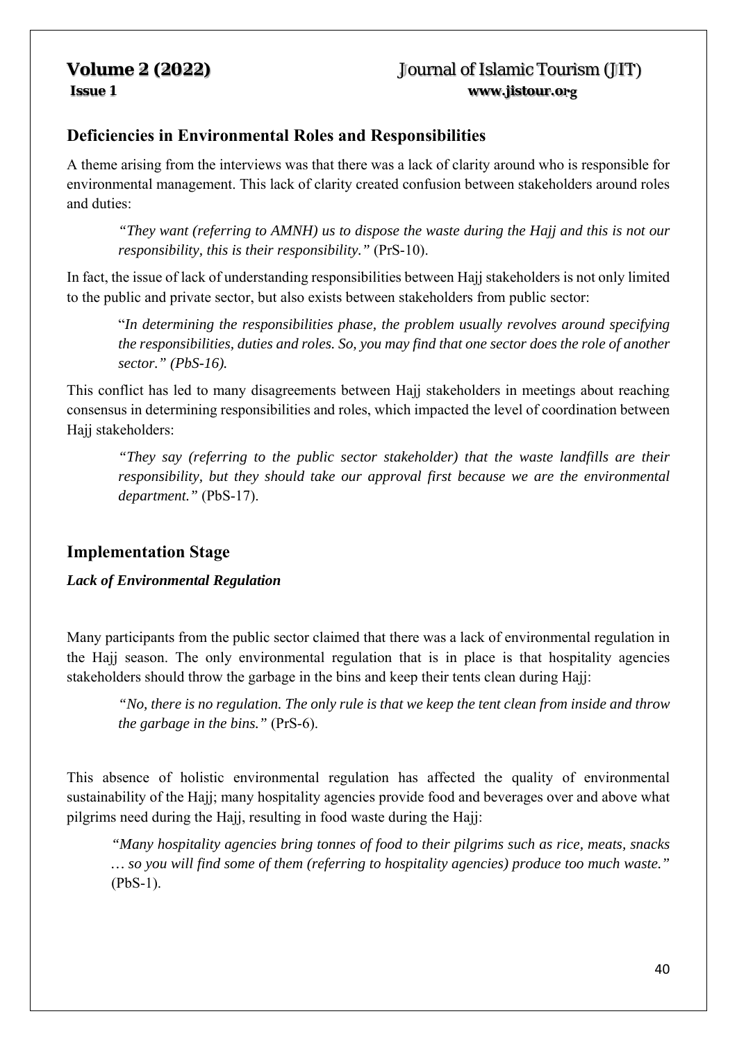## Deficiencies in Environmental Roles and Responsibilities

A theme arising from the interviews was that there was a lack of clarity around who is responsible for environmental management. This lack of clarity created confusion between stakeholders around roles and duties:

> *"They want (referring to AMNH) us to dispose the waste during the Hajj and this is not our responsibility, this is their responsibility."* (PrS-10).

In fact, the issue of lack of understanding responsibilities between Hajj stakeholders is not only limited to the public and private sector, but also exists between stakeholders from public sector:

> "*In determining the responsibilities phase, the problem usually revolves around specifying the responsibilities, duties and roles. So, you may find that one sector does the role of another sector." (PbS-16).*

This conflict has led to many disagreements between Hajj stakeholders in meetings about reaching consensus in determining responsibilities and roles, which impacted the level of coordination between Hajj stakeholders:

> *"They say (referring to the public sector stakeholder) that the waste landfills are their responsibility, but they should take our approval first because we are the environmental department."* (PbS-17).

## Implementation Stage

### *Lack of Environmental Regulation*

Many participants from the public sector claimed that there was a lack of environmental regulation in the Hajj season. The only environmental regulation that is in place is that hospitality agencies stakeholders should throw the garbage in the bins and keep their tents clean during Hajj:

> *"No, there is no regulation. The only rule is that we keep the tent clean from inside and throw the garbage in the bins."* (PrS-6).

This absence of holistic environmental regulation has affected the quality of environmental sustainability of the Hajj; many hospitality agencies provide food and beverages over and above what pilgrims need during the Hajj, resulting in food waste during the Hajj:

> *"Many hospitality agencies bring tonnes of food to their pilgrims such as rice, meats, snacks … so you will find some of them (referring to hospitality agencies) produce too much waste."* (PbS-1).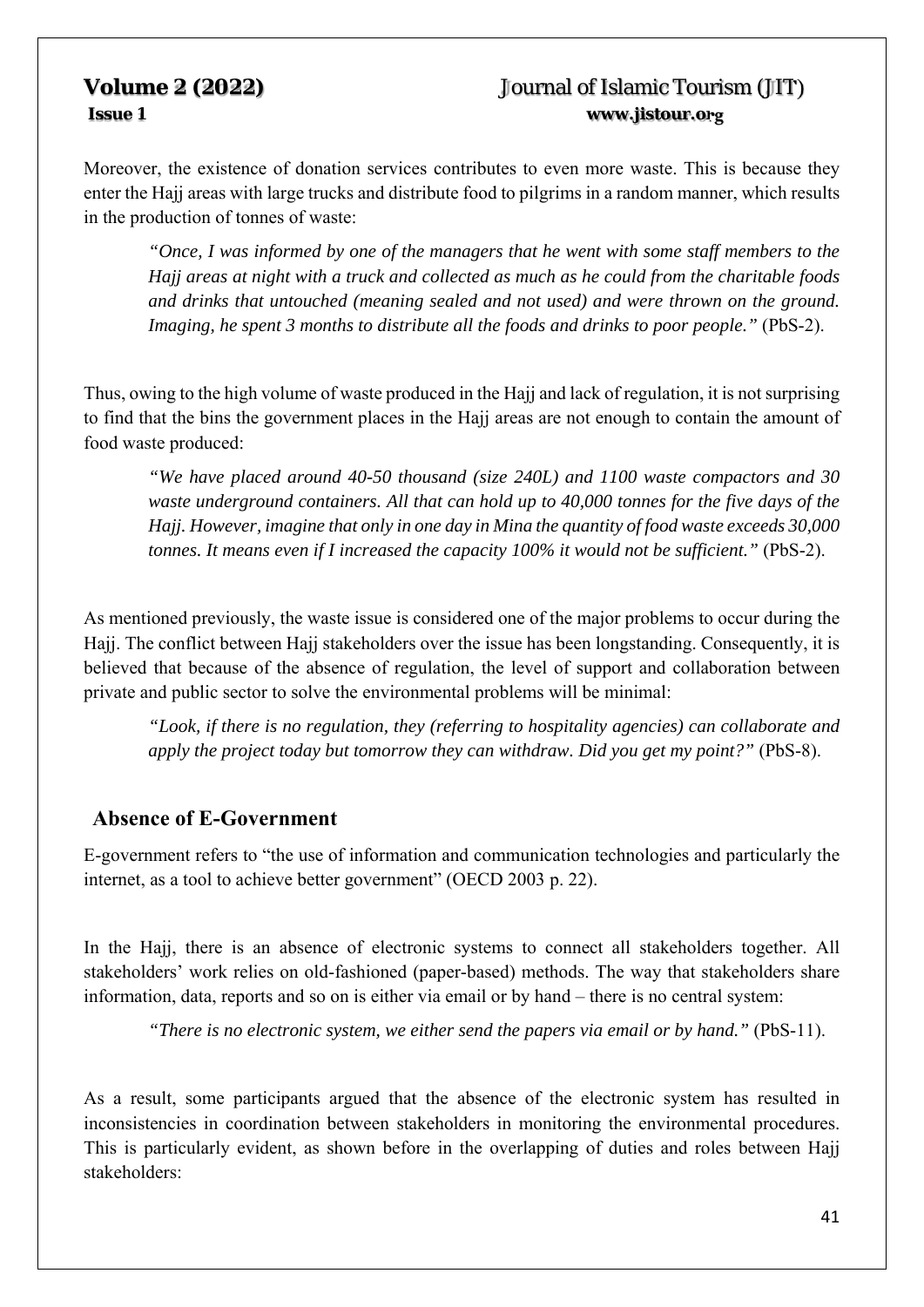Moreover, the existence of donation services contributes to even more waste. This is because they enter the Hajj areas with large trucks and distribute food to pilgrims in a random manner, which results in the production of tonnes of waste:

> *"Once, I was informed by one of the managers that he went with some staff members to the Hajj areas at night with a truck and collected as much as he could from the charitable foods and drinks that untouched (meaning sealed and not used) and were thrown on the ground. Imaging, he spent 3 months to distribute all the foods and drinks to poor people."* (PbS-2).

Thus, owing to the high volume of waste produced in the Hajj and lack of regulation, it is not surprising to find that the bins the government places in the Hajj areas are not enough to contain the amount of food waste produced:

> *"We have placed around 40-50 thousand (size 240L) and 1100 waste compactors and 30 waste underground containers. All that can hold up to 40,000 tonnes for the five days of the Hajj. However, imagine that only in one day in Mina the quantity of food waste exceeds 30,000 tonnes. It means even if I increased the capacity 100% it would not be sufficient."* (PbS-2).

As mentioned previously, the waste issue is considered one of the major problems to occur during the Hajj. The conflict between Hajj stakeholders over the issue has been longstanding. Consequently, it is believed that because of the absence of regulation, the level of support and collaboration between private and public sector to solve the environmental problems will be minimal:

> *"Look, if there is no regulation, they (referring to hospitality agencies) can collaborate and apply the project today but tomorrow they can withdraw. Did you get my point?"* (PbS-8).

## Absence of E-Government

E-government refers to "the use of information and communication technologies and particularly the internet, as a tool to achieve better government" (OECD 2003 p. 22).

In the Hajj, there is an absence of electronic systems to connect all stakeholders together. All stakeholders' work relies on old-fashioned (paper-based) methods. The way that stakeholders share information, data, reports and so on is either via email or by hand – there is no central system:

> *"There is no electronic system, we either send the papers via email or by hand."* (PbS-11).

As a result, some participants argued that the absence of the electronic system has resulted in inconsistencies in coordination between stakeholders in monitoring the environmental procedures. This is particularly evident, as shown before in the overlapping of duties and roles between Hajj stakeholders: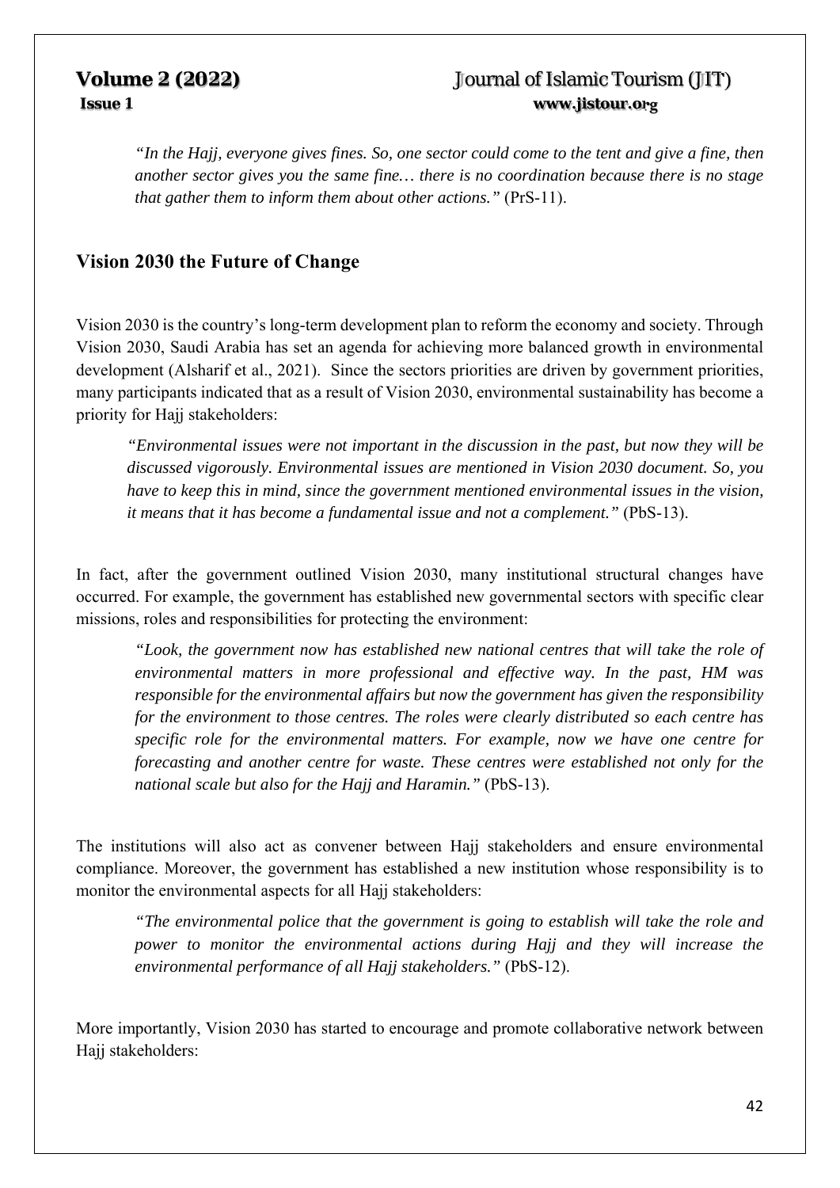*"In the Hajj, everyone gives fines. So, one sector could come to the tent and give a fine, then another sector gives you the same fine… there is no coordination because there is no stage that gather them to inform them about other actions."* (PrS-11).

## Vision 2030 the Future of Change

Vision 2030 is the country's long-term development plan to reform the economy and society. Through Vision 2030, Saudi Arabia has set an agenda for achieving more balanced growth in environmental development (Alsharif et al., 2021). Since the sectors priorities are driven by government priorities, many participants indicated that as a result of Vision 2030, environmental sustainability has become a priority for Hajj stakeholders:

> *"Environmental issues were not important in the discussion in the past, but now they will be discussed vigorously. Environmental issues are mentioned in Vision 2030 document. So, you have to keep this in mind, since the government mentioned environmental issues in the vision, it means that it has become a fundamental issue and not a complement."* (PbS-13).

In fact, after the government outlined Vision 2030, many institutional structural changes have occurred. For example, the government has established new governmental sectors with specific clear missions, roles and responsibilities for protecting the environment:

> *"Look, the government now has established new national centres that will take the role of environmental matters in more professional and effective way. In the past, HM was responsible for the environmental affairs but now the government has given the responsibility for the environment to those centres. The roles were clearly distributed so each centre has specific role for the environmental matters. For example, now we have one centre for forecasting and another centre for waste. These centres were established not only for the national scale but also for the Hajj and Haramin."* (PbS-13).

The institutions will also act as convener between Hajj stakeholders and ensure environmental compliance. Moreover, the government has established a new institution whose responsibility is to monitor the environmental aspects for all Hajj stakeholders:

> *"The environmental police that the government is going to establish will take the role and power to monitor the environmental actions during Hajj and they will increase the environmental performance of all Hajj stakeholders."* (PbS-12).

More importantly, Vision 2030 has started to encourage and promote collaborative network between Hajj stakeholders: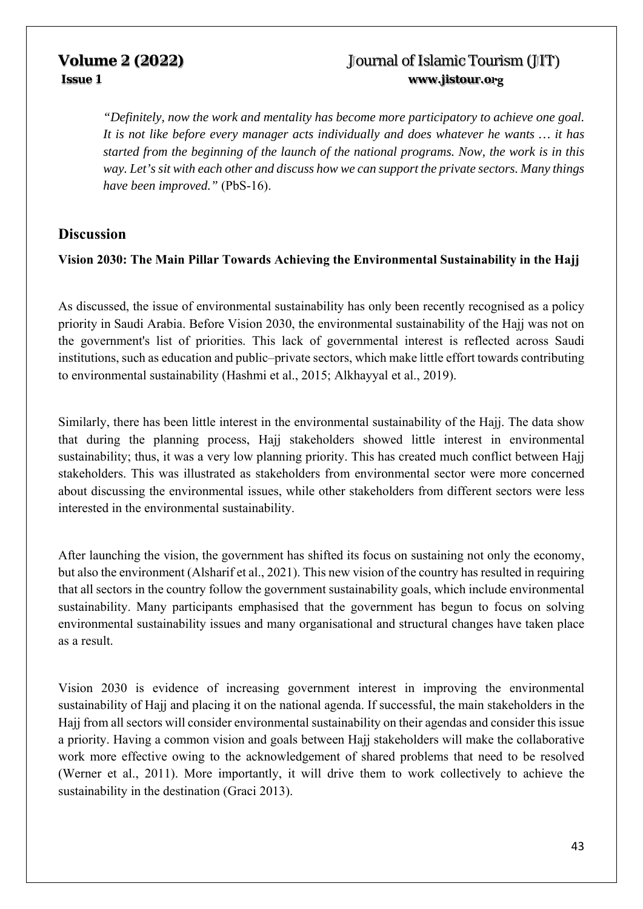*"Definitely, now the work and mentality has become more participatory to achieve one goal. It is not like before every manager acts individually and does whatever he wants … it has started from the beginning of the launch of the national programs. Now, the work is in this way. Let's sit with each other and discuss how we can support the private sectors. Many things have been improved."* (PbS-16).

## Discussion

### Vision 2030: The Main Pillar Towards Achieving the Environmental Sustainability in the Hajj

As discussed, the issue of environmental sustainability has only been recently recognised as a policy priority in Saudi Arabia. Before Vision 2030, the environmental sustainability of the Hajj was not on the government's list of priorities. This lack of governmental interest is reflected across Saudi institutions, such as education and public–private sectors, which make little effort towards contributing to environmental sustainability (Hashmi et al., 2015; Alkhayyal et al., 2019).

Similarly, there has been little interest in the environmental sustainability of the Hajj. The data show that during the planning process, Hajj stakeholders showed little interest in environmental sustainability; thus, it was a very low planning priority. This has created much conflict between Hajj stakeholders. This was illustrated as stakeholders from environmental sector were more concerned about discussing the environmental issues, while other stakeholders from different sectors were less interested in the environmental sustainability.

After launching the vision, the government has shifted its focus on sustaining not only the economy, but also the environment (Alsharif et al., 2021). This new vision of the country has resulted in requiring that all sectors in the country follow the government sustainability goals, which include environmental sustainability. Many participants emphasised that the government has begun to focus on solving environmental sustainability issues and many organisational and structural changes have taken place as a result.

Vision 2030 is evidence of increasing government interest in improving the environmental sustainability of Hajj and placing it on the national agenda. If successful, the main stakeholders in the Hajj from all sectors will consider environmental sustainability on their agendas and consider this issue a priority. Having a common vision and goals between Hajj stakeholders will make the collaborative work more effective owing to the acknowledgement of shared problems that need to be resolved (Werner et al., 2011). More importantly, it will drive them to work collectively to achieve the sustainability in the destination (Graci 2013).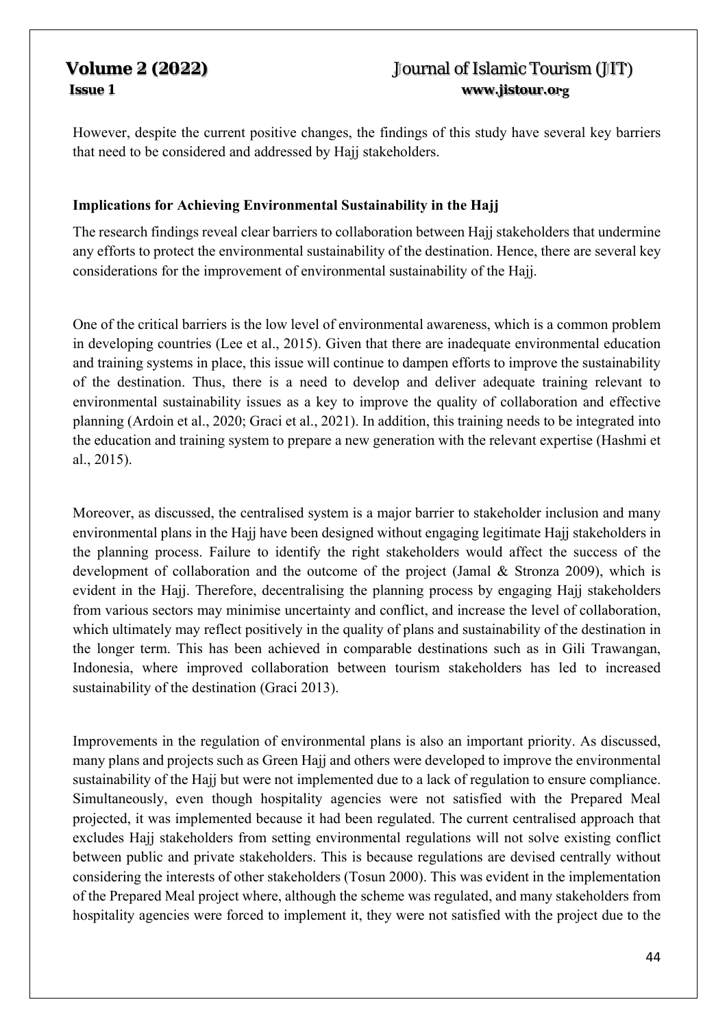However, despite the current positive changes, the findings of this study have several key barriers that need to be considered and addressed by Hajj stakeholders.

### Implications for Achieving Environmental Sustainability in the Hajj

The research findings reveal clear barriers to collaboration between Hajj stakeholders that undermine any efforts to protect the environmental sustainability of the destination. Hence, there are several key considerations for the improvement of environmental sustainability of the Hajj.

One of the critical barriers is the low level of environmental awareness, which is a common problem in developing countries (Lee et al., 2015). Given that there are inadequate environmental education and training systems in place, this issue will continue to dampen efforts to improve the sustainability of the destination. Thus, there is a need to develop and deliver adequate training relevant to environmental sustainability issues as a key to improve the quality of collaboration and effective planning (Ardoin et al., 2020; Graci et al., 2021). In addition, this training needs to be integrated into the education and training system to prepare a new generation with the relevant expertise (Hashmi et al., 2015).

Moreover, as discussed, the centralised system is a major barrier to stakeholder inclusion and many environmental plans in the Hajj have been designed without engaging legitimate Hajj stakeholders in the planning process. Failure to identify the right stakeholders would affect the success of the development of collaboration and the outcome of the project (Jamal & Stronza 2009), which is evident in the Hajj. Therefore, decentralising the planning process by engaging Hajj stakeholders from various sectors may minimise uncertainty and conflict, and increase the level of collaboration, which ultimately may reflect positively in the quality of plans and sustainability of the destination in the longer term. This has been achieved in comparable destinations such as in Gili Trawangan, Indonesia, where improved collaboration between tourism stakeholders has led to increased sustainability of the destination (Graci 2013).

Improvements in the regulation of environmental plans is also an important priority. As discussed, many plans and projects such as Green Hajj and others were developed to improve the environmental sustainability of the Hajj but were not implemented due to a lack of regulation to ensure compliance. Simultaneously, even though hospitality agencies were not satisfied with the Prepared Meal projected, it was implemented because it had been regulated. The current centralised approach that excludes Hajj stakeholders from setting environmental regulations will not solve existing conflict between public and private stakeholders. This is because regulations are devised centrally without considering the interests of other stakeholders (Tosun 2000). This was evident in the implementation of the Prepared Meal project where, although the scheme was regulated, and many stakeholders from hospitality agencies were forced to implement it, they were not satisfied with the project due to the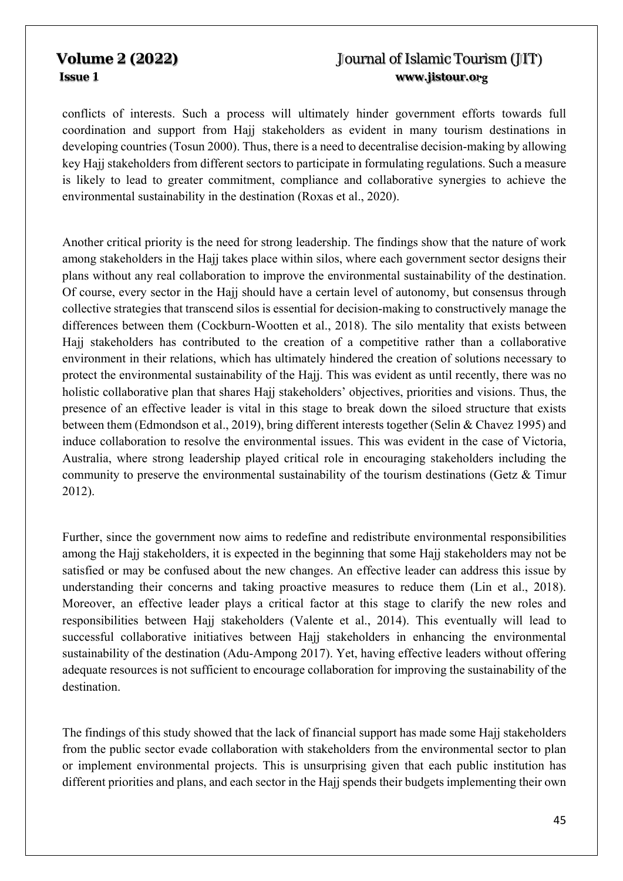conflicts of interests. Such a process will ultimately hinder government efforts towards full coordination and support from Hajj stakeholders as evident in many tourism destinations in developing countries (Tosun 2000). Thus, there is a need to decentralise decision-making by allowing key Hajj stakeholders from different sectors to participate in formulating regulations. Such a measure is likely to lead to greater commitment, compliance and collaborative synergies to achieve the environmental sustainability in the destination (Roxas et al., 2020).

Another critical priority is the need for strong leadership. The findings show that the nature of work among stakeholders in the Hajj takes place within silos, where each government sector designs their plans without any real collaboration to improve the environmental sustainability of the destination. Of course, every sector in the Hajj should have a certain level of autonomy, but consensus through collective strategies that transcend silos is essential for decision-making to constructively manage the differences between them (Cockburn-Wootten et al., 2018). The silo mentality that exists between Hajj stakeholders has contributed to the creation of a competitive rather than a collaborative environment in their relations, which has ultimately hindered the creation of solutions necessary to protect the environmental sustainability of the Hajj. This was evident as until recently, there was no holistic collaborative plan that shares Hajj stakeholders' objectives, priorities and visions. Thus, the presence of an effective leader is vital in this stage to break down the siloed structure that exists between them (Edmondson et al., 2019), bring different interests together (Selin & Chavez 1995) and induce collaboration to resolve the environmental issues. This was evident in the case of Victoria, Australia, where strong leadership played critical role in encouraging stakeholders including the community to preserve the environmental sustainability of the tourism destinations (Getz & Timur 2012).

Further, since the government now aims to redefine and redistribute environmental responsibilities among the Hajj stakeholders, it is expected in the beginning that some Hajj stakeholders may not be satisfied or may be confused about the new changes. An effective leader can address this issue by understanding their concerns and taking proactive measures to reduce them (Lin et al., 2018). Moreover, an effective leader plays a critical factor at this stage to clarify the new roles and responsibilities between Hajj stakeholders (Valente et al., 2014). This eventually will lead to successful collaborative initiatives between Hajj stakeholders in enhancing the environmental sustainability of the destination (Adu-Ampong 2017). Yet, having effective leaders without offering adequate resources is not sufficient to encourage collaboration for improving the sustainability of the destination.

The findings of this study showed that the lack of financial support has made some Hajj stakeholders from the public sector evade collaboration with stakeholders from the environmental sector to plan or implement environmental projects. This is unsurprising given that each public institution has different priorities and plans, and each sector in the Hajj spends their budgets implementing their own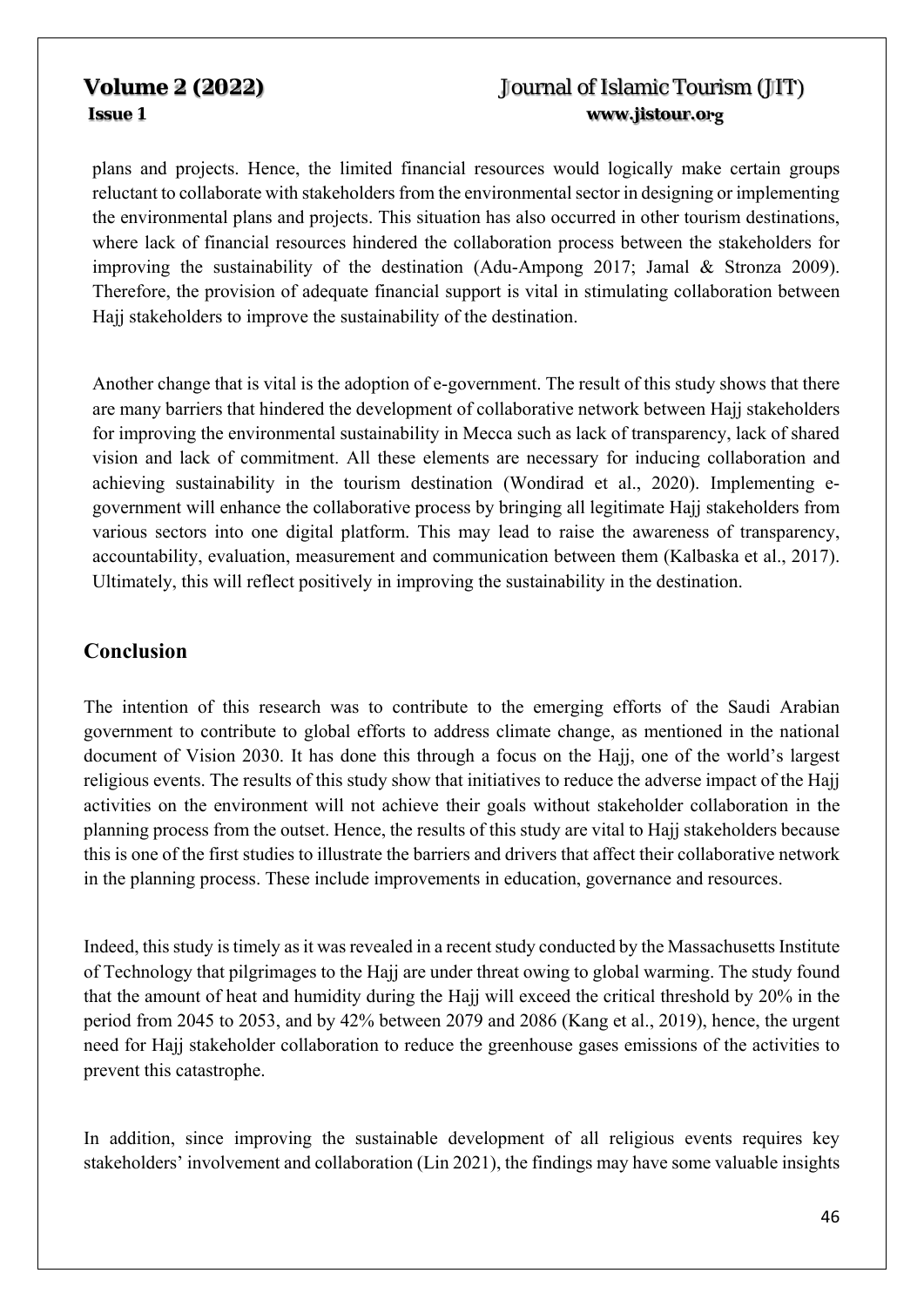plans and projects. Hence, the limited financial resources would logically make certain groups reluctant to collaborate with stakeholders from the environmental sector in designing or implementing the environmental plans and projects. This situation has also occurred in other tourism destinations, where lack of financial resources hindered the collaboration process between the stakeholders for improving the sustainability of the destination (Adu-Ampong 2017; Jamal & Stronza 2009). Therefore, the provision of adequate financial support is vital in stimulating collaboration between Hajj stakeholders to improve the sustainability of the destination.

Another change that is vital is the adoption of e-government. The result of this study shows that there are many barriers that hindered the development of collaborative network between Hajj stakeholders for improving the environmental sustainability in Mecca such as lack of transparency, lack of shared vision and lack of commitment. All these elements are necessary for inducing collaboration and achieving sustainability in the tourism destination (Wondirad et al., 2020). Implementing e-government will enhance the collaborative process by bringing all legitimate Hajj stakeholders from various sectors into one digital platform. This may lead to raise the awareness of transparency, accountability, evaluation, measurement and communication between them (Kalbaska et al., 2017). Ultimately, this will reflect positively in improving the sustainability in the destination.

## Conclusion

The intention of this research was to contribute to the emerging efforts of the Saudi Arabian government to contribute to global efforts to address climate change, as mentioned in the national document of Vision 2030. It has done this through a focus on the Hajj, one of the world's largest religious events. The results of this study show that initiatives to reduce the adverse impact of the Hajj activities on the environment will not achieve their goals without stakeholder collaboration in the planning process from the outset. Hence, the results of this study are vital to Hajj stakeholders because this is one of the first studies to illustrate the barriers and drivers that affect their collaborative network in the planning process. These include improvements in education, governance and resources.

Indeed, this study is timely as it was revealed in a recent study conducted by the Massachusetts Institute of Technology that pilgrimages to the Hajj are under threat owing to global warming. The study found that the amount of heat and humidity during the Hajj will exceed the critical threshold by 20% in the period from 2045 to 2053, and by 42% between 2079 and 2086 (Kang et al., 2019), hence, the urgent need for Hajj stakeholder collaboration to reduce the greenhouse gases emissions of the activities to prevent this catastrophe.

In addition, since improving the sustainable development of all religious events requires key stakeholders' involvement and collaboration (Lin 2021), the findings may have some valuable insights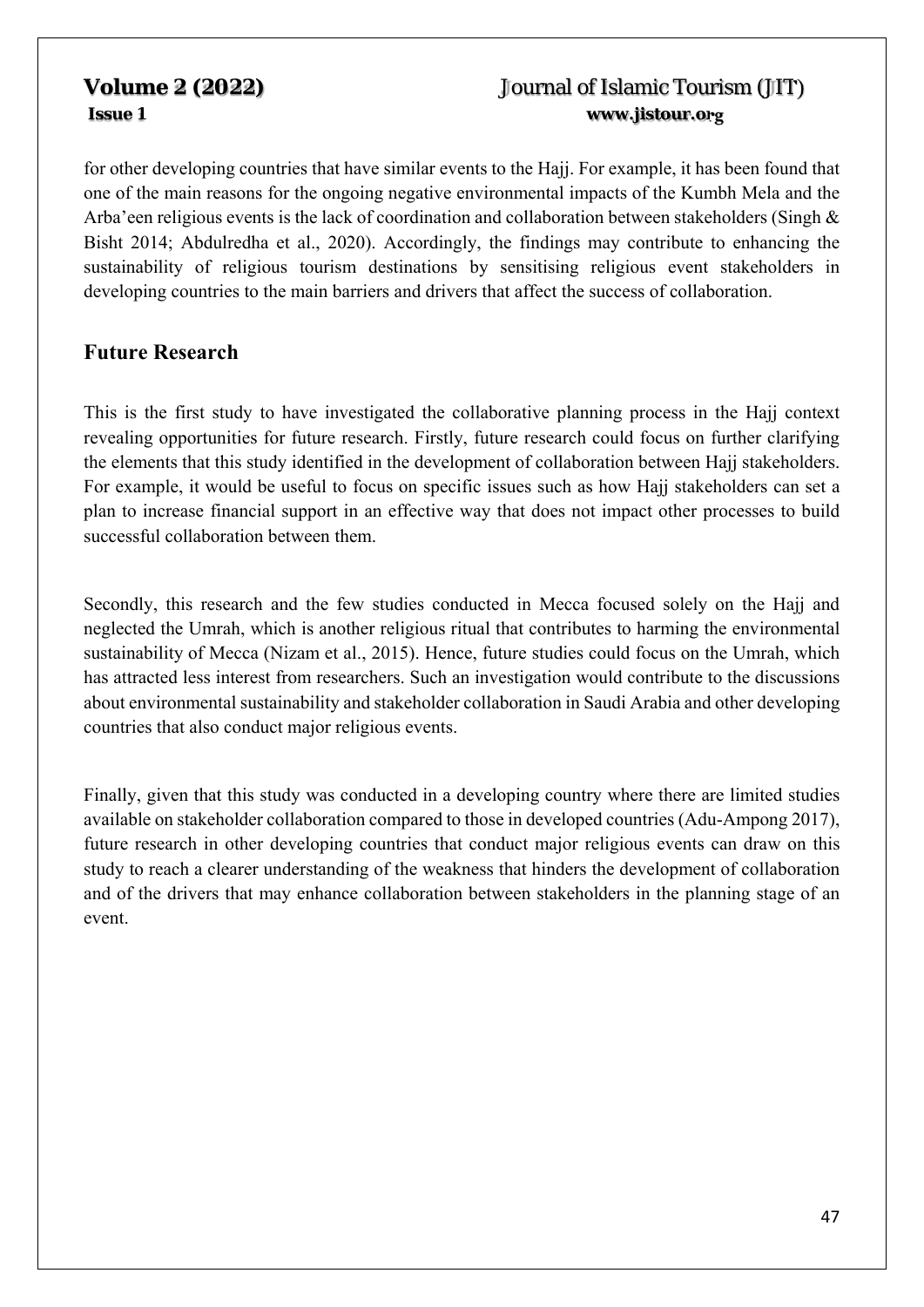for other developing countries that have similar events to the Hajj. For example, it has been found that one of the main reasons for the ongoing negative environmental impacts of the Kumbh Mela and the Arba'een religious events is the lack of coordination and collaboration between stakeholders (Singh & Bisht 2014; Abdulredha et al., 2020). Accordingly, the findings may contribute to enhancing the sustainability of religious tourism destinations by sensitising religious event stakeholders in developing countries to the main barriers and drivers that affect the success of collaboration.

## Future Research

This is the first study to have investigated the collaborative planning process in the Hajj context revealing opportunities for future research. Firstly, future research could focus on further clarifying the elements that this study identified in the development of collaboration between Hajj stakeholders. For example, it would be useful to focus on specific issues such as how Hajj stakeholders can set a plan to increase financial support in an effective way that does not impact other processes to build successful collaboration between them.

Secondly, this research and the few studies conducted in Mecca focused solely on the Hajj and neglected the Umrah, which is another religious ritual that contributes to harming the environmental sustainability of Mecca (Nizam et al., 2015). Hence, future studies could focus on the Umrah, which has attracted less interest from researchers. Such an investigation would contribute to the discussions about environmental sustainability and stakeholder collaboration in Saudi Arabia and other developing countries that also conduct major religious events.

Finally, given that this study was conducted in a developing country where there are limited studies available on stakeholder collaboration compared to those in developed countries (Adu-Ampong 2017), future research in other developing countries that conduct major religious events can draw on this study to reach a clearer understanding of the weakness that hinders the development of collaboration and of the drivers that may enhance collaboration between stakeholders in the planning stage of an event.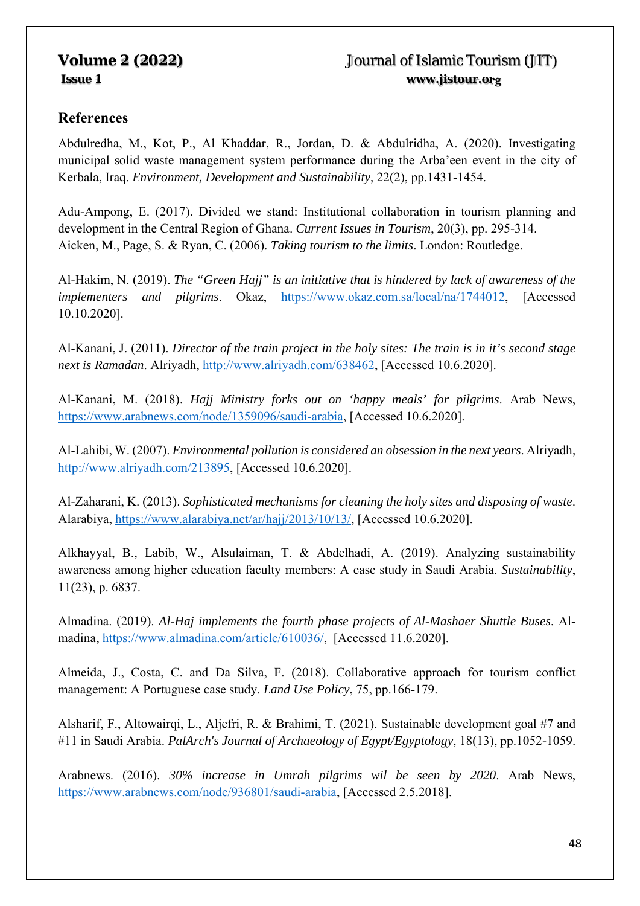## References

Abdulredha, M., Kot, P., Al Khaddar, R., Jordan, D. & Abdulridha, A. (2020). Investigating municipal solid waste management system performance during the Arba'een event in the city of Kerbala, Iraq. *Environment, Development and Sustainability*, 22(2), pp.1431-1454.

Adu-Ampong, E. (2017). Divided we stand: Institutional collaboration in tourism planning and development in the Central Region of Ghana. *Current Issues in Tourism*, 20(3), pp. 295-314.
Aicken, M., Page, S. & Ryan, C. (2006). *Taking tourism to the limits*. London: Routledge.

Al-Hakim, N. (2019). *The "Green Hajj" is an initiative that is hindered by lack of awareness of the implementers and pilgrims*. Okaz, https://www.okaz.com.sa/local/na/1744012, [Accessed 10.10.2020].

Al-Kanani, J. (2011). *Director of the train project in the holy sites: The train is in it's second stage next is Ramadan*. Alriyadh, http://www.alriyadh.com/638462, [Accessed 10.6.2020].

Al-Kanani, M. (2018). *Hajj Ministry forks out on 'happy meals' for pilgrims*. Arab News, https://www.arabnews.com/node/1359096/saudi-arabia, [Accessed 10.6.2020].

Al-Lahibi, W. (2007). *Environmental pollution is considered an obsession in the next years*. Alriyadh, http://www.alriyadh.com/213895, [Accessed 10.6.2020].

Al-Zaharani, K. (2013). *Sophisticated mechanisms for cleaning the holy sites and disposing of waste*. Alarabiya, https://www.alarabiya.net/ar/hajj/2013/10/13/, [Accessed 10.6.2020].

Alkhayyal, B., Labib, W., Alsulaiman, T. & Abdelhadi, A. (2019). Analyzing sustainability awareness among higher education faculty members: A case study in Saudi Arabia. *Sustainability*, 11(23), p. 6837.

Almadina. (2019). *Al-Haj implements the fourth phase projects of Al-Mashaer Shuttle Buses*. Al-madina, https://www.almadina.com/article/610036/, [Accessed 11.6.2020].

Almeida, J., Costa, C. and Da Silva, F. (2018). Collaborative approach for tourism conflict management: A Portuguese case study. *Land Use Policy*, 75, pp.166-179.

Alsharif, F., Altowairqi, L., Aljefri, R. & Brahimi, T. (2021). Sustainable development goal #7 and #11 in Saudi Arabia. *PalArch's Journal of Archaeology of Egypt/Egyptology*, 18(13), pp.1052-1059.

Arabnews. (2016). *30% increase in Umrah pilgrims wil be seen by 2020*. Arab News, https://www.arabnews.com/node/936801/saudi-arabia, [Accessed 2.5.2018].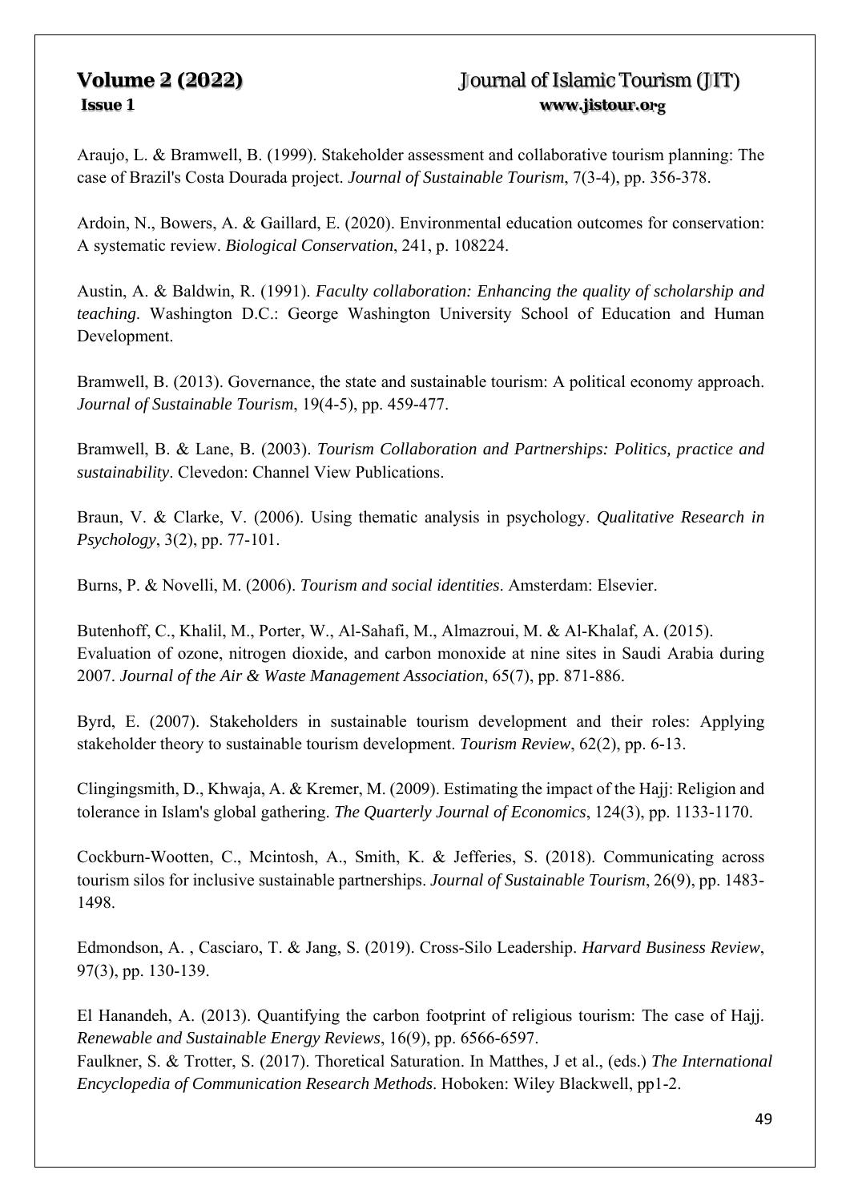Araujo, L. & Bramwell, B. (1999). Stakeholder assessment and collaborative tourism planning: The case of Brazil's Costa Dourada project. *Journal of Sustainable Tourism*, 7(3-4), pp. 356-378.

Ardoin, N., Bowers, A. & Gaillard, E. (2020). Environmental education outcomes for conservation: A systematic review. *Biological Conservation*, 241, p. 108224.

Austin, A. & Baldwin, R. (1991). *Faculty collaboration: Enhancing the quality of scholarship and teaching*. Washington D.C.: George Washington University School of Education and Human Development.

Bramwell, B. (2013). Governance, the state and sustainable tourism: A political economy approach. *Journal of Sustainable Tourism*, 19(4-5), pp. 459-477.

Bramwell, B. & Lane, B. (2003). *Tourism Collaboration and Partnerships: Politics, practice and sustainability*. Clevedon: Channel View Publications.

Braun, V. & Clarke, V. (2006). Using thematic analysis in psychology. *Qualitative Research in Psychology*, 3(2), pp. 77-101.

Burns, P. & Novelli, M. (2006). *Tourism and social identities*. Amsterdam: Elsevier.

Butenhoff, C., Khalil, M., Porter, W., Al-Sahafi, M., Almazroui, M. & Al-Khalaf, A. (2015). Evaluation of ozone, nitrogen dioxide, and carbon monoxide at nine sites in Saudi Arabia during 2007. *Journal of the Air & Waste Management Association*, 65(7), pp. 871-886.

Byrd, E. (2007). Stakeholders in sustainable tourism development and their roles: Applying stakeholder theory to sustainable tourism development. *Tourism Review*, 62(2), pp. 6-13.

Clingingsmith, D., Khwaja, A. & Kremer, M. (2009). Estimating the impact of the Hajj: Religion and tolerance in Islam's global gathering. *The Quarterly Journal of Economics*, 124(3), pp. 1133-1170.

Cockburn-Wootten, C., Mcintosh, A., Smith, K. & Jefferies, S. (2018). Communicating across tourism silos for inclusive sustainable partnerships. *Journal of Sustainable Tourism*, 26(9), pp. 1483-1498.

Edmondson, A. , Casciaro, T. & Jang, S. (2019). Cross-Silo Leadership. *Harvard Business Review*, 97(3), pp. 130-139.

El Hanandeh, A. (2013). Quantifying the carbon footprint of religious tourism: The case of Hajj. *Renewable and Sustainable Energy Reviews*, 16(9), pp. 6566-6597.

Faulkner, S. & Trotter, S. (2017). Thoretical Saturation. In Matthes, J et al., (eds.) *The International Encyclopedia of Communication Research Methods*. Hoboken: Wiley Blackwell, pp1-2.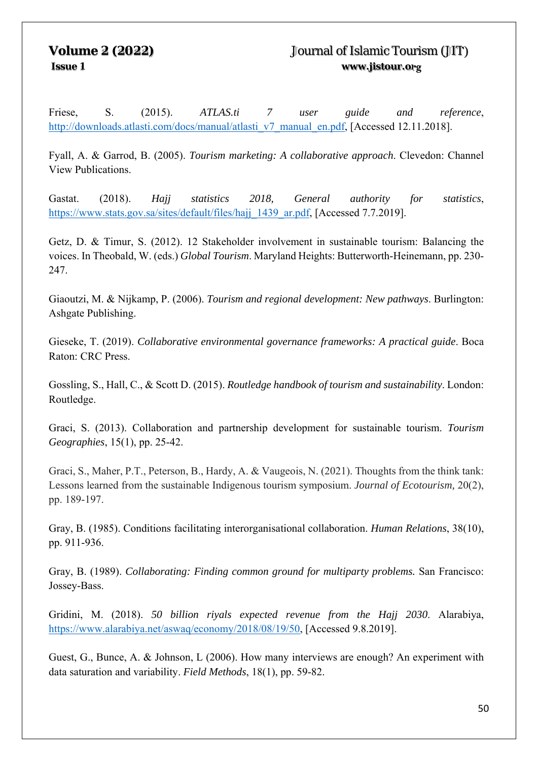Friese, S. (2015). *ATLAS.ti 7 user guide and reference*, http://downloads.atlasti.com/docs/manual/atlasti_v7_manual_en.pdf, [Accessed 12.11.2018].

Fyall, A. & Garrod, B. (2005). *Tourism marketing: A collaborative approach*. Clevedon: Channel View Publications.

Gastat. (2018). *Hajj statistics 2018, General authority for statistics*, https://www.stats.gov.sa/sites/default/files/hajj_1439_ar.pdf, [Accessed 7.7.2019].

Getz, D. & Timur, S. (2012). 12 Stakeholder involvement in sustainable tourism: Balancing the voices. In Theobald, W. (eds.) *Global Tourism*. Maryland Heights: Butterworth-Heinemann, pp. 230-247.

Giaoutzi, M. & Nijkamp, P. (2006). *Tourism and regional development: New pathways*. Burlington: Ashgate Publishing.

Gieseke, T. (2019). *Collaborative environmental governance frameworks: A practical guide*. Boca Raton: CRC Press.

Gossling, S., Hall, C., & Scott D. (2015). *Routledge handbook of tourism and sustainability*. London: Routledge.

Graci, S. (2013). Collaboration and partnership development for sustainable tourism. *Tourism Geographies*, 15(1), pp. 25-42.

Graci, S., Maher, P.T., Peterson, B., Hardy, A. & Vaugeois, N. (2021). Thoughts from the think tank: Lessons learned from the sustainable Indigenous tourism symposium. *Journal of Ecotourism*, 20(2), pp. 189-197.

Gray, B. (1985). Conditions facilitating interorganisational collaboration. *Human Relations*, 38(10), pp. 911-936.

Gray, B. (1989). *Collaborating: Finding common ground for multiparty problems.* San Francisco: Jossey-Bass.

Gridini, M. (2018). *50 billion riyals expected revenue from the Hajj 2030*. Alarabiya, https://www.alarabiya.net/aswaq/economy/2018/08/19/50, [Accessed 9.8.2019].

Guest, G., Bunce, A. & Johnson, L (2006). How many interviews are enough? An experiment with data saturation and variability. *Field Methods*, 18(1), pp. 59-82.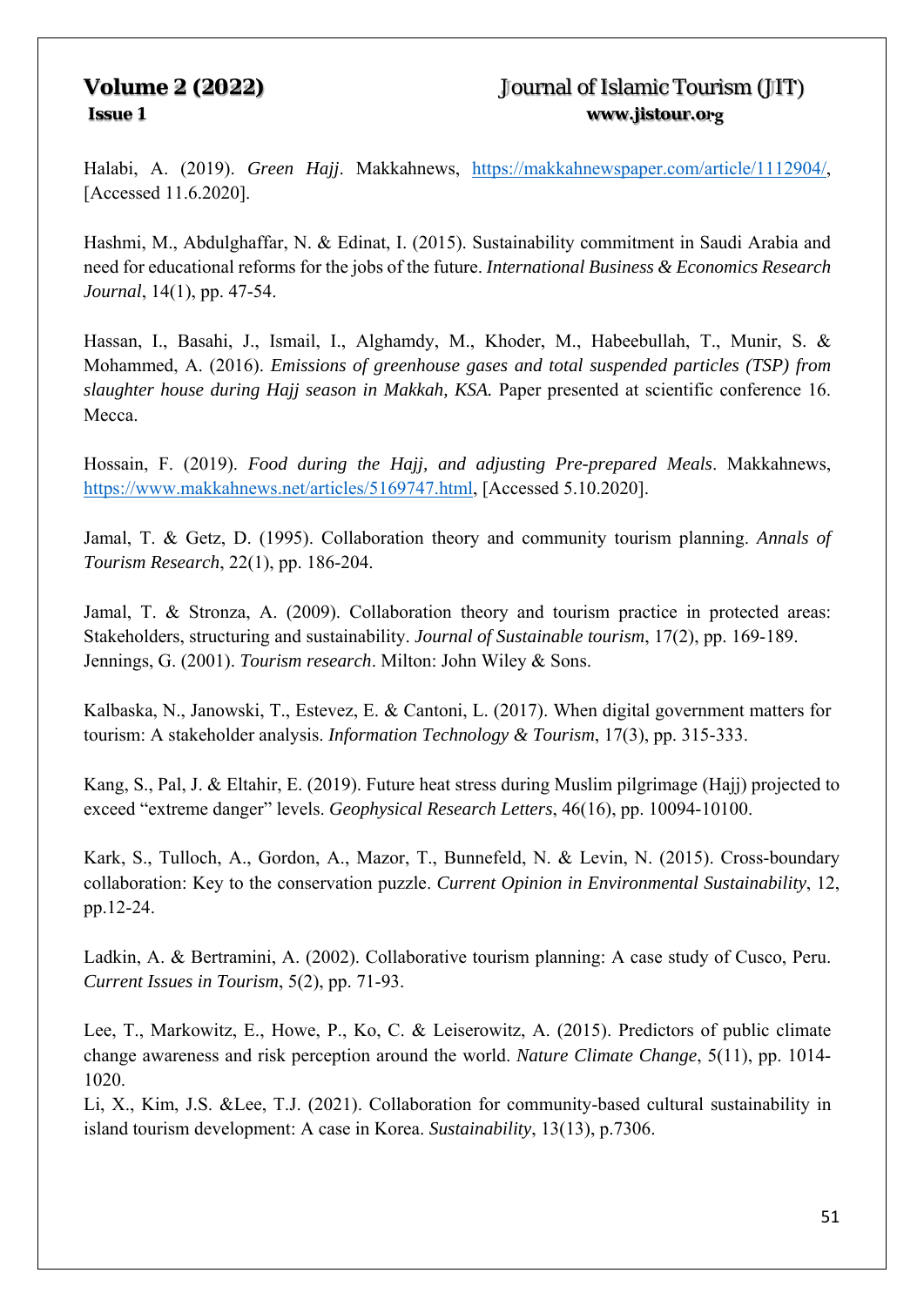Halabi, A. (2019). *Green Hajj*. Makkahnews, https://makkahnewspaper.com/article/1112904/, [Accessed 11.6.2020].

Hashmi, M., Abdulghaffar, N. & Edinat, I. (2015). Sustainability commitment in Saudi Arabia and need for educational reforms for the jobs of the future. *International Business & Economics Research Journal*, 14(1), pp. 47-54.

Hassan, I., Basahi, J., Ismail, I., Alghamdy, M., Khoder, M., Habeebullah, T., Munir, S. & Mohammed, A. (2016). *Emissions of greenhouse gases and total suspended particles (TSP) from slaughter house during Hajj season in Makkah, KSA.* Paper presented at scientific conference 16. Mecca.

Hossain, F. (2019). *Food during the Hajj, and adjusting Pre-prepared Meals*. Makkahnews, https://www.makkahnews.net/articles/5169747.html, [Accessed 5.10.2020].

Jamal, T. & Getz, D. (1995). Collaboration theory and community tourism planning. *Annals of Tourism Research*, 22(1), pp. 186-204.

Jamal, T. & Stronza, A. (2009). Collaboration theory and tourism practice in protected areas: Stakeholders, structuring and sustainability. *Journal of Sustainable tourism*, 17(2), pp. 169-189.

Jennings, G. (2001). *Tourism research*. Milton: John Wiley & Sons.

Kalbaska, N., Janowski, T., Estevez, E. & Cantoni, L. (2017). When digital government matters for tourism: A stakeholder analysis. *Information Technology & Tourism*, 17(3), pp. 315-333.

Kang, S., Pal, J. & Eltahir, E. (2019). Future heat stress during Muslim pilgrimage (Hajj) projected to exceed "extreme danger" levels. *Geophysical Research Letters*, 46(16), pp. 10094-10100.

Kark, S., Tulloch, A., Gordon, A., Mazor, T., Bunnefeld, N. & Levin, N. (2015). Cross-boundary collaboration: Key to the conservation puzzle. *Current Opinion in Environmental Sustainability*, 12, pp.12-24.

Ladkin, A. & Bertramini, A. (2002). Collaborative tourism planning: A case study of Cusco, Peru. *Current Issues in Tourism*, 5(2), pp. 71-93.

Lee, T., Markowitz, E., Howe, P., Ko, C. & Leiserowitz, A. (2015). Predictors of public climate change awareness and risk perception around the world. *Nature Climate Change*, 5(11), pp. 1014-1020.

Li, X., Kim, J.S. &Lee, T.J. (2021). Collaboration for community-based cultural sustainability in island tourism development: A case in Korea. *Sustainability*, 13(13), p.7306.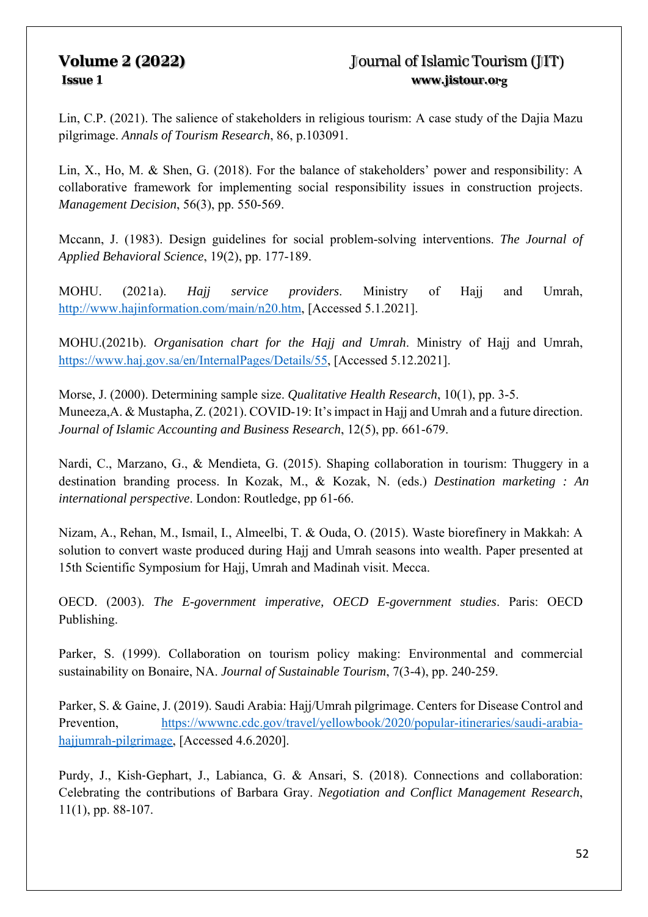Lin, C.P. (2021). The salience of stakeholders in religious tourism: A case study of the Dajia Mazu pilgrimage. *Annals of Tourism Research*, 86, p.103091.

Lin, X., Ho, M. & Shen, G. (2018). For the balance of stakeholders' power and responsibility: A collaborative framework for implementing social responsibility issues in construction projects. *Management Decision*, 56(3), pp. 550-569.

Mccann, J. (1983). Design guidelines for social problem-solving interventions. *The Journal of Applied Behavioral Science*, 19(2), pp. 177-189.

MOHU. (2021a). *Hajj service providers*. Ministry of Hajj and Umrah, http://www.hajinformation.com/main/n20.htm, [Accessed 5.1.2021].

MOHU.(2021b). *Organisation chart for the Hajj and Umrah*. Ministry of Hajj and Umrah, https://www.haj.gov.sa/en/InternalPages/Details/55, [Accessed 5.12.2021].

Morse, J. (2000). Determining sample size. *Qualitative Health Research*, 10(1), pp. 3-5.
Muneeza,A. & Mustapha, Z. (2021). COVID-19: It's impact in Hajj and Umrah and a future direction. *Journal of Islamic Accounting and Business Research*, 12(5), pp. 661-679.

Nardi, C., Marzano, G., & Mendieta, G. (2015). Shaping collaboration in tourism: Thuggery in a destination branding process. In Kozak, M., & Kozak, N. (eds.) *Destination marketing : An international perspective*. London: Routledge, pp 61-66.

Nizam, A., Rehan, M., Ismail, I., Almeelbi, T. & Ouda, O. (2015). Waste biorefinery in Makkah: A solution to convert waste produced during Hajj and Umrah seasons into wealth. Paper presented at 15th Scientific Symposium for Hajj, Umrah and Madinah visit. Mecca.

OECD. (2003). *The E-government imperative, OECD E-government studies*. Paris: OECD Publishing.

Parker, S. (1999). Collaboration on tourism policy making: Environmental and commercial sustainability on Bonaire, NA. *Journal of Sustainable Tourism*, 7(3-4), pp. 240-259.

Parker, S. & Gaine, J. (2019). Saudi Arabia: Hajj/Umrah pilgrimage. Centers for Disease Control and Prevention, https://wwwnc.cdc.gov/travel/yellowbook/2020/popular-itineraries/saudi-arabia-hajjumrah-pilgrimage, [Accessed 4.6.2020].

Purdy, J., Kish-Gephart, J., Labianca, G. & Ansari, S. (2018). Connections and collaboration: Celebrating the contributions of Barbara Gray. *Negotiation and Conflict Management Research*, 11(1), pp. 88-107.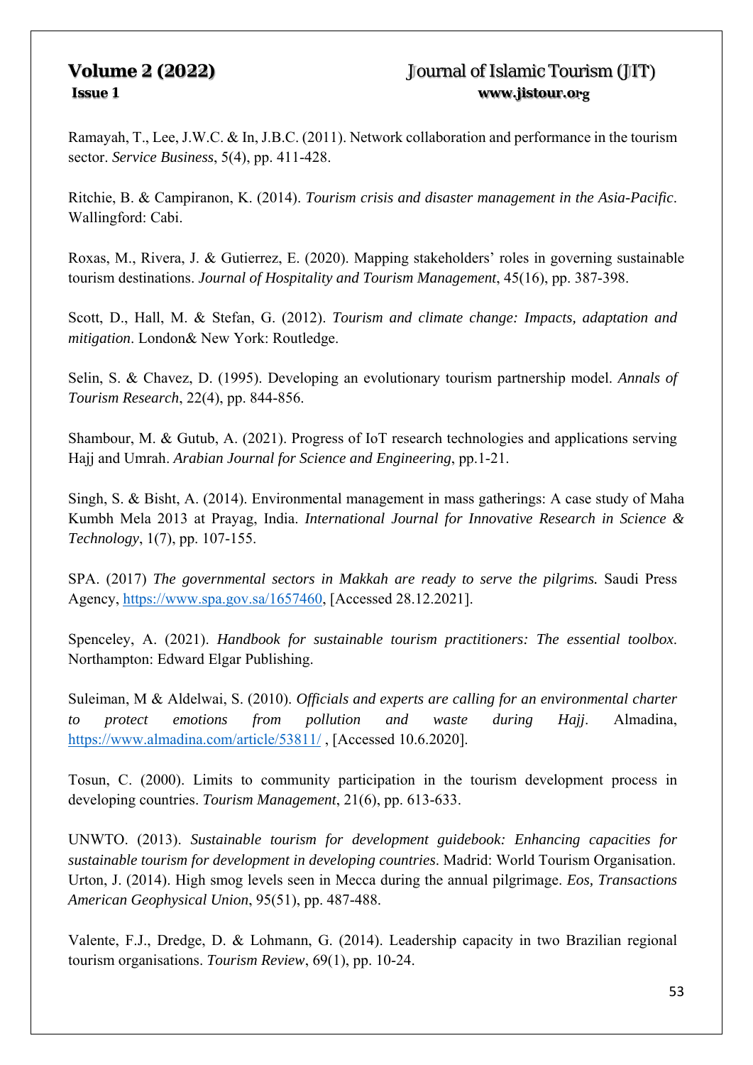Ramayah, T., Lee, J.W.C. & In, J.B.C. (2011). Network collaboration and performance in the tourism sector. *Service Business*, 5(4), pp. 411-428.

Ritchie, B. & Campiranon, K. (2014). *Tourism crisis and disaster management in the Asia-Pacific*. Wallingford: Cabi.

Roxas, M., Rivera, J. & Gutierrez, E. (2020). Mapping stakeholders' roles in governing sustainable tourism destinations. *Journal of Hospitality and Tourism Management*, 45(16), pp. 387-398.

Scott, D., Hall, M. & Stefan, G. (2012). *Tourism and climate change: Impacts, adaptation and mitigation*. London& New York: Routledge.

Selin, S. & Chavez, D. (1995). Developing an evolutionary tourism partnership model. *Annals of Tourism Research*, 22(4), pp. 844-856.

Shambour, M. & Gutub, A. (2021). Progress of IoT research technologies and applications serving Hajj and Umrah. *Arabian Journal for Science and Engineering*, pp.1-21.

Singh, S. & Bisht, A. (2014). Environmental management in mass gatherings: A case study of Maha Kumbh Mela 2013 at Prayag, India. *International Journal for Innovative Research in Science & Technology*, 1(7), pp. 107-155.

SPA. (2017) *The governmental sectors in Makkah are ready to serve the pilgrims.* Saudi Press Agency, https://www.spa.gov.sa/1657460, [Accessed 28.12.2021].

Spenceley, A. (2021). *Handbook for sustainable tourism practitioners: The essential toolbox*. Northampton: Edward Elgar Publishing.

Suleiman, M & Aldelwai, S. (2010). *Officials and experts are calling for an environmental charter to protect emotions from pollution and waste during Hajj*. Almadina, https://www.almadina.com/article/53811/ , [Accessed 10.6.2020].

Tosun, C. (2000). Limits to community participation in the tourism development process in developing countries. *Tourism Management*, 21(6), pp. 613-633.

UNWTO. (2013). *Sustainable tourism for development guidebook: Enhancing capacities for sustainable tourism for development in developing countries*. Madrid: World Tourism Organisation.

Urton, J. (2014). High smog levels seen in Mecca during the annual pilgrimage. *Eos, Transactions American Geophysical Union*, 95(51), pp. 487-488.

Valente, F.J., Dredge, D. & Lohmann, G. (2014). Leadership capacity in two Brazilian regional tourism organisations. *Tourism Review*, 69(1), pp. 10-24.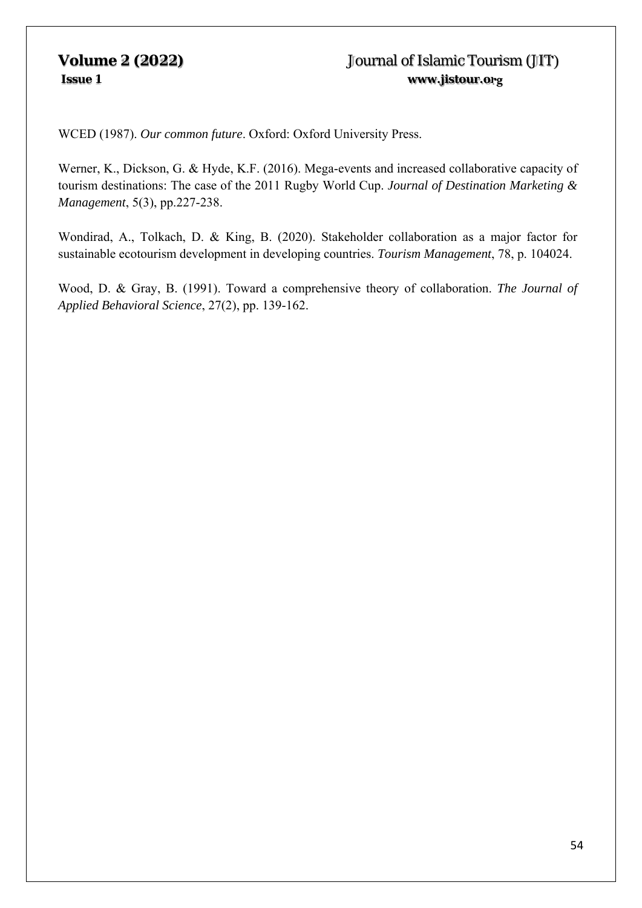WCED (1987). *Our common future*. Oxford: Oxford University Press.

Werner, K., Dickson, G. & Hyde, K.F. (2016). Mega-events and increased collaborative capacity of tourism destinations: The case of the 2011 Rugby World Cup. *Journal of Destination Marketing & Management*, 5(3), pp.227-238.

Wondirad, A., Tolkach, D. & King, B. (2020). Stakeholder collaboration as a major factor for sustainable ecotourism development in developing countries. *Tourism Management*, 78, p. 104024.

Wood, D. & Gray, B. (1991). Toward a comprehensive theory of collaboration. *The Journal of Applied Behavioral Science*, 27(2), pp. 139-162.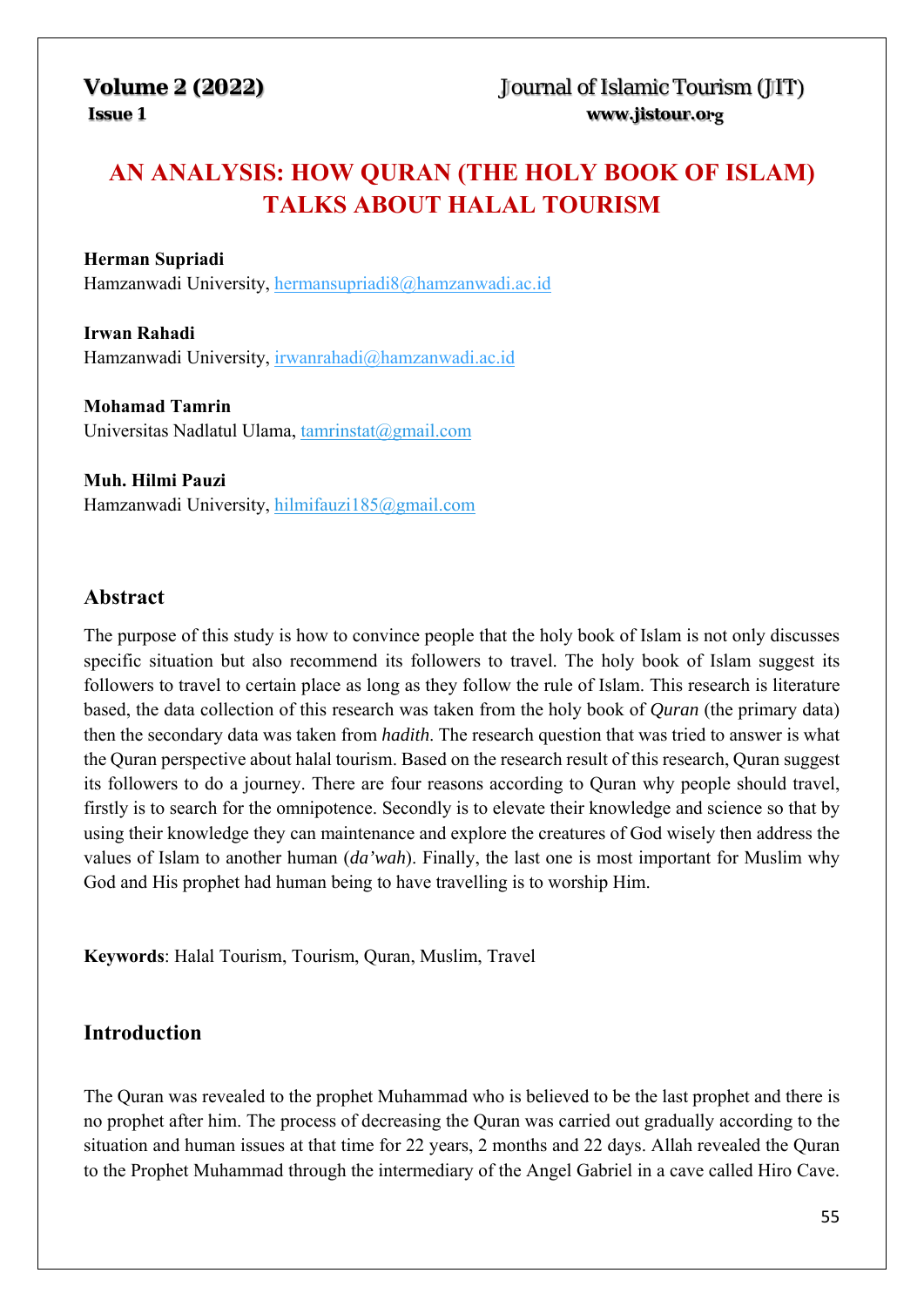# AN ANALYSIS: HOW QURAN (THE HOLY BOOK OF ISLAM) TALKS ABOUT HALAL TOURISM

**Herman Supriadi**
Hamzanwadi University, hermansupriadi8@hamzanwadi.ac.id

**Irwan Rahadi**
Hamzanwadi University, irwanrahadi@hamzanwadi.ac.id

**Mohamad Tamrin**
Universitas Nadlatul Ulama, tamrinstat@gmail.com

**Muh. Hilmi Pauzi**
Hamzanwadi University, hilmifauzi185@gmail.com

## Abstract

The purpose of this study is how to convince people that the holy book of Islam is not only discusses specific situation but also recommend its followers to travel. The holy book of Islam suggest its followers to travel to certain place as long as they follow the rule of Islam. This research is literature based, the data collection of this research was taken from the holy book of *Quran* (the primary data) then the secondary data was taken from *hadith*. The research question that was tried to answer is what the Quran perspective about halal tourism. Based on the research result of this research, Quran suggest its followers to do a journey. There are four reasons according to Quran why people should travel, firstly is to search for the omnipotence. Secondly is to elevate their knowledge and science so that by using their knowledge they can maintenance and explore the creatures of God wisely then address the values of Islam to another human (*da'wah*). Finally, the last one is most important for Muslim why God and His prophet had human being to have travelling is to worship Him.

**Keywords**: Halal Tourism, Tourism, Quran, Muslim, Travel

## Introduction

The Quran was revealed to the prophet Muhammad who is believed to be the last prophet and there is no prophet after him. The process of decreasing the Quran was carried out gradually according to the situation and human issues at that time for 22 years, 2 months and 22 days. Allah revealed the Quran to the Prophet Muhammad through the intermediary of the Angel Gabriel in a cave called Hiro Cave.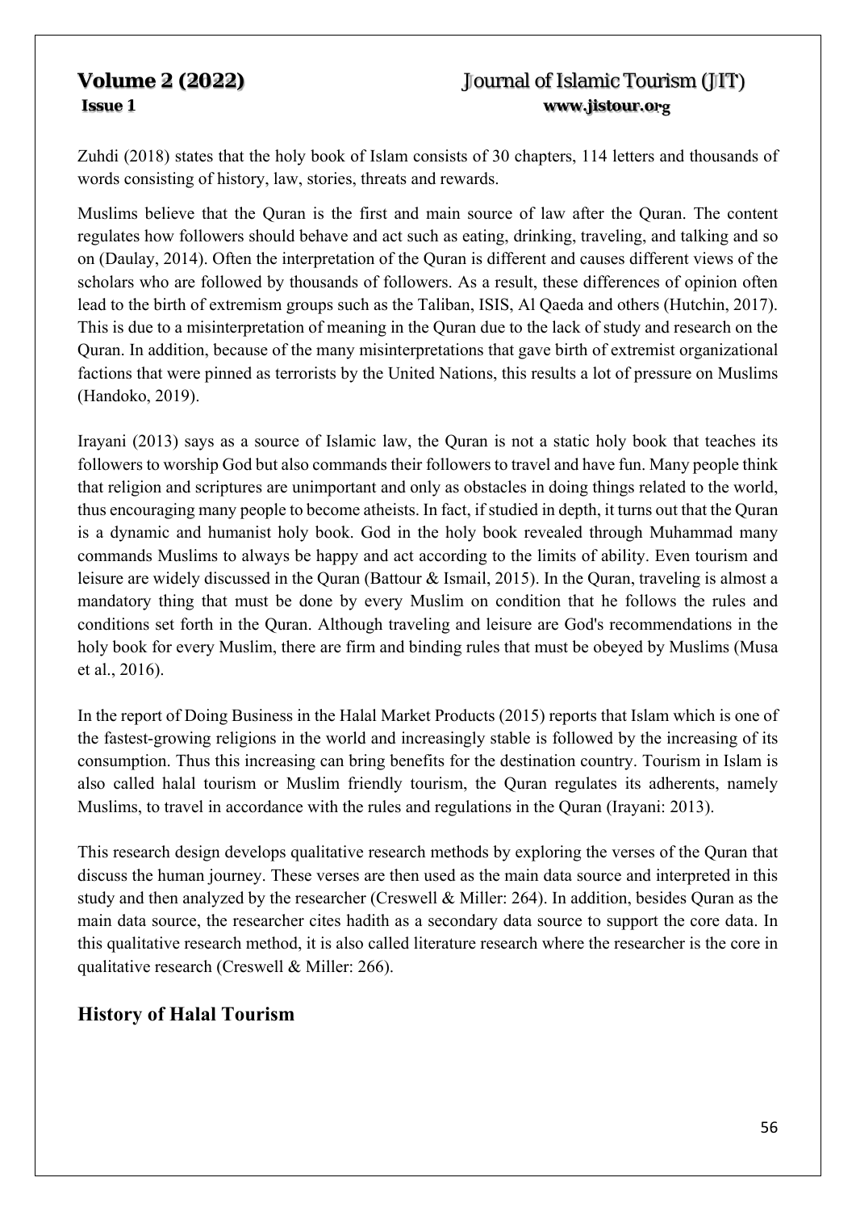Zuhdi (2018) states that the holy book of Islam consists of 30 chapters, 114 letters and thousands of words consisting of history, law, stories, threats and rewards.

Muslims believe that the Quran is the first and main source of law after the Quran. The content regulates how followers should behave and act such as eating, drinking, traveling, and talking and so on (Daulay, 2014). Often the interpretation of the Quran is different and causes different views of the scholars who are followed by thousands of followers. As a result, these differences of opinion often lead to the birth of extremism groups such as the Taliban, ISIS, Al Qaeda and others (Hutchin, 2017). This is due to a misinterpretation of meaning in the Quran due to the lack of study and research on the Quran. In addition, because of the many misinterpretations that gave birth of extremist organizational factions that were pinned as terrorists by the United Nations, this results a lot of pressure on Muslims (Handoko, 2019).

Irayani (2013) says as a source of Islamic law, the Quran is not a static holy book that teaches its followers to worship God but also commands their followers to travel and have fun. Many people think that religion and scriptures are unimportant and only as obstacles in doing things related to the world, thus encouraging many people to become atheists. In fact, if studied in depth, it turns out that the Quran is a dynamic and humanist holy book. God in the holy book revealed through Muhammad many commands Muslims to always be happy and act according to the limits of ability. Even tourism and leisure are widely discussed in the Quran (Battour & Ismail, 2015). In the Quran, traveling is almost a mandatory thing that must be done by every Muslim on condition that he follows the rules and conditions set forth in the Quran. Although traveling and leisure are God's recommendations in the holy book for every Muslim, there are firm and binding rules that must be obeyed by Muslims (Musa et al., 2016).

In the report of Doing Business in the Halal Market Products (2015) reports that Islam which is one of the fastest-growing religions in the world and increasingly stable is followed by the increasing of its consumption. Thus this increasing can bring benefits for the destination country. Tourism in Islam is also called halal tourism or Muslim friendly tourism, the Quran regulates its adherents, namely Muslims, to travel in accordance with the rules and regulations in the Quran (Irayani: 2013).

This research design develops qualitative research methods by exploring the verses of the Quran that discuss the human journey. These verses are then used as the main data source and interpreted in this study and then analyzed by the researcher (Creswell & Miller: 264). In addition, besides Quran as the main data source, the researcher cites hadith as a secondary data source to support the core data. In this qualitative research method, it is also called literature research where the researcher is the core in qualitative research (Creswell & Miller: 266).

## History of Halal Tourism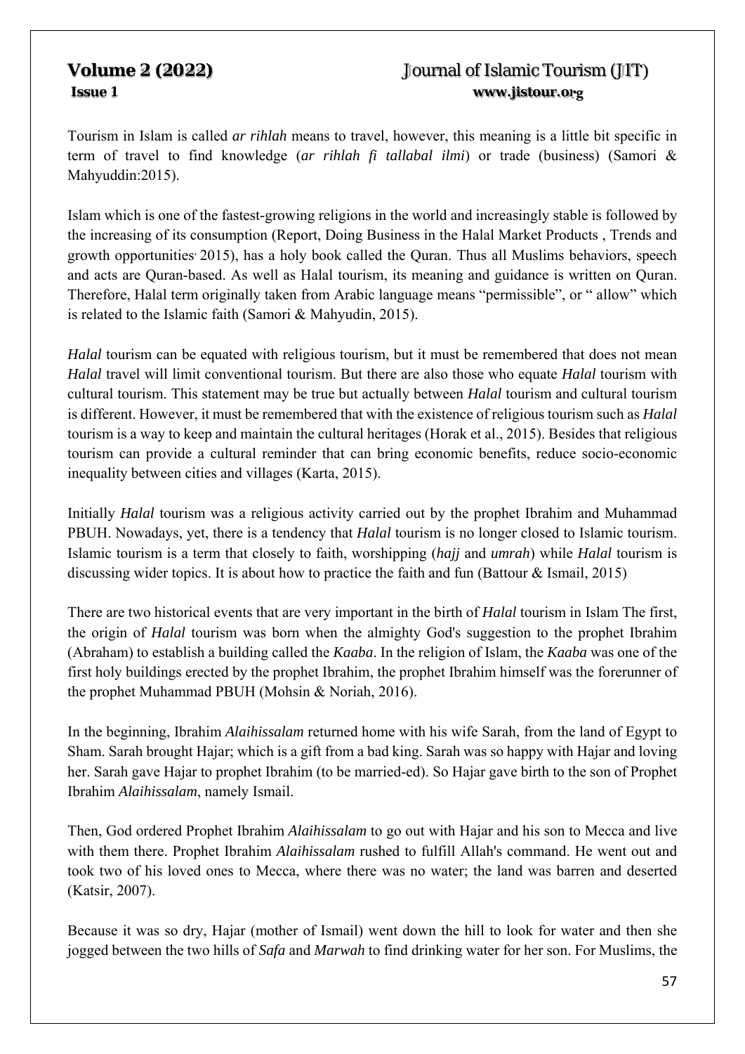Tourism in Islam is called *ar rihlah* means to travel, however, this meaning is a little bit specific in term of travel to find knowledge (*ar rihlah fi tallabal ilmi*) or trade (business) (Samori & Mahyuddin:2015).

Islam which is one of the fastest-growing religions in the world and increasingly stable is followed by the increasing of its consumption (Report, Doing Business in the Halal Market Products , Trends and growth opportunities, 2015), has a holy book called the Quran. Thus all Muslims behaviors, speech and acts are Quran-based. As well as Halal tourism, its meaning and guidance is written on Quran. Therefore, Halal term originally taken from Arabic language means "permissible", or " allow" which is related to the Islamic faith (Samori & Mahyudin, 2015).

*Halal* tourism can be equated with religious tourism, but it must be remembered that does not mean *Halal* travel will limit conventional tourism. But there are also those who equate *Halal* tourism with cultural tourism. This statement may be true but actually between *Halal* tourism and cultural tourism is different. However, it must be remembered that with the existence of religious tourism such as *Halal* tourism is a way to keep and maintain the cultural heritages (Horak et al., 2015). Besides that religious tourism can provide a cultural reminder that can bring economic benefits, reduce socio-economic inequality between cities and villages (Karta, 2015).

Initially *Halal* tourism was a religious activity carried out by the prophet Ibrahim and Muhammad PBUH. Nowadays, yet, there is a tendency that *Halal* tourism is no longer closed to Islamic tourism. Islamic tourism is a term that closely to faith, worshipping (*hajj* and *umrah*) while *Halal* tourism is discussing wider topics. It is about how to practice the faith and fun (Battour & Ismail, 2015)

There are two historical events that are very important in the birth of *Halal* tourism in Islam The first, the origin of *Halal* tourism was born when the almighty God's suggestion to the prophet Ibrahim (Abraham) to establish a building called the *Kaaba*. In the religion of Islam, the *Kaaba* was one of the first holy buildings erected by the prophet Ibrahim, the prophet Ibrahim himself was the forerunner of the prophet Muhammad PBUH (Mohsin & Noriah, 2016).

In the beginning, Ibrahim *Alaihissalam* returned home with his wife Sarah, from the land of Egypt to Sham. Sarah brought Hajar; which is a gift from a bad king. Sarah was so happy with Hajar and loving her. Sarah gave Hajar to prophet Ibrahim (to be married-ed). So Hajar gave birth to the son of Prophet Ibrahim *Alaihissalam*, namely Ismail.

Then, God ordered Prophet Ibrahim *Alaihissalam* to go out with Hajar and his son to Mecca and live with them there. Prophet Ibrahim *Alaihissalam* rushed to fulfill Allah's command. He went out and took two of his loved ones to Mecca, where there was no water; the land was barren and deserted (Katsir, 2007).

Because it was so dry, Hajar (mother of Ismail) went down the hill to look for water and then she jogged between the two hills of *Safa* and *Marwah* to find drinking water for her son. For Muslims, the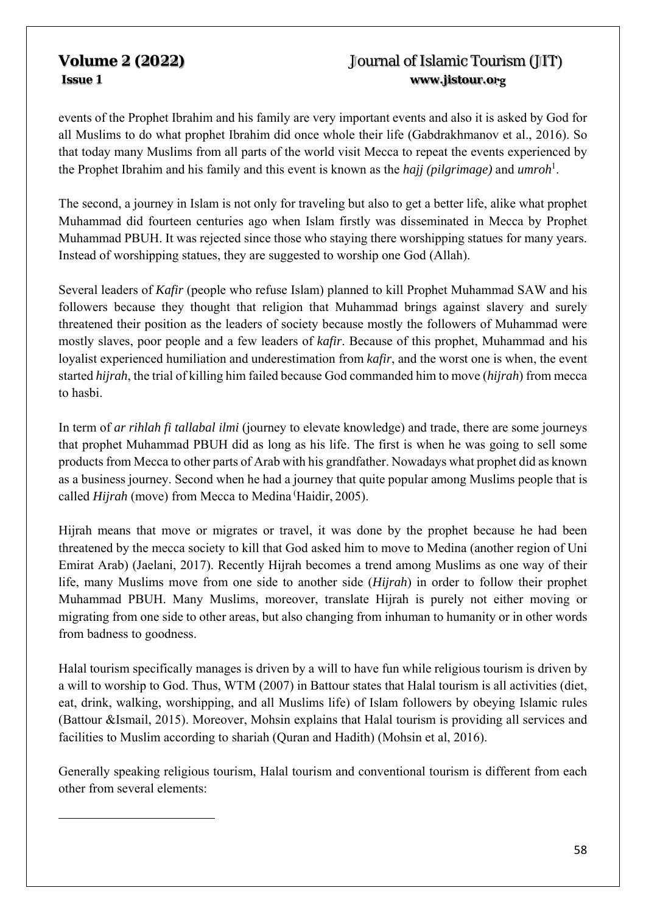events of the Prophet Ibrahim and his family are very important events and also it is asked by God for all Muslims to do what prophet Ibrahim did once whole their life (Gabdrakhmanov et al., 2016). So that today many Muslims from all parts of the world visit Mecca to repeat the events experienced by the Prophet Ibrahim and his family and this event is known as the *hajj (pilgrimage)* and *umroh*[1].

The second, a journey in Islam is not only for traveling but also to get a better life, alike what prophet Muhammad did fourteen centuries ago when Islam firstly was disseminated in Mecca by Prophet Muhammad PBUH. It was rejected since those who staying there worshipping statues for many years. Instead of worshipping statues, they are suggested to worship one God (Allah).

Several leaders of *Kafir* (people who refuse Islam) planned to kill Prophet Muhammad SAW and his followers because they thought that religion that Muhammad brings against slavery and surely threatened their position as the leaders of society because mostly the followers of Muhammad were mostly slaves, poor people and a few leaders of *kafir*. Because of this prophet, Muhammad and his loyalist experienced humiliation and underestimation from *kafir*, and the worst one is when, the event started *hijrah*, the trial of killing him failed because God commanded him to move (*hijrah*) from mecca to hasbi.

In term of *ar rihlah fi tallabal ilmi* (journey to elevate knowledge) and trade, there are some journeys that prophet Muhammad PBUH did as long as his life. The first is when he was going to sell some products from Mecca to other parts of Arab with his grandfather. Nowadays what prophet did as known as a business journey. Second when he had a journey that quite popular among Muslims people that is called *Hijrah* (move) from Mecca to Medina (Haidir, 2005).

Hijrah means that move or migrates or travel, it was done by the prophet because he had been threatened by the mecca society to kill that God asked him to move to Medina (another region of Uni Emirat Arab) (Jaelani, 2017). Recently Hijrah becomes a trend among Muslims as one way of their life, many Muslims move from one side to another side (*Hijrah*) in order to follow their prophet Muhammad PBUH. Many Muslims, moreover, translate Hijrah is purely not either moving or migrating from one side to other areas, but also changing from inhuman to humanity or in other words from badness to goodness.

Halal tourism specifically manages is driven by a will to have fun while religious tourism is driven by a will to worship to God. Thus, WTM (2007) in Battour states that Halal tourism is all activities (diet, eat, drink, walking, worshipping, and all Muslims life) of Islam followers by obeying Islamic rules (Battour &Ismail, 2015). Moreover, Mohsin explains that Halal tourism is providing all services and facilities to Muslim according to shariah (Quran and Hadith) (Mohsin et al, 2016).

Generally speaking religious tourism, Halal tourism and conventional tourism is different from each other from several elements: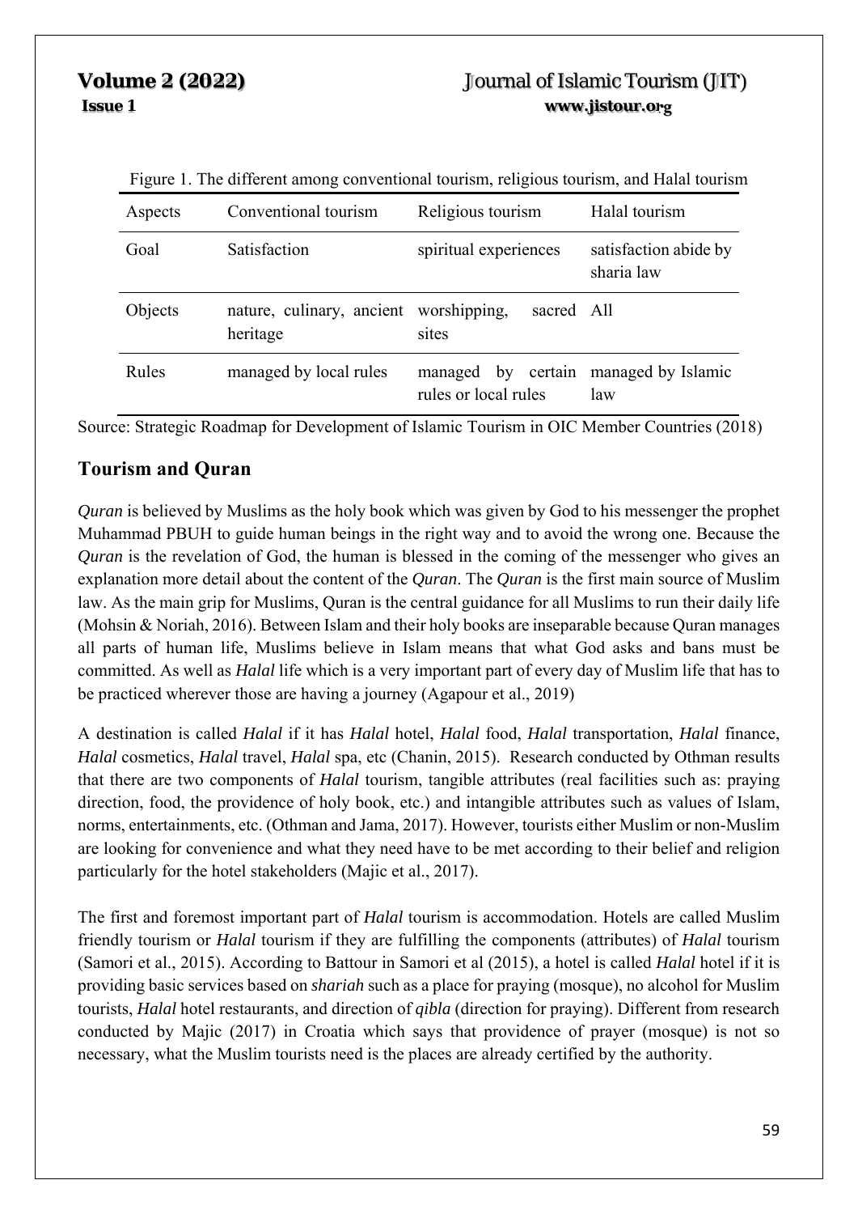Figure 1. The different among conventional tourism, religious tourism, and Halal tourism

| Aspects | Conventional tourism | Religious tourism | Halal tourism |
|---|---|---|---|
| Goal | Satisfaction | spiritual experiences | satisfaction abide by sharia law |
| Objects | nature, culinary, ancient heritage | worshipping, sacred sites | All |
| Rules | managed by local rules | managed by certain rules or local rules | managed by Islamic law |

Source: Strategic Roadmap for Development of Islamic Tourism in OIC Member Countries (2018)

## Tourism and Quran

*Quran* is believed by Muslims as the holy book which was given by God to his messenger the prophet Muhammad PBUH to guide human beings in the right way and to avoid the wrong one. Because the *Quran* is the revelation of God, the human is blessed in the coming of the messenger who gives an explanation more detail about the content of the *Quran*. The *Quran* is the first main source of Muslim law. As the main grip for Muslims, Quran is the central guidance for all Muslims to run their daily life (Mohsin & Noriah, 2016). Between Islam and their holy books are inseparable because Quran manages all parts of human life, Muslims believe in Islam means that what God asks and bans must be committed. As well as *Halal* life which is a very important part of every day of Muslim life that has to be practiced wherever those are having a journey (Agapour et al., 2019)

A destination is called *Halal* if it has *Halal* hotel, *Halal* food, *Halal* transportation, *Halal* finance, *Halal* cosmetics, *Halal* travel, *Halal* spa, etc (Chanin, 2015). Research conducted by Othman results that there are two components of *Halal* tourism, tangible attributes (real facilities such as: praying direction, food, the providence of holy book, etc.) and intangible attributes such as values of Islam, norms, entertainments, etc. (Othman and Jama, 2017). However, tourists either Muslim or non-Muslim are looking for convenience and what they need have to be met according to their belief and religion particularly for the hotel stakeholders (Majic et al., 2017).

The first and foremost important part of *Halal* tourism is accommodation. Hotels are called Muslim friendly tourism or *Halal* tourism if they are fulfilling the components (attributes) of *Halal* tourism (Samori et al., 2015). According to Battour in Samori et al (2015), a hotel is called *Halal* hotel if it is providing basic services based on *shariah* such as a place for praying (mosque), no alcohol for Muslim tourists, *Halal* hotel restaurants, and direction of *qibla* (direction for praying). Different from research conducted by Majic (2017) in Croatia which says that providence of prayer (mosque) is not so necessary, what the Muslim tourists need is the places are already certified by the authority.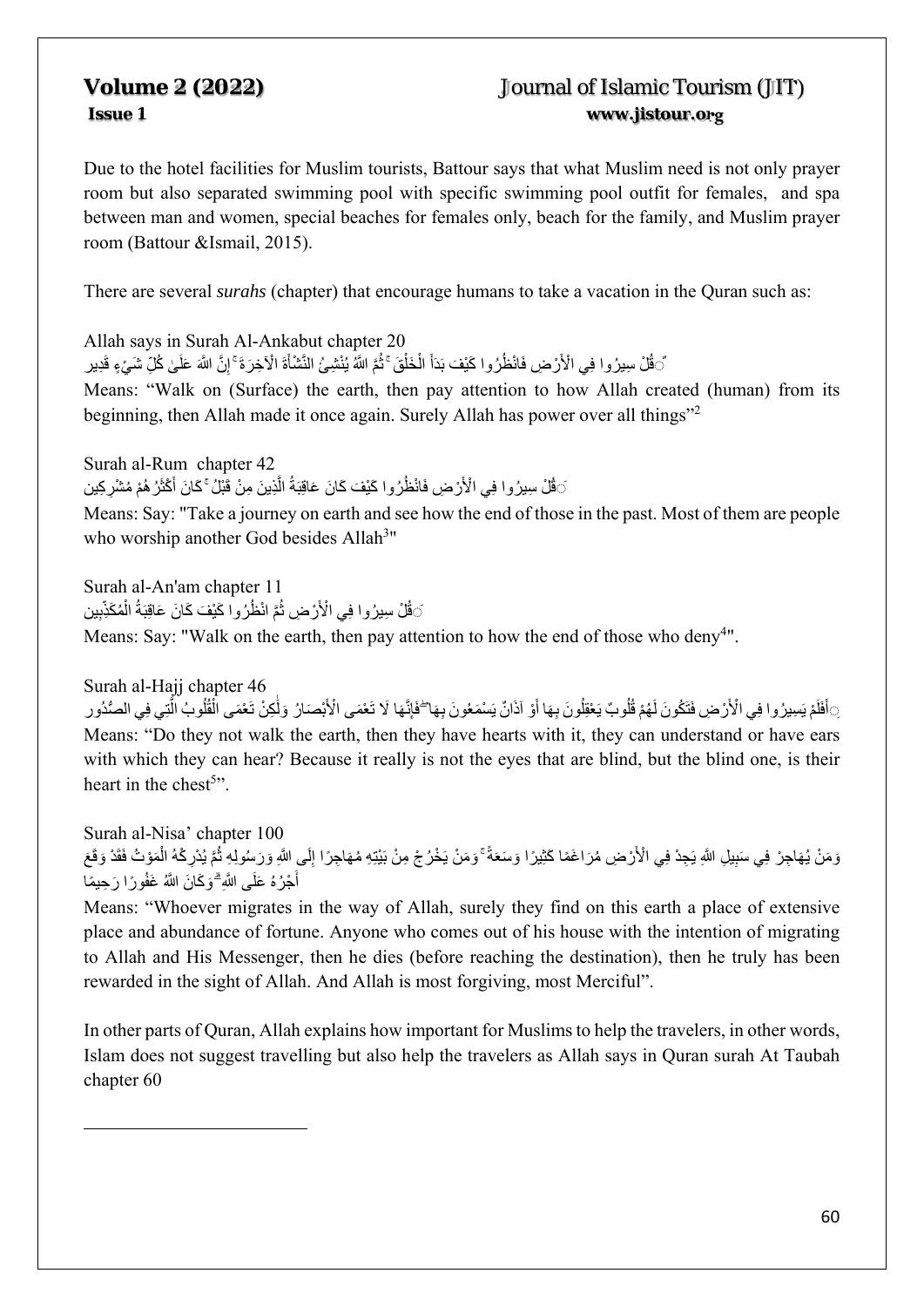Due to the hotel facilities for Muslim tourists, Battour says that what Muslim need is not only prayer room but also separated swimming pool with specific swimming pool outfit for females, and spa between man and women, special beaches for females only, beach for the family, and Muslim prayer room (Battour &Ismail, 2015).

There are several *surahs* (chapter) that encourage humans to take a vacation in the Quran such as:

Allah says in Surah Al-Ankabut chapter 20

قُلْ سِيرُوا فِي الْأَرْضِ فَانْظُرُوا كَيْفَ بَدَأَ الْخَلْقَ ۚ ثُمَّ اللَّهُ يُنْشِئُ النَّشْأَةَ الْآخِرَةَ ۚ إِنَّ اللَّهَ عَلَىٰ كُلِّ شَيْءٍ قَدِير

Means: "Walk on (Surface) the earth, then pay attention to how Allah created (human) from its beginning, then Allah made it once again. Surely Allah has power over all things"[2]

Surah al-Rum chapter 42

قُلْ سِيرُوا فِي الْأَرْضِ فَانْظُرُوا كَيْفَ كَانَ عَاقِبَةُ الَّذِينَ مِنْ قَبْلُ ۚ كَانَ أَكْثَرُهُمْ مُشْرِكِين

Means: Say: "Take a journey on earth and see how the end of those in the past. Most of them are people who worship another God besides Allah[3]"

Surah al-An'am chapter 11

قُلْ سِيرُوا فِي الْأَرْضِ ثُمَّ انْظُرُوا كَيْفَ كَانَ عَاقِبَةُ الْمُكَذِّبِين

Means: Say: "Walk on the earth, then pay attention to how the end of those who deny[4]".

Surah al-Hajj chapter 46

أَفَلَمْ يَسِيرُوا فِي الْأَرْضِ فَتَكُونَ لَهُمْ قُلُوبٌ يَعْقِلُونَ بِهَا أَوْ آذَانٌ يَسْمَعُونَ بِهَا ۖ فَإِنَّهَا لَا تَعْمَى الْأَبْصَارُ وَلَٰكِنْ تَعْمَى الْقُلُوبُ الَّتِي فِي الصُّدُور

Means: "Do they not walk the earth, then they have hearts with it, they can understand or have ears with which they can hear? Because it really is not the eyes that are blind, but the blind one, is their heart in the chest[5]".

Surah al-Nisa' chapter 100

وَمَنْ يُهَاجِرْ فِي سَبِيلِ اللَّهِ يَجِدْ فِي الْأَرْضِ مُرَاغَمًا كَثِيرًا وَسَعَةً ۚ وَمَنْ يَخْرُجْ مِنْ بَيْتِهِ مُهَاجِرًا إِلَى اللَّهِ وَرَسُولِهِ ثُمَّ يُدْرِكْهُ الْمَوْتُ فَقَدْ وَقَعَ أَجْرُهُ عَلَى اللَّهِ ۗ وَكَانَ اللَّهُ غَفُورًا رَحِيمًا

Means: "Whoever migrates in the way of Allah, surely they find on this earth a place of extensive place and abundance of fortune. Anyone who comes out of his house with the intention of migrating to Allah and His Messenger, then he dies (before reaching the destination), then he truly has been rewarded in the sight of Allah. And Allah is most forgiving, most Merciful".

In other parts of Quran, Allah explains how important for Muslims to help the travelers, in other words, Islam does not suggest travelling but also help the travelers as Allah says in Quran surah At Taubah chapter 60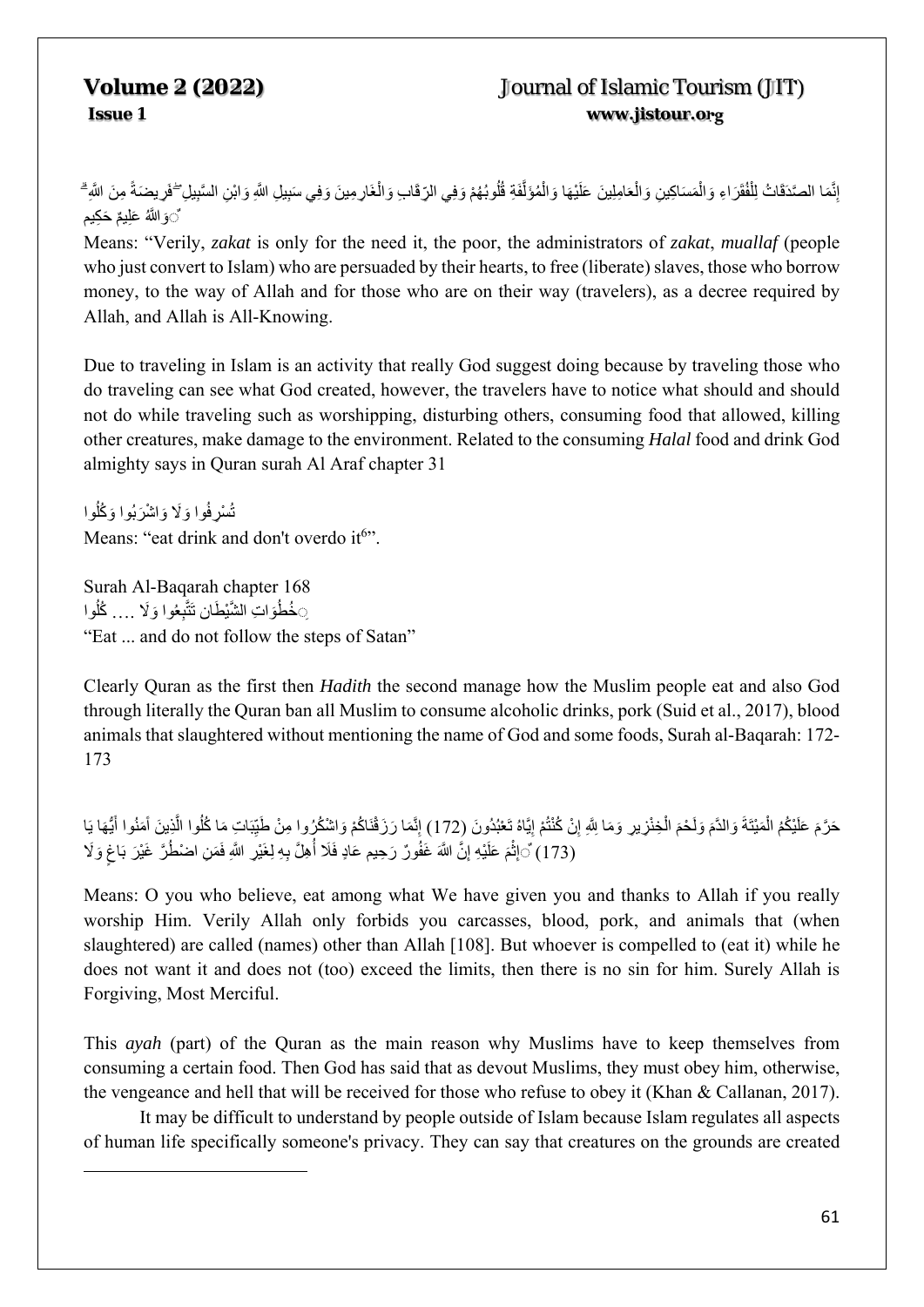إِنَّمَا الصَّدَقَاتُ لِلْفُقَرَاءِ وَالْمَسَاكِينِ وَالْعَامِلِينَ عَلَيْهَا وَالْمُؤَلَّفَةِ قُلُوبُهُمْ وَفِي الرِّقَابِ وَالْغَارِمِينَ وَفِي سَبِيلِ اللَّهِ وَابْنِ السَّبِيلِ ۖ فَرِيضَةً مِنَ اللَّهِ ۗ وَاللَّهُ عَلِيمٌ حَكِيمٌ

Means: "Verily, *zakat* is only for the need it, the poor, the administrators of *zakat*, *muallaf* (people who just convert to Islam) who are persuaded by their hearts, to free (liberate) slaves, those who borrow money, to the way of Allah and for those who are on their way (travelers), as a decree required by Allah, and Allah is All-Knowing.

Due to traveling in Islam is an activity that really God suggest doing because by traveling those who do traveling can see what God created, however, the travelers have to notice what should and should not do while traveling such as worshipping, disturbing others, consuming food that allowed, killing other creatures, make damage to the environment. Related to the consuming *Halal* food and drink God almighty says in Quran surah Al Araf chapter 31

وَكُلُوا وَاشْرَبُوا وَلَا تُسْرِفُوا

Means: "eat drink and don't overdo it[6]".

Surah Al-Baqarah chapter 168

كُلُوا ... وَلَا تَتَّبِعُوا خُطُوَاتِ الشَّيْطَانِ

"Eat ... and do not follow the steps of Satan"

Clearly Quran as the first then *Hadith* the second manage how the Muslim people eat and also God through literally the Quran ban all Muslim to consume alcoholic drinks, pork (Suid et al., 2017), blood animals that slaughtered without mentioning the name of God and some foods, Surah al-Baqarah: 172-173

يَا أَيُّهَا الَّذِينَ آمَنُوا كُلُوا مِنْ طَيِّبَاتِ مَا رَزَقْنَاكُمْ وَاشْكُرُوا لِلَّهِ إِنْ كُنْتُمْ إِيَّاهُ تَعْبُدُونَ (172) إِنَّمَا حَرَّمَ عَلَيْكُمُ الْمَيْتَةَ وَالدَّمَ وَلَحْمَ الْخِنْزِيرِ وَمَا أُهِلَّ بِهِ لِغَيْرِ اللَّهِ فَمَنِ اضْطُرَّ غَيْرَ بَاغٍ وَلَا عَادٍ فَلَا إِثْمَ عَلَيْهِ إِنَّ اللَّهَ غَفُورٌ رَحِيمٌ (173)

Means: O you who believe, eat among what We have given you and thanks to Allah if you really worship Him. Verily Allah only forbids you carcasses, blood, pork, and animals that (when slaughtered) are called (names) other than Allah [108]. But whoever is compelled to (eat it) while he does not want it and does not (too) exceed the limits, then there is no sin for him. Surely Allah is Forgiving, Most Merciful.

This *ayah* (part) of the Quran as the main reason why Muslims have to keep themselves from consuming a certain food. Then God has said that as devout Muslims, they must obey him, otherwise, the vengeance and hell that will be received for those who refuse to obey it (Khan & Callanan, 2017).

It may be difficult to understand by people outside of Islam because Islam regulates all aspects of human life specifically someone's privacy. They can say that creatures on the grounds are created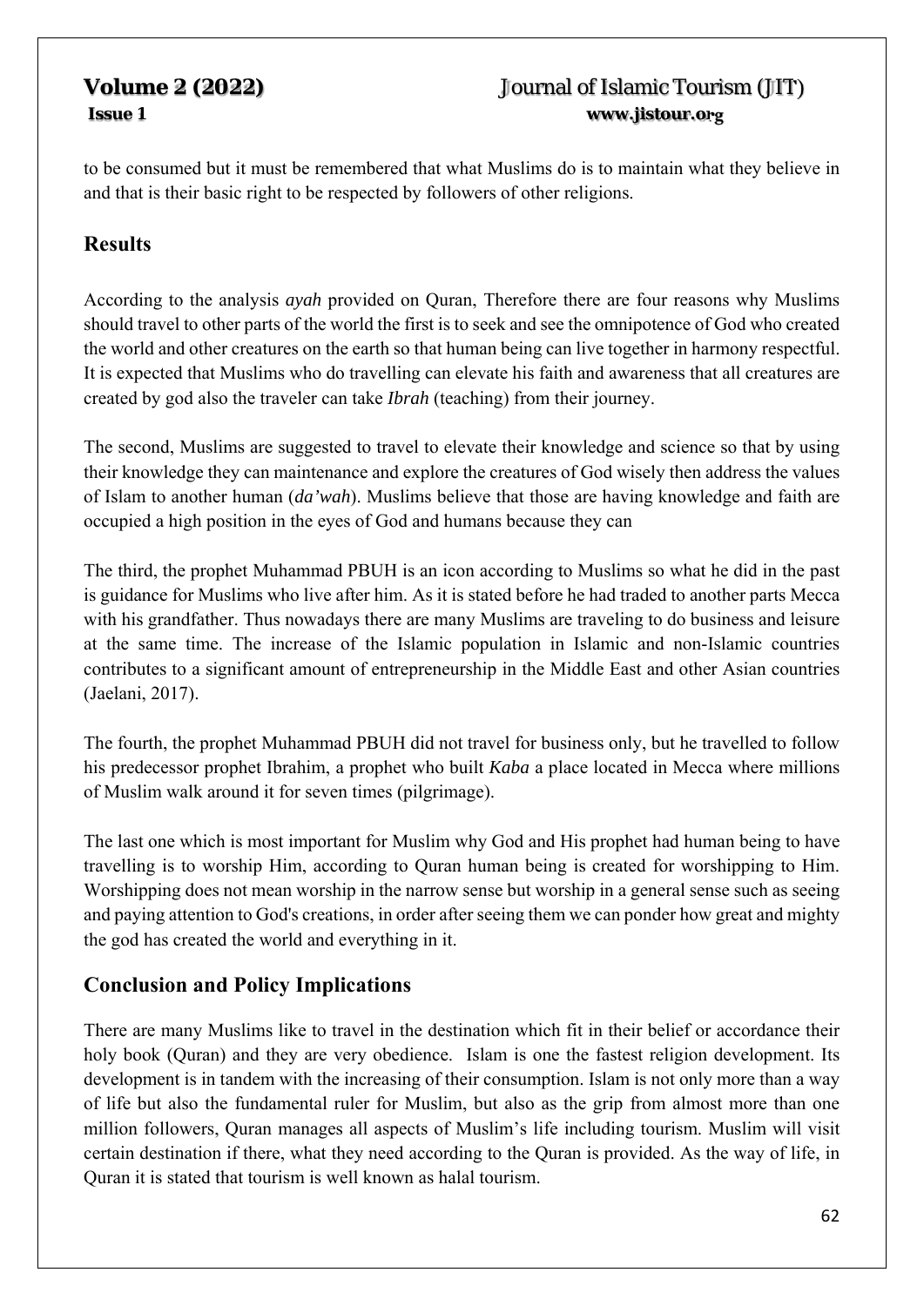to be consumed but it must be remembered that what Muslims do is to maintain what they believe in and that is their basic right to be respected by followers of other religions.

## Results

According to the analysis *ayah* provided on Quran, Therefore there are four reasons why Muslims should travel to other parts of the world the first is to seek and see the omnipotence of God who created the world and other creatures on the earth so that human being can live together in harmony respectful. It is expected that Muslims who do travelling can elevate his faith and awareness that all creatures are created by god also the traveler can take *Ibrah* (teaching) from their journey.

The second, Muslims are suggested to travel to elevate their knowledge and science so that by using their knowledge they can maintenance and explore the creatures of God wisely then address the values of Islam to another human (*da'wah*). Muslims believe that those are having knowledge and faith are occupied a high position in the eyes of God and humans because they can

The third, the prophet Muhammad PBUH is an icon according to Muslims so what he did in the past is guidance for Muslims who live after him. As it is stated before he had traded to another parts Mecca with his grandfather. Thus nowadays there are many Muslims are traveling to do business and leisure at the same time. The increase of the Islamic population in Islamic and non-Islamic countries contributes to a significant amount of entrepreneurship in the Middle East and other Asian countries (Jaelani, 2017).

The fourth, the prophet Muhammad PBUH did not travel for business only, but he travelled to follow his predecessor prophet Ibrahim, a prophet who built *Kaba* a place located in Mecca where millions of Muslim walk around it for seven times (pilgrimage).

The last one which is most important for Muslim why God and His prophet had human being to have travelling is to worship Him, according to Quran human being is created for worshipping to Him. Worshipping does not mean worship in the narrow sense but worship in a general sense such as seeing and paying attention to God's creations, in order after seeing them we can ponder how great and mighty the god has created the world and everything in it.

## Conclusion and Policy Implications

There are many Muslims like to travel in the destination which fit in their belief or accordance their holy book (Quran) and they are very obedience. Islam is one the fastest religion development. Its development is in tandem with the increasing of their consumption. Islam is not only more than a way of life but also the fundamental ruler for Muslim, but also as the grip from almost more than one million followers, Quran manages all aspects of Muslim's life including tourism. Muslim will visit certain destination if there, what they need according to the Quran is provided. As the way of life, in Quran it is stated that tourism is well known as halal tourism.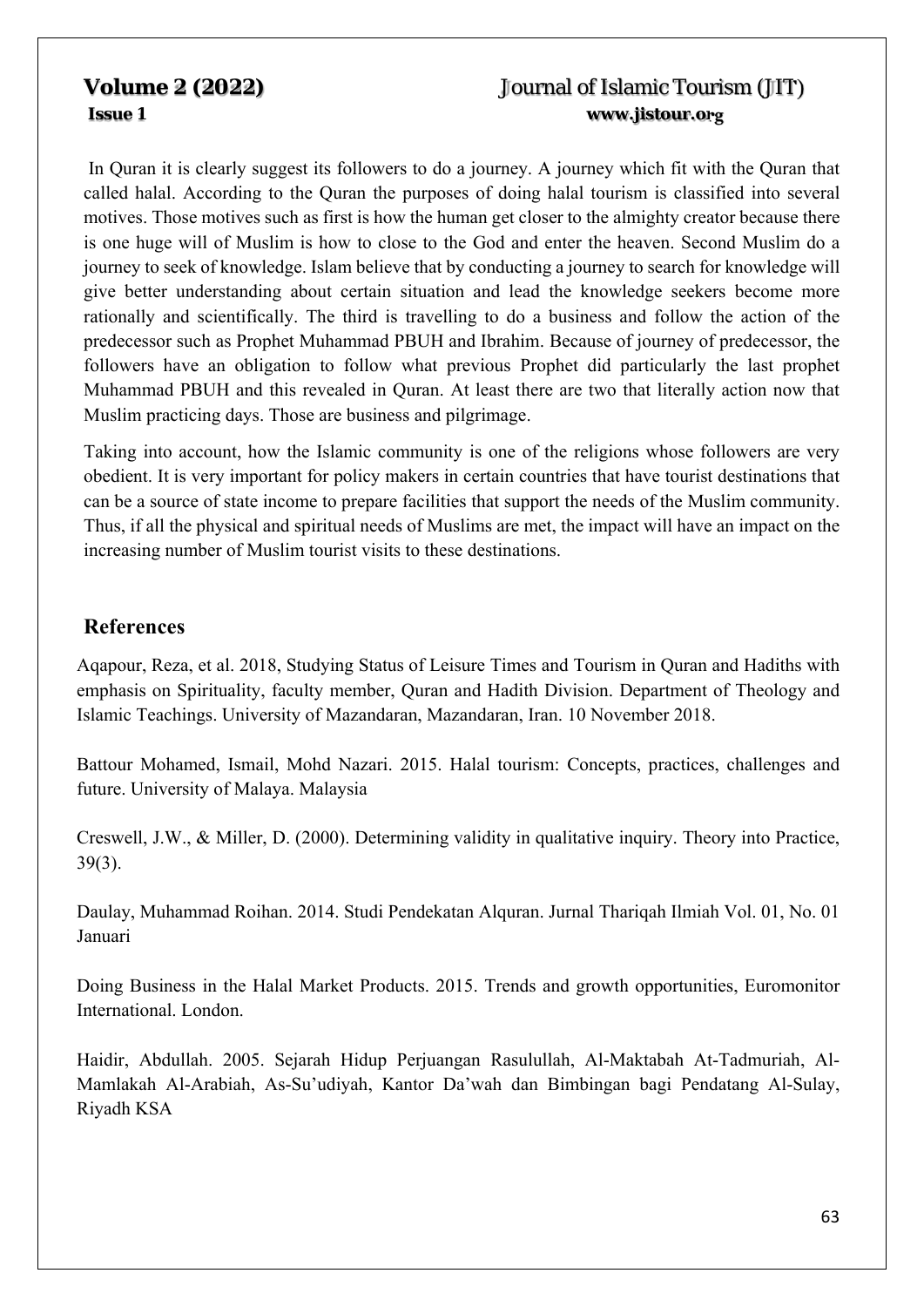In Quran it is clearly suggest its followers to do a journey. A journey which fit with the Quran that called halal. According to the Quran the purposes of doing halal tourism is classified into several motives. Those motives such as first is how the human get closer to the almighty creator because there is one huge will of Muslim is how to close to the God and enter the heaven. Second Muslim do a journey to seek of knowledge. Islam believe that by conducting a journey to search for knowledge will give better understanding about certain situation and lead the knowledge seekers become more rationally and scientifically. The third is travelling to do a business and follow the action of the predecessor such as Prophet Muhammad PBUH and Ibrahim. Because of journey of predecessor, the followers have an obligation to follow what previous Prophet did particularly the last prophet Muhammad PBUH and this revealed in Quran. At least there are two that literally action now that Muslim practicing days. Those are business and pilgrimage.

Taking into account, how the Islamic community is one of the religions whose followers are very obedient. It is very important for policy makers in certain countries that have tourist destinations that can be a source of state income to prepare facilities that support the needs of the Muslim community. Thus, if all the physical and spiritual needs of Muslims are met, the impact will have an impact on the increasing number of Muslim tourist visits to these destinations.

## References

Aqapour, Reza, et al. 2018, Studying Status of Leisure Times and Tourism in Quran and Hadiths with emphasis on Spirituality, faculty member, Quran and Hadith Division. Department of Theology and Islamic Teachings. University of Mazandaran, Mazandaran, Iran. 10 November 2018.

Battour Mohamed, Ismail, Mohd Nazari. 2015. Halal tourism: Concepts, practices, challenges and future. University of Malaya. Malaysia

Creswell, J.W., & Miller, D. (2000). Determining validity in qualitative inquiry. Theory into Practice, 39(3).

Daulay, Muhammad Roihan. 2014. Studi Pendekatan Alquran. Jurnal Thariqah Ilmiah Vol. 01, No. 01 Januari

Doing Business in the Halal Market Products. 2015. Trends and growth opportunities, Euromonitor International. London.

Haidir, Abdullah. 2005. Sejarah Hidup Perjuangan Rasulullah, Al-Maktabah At-Tadmuriah, Al-Mamlakah Al-Arabiah, As-Su'udiyah, Kantor Da'wah dan Bimbingan bagi Pendatang Al-Sulay, Riyadh KSA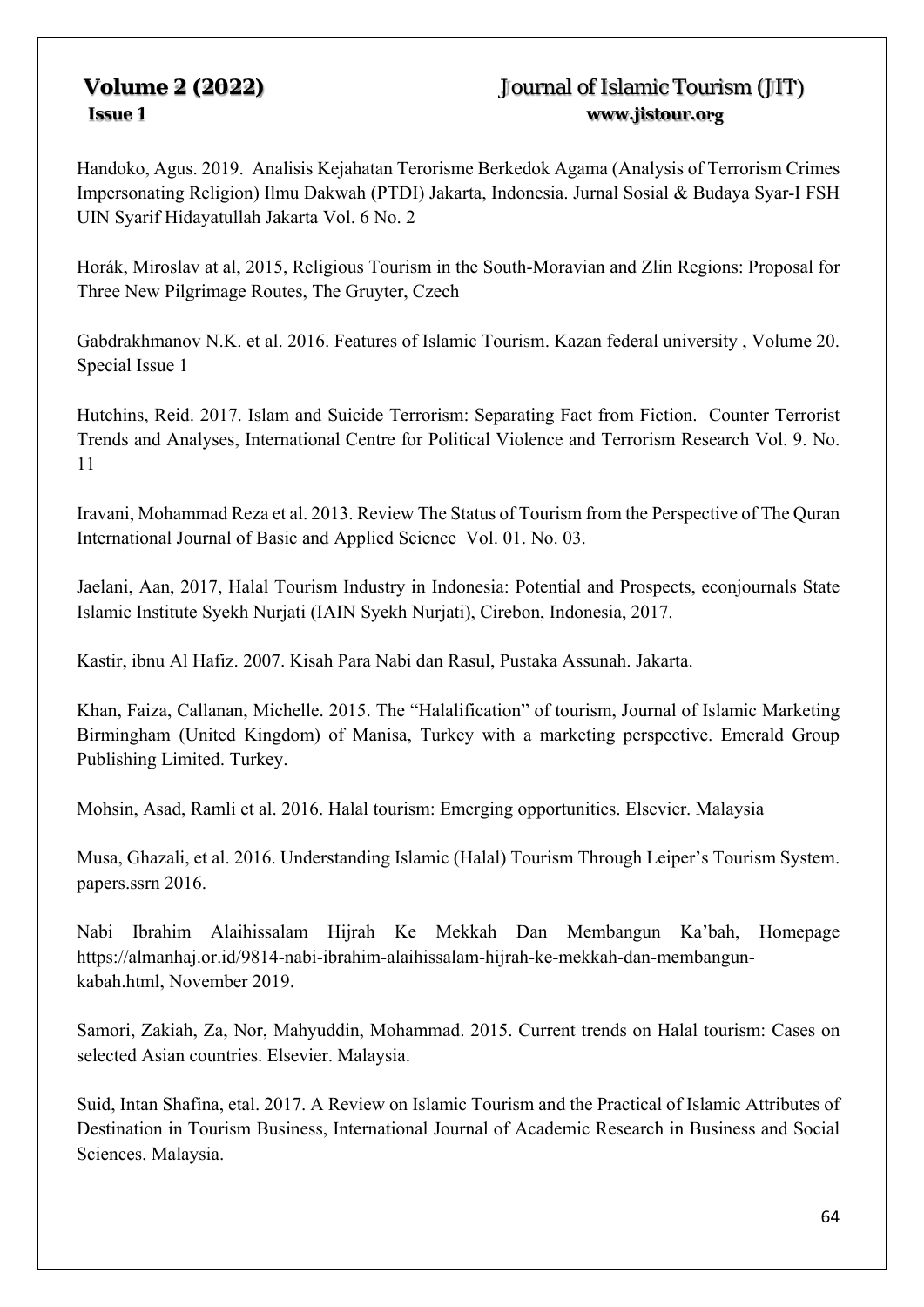Handoko, Agus. 2019. Analisis Kejahatan Terorisme Berkedok Agama (Analysis of Terrorism Crimes Impersonating Religion) Ilmu Dakwah (PTDI) Jakarta, Indonesia. Jurnal Sosial & Budaya Syar-I FSH UIN Syarif Hidayatullah Jakarta Vol. 6 No. 2

Horák, Miroslav at al, 2015, Religious Tourism in the South-Moravian and Zlin Regions: Proposal for Three New Pilgrimage Routes, The Gruyter, Czech

Gabdrakhmanov N.K. et al. 2016. Features of Islamic Tourism. Kazan federal university , Volume 20. Special Issue 1

Hutchins, Reid. 2017. Islam and Suicide Terrorism: Separating Fact from Fiction. Counter Terrorist Trends and Analyses, International Centre for Political Violence and Terrorism Research Vol. 9. No. 11

Iravani, Mohammad Reza et al. 2013. Review The Status of Tourism from the Perspective of The Quran International Journal of Basic and Applied Science Vol. 01. No. 03.

Jaelani, Aan, 2017, Halal Tourism Industry in Indonesia: Potential and Prospects, econjournals State Islamic Institute Syekh Nurjati (IAIN Syekh Nurjati), Cirebon, Indonesia, 2017.

Kastir, ibnu Al Hafiz. 2007. Kisah Para Nabi dan Rasul, Pustaka Assunah. Jakarta.

Khan, Faiza, Callanan, Michelle. 2015. The "Halalification" of tourism, Journal of Islamic Marketing Birmingham (United Kingdom) of Manisa, Turkey with a marketing perspective. Emerald Group Publishing Limited. Turkey.

Mohsin, Asad, Ramli et al. 2016. Halal tourism: Emerging opportunities. Elsevier. Malaysia

Musa, Ghazali, et al. 2016. Understanding Islamic (Halal) Tourism Through Leiper's Tourism System. papers.ssrn 2016.

Nabi Ibrahim Alaihissalam Hijrah Ke Mekkah Dan Membangun Ka'bah, Homepage https://almanhaj.or.id/9814-nabi-ibrahim-alaihissalam-hijrah-ke-mekkah-dan-membangun-kabah.html, November 2019.

Samori, Zakiah, Za, Nor, Mahyuddin, Mohammad. 2015. Current trends on Halal tourism: Cases on selected Asian countries. Elsevier. Malaysia.

Suid, Intan Shafina, etal. 2017. A Review on Islamic Tourism and the Practical of Islamic Attributes of Destination in Tourism Business, International Journal of Academic Research in Business and Social Sciences. Malaysia.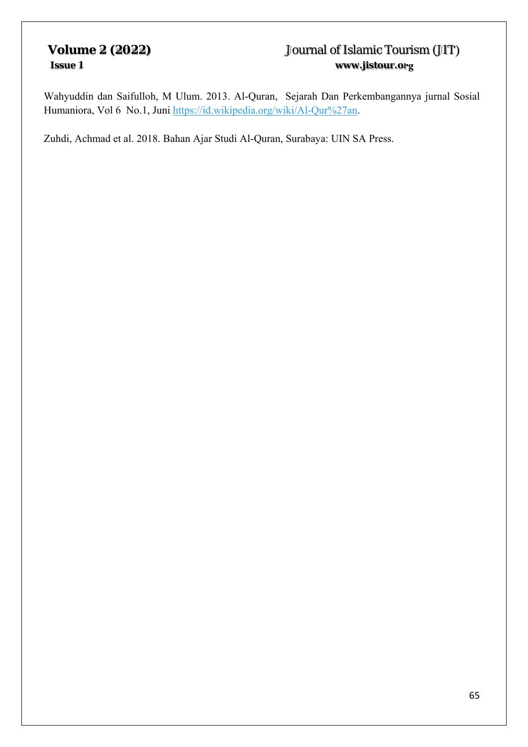Wahyuddin dan Saifulloh, M Ulum. 2013. Al-Quran, Sejarah Dan Perkembangannya jurnal Sosial Humaniora, Vol 6 No.1, Juni https://id.wikipedia.org/wiki/Al-Qur%27an.

Zuhdi, Achmad et al. 2018. Bahan Ajar Studi Al-Quran, Surabaya: UIN SA Press.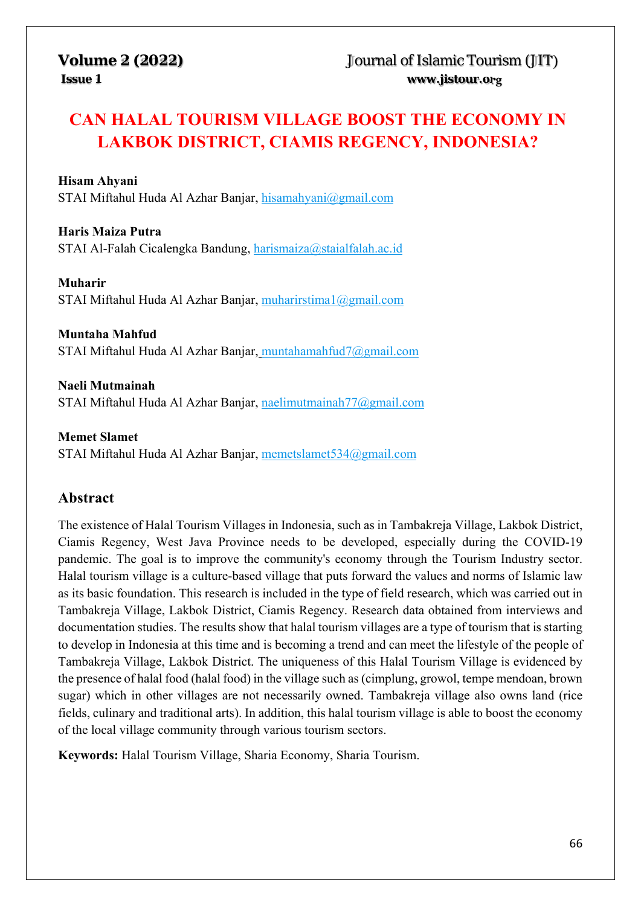# CAN HALAL TOURISM VILLAGE BOOST THE ECONOMY IN LAKBOK DISTRICT, CIAMIS REGENCY, INDONESIA?

**Hisam Ahyani**
STAI Miftahul Huda Al Azhar Banjar, hisamahyani@gmail.com

**Haris Maiza Putra**
STAI Al-Falah Cicalengka Bandung, harismaiza@staialfalah.ac.id

**Muharir**
STAI Miftahul Huda Al Azhar Banjar, muharirstima1@gmail.com

**Muntaha Mahfud**
STAI Miftahul Huda Al Azhar Banjar, muntahamahfud7@gmail.com

**Naeli Mutmainah**
STAI Miftahul Huda Al Azhar Banjar, naelimutmainah77@gmail.com

**Memet Slamet**
STAI Miftahul Huda Al Azhar Banjar, memetslamet534@gmail.com

## Abstract

The existence of Halal Tourism Villages in Indonesia, such as in Tambakreja Village, Lakbok District, Ciamis Regency, West Java Province needs to be developed, especially during the COVID-19 pandemic. The goal is to improve the community's economy through the Tourism Industry sector. Halal tourism village is a culture-based village that puts forward the values and norms of Islamic law as its basic foundation. This research is included in the type of field research, which was carried out in Tambakreja Village, Lakbok District, Ciamis Regency. Research data obtained from interviews and documentation studies. The results show that halal tourism villages are a type of tourism that is starting to develop in Indonesia at this time and is becoming a trend and can meet the lifestyle of the people of Tambakreja Village, Lakbok District. The uniqueness of this Halal Tourism Village is evidenced by the presence of halal food (halal food) in the village such as (cimplung, growol, tempe mendoan, brown sugar) which in other villages are not necessarily owned. Tambakreja village also owns land (rice fields, culinary and traditional arts). In addition, this halal tourism village is able to boost the economy of the local village community through various tourism sectors.

**Keywords:** Halal Tourism Village, Sharia Economy, Sharia Tourism.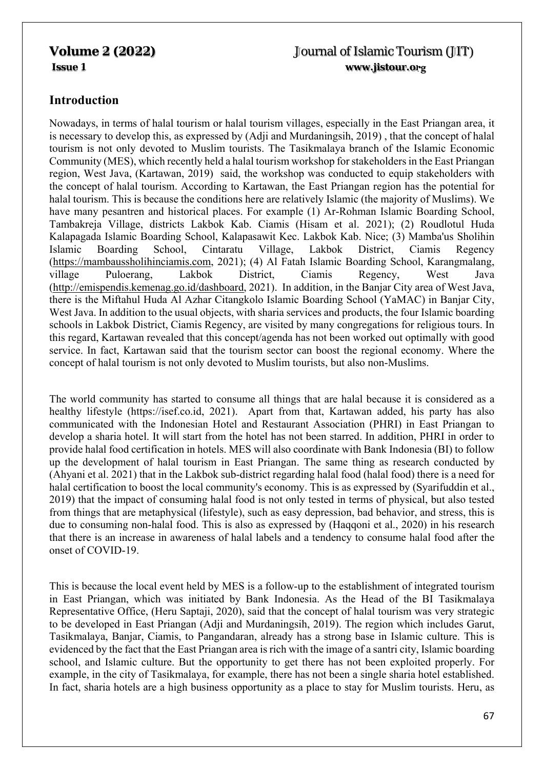## Introduction

Nowadays, in terms of halal tourism or halal tourism villages, especially in the East Priangan area, it is necessary to develop this, as expressed by (Adji and Murdaningsih, 2019) , that the concept of halal tourism is not only devoted to Muslim tourists. The Tasikmalaya branch of the Islamic Economic Community (MES), which recently held a halal tourism workshop for stakeholders in the East Priangan region, West Java, (Kartawan, 2019) said, the workshop was conducted to equip stakeholders with the concept of halal tourism. According to Kartawan, the East Priangan region has the potential for halal tourism. This is because the conditions here are relatively Islamic (the majority of Muslims). We have many pesantren and historical places. For example (1) Ar-Rohman Islamic Boarding School, Tambakreja Village, districts Lakbok Kab. Ciamis (Hisam et al. 2021); (2) Roudlotul Huda Kalapagada Islamic Boarding School, Kalapasawit Kec. Lakbok Kab. Nice; (3) Mamba'us Sholihin Islamic Boarding School, Cintaratu Village, Lakbok District, Ciamis Regency (https://mambaussholihinciamis.com, 2021); (4) Al Fatah Islamic Boarding School, Karangmalang, village Puloerang, Lakbok District, Ciamis Regency, West Java (http://emispendis.kemenag.go.id/dashboard, 2021). In addition, in the Banjar City area of West Java, there is the Miftahul Huda Al Azhar Citangkolo Islamic Boarding School (YaMAC) in Banjar City, West Java. In addition to the usual objects, with sharia services and products, the four Islamic boarding schools in Lakbok District, Ciamis Regency, are visited by many congregations for religious tours. In this regard, Kartawan revealed that this concept/agenda has not been worked out optimally with good service. In fact, Kartawan said that the tourism sector can boost the regional economy. Where the concept of halal tourism is not only devoted to Muslim tourists, but also non-Muslims.

The world community has started to consume all things that are halal because it is considered as a healthy lifestyle (https://isef.co.id, 2021). Apart from that, Kartawan added, his party has also communicated with the Indonesian Hotel and Restaurant Association (PHRI) in East Priangan to develop a sharia hotel. It will start from the hotel has not been starred. In addition, PHRI in order to provide halal food certification in hotels. MES will also coordinate with Bank Indonesia (BI) to follow up the development of halal tourism in East Priangan. The same thing as research conducted by (Ahyani et al. 2021) that in the Lakbok sub-district regarding halal food (halal food) there is a need for halal certification to boost the local community's economy. This is as expressed by (Syarifuddin et al., 2019) that the impact of consuming halal food is not only tested in terms of physical, but also tested from things that are metaphysical (lifestyle), such as easy depression, bad behavior, and stress, this is due to consuming non-halal food. This is also as expressed by (Haqqoni et al., 2020) in his research that there is an increase in awareness of halal labels and a tendency to consume halal food after the onset of COVID-19.

This is because the local event held by MES is a follow-up to the establishment of integrated tourism in East Priangan, which was initiated by Bank Indonesia. As the Head of the BI Tasikmalaya Representative Office, (Heru Saptaji, 2020), said that the concept of halal tourism was very strategic to be developed in East Priangan (Adji and Murdaningsih, 2019). The region which includes Garut, Tasikmalaya, Banjar, Ciamis, to Pangandaran, already has a strong base in Islamic culture. This is evidenced by the fact that the East Priangan area is rich with the image of a santri city, Islamic boarding school, and Islamic culture. But the opportunity to get there has not been exploited properly. For example, in the city of Tasikmalaya, for example, there has not been a single sharia hotel established. In fact, sharia hotels are a high business opportunity as a place to stay for Muslim tourists. Heru, as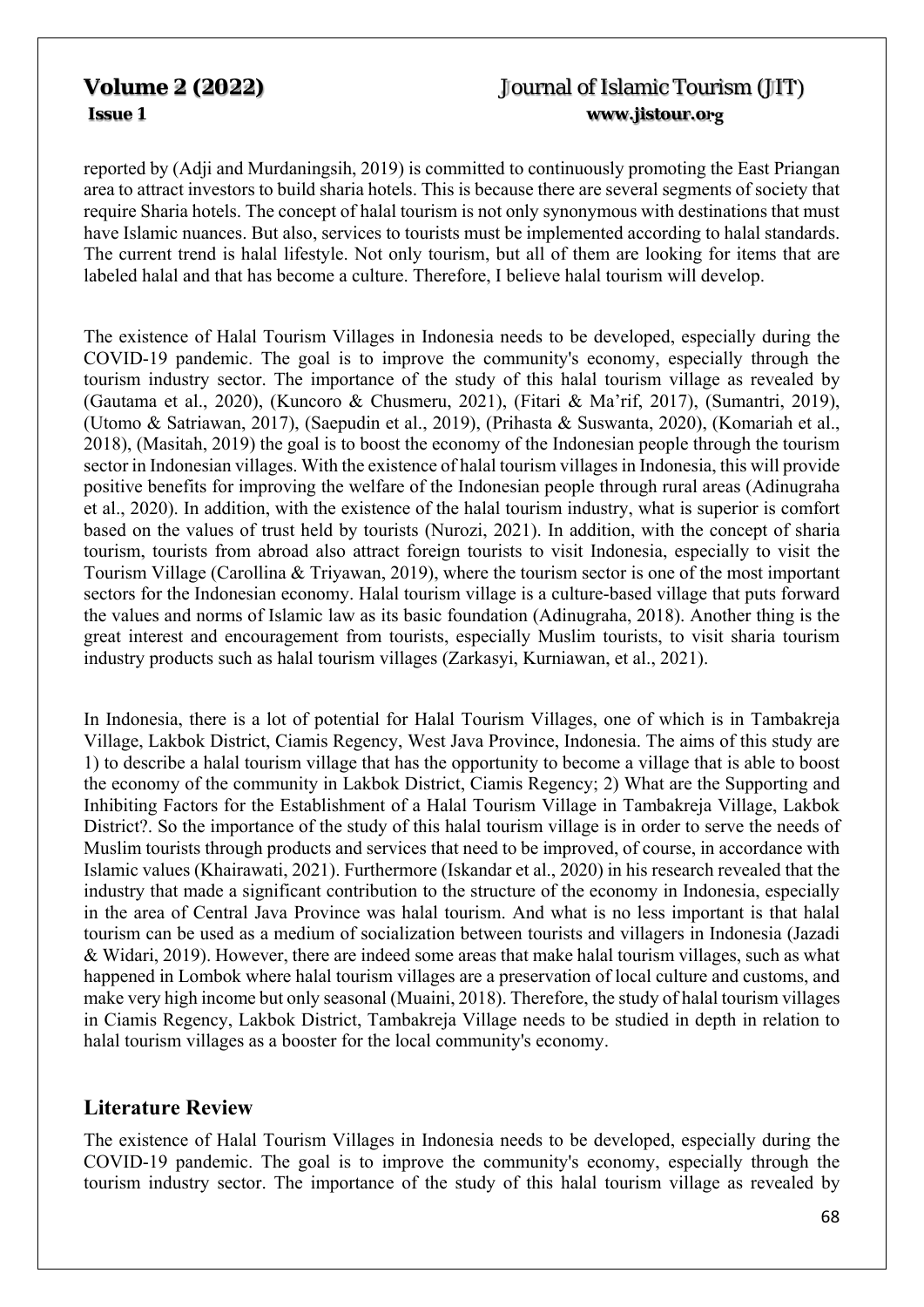reported by (Adji and Murdaningsih, 2019) is committed to continuously promoting the East Priangan area to attract investors to build sharia hotels. This is because there are several segments of society that require Sharia hotels. The concept of halal tourism is not only synonymous with destinations that must have Islamic nuances. But also, services to tourists must be implemented according to halal standards. The current trend is halal lifestyle. Not only tourism, but all of them are looking for items that are labeled halal and that has become a culture. Therefore, I believe halal tourism will develop.

The existence of Halal Tourism Villages in Indonesia needs to be developed, especially during the COVID-19 pandemic. The goal is to improve the community's economy, especially through the tourism industry sector. The importance of the study of this halal tourism village as revealed by (Gautama et al., 2020), (Kuncoro & Chusmeru, 2021), (Fitari & Ma'rif, 2017), (Sumantri, 2019), (Utomo & Satriawan, 2017), (Saepudin et al., 2019), (Prihasta & Suswanta, 2020), (Komariah et al., 2018), (Masitah, 2019) the goal is to boost the economy of the Indonesian people through the tourism sector in Indonesian villages. With the existence of halal tourism villages in Indonesia, this will provide positive benefits for improving the welfare of the Indonesian people through rural areas (Adinugraha et al., 2020). In addition, with the existence of the halal tourism industry, what is superior is comfort based on the values of trust held by tourists (Nurozi, 2021). In addition, with the concept of sharia tourism, tourists from abroad also attract foreign tourists to visit Indonesia, especially to visit the Tourism Village (Carollina & Triyawan, 2019), where the tourism sector is one of the most important sectors for the Indonesian economy. Halal tourism village is a culture-based village that puts forward the values and norms of Islamic law as its basic foundation (Adinugraha, 2018). Another thing is the great interest and encouragement from tourists, especially Muslim tourists, to visit sharia tourism industry products such as halal tourism villages (Zarkasyi, Kurniawan, et al., 2021).

In Indonesia, there is a lot of potential for Halal Tourism Villages, one of which is in Tambakreja Village, Lakbok District, Ciamis Regency, West Java Province, Indonesia. The aims of this study are 1) to describe a halal tourism village that has the opportunity to become a village that is able to boost the economy of the community in Lakbok District, Ciamis Regency; 2) What are the Supporting and Inhibiting Factors for the Establishment of a Halal Tourism Village in Tambakreja Village, Lakbok District?. So the importance of the study of this halal tourism village is in order to serve the needs of Muslim tourists through products and services that need to be improved, of course, in accordance with Islamic values (Khairawati, 2021). Furthermore (Iskandar et al., 2020) in his research revealed that the industry that made a significant contribution to the structure of the economy in Indonesia, especially in the area of Central Java Province was halal tourism. And what is no less important is that halal tourism can be used as a medium of socialization between tourists and villagers in Indonesia (Jazadi & Widari, 2019). However, there are indeed some areas that make halal tourism villages, such as what happened in Lombok where halal tourism villages are a preservation of local culture and customs, and make very high income but only seasonal (Muaini, 2018). Therefore, the study of halal tourism villages in Ciamis Regency, Lakbok District, Tambakreja Village needs to be studied in depth in relation to halal tourism villages as a booster for the local community's economy.

## Literature Review

The existence of Halal Tourism Villages in Indonesia needs to be developed, especially during the COVID-19 pandemic. The goal is to improve the community's economy, especially through the tourism industry sector. The importance of the study of this halal tourism village as revealed by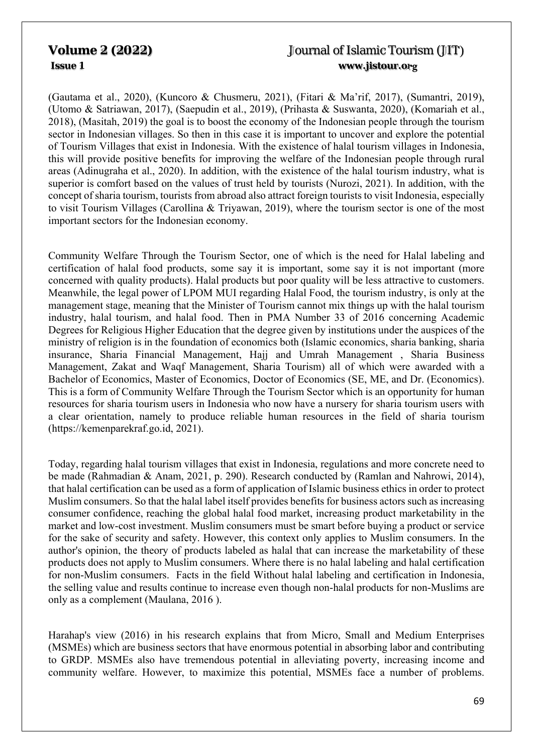(Gautama et al., 2020), (Kuncoro & Chusmeru, 2021), (Fitari & Ma'rif, 2017), (Sumantri, 2019), (Utomo & Satriawan, 2017), (Saepudin et al., 2019), (Prihasta & Suswanta, 2020), (Komariah et al., 2018), (Masitah, 2019) the goal is to boost the economy of the Indonesian people through the tourism sector in Indonesian villages. So then in this case it is important to uncover and explore the potential of Tourism Villages that exist in Indonesia. With the existence of halal tourism villages in Indonesia, this will provide positive benefits for improving the welfare of the Indonesian people through rural areas (Adinugraha et al., 2020). In addition, with the existence of the halal tourism industry, what is superior is comfort based on the values of trust held by tourists (Nurozi, 2021). In addition, with the concept of sharia tourism, tourists from abroad also attract foreign tourists to visit Indonesia, especially to visit Tourism Villages (Carollina & Triyawan, 2019), where the tourism sector is one of the most important sectors for the Indonesian economy.

Community Welfare Through the Tourism Sector, one of which is the need for Halal labeling and certification of halal food products, some say it is important, some say it is not important (more concerned with quality products). Halal products but poor quality will be less attractive to customers. Meanwhile, the legal power of LPOM MUI regarding Halal Food, the tourism industry, is only at the management stage, meaning that the Minister of Tourism cannot mix things up with the halal tourism industry, halal tourism, and halal food. Then in PMA Number 33 of 2016 concerning Academic Degrees for Religious Higher Education that the degree given by institutions under the auspices of the ministry of religion is in the foundation of economics both (Islamic economics, sharia banking, sharia insurance, Sharia Financial Management, Hajj and Umrah Management , Sharia Business Management, Zakat and Waqf Management, Sharia Tourism) all of which were awarded with a Bachelor of Economics, Master of Economics, Doctor of Economics (SE, ME, and Dr. (Economics). This is a form of Community Welfare Through the Tourism Sector which is an opportunity for human resources for sharia tourism users in Indonesia who now have a nursery for sharia tourism users with a clear orientation, namely to produce reliable human resources in the field of sharia tourism (https://kemenparekraf.go.id, 2021).

Today, regarding halal tourism villages that exist in Indonesia, regulations and more concrete need to be made (Rahmadian & Anam, 2021, p. 290). Research conducted by (Ramlan and Nahrowi, 2014), that halal certification can be used as a form of application of Islamic business ethics in order to protect Muslim consumers. So that the halal label itself provides benefits for business actors such as increasing consumer confidence, reaching the global halal food market, increasing product marketability in the market and low-cost investment. Muslim consumers must be smart before buying a product or service for the sake of security and safety. However, this context only applies to Muslim consumers. In the author's opinion, the theory of products labeled as halal that can increase the marketability of these products does not apply to Muslim consumers. Where there is no halal labeling and halal certification for non-Muslim consumers. Facts in the field Without halal labeling and certification in Indonesia, the selling value and results continue to increase even though non-halal products for non-Muslims are only as a complement (Maulana, 2016 ).

Harahap's view (2016) in his research explains that from Micro, Small and Medium Enterprises (MSMEs) which are business sectors that have enormous potential in absorbing labor and contributing to GRDP. MSMEs also have tremendous potential in alleviating poverty, increasing income and community welfare. However, to maximize this potential, MSMEs face a number of problems.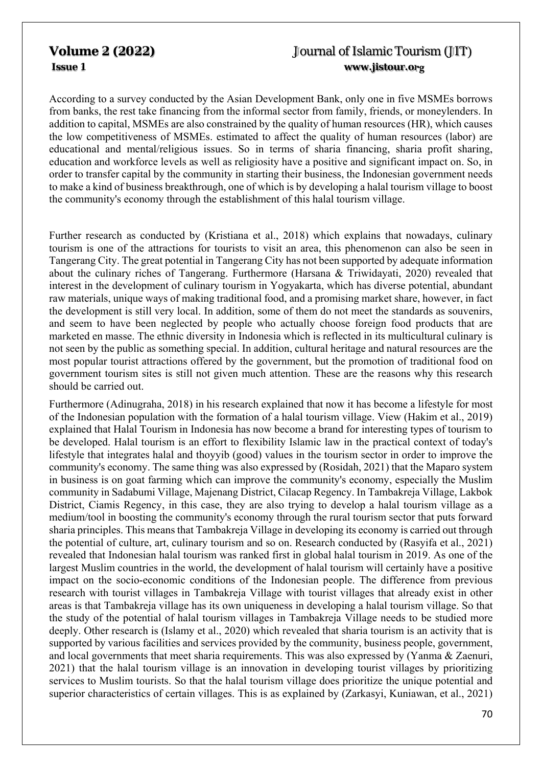According to a survey conducted by the Asian Development Bank, only one in five MSMEs borrows from banks, the rest take financing from the informal sector from family, friends, or moneylenders. In addition to capital, MSMEs are also constrained by the quality of human resources (HR), which causes the low competitiveness of MSMEs. estimated to affect the quality of human resources (labor) are educational and mental/religious issues. So in terms of sharia financing, sharia profit sharing, education and workforce levels as well as religiosity have a positive and significant impact on. So, in order to transfer capital by the community in starting their business, the Indonesian government needs to make a kind of business breakthrough, one of which is by developing a halal tourism village to boost the community's economy through the establishment of this halal tourism village.

Further research as conducted by (Kristiana et al., 2018) which explains that nowadays, culinary tourism is one of the attractions for tourists to visit an area, this phenomenon can also be seen in Tangerang City. The great potential in Tangerang City has not been supported by adequate information about the culinary riches of Tangerang. Furthermore (Harsana & Triwidayati, 2020) revealed that interest in the development of culinary tourism in Yogyakarta, which has diverse potential, abundant raw materials, unique ways of making traditional food, and a promising market share, however, in fact the development is still very local. In addition, some of them do not meet the standards as souvenirs, and seem to have been neglected by people who actually choose foreign food products that are marketed en masse. The ethnic diversity in Indonesia which is reflected in its multicultural culinary is not seen by the public as something special. In addition, cultural heritage and natural resources are the most popular tourist attractions offered by the government, but the promotion of traditional food on government tourism sites is still not given much attention. These are the reasons why this research should be carried out.

Furthermore (Adinugraha, 2018) in his research explained that now it has become a lifestyle for most of the Indonesian population with the formation of a halal tourism village. View (Hakim et al., 2019) explained that Halal Tourism in Indonesia has now become a brand for interesting types of tourism to be developed. Halal tourism is an effort to flexibility Islamic law in the practical context of today's lifestyle that integrates halal and thoyyib (good) values in the tourism sector in order to improve the community's economy. The same thing was also expressed by (Rosidah, 2021) that the Maparo system in business is on goat farming which can improve the community's economy, especially the Muslim community in Sadabumi Village, Majenang District, Cilacap Regency. In Tambakreja Village, Lakbok District, Ciamis Regency, in this case, they are also trying to develop a halal tourism village as a medium/tool in boosting the community's economy through the rural tourism sector that puts forward sharia principles. This means that Tambakreja Village in developing its economy is carried out through the potential of culture, art, culinary tourism and so on. Research conducted by (Rasyifa et al., 2021) revealed that Indonesian halal tourism was ranked first in global halal tourism in 2019. As one of the largest Muslim countries in the world, the development of halal tourism will certainly have a positive impact on the socio-economic conditions of the Indonesian people. The difference from previous research with tourist villages in Tambakreja Village with tourist villages that already exist in other areas is that Tambakreja village has its own uniqueness in developing a halal tourism village. So that the study of the potential of halal tourism villages in Tambakreja Village needs to be studied more deeply. Other research is (Islamy et al., 2020) which revealed that sharia tourism is an activity that is supported by various facilities and services provided by the community, business people, government, and local governments that meet sharia requirements. This was also expressed by (Yanma & Zaenuri, 2021) that the halal tourism village is an innovation in developing tourist villages by prioritizing services to Muslim tourists. So that the halal tourism village does prioritize the unique potential and superior characteristics of certain villages. This is as explained by (Zarkasyi, Kuniawan, et al., 2021)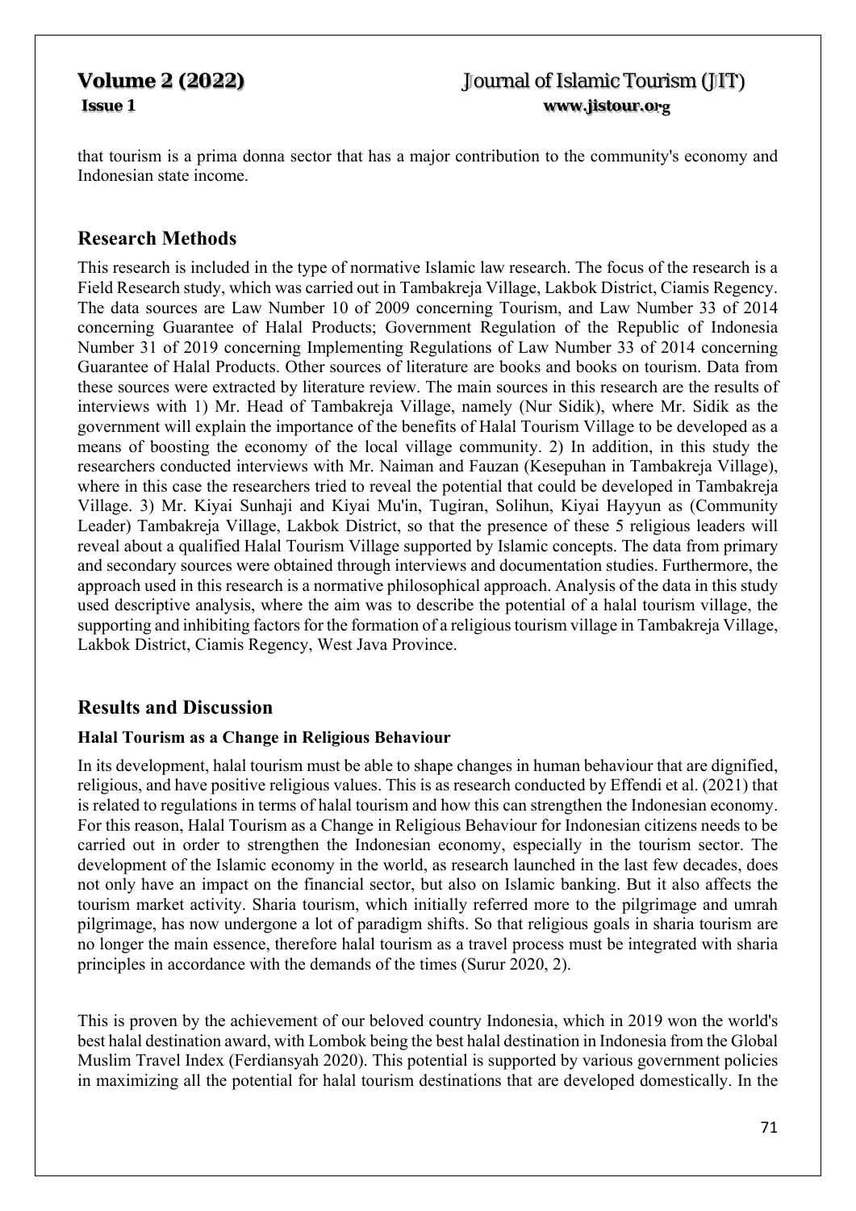that tourism is a prima donna sector that has a major contribution to the community's economy and Indonesian state income.

## Research Methods

This research is included in the type of normative Islamic law research. The focus of the research is a Field Research study, which was carried out in Tambakreja Village, Lakbok District, Ciamis Regency. The data sources are Law Number 10 of 2009 concerning Tourism, and Law Number 33 of 2014 concerning Guarantee of Halal Products; Government Regulation of the Republic of Indonesia Number 31 of 2019 concerning Implementing Regulations of Law Number 33 of 2014 concerning Guarantee of Halal Products. Other sources of literature are books and books on tourism. Data from these sources were extracted by literature review. The main sources in this research are the results of interviews with 1) Mr. Head of Tambakreja Village, namely (Nur Sidik), where Mr. Sidik as the government will explain the importance of the benefits of Halal Tourism Village to be developed as a means of boosting the economy of the local village community. 2) In addition, in this study the researchers conducted interviews with Mr. Naiman and Fauzan (Kesepuhan in Tambakreja Village), where in this case the researchers tried to reveal the potential that could be developed in Tambakreja Village. 3) Mr. Kiyai Sunhaji and Kiyai Mu'in, Tugiran, Solihun, Kiyai Hayyun as (Community Leader) Tambakreja Village, Lakbok District, so that the presence of these 5 religious leaders will reveal about a qualified Halal Tourism Village supported by Islamic concepts. The data from primary and secondary sources were obtained through interviews and documentation studies. Furthermore, the approach used in this research is a normative philosophical approach. Analysis of the data in this study used descriptive analysis, where the aim was to describe the potential of a halal tourism village, the supporting and inhibiting factors for the formation of a religious tourism village in Tambakreja Village, Lakbok District, Ciamis Regency, West Java Province.

## Results and Discussion

### Halal Tourism as a Change in Religious Behaviour

In its development, halal tourism must be able to shape changes in human behaviour that are dignified, religious, and have positive religious values. This is as research conducted by Effendi et al. (2021) that is related to regulations in terms of halal tourism and how this can strengthen the Indonesian economy. For this reason, Halal Tourism as a Change in Religious Behaviour for Indonesian citizens needs to be carried out in order to strengthen the Indonesian economy, especially in the tourism sector. The development of the Islamic economy in the world, as research launched in the last few decades, does not only have an impact on the financial sector, but also on Islamic banking. But it also affects the tourism market activity. Sharia tourism, which initially referred more to the pilgrimage and umrah pilgrimage, has now undergone a lot of paradigm shifts. So that religious goals in sharia tourism are no longer the main essence, therefore halal tourism as a travel process must be integrated with sharia principles in accordance with the demands of the times (Surur 2020, 2).

This is proven by the achievement of our beloved country Indonesia, which in 2019 won the world's best halal destination award, with Lombok being the best halal destination in Indonesia from the Global Muslim Travel Index (Ferdiansyah 2020). This potential is supported by various government policies in maximizing all the potential for halal tourism destinations that are developed domestically. In the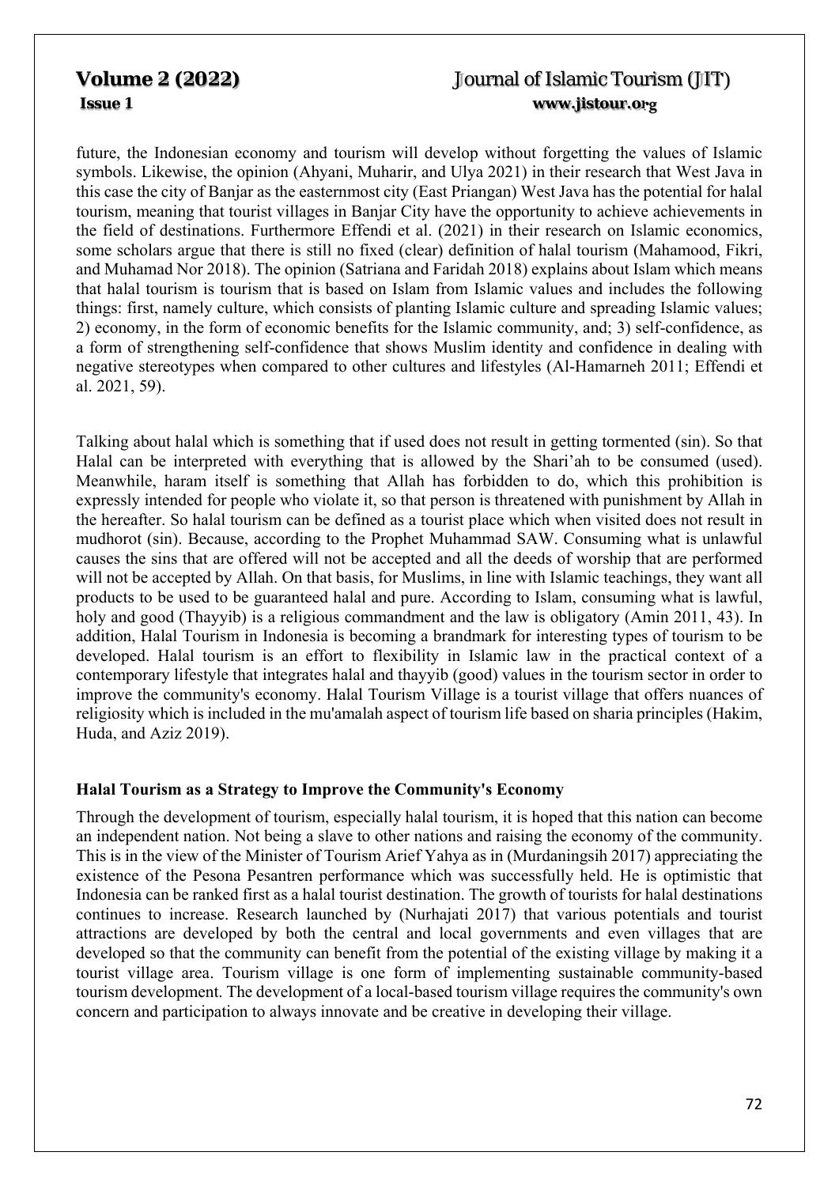future, the Indonesian economy and tourism will develop without forgetting the values of Islamic symbols. Likewise, the opinion (Ahyani, Muharir, and Ulya 2021) in their research that West Java in this case the city of Banjar as the easternmost city (East Priangan) West Java has the potential for halal tourism, meaning that tourist villages in Banjar City have the opportunity to achieve achievements in the field of destinations. Furthermore Effendi et al. (2021) in their research on Islamic economics, some scholars argue that there is still no fixed (clear) definition of halal tourism (Mahamood, Fikri, and Muhamad Nor 2018). The opinion (Satriana and Faridah 2018) explains about Islam which means that halal tourism is tourism that is based on Islam from Islamic values and includes the following things: first, namely culture, which consists of planting Islamic culture and spreading Islamic values; 2) economy, in the form of economic benefits for the Islamic community, and; 3) self-confidence, as a form of strengthening self-confidence that shows Muslim identity and confidence in dealing with negative stereotypes when compared to other cultures and lifestyles (Al-Hamarneh 2011; Effendi et al. 2021, 59).

Talking about halal which is something that if used does not result in getting tormented (sin). So that Halal can be interpreted with everything that is allowed by the Shari'ah to be consumed (used). Meanwhile, haram itself is something that Allah has forbidden to do, which this prohibition is expressly intended for people who violate it, so that person is threatened with punishment by Allah in the hereafter. So halal tourism can be defined as a tourist place which when visited does not result in mudhorot (sin). Because, according to the Prophet Muhammad SAW. Consuming what is unlawful causes the sins that are offered will not be accepted and all the deeds of worship that are performed will not be accepted by Allah. On that basis, for Muslims, in line with Islamic teachings, they want all products to be used to be guaranteed halal and pure. According to Islam, consuming what is lawful, holy and good (Thayyib) is a religious commandment and the law is obligatory (Amin 2011, 43). In addition, Halal Tourism in Indonesia is becoming a brandmark for interesting types of tourism to be developed. Halal tourism is an effort to flexibility in Islamic law in the practical context of a contemporary lifestyle that integrates halal and thayyib (good) values in the tourism sector in order to improve the community's economy. Halal Tourism Village is a tourist village that offers nuances of religiosity which is included in the mu'amalah aspect of tourism life based on sharia principles (Hakim, Huda, and Aziz 2019).

### Halal Tourism as a Strategy to Improve the Community's Economy

Through the development of tourism, especially halal tourism, it is hoped that this nation can become an independent nation. Not being a slave to other nations and raising the economy of the community. This is in the view of the Minister of Tourism Arief Yahya as in (Murdaningsih 2017) appreciating the existence of the Pesona Pesantren performance which was successfully held. He is optimistic that Indonesia can be ranked first as a halal tourist destination. The growth of tourists for halal destinations continues to increase. Research launched by (Nurhajati 2017) that various potentials and tourist attractions are developed by both the central and local governments and even villages that are developed so that the community can benefit from the potential of the existing village by making it a tourist village area. Tourism village is one form of implementing sustainable community-based tourism development. The development of a local-based tourism village requires the community's own concern and participation to always innovate and be creative in developing their village.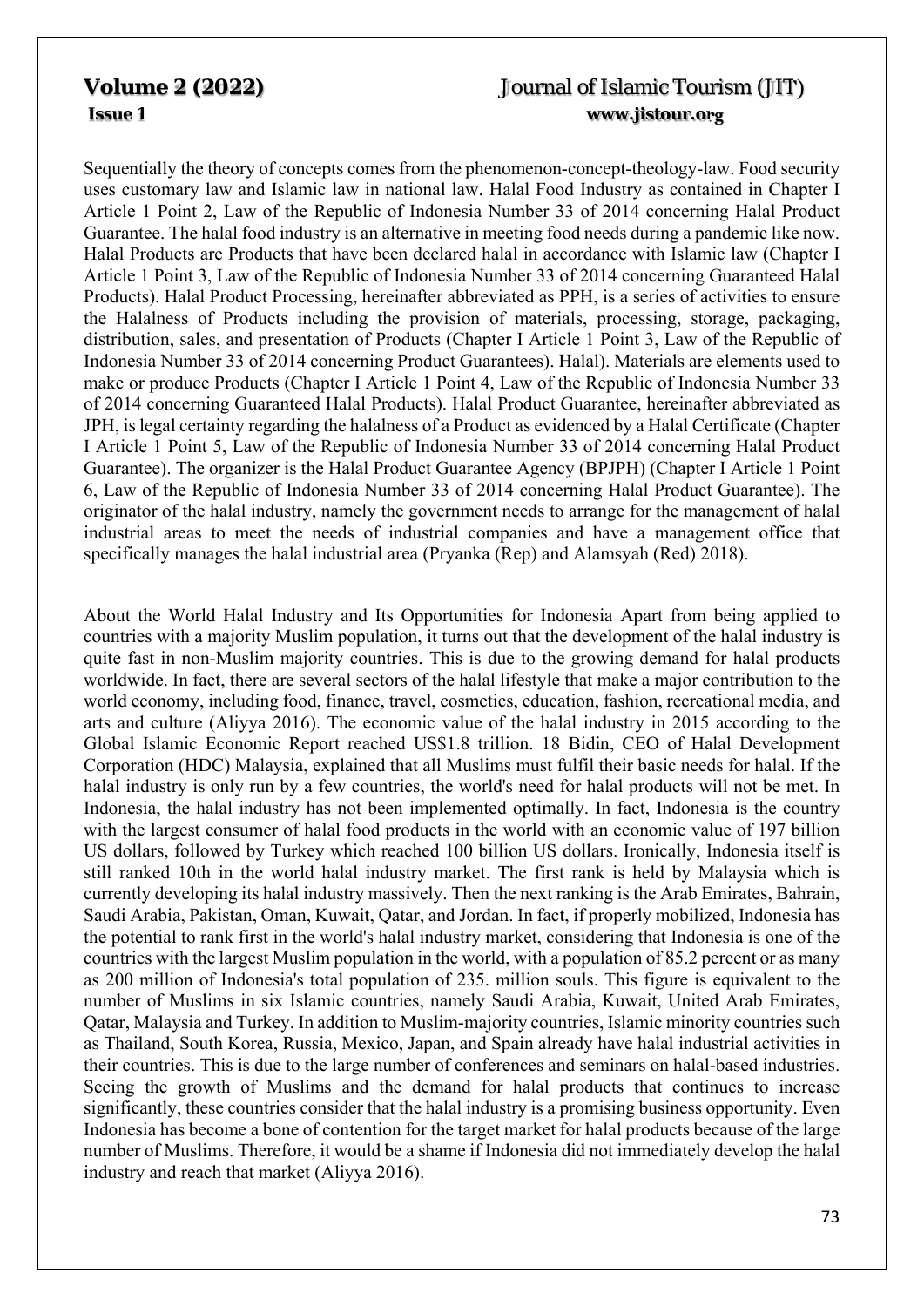Sequentially the theory of concepts comes from the phenomenon-concept-theology-law. Food security uses customary law and Islamic law in national law. Halal Food Industry as contained in Chapter I Article 1 Point 2, Law of the Republic of Indonesia Number 33 of 2014 concerning Halal Product Guarantee. The halal food industry is an alternative in meeting food needs during a pandemic like now. Halal Products are Products that have been declared halal in accordance with Islamic law (Chapter I Article 1 Point 3, Law of the Republic of Indonesia Number 33 of 2014 concerning Guaranteed Halal Products). Halal Product Processing, hereinafter abbreviated as PPH, is a series of activities to ensure the Halalness of Products including the provision of materials, processing, storage, packaging, distribution, sales, and presentation of Products (Chapter I Article 1 Point 3, Law of the Republic of Indonesia Number 33 of 2014 concerning Product Guarantees). Halal). Materials are elements used to make or produce Products (Chapter I Article 1 Point 4, Law of the Republic of Indonesia Number 33 of 2014 concerning Guaranteed Halal Products). Halal Product Guarantee, hereinafter abbreviated as JPH, is legal certainty regarding the halalness of a Product as evidenced by a Halal Certificate (Chapter I Article 1 Point 5, Law of the Republic of Indonesia Number 33 of 2014 concerning Halal Product Guarantee). The organizer is the Halal Product Guarantee Agency (BPJPH) (Chapter I Article 1 Point 6, Law of the Republic of Indonesia Number 33 of 2014 concerning Halal Product Guarantee). The originator of the halal industry, namely the government needs to arrange for the management of halal industrial areas to meet the needs of industrial companies and have a management office that specifically manages the halal industrial area (Pryanka (Rep) and Alamsyah (Red) 2018).

About the World Halal Industry and Its Opportunities for Indonesia Apart from being applied to countries with a majority Muslim population, it turns out that the development of the halal industry is quite fast in non-Muslim majority countries. This is due to the growing demand for halal products worldwide. In fact, there are several sectors of the halal lifestyle that make a major contribution to the world economy, including food, finance, travel, cosmetics, education, fashion, recreational media, and arts and culture (Aliyya 2016). The economic value of the halal industry in 2015 according to the Global Islamic Economic Report reached US$1.8 trillion. 18 Bidin, CEO of Halal Development Corporation (HDC) Malaysia, explained that all Muslims must fulfil their basic needs for halal. If the halal industry is only run by a few countries, the world's need for halal products will not be met. In Indonesia, the halal industry has not been implemented optimally. In fact, Indonesia is the country with the largest consumer of halal food products in the world with an economic value of 197 billion US dollars, followed by Turkey which reached 100 billion US dollars. Ironically, Indonesia itself is still ranked 10th in the world halal industry market. The first rank is held by Malaysia which is currently developing its halal industry massively. Then the next ranking is the Arab Emirates, Bahrain, Saudi Arabia, Pakistan, Oman, Kuwait, Qatar, and Jordan. In fact, if properly mobilized, Indonesia has the potential to rank first in the world's halal industry market, considering that Indonesia is one of the countries with the largest Muslim population in the world, with a population of 85.2 percent or as many as 200 million of Indonesia's total population of 235. million souls. This figure is equivalent to the number of Muslims in six Islamic countries, namely Saudi Arabia, Kuwait, United Arab Emirates, Qatar, Malaysia and Turkey. In addition to Muslim-majority countries, Islamic minority countries such as Thailand, South Korea, Russia, Mexico, Japan, and Spain already have halal industrial activities in their countries. This is due to the large number of conferences and seminars on halal-based industries. Seeing the growth of Muslims and the demand for halal products that continues to increase significantly, these countries consider that the halal industry is a promising business opportunity. Even Indonesia has become a bone of contention for the target market for halal products because of the large number of Muslims. Therefore, it would be a shame if Indonesia did not immediately develop the halal industry and reach that market (Aliyya 2016).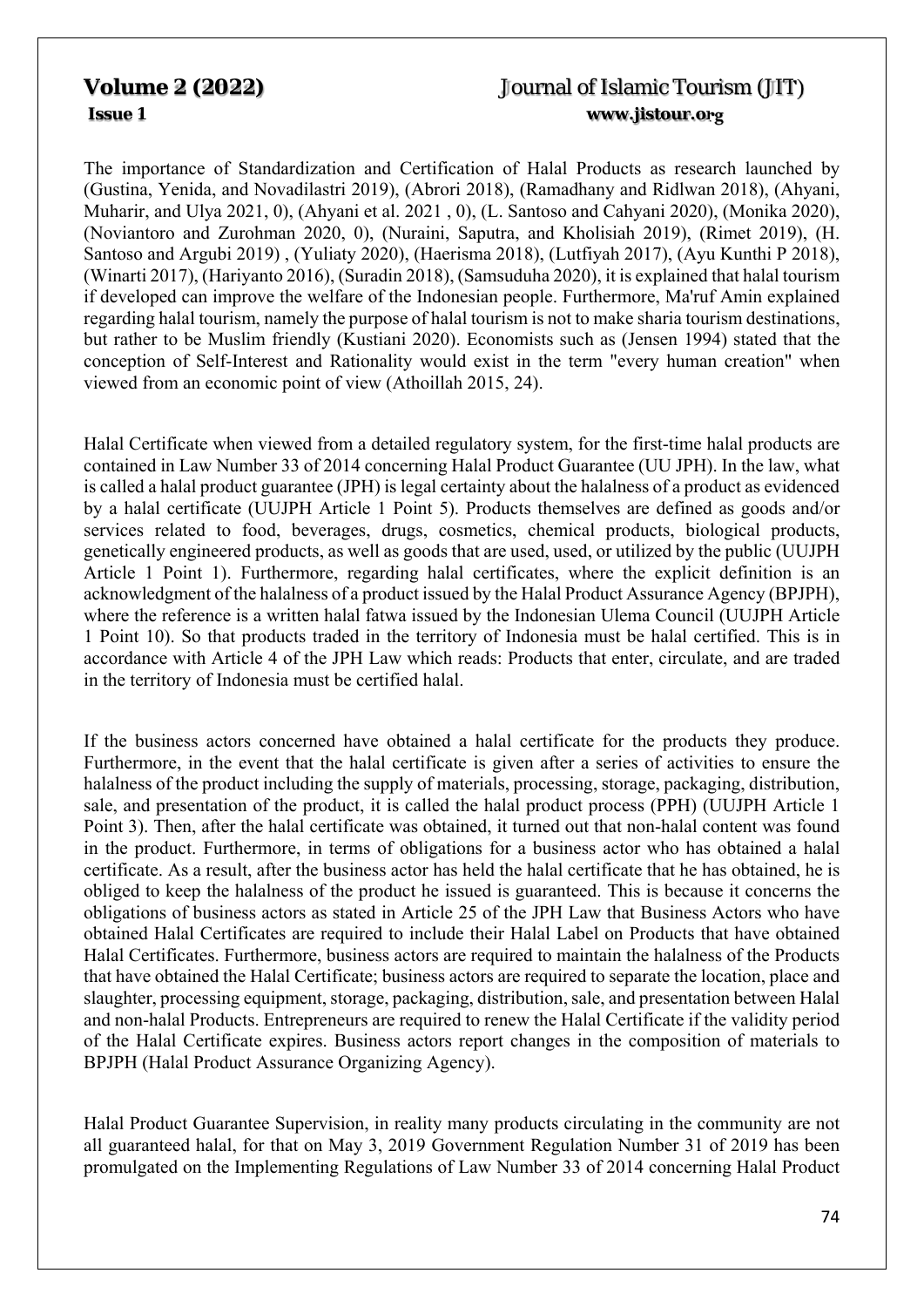The importance of Standardization and Certification of Halal Products as research launched by (Gustina, Yenida, and Novadilastri 2019), (Abrori 2018), (Ramadhany and Ridlwan 2018), (Ahyani, Muharir, and Ulya 2021, 0), (Ahyani et al. 2021 , 0), (L. Santoso and Cahyani 2020), (Monika 2020), (Noviantoro and Zurohman 2020, 0), (Nuraini, Saputra, and Kholisiah 2019), (Rimet 2019), (H. Santoso and Argubi 2019) , (Yuliaty 2020), (Haerisma 2018), (Lutfiyah 2017), (Ayu Kunthi P 2018), (Winarti 2017), (Hariyanto 2016), (Suradin 2018), (Samsuduha 2020), it is explained that halal tourism if developed can improve the welfare of the Indonesian people. Furthermore, Ma'ruf Amin explained regarding halal tourism, namely the purpose of halal tourism is not to make sharia tourism destinations, but rather to be Muslim friendly (Kustiani 2020). Economists such as (Jensen 1994) stated that the conception of Self-Interest and Rationality would exist in the term "every human creation" when viewed from an economic point of view (Athoillah 2015, 24).

Halal Certificate when viewed from a detailed regulatory system, for the first-time halal products are contained in Law Number 33 of 2014 concerning Halal Product Guarantee (UU JPH). In the law, what is called a halal product guarantee (JPH) is legal certainty about the halalness of a product as evidenced by a halal certificate (UUJPH Article 1 Point 5). Products themselves are defined as goods and/or services related to food, beverages, drugs, cosmetics, chemical products, biological products, genetically engineered products, as well as goods that are used, used, or utilized by the public (UUJPH Article 1 Point 1). Furthermore, regarding halal certificates, where the explicit definition is an acknowledgment of the halalness of a product issued by the Halal Product Assurance Agency (BPJPH), where the reference is a written halal fatwa issued by the Indonesian Ulema Council (UUJPH Article 1 Point 10). So that products traded in the territory of Indonesia must be halal certified. This is in accordance with Article 4 of the JPH Law which reads: Products that enter, circulate, and are traded in the territory of Indonesia must be certified halal.

If the business actors concerned have obtained a halal certificate for the products they produce. Furthermore, in the event that the halal certificate is given after a series of activities to ensure the halalness of the product including the supply of materials, processing, storage, packaging, distribution, sale, and presentation of the product, it is called the halal product process (PPH) (UUJPH Article 1 Point 3). Then, after the halal certificate was obtained, it turned out that non-halal content was found in the product. Furthermore, in terms of obligations for a business actor who has obtained a halal certificate. As a result, after the business actor has held the halal certificate that he has obtained, he is obliged to keep the halalness of the product he issued is guaranteed. This is because it concerns the obligations of business actors as stated in Article 25 of the JPH Law that Business Actors who have obtained Halal Certificates are required to include their Halal Label on Products that have obtained Halal Certificates. Furthermore, business actors are required to maintain the halalness of the Products that have obtained the Halal Certificate; business actors are required to separate the location, place and slaughter, processing equipment, storage, packaging, distribution, sale, and presentation between Halal and non-halal Products. Entrepreneurs are required to renew the Halal Certificate if the validity period of the Halal Certificate expires. Business actors report changes in the composition of materials to BPJPH (Halal Product Assurance Organizing Agency).

Halal Product Guarantee Supervision, in reality many products circulating in the community are not all guaranteed halal, for that on May 3, 2019 Government Regulation Number 31 of 2019 has been promulgated on the Implementing Regulations of Law Number 33 of 2014 concerning Halal Product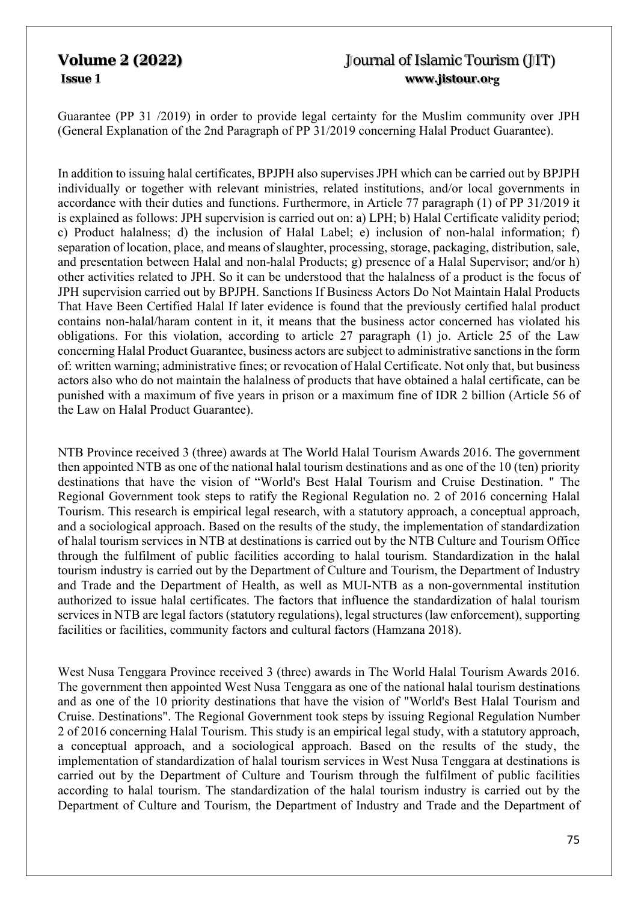Guarantee (PP 31 /2019) in order to provide legal certainty for the Muslim community over JPH (General Explanation of the 2nd Paragraph of PP 31/2019 concerning Halal Product Guarantee).

In addition to issuing halal certificates, BPJPH also supervises JPH which can be carried out by BPJPH individually or together with relevant ministries, related institutions, and/or local governments in accordance with their duties and functions. Furthermore, in Article 77 paragraph (1) of PP 31/2019 it is explained as follows: JPH supervision is carried out on: a) LPH; b) Halal Certificate validity period; c) Product halalness; d) the inclusion of Halal Label; e) inclusion of non-halal information; f) separation of location, place, and means of slaughter, processing, storage, packaging, distribution, sale, and presentation between Halal and non-halal Products; g) presence of a Halal Supervisor; and/or h) other activities related to JPH. So it can be understood that the halalness of a product is the focus of JPH supervision carried out by BPJPH. Sanctions If Business Actors Do Not Maintain Halal Products That Have Been Certified Halal If later evidence is found that the previously certified halal product contains non-halal/haram content in it, it means that the business actor concerned has violated his obligations. For this violation, according to article 27 paragraph (1) jo. Article 25 of the Law concerning Halal Product Guarantee, business actors are subject to administrative sanctions in the form of: written warning; administrative fines; or revocation of Halal Certificate. Not only that, but business actors also who do not maintain the halalness of products that have obtained a halal certificate, can be punished with a maximum of five years in prison or a maximum fine of IDR 2 billion (Article 56 of the Law on Halal Product Guarantee).

NTB Province received 3 (three) awards at The World Halal Tourism Awards 2016. The government then appointed NTB as one of the national halal tourism destinations and as one of the 10 (ten) priority destinations that have the vision of "World's Best Halal Tourism and Cruise Destination. " The Regional Government took steps to ratify the Regional Regulation no. 2 of 2016 concerning Halal Tourism. This research is empirical legal research, with a statutory approach, a conceptual approach, and a sociological approach. Based on the results of the study, the implementation of standardization of halal tourism services in NTB at destinations is carried out by the NTB Culture and Tourism Office through the fulfilment of public facilities according to halal tourism. Standardization in the halal tourism industry is carried out by the Department of Culture and Tourism, the Department of Industry and Trade and the Department of Health, as well as MUI-NTB as a non-governmental institution authorized to issue halal certificates. The factors that influence the standardization of halal tourism services in NTB are legal factors (statutory regulations), legal structures (law enforcement), supporting facilities or facilities, community factors and cultural factors (Hamzana 2018).

West Nusa Tenggara Province received 3 (three) awards in The World Halal Tourism Awards 2016. The government then appointed West Nusa Tenggara as one of the national halal tourism destinations and as one of the 10 priority destinations that have the vision of "World's Best Halal Tourism and Cruise. Destinations". The Regional Government took steps by issuing Regional Regulation Number 2 of 2016 concerning Halal Tourism. This study is an empirical legal study, with a statutory approach, a conceptual approach, and a sociological approach. Based on the results of the study, the implementation of standardization of halal tourism services in West Nusa Tenggara at destinations is carried out by the Department of Culture and Tourism through the fulfilment of public facilities according to halal tourism. The standardization of the halal tourism industry is carried out by the Department of Culture and Tourism, the Department of Industry and Trade and the Department of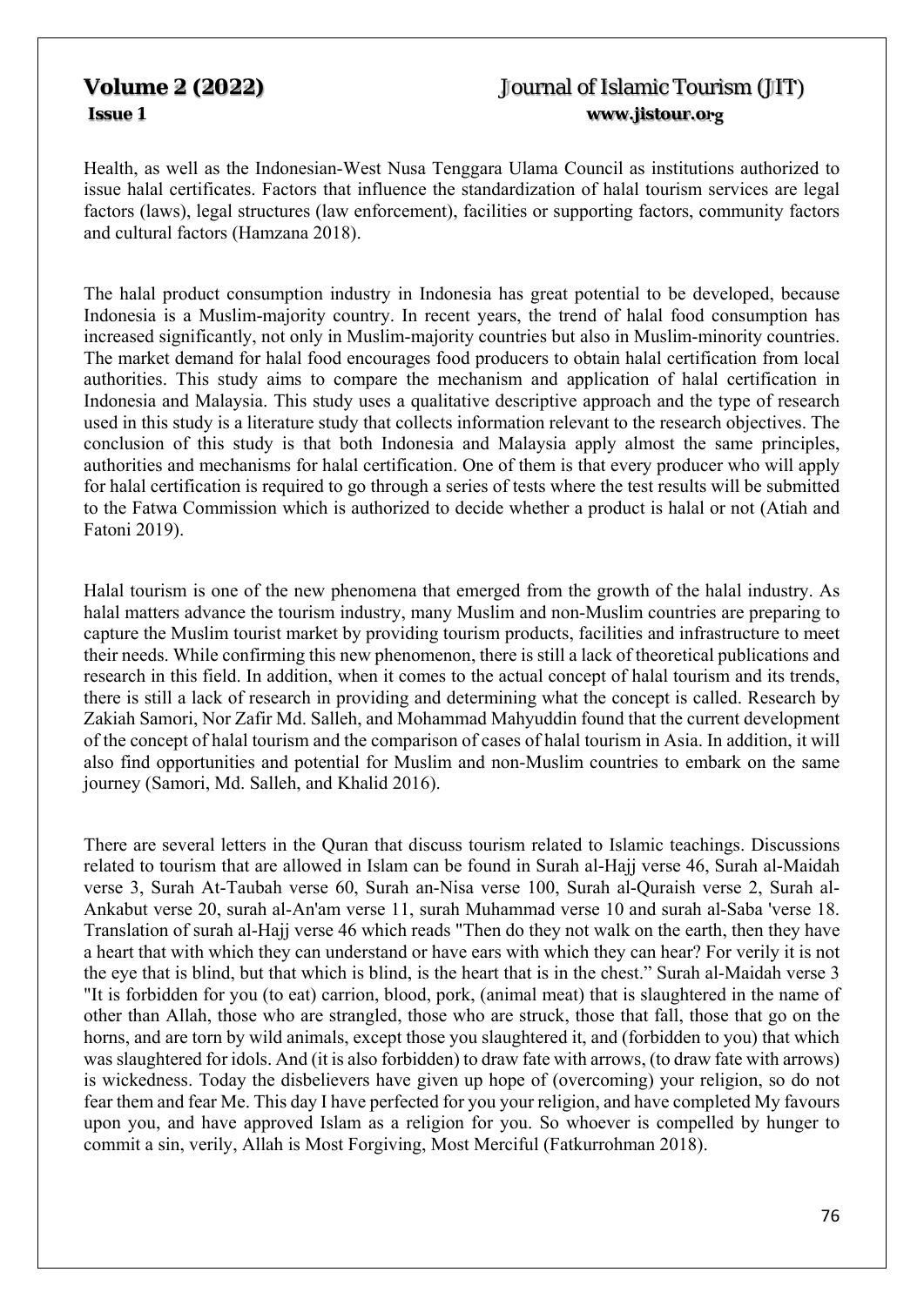Health, as well as the Indonesian-West Nusa Tenggara Ulama Council as institutions authorized to issue halal certificates. Factors that influence the standardization of halal tourism services are legal factors (laws), legal structures (law enforcement), facilities or supporting factors, community factors and cultural factors (Hamzana 2018).

The halal product consumption industry in Indonesia has great potential to be developed, because Indonesia is a Muslim-majority country. In recent years, the trend of halal food consumption has increased significantly, not only in Muslim-majority countries but also in Muslim-minority countries. The market demand for halal food encourages food producers to obtain halal certification from local authorities. This study aims to compare the mechanism and application of halal certification in Indonesia and Malaysia. This study uses a qualitative descriptive approach and the type of research used in this study is a literature study that collects information relevant to the research objectives. The conclusion of this study is that both Indonesia and Malaysia apply almost the same principles, authorities and mechanisms for halal certification. One of them is that every producer who will apply for halal certification is required to go through a series of tests where the test results will be submitted to the Fatwa Commission which is authorized to decide whether a product is halal or not (Atiah and Fatoni 2019).

Halal tourism is one of the new phenomena that emerged from the growth of the halal industry. As halal matters advance the tourism industry, many Muslim and non-Muslim countries are preparing to capture the Muslim tourist market by providing tourism products, facilities and infrastructure to meet their needs. While confirming this new phenomenon, there is still a lack of theoretical publications and research in this field. In addition, when it comes to the actual concept of halal tourism and its trends, there is still a lack of research in providing and determining what the concept is called. Research by Zakiah Samori, Nor Zafir Md. Salleh, and Mohammad Mahyuddin found that the current development of the concept of halal tourism and the comparison of cases of halal tourism in Asia. In addition, it will also find opportunities and potential for Muslim and non-Muslim countries to embark on the same journey (Samori, Md. Salleh, and Khalid 2016).

There are several letters in the Quran that discuss tourism related to Islamic teachings. Discussions related to tourism that are allowed in Islam can be found in Surah al-Hajj verse 46, Surah al-Maidah verse 3, Surah At-Taubah verse 60, Surah an-Nisa verse 100, Surah al-Quraish verse 2, Surah al-Ankabut verse 20, surah al-An'am verse 11, surah Muhammad verse 10 and surah al-Saba 'verse 18. Translation of surah al-Hajj verse 46 which reads "Then do they not walk on the earth, then they have a heart that with which they can understand or have ears with which they can hear? For verily it is not the eye that is blind, but that which is blind, is the heart that is in the chest." Surah al-Maidah verse 3 "It is forbidden for you (to eat) carrion, blood, pork, (animal meat) that is slaughtered in the name of other than Allah, those who are strangled, those who are struck, those that fall, those that go on the horns, and are torn by wild animals, except those you slaughtered it, and (forbidden to you) that which was slaughtered for idols. And (it is also forbidden) to draw fate with arrows, (to draw fate with arrows) is wickedness. Today the disbelievers have given up hope of (overcoming) your religion, so do not fear them and fear Me. This day I have perfected for you your religion, and have completed My favours upon you, and have approved Islam as a religion for you. So whoever is compelled by hunger to commit a sin, verily, Allah is Most Forgiving, Most Merciful (Fatkurrohman 2018).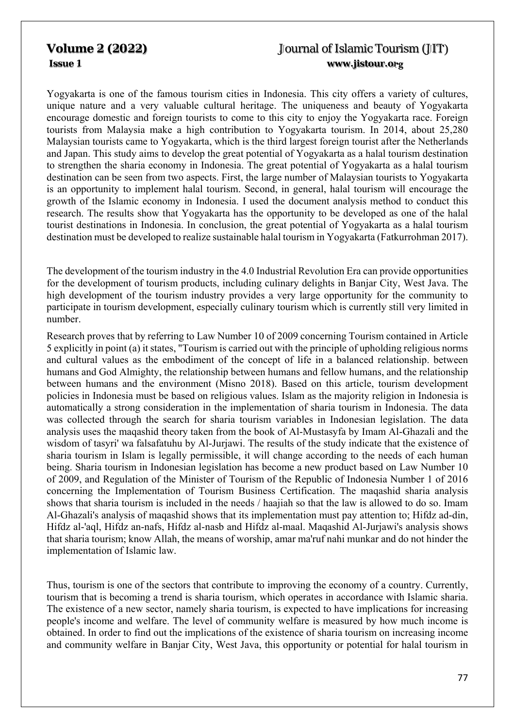Yogyakarta is one of the famous tourism cities in Indonesia. This city offers a variety of cultures, unique nature and a very valuable cultural heritage. The uniqueness and beauty of Yogyakarta encourage domestic and foreign tourists to come to this city to enjoy the Yogyakarta race. Foreign tourists from Malaysia make a high contribution to Yogyakarta tourism. In 2014, about 25,280 Malaysian tourists came to Yogyakarta, which is the third largest foreign tourist after the Netherlands and Japan. This study aims to develop the great potential of Yogyakarta as a halal tourism destination to strengthen the sharia economy in Indonesia. The great potential of Yogyakarta as a halal tourism destination can be seen from two aspects. First, the large number of Malaysian tourists to Yogyakarta is an opportunity to implement halal tourism. Second, in general, halal tourism will encourage the growth of the Islamic economy in Indonesia. I used the document analysis method to conduct this research. The results show that Yogyakarta has the opportunity to be developed as one of the halal tourist destinations in Indonesia. In conclusion, the great potential of Yogyakarta as a halal tourism destination must be developed to realize sustainable halal tourism in Yogyakarta (Fatkurrohman 2017).

The development of the tourism industry in the 4.0 Industrial Revolution Era can provide opportunities for the development of tourism products, including culinary delights in Banjar City, West Java. The high development of the tourism industry provides a very large opportunity for the community to participate in tourism development, especially culinary tourism which is currently still very limited in number.

Research proves that by referring to Law Number 10 of 2009 concerning Tourism contained in Article 5 explicitly in point (a) it states, "Tourism is carried out with the principle of upholding religious norms and cultural values as the embodiment of the concept of life in a balanced relationship. between humans and God Almighty, the relationship between humans and fellow humans, and the relationship between humans and the environment (Misno 2018). Based on this article, tourism development policies in Indonesia must be based on religious values. Islam as the majority religion in Indonesia is automatically a strong consideration in the implementation of sharia tourism in Indonesia. The data was collected through the search for sharia tourism variables in Indonesian legislation. The data analysis uses the maqashid theory taken from the book of Al-Mustasyfa by Imam Al-Ghazali and the wisdom of tasyri' wa falsafatuhu by Al-Jurjawi. The results of the study indicate that the existence of sharia tourism in Islam is legally permissible, it will change according to the needs of each human being. Sharia tourism in Indonesian legislation has become a new product based on Law Number 10 of 2009, and Regulation of the Minister of Tourism of the Republic of Indonesia Number 1 of 2016 concerning the Implementation of Tourism Business Certification. The maqashid sharia analysis shows that sharia tourism is included in the needs / haajiah so that the law is allowed to do so. Imam Al-Ghazali's analysis of maqashid shows that its implementation must pay attention to; Hifdz ad-din, Hifdz al-'aql, Hifdz an-nafs, Hifdz al-nasb and Hifdz al-maal. Maqashid Al-Jurjawi's analysis shows that sharia tourism; know Allah, the means of worship, amar ma'ruf nahi munkar and do not hinder the implementation of Islamic law.

Thus, tourism is one of the sectors that contribute to improving the economy of a country. Currently, tourism that is becoming a trend is sharia tourism, which operates in accordance with Islamic sharia. The existence of a new sector, namely sharia tourism, is expected to have implications for increasing people's income and welfare. The level of community welfare is measured by how much income is obtained. In order to find out the implications of the existence of sharia tourism on increasing income and community welfare in Banjar City, West Java, this opportunity or potential for halal tourism in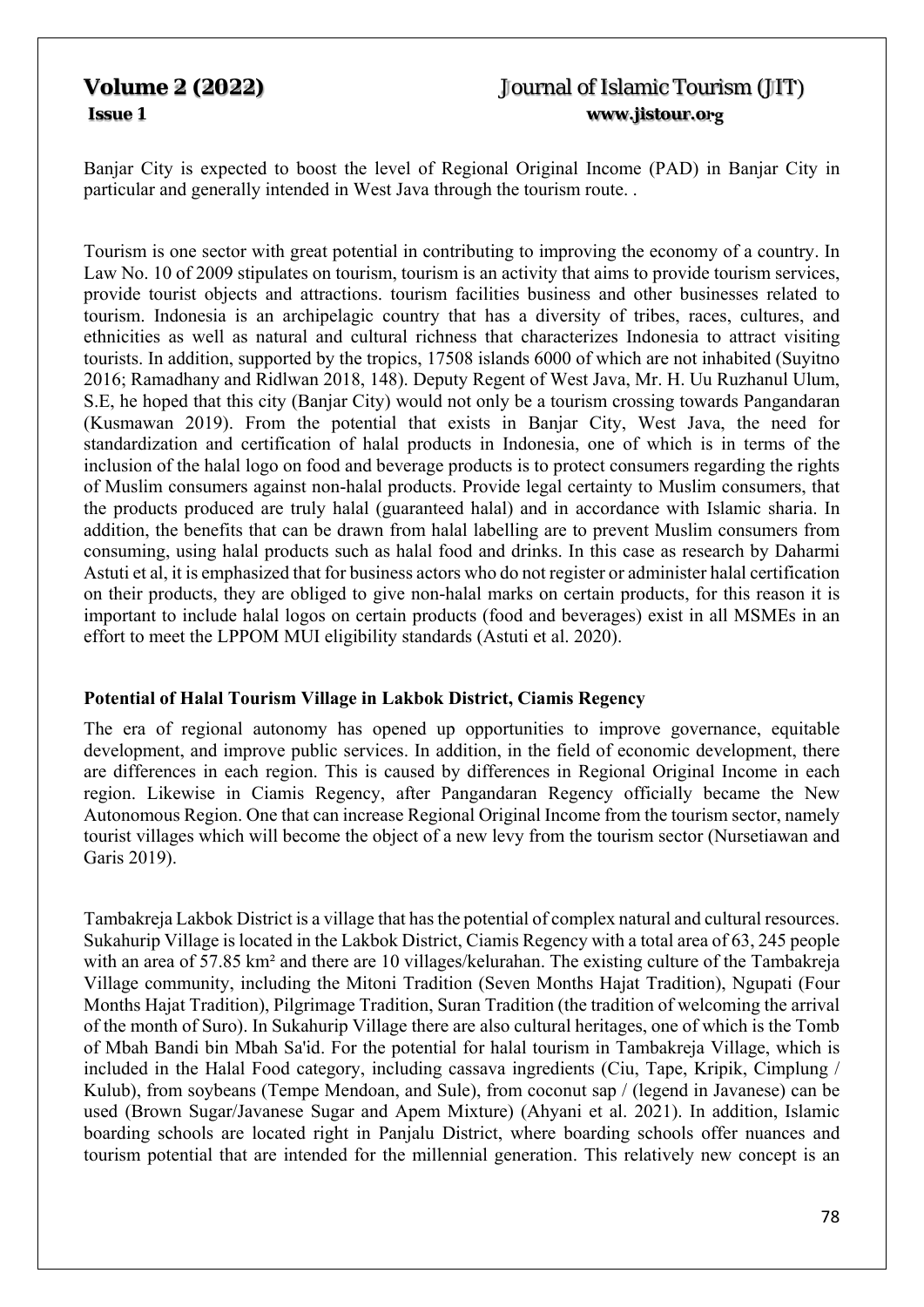Banjar City is expected to boost the level of Regional Original Income (PAD) in Banjar City in particular and generally intended in West Java through the tourism route. .

Tourism is one sector with great potential in contributing to improving the economy of a country. In Law No. 10 of 2009 stipulates on tourism, tourism is an activity that aims to provide tourism services, provide tourist objects and attractions. tourism facilities business and other businesses related to tourism. Indonesia is an archipelagic country that has a diversity of tribes, races, cultures, and ethnicities as well as natural and cultural richness that characterizes Indonesia to attract visiting tourists. In addition, supported by the tropics, 17508 islands 6000 of which are not inhabited (Suyitno 2016; Ramadhany and Ridlwan 2018, 148). Deputy Regent of West Java, Mr. H. Uu Ruzhanul Ulum, S.E, he hoped that this city (Banjar City) would not only be a tourism crossing towards Pangandaran (Kusmawan 2019). From the potential that exists in Banjar City, West Java, the need for standardization and certification of halal products in Indonesia, one of which is in terms of the inclusion of the halal logo on food and beverage products is to protect consumers regarding the rights of Muslim consumers against non-halal products. Provide legal certainty to Muslim consumers, that the products produced are truly halal (guaranteed halal) and in accordance with Islamic sharia. In addition, the benefits that can be drawn from halal labelling are to prevent Muslim consumers from consuming, using halal products such as halal food and drinks. In this case as research by Daharmi Astuti et al, it is emphasized that for business actors who do not register or administer halal certification on their products, they are obliged to give non-halal marks on certain products, for this reason it is important to include halal logos on certain products (food and beverages) exist in all MSMEs in an effort to meet the LPPOM MUI eligibility standards (Astuti et al. 2020).

**Potential of Halal Tourism Village in Lakbok District, Ciamis Regency**

The era of regional autonomy has opened up opportunities to improve governance, equitable development, and improve public services. In addition, in the field of economic development, there are differences in each region. This is caused by differences in Regional Original Income in each region. Likewise in Ciamis Regency, after Pangandaran Regency officially became the New Autonomous Region. One that can increase Regional Original Income from the tourism sector, namely tourist villages which will become the object of a new levy from the tourism sector (Nursetiawan and Garis 2019).

Tambakreja Lakbok District is a village that has the potential of complex natural and cultural resources. Sukahurip Village is located in the Lakbok District, Ciamis Regency with a total area of 63, 245 people with an area of 57.85 km² and there are 10 villages/kelurahan. The existing culture of the Tambakreja Village community, including the Mitoni Tradition (Seven Months Hajat Tradition), Ngupati (Four Months Hajat Tradition), Pilgrimage Tradition, Suran Tradition (the tradition of welcoming the arrival of the month of Suro). In Sukahurip Village there are also cultural heritages, one of which is the Tomb of Mbah Bandi bin Mbah Sa'id. For the potential for halal tourism in Tambakreja Village, which is included in the Halal Food category, including cassava ingredients (Ciu, Tape, Kripik, Cimplung / Kulub), from soybeans (Tempe Mendoan, and Sule), from coconut sap / (legend in Javanese) can be used (Brown Sugar/Javanese Sugar and Apem Mixture) (Ahyani et al. 2021). In addition, Islamic boarding schools are located right in Panjalu District, where boarding schools offer nuances and tourism potential that are intended for the millennial generation. This relatively new concept is an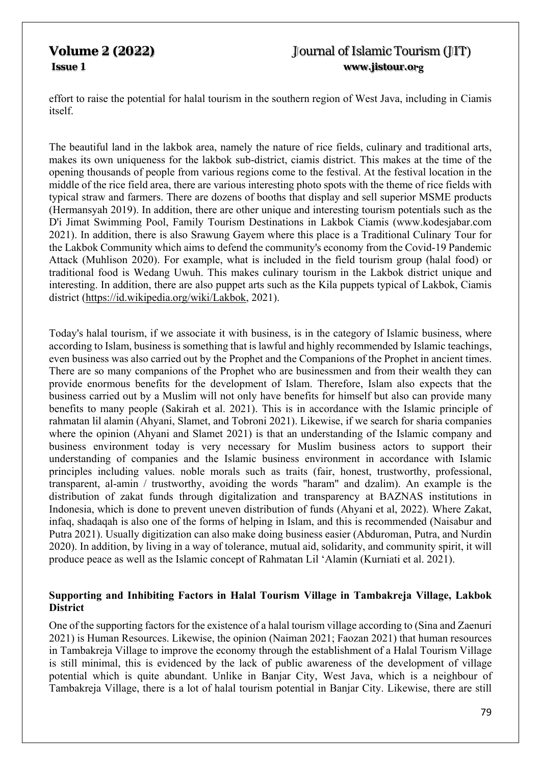effort to raise the potential for halal tourism in the southern region of West Java, including in Ciamis itself.

The beautiful land in the lakbok area, namely the nature of rice fields, culinary and traditional arts, makes its own uniqueness for the lakbok sub-district, ciamis district. This makes at the time of the opening thousands of people from various regions come to the festival. At the festival location in the middle of the rice field area, there are various interesting photo spots with the theme of rice fields with typical straw and farmers. There are dozens of booths that display and sell superior MSME products (Hermansyah 2019). In addition, there are other unique and interesting tourism potentials such as the D'i Jimat Swimming Pool, Family Tourism Destinations in Lakbok Ciamis (www.kodesjabar.com 2021). In addition, there is also Srawung Gayem where this place is a Traditional Culinary Tour for the Lakbok Community which aims to defend the community's economy from the Covid-19 Pandemic Attack (Muhlison 2020). For example, what is included in the field tourism group (halal food) or traditional food is Wedang Uwuh. This makes culinary tourism in the Lakbok district unique and interesting. In addition, there are also puppet arts such as the Kila puppets typical of Lakbok, Ciamis district (https://id.wikipedia.org/wiki/Lakbok, 2021).

Today's halal tourism, if we associate it with business, is in the category of Islamic business, where according to Islam, business is something that is lawful and highly recommended by Islamic teachings, even business was also carried out by the Prophet and the Companions of the Prophet in ancient times. There are so many companions of the Prophet who are businessmen and from their wealth they can provide enormous benefits for the development of Islam. Therefore, Islam also expects that the business carried out by a Muslim will not only have benefits for himself but also can provide many benefits to many people (Sakirah et al. 2021). This is in accordance with the Islamic principle of rahmatan lil alamin (Ahyani, Slamet, and Tobroni 2021). Likewise, if we search for sharia companies where the opinion (Ahyani and Slamet 2021) is that an understanding of the Islamic company and business environment today is very necessary for Muslim business actors to support their understanding of companies and the Islamic business environment in accordance with Islamic principles including values. noble morals such as traits (fair, honest, trustworthy, professional, transparent, al-amin / trustworthy, avoiding the words "haram" and dzalim). An example is the distribution of zakat funds through digitalization and transparency at BAZNAS institutions in Indonesia, which is done to prevent uneven distribution of funds (Ahyani et al, 2022). Where Zakat, infaq, shadaqah is also one of the forms of helping in Islam, and this is recommended (Naisabur and Putra 2021). Usually digitization can also make doing business easier (Abduroman, Putra, and Nurdin 2020). In addition, by living in a way of tolerance, mutual aid, solidarity, and community spirit, it will produce peace as well as the Islamic concept of Rahmatan Lil 'Alamin (Kurniati et al. 2021).

### Supporting and Inhibiting Factors in Halal Tourism Village in Tambakreja Village, Lakbok District

One of the supporting factors for the existence of a halal tourism village according to (Sina and Zaenuri 2021) is Human Resources. Likewise, the opinion (Naiman 2021; Faozan 2021) that human resources in Tambakreja Village to improve the economy through the establishment of a Halal Tourism Village is still minimal, this is evidenced by the lack of public awareness of the development of village potential which is quite abundant. Unlike in Banjar City, West Java, which is a neighbour of Tambakreja Village, there is a lot of halal tourism potential in Banjar City. Likewise, there are still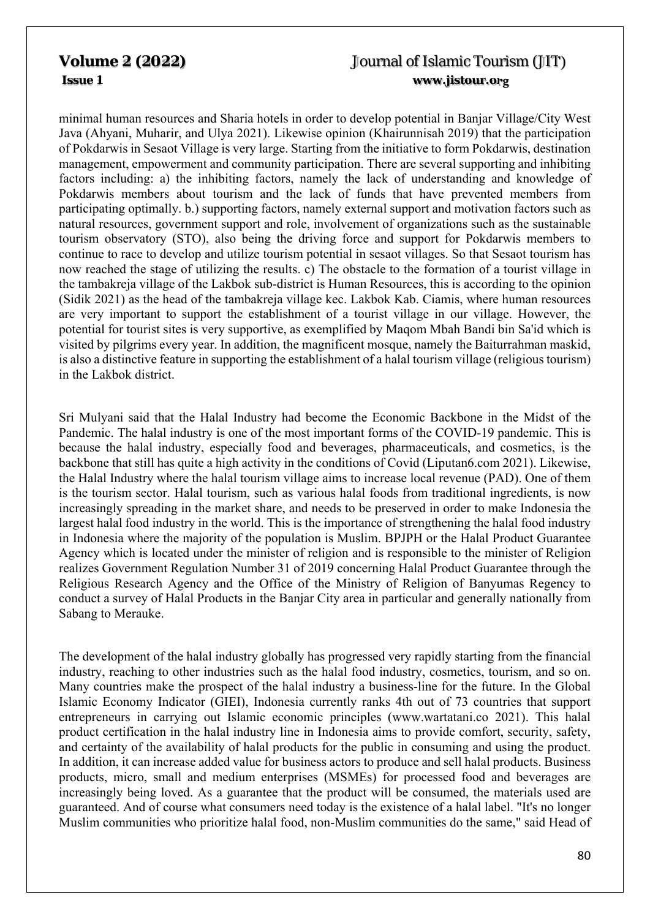minimal human resources and Sharia hotels in order to develop potential in Banjar Village/City West Java (Ahyani, Muharir, and Ulya 2021). Likewise opinion (Khairunnisah 2019) that the participation of Pokdarwis in Sesaot Village is very large. Starting from the initiative to form Pokdarwis, destination management, empowerment and community participation. There are several supporting and inhibiting factors including: a) the inhibiting factors, namely the lack of understanding and knowledge of Pokdarwis members about tourism and the lack of funds that have prevented members from participating optimally. b.) supporting factors, namely external support and motivation factors such as natural resources, government support and role, involvement of organizations such as the sustainable tourism observatory (STO), also being the driving force and support for Pokdarwis members to continue to race to develop and utilize tourism potential in sesaot villages. So that Sesaot tourism has now reached the stage of utilizing the results. c) The obstacle to the formation of a tourist village in the tambakreja village of the Lakbok sub-district is Human Resources, this is according to the opinion (Sidik 2021) as the head of the tambakreja village kec. Lakbok Kab. Ciamis, where human resources are very important to support the establishment of a tourist village in our village. However, the potential for tourist sites is very supportive, as exemplified by Maqom Mbah Bandi bin Sa'id which is visited by pilgrims every year. In addition, the magnificent mosque, namely the Baiturrahman maskid, is also a distinctive feature in supporting the establishment of a halal tourism village (religious tourism) in the Lakbok district.

Sri Mulyani said that the Halal Industry had become the Economic Backbone in the Midst of the Pandemic. The halal industry is one of the most important forms of the COVID-19 pandemic. This is because the halal industry, especially food and beverages, pharmaceuticals, and cosmetics, is the backbone that still has quite a high activity in the conditions of Covid (Liputan6.com 2021). Likewise, the Halal Industry where the halal tourism village aims to increase local revenue (PAD). One of them is the tourism sector. Halal tourism, such as various halal foods from traditional ingredients, is now increasingly spreading in the market share, and needs to be preserved in order to make Indonesia the largest halal food industry in the world. This is the importance of strengthening the halal food industry in Indonesia where the majority of the population is Muslim. BPJPH or the Halal Product Guarantee Agency which is located under the minister of religion and is responsible to the minister of Religion realizes Government Regulation Number 31 of 2019 concerning Halal Product Guarantee through the Religious Research Agency and the Office of the Ministry of Religion of Banyumas Regency to conduct a survey of Halal Products in the Banjar City area in particular and generally nationally from Sabang to Merauke.

The development of the halal industry globally has progressed very rapidly starting from the financial industry, reaching to other industries such as the halal food industry, cosmetics, tourism, and so on. Many countries make the prospect of the halal industry a business-line for the future. In the Global Islamic Economy Indicator (GIEI), Indonesia currently ranks 4th out of 73 countries that support entrepreneurs in carrying out Islamic economic principles (www.wartatani.co 2021). This halal product certification in the halal industry line in Indonesia aims to provide comfort, security, safety, and certainty of the availability of halal products for the public in consuming and using the product. In addition, it can increase added value for business actors to produce and sell halal products. Business products, micro, small and medium enterprises (MSMEs) for processed food and beverages are increasingly being loved. As a guarantee that the product will be consumed, the materials used are guaranteed. And of course what consumers need today is the existence of a halal label. "It's no longer Muslim communities who prioritize halal food, non-Muslim communities do the same," said Head of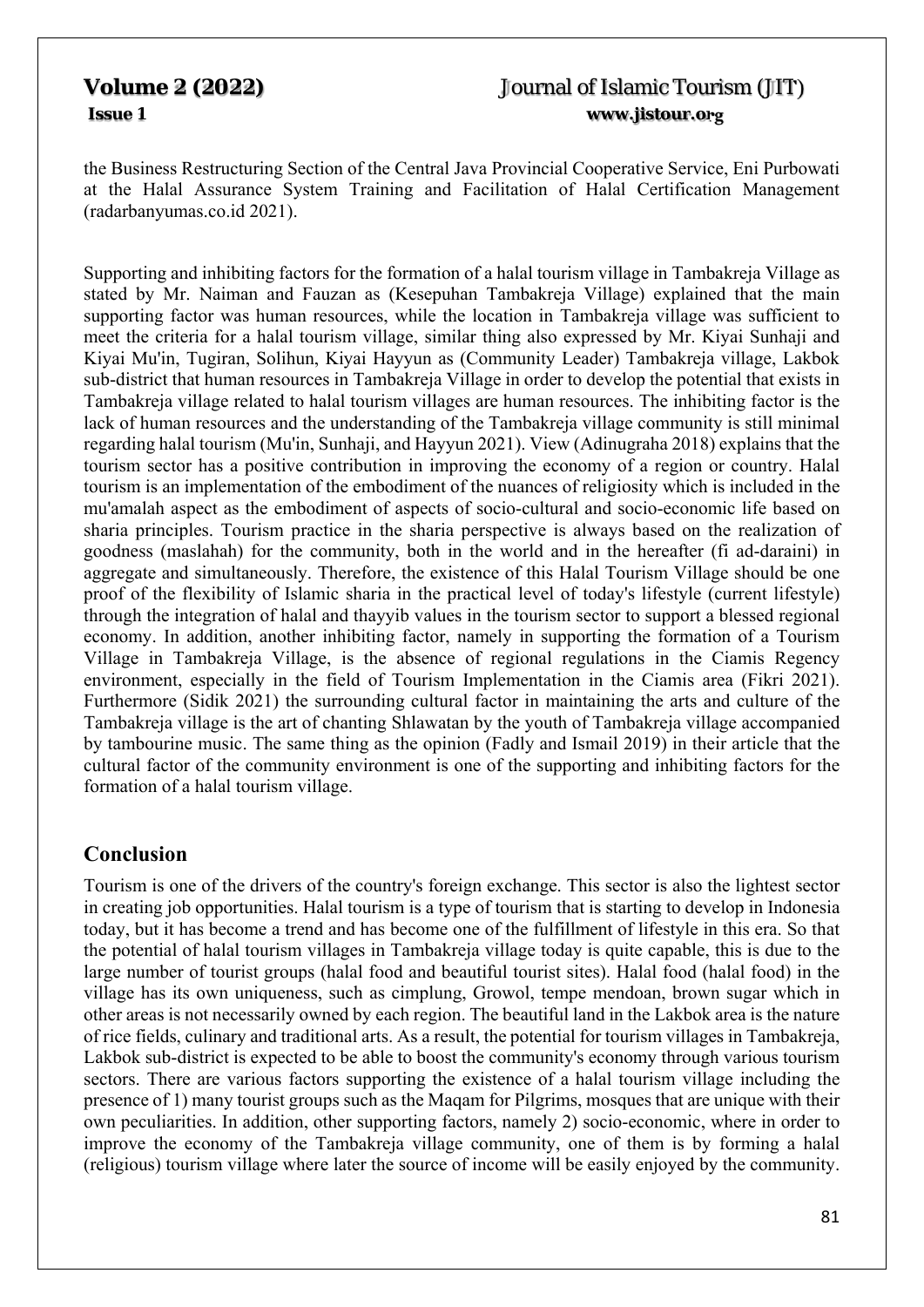the Business Restructuring Section of the Central Java Provincial Cooperative Service, Eni Purbowati at the Halal Assurance System Training and Facilitation of Halal Certification Management (radarbanyumas.co.id 2021).

Supporting and inhibiting factors for the formation of a halal tourism village in Tambakreja Village as stated by Mr. Naiman and Fauzan as (Kesepuhan Tambakreja Village) explained that the main supporting factor was human resources, while the location in Tambakreja village was sufficient to meet the criteria for a halal tourism village, similar thing also expressed by Mr. Kiyai Sunhaji and Kiyai Mu'in, Tugiran, Solihun, Kiyai Hayyun as (Community Leader) Tambakreja village, Lakbok sub-district that human resources in Tambakreja Village in order to develop the potential that exists in Tambakreja village related to halal tourism villages are human resources. The inhibiting factor is the lack of human resources and the understanding of the Tambakreja village community is still minimal regarding halal tourism (Mu'in, Sunhaji, and Hayyun 2021). View (Adinugraha 2018) explains that the tourism sector has a positive contribution in improving the economy of a region or country. Halal tourism is an implementation of the embodiment of the nuances of religiosity which is included in the mu'amalah aspect as the embodiment of aspects of socio-cultural and socio-economic life based on sharia principles. Tourism practice in the sharia perspective is always based on the realization of goodness (maslahah) for the community, both in the world and in the hereafter (fi ad-daraini) in aggregate and simultaneously. Therefore, the existence of this Halal Tourism Village should be one proof of the flexibility of Islamic sharia in the practical level of today's lifestyle (current lifestyle) through the integration of halal and thayyib values in the tourism sector to support a blessed regional economy. In addition, another inhibiting factor, namely in supporting the formation of a Tourism Village in Tambakreja Village, is the absence of regional regulations in the Ciamis Regency environment, especially in the field of Tourism Implementation in the Ciamis area (Fikri 2021). Furthermore (Sidik 2021) the surrounding cultural factor in maintaining the arts and culture of the Tambakreja village is the art of chanting Shlawatan by the youth of Tambakreja village accompanied by tambourine music. The same thing as the opinion (Fadly and Ismail 2019) in their article that the cultural factor of the community environment is one of the supporting and inhibiting factors for the formation of a halal tourism village.

## Conclusion

Tourism is one of the drivers of the country's foreign exchange. This sector is also the lightest sector in creating job opportunities. Halal tourism is a type of tourism that is starting to develop in Indonesia today, but it has become a trend and has become one of the fulfillment of lifestyle in this era. So that the potential of halal tourism villages in Tambakreja village today is quite capable, this is due to the large number of tourist groups (halal food and beautiful tourist sites). Halal food (halal food) in the village has its own uniqueness, such as cimplung, Growol, tempe mendoan, brown sugar which in other areas is not necessarily owned by each region. The beautiful land in the Lakbok area is the nature of rice fields, culinary and traditional arts. As a result, the potential for tourism villages in Tambakreja, Lakbok sub-district is expected to be able to boost the community's economy through various tourism sectors. There are various factors supporting the existence of a halal tourism village including the presence of 1) many tourist groups such as the Maqam for Pilgrims, mosques that are unique with their own peculiarities. In addition, other supporting factors, namely 2) socio-economic, where in order to improve the economy of the Tambakreja village community, one of them is by forming a halal (religious) tourism village where later the source of income will be easily enjoyed by the community.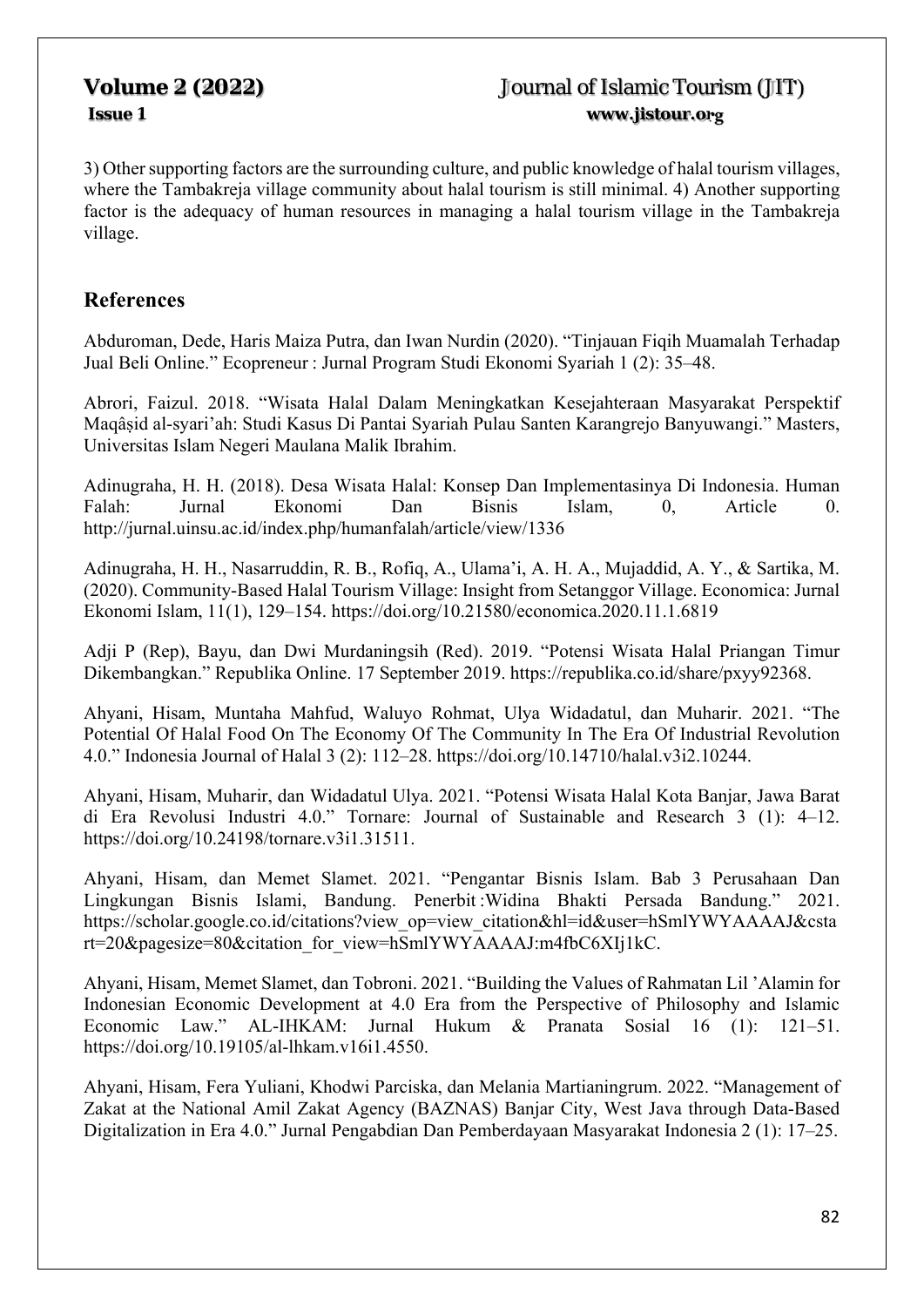3) Other supporting factors are the surrounding culture, and public knowledge of halal tourism villages, where the Tambakreja village community about halal tourism is still minimal. 4) Another supporting factor is the adequacy of human resources in managing a halal tourism village in the Tambakreja village.

## References

Abduroman, Dede, Haris Maiza Putra, dan Iwan Nurdin (2020). "Tinjauan Fiqih Muamalah Terhadap Jual Beli Online." Ecopreneur : Jurnal Program Studi Ekonomi Syariah 1 (2): 35–48.

Abrori, Faizul. 2018. "Wisata Halal Dalam Meningkatkan Kesejahteraan Masyarakat Perspektif Maqâṣid al-syari'ah: Studi Kasus Di Pantai Syariah Pulau Santen Karangrejo Banyuwangi." Masters, Universitas Islam Negeri Maulana Malik Ibrahim.

Adinugraha, H. H. (2018). Desa Wisata Halal: Konsep Dan Implementasinya Di Indonesia. Human Falah: Jurnal Ekonomi Dan Bisnis Islam, 0, Article 0. http://jurnal.uinsu.ac.id/index.php/humanfalah/article/view/1336

Adinugraha, H. H., Nasarruddin, R. B., Rofiq, A., Ulama'i, A. H. A., Mujaddid, A. Y., & Sartika, M. (2020). Community-Based Halal Tourism Village: Insight from Setanggor Village. Economica: Jurnal Ekonomi Islam, 11(1), 129–154. https://doi.org/10.21580/economica.2020.11.1.6819

Adji P (Rep), Bayu, dan Dwi Murdaningsih (Red). 2019. "Potensi Wisata Halal Priangan Timur Dikembangkan." Republika Online. 17 September 2019. https://republika.co.id/share/pxyy92368.

Ahyani, Hisam, Muntaha Mahfud, Waluyo Rohmat, Ulya Widadatul, dan Muharir. 2021. "The Potential Of Halal Food On The Economy Of The Community In The Era Of Industrial Revolution 4.0." Indonesia Journal of Halal 3 (2): 112–28. https://doi.org/10.14710/halal.v3i2.10244.

Ahyani, Hisam, Muharir, dan Widadatul Ulya. 2021. "Potensi Wisata Halal Kota Banjar, Jawa Barat di Era Revolusi Industri 4.0." Tornare: Journal of Sustainable and Research 3 (1): 4–12. https://doi.org/10.24198/tornare.v3i1.31511.

Ahyani, Hisam, dan Memet Slamet. 2021. "Pengantar Bisnis Islam. Bab 3 Perusahaan Dan Lingkungan Bisnis Islami, Bandung. Penerbit :Widina Bhakti Persada Bandung." 2021. https://scholar.google.co.id/citations?view_op=view_citation&hl=id&user=hSmlYWYAAAAJ&cstart=20&pagesize=80&citation_for_view=hSmlYWYAAAAJ:m4fbC6XIj1kC.

Ahyani, Hisam, Memet Slamet, dan Tobroni. 2021. "Building the Values of Rahmatan Lil 'Alamin for Indonesian Economic Development at 4.0 Era from the Perspective of Philosophy and Islamic Economic Law." AL-IHKAM: Jurnal Hukum & Pranata Sosial 16 (1): 121–51. https://doi.org/10.19105/al-lhkam.v16i1.4550.

Ahyani, Hisam, Fera Yuliani, Khodwi Parciska, dan Melania Martianingrum. 2022. "Management of Zakat at the National Amil Zakat Agency (BAZNAS) Banjar City, West Java through Data-Based Digitalization in Era 4.0." Jurnal Pengabdian Dan Pemberdayaan Masyarakat Indonesia 2 (1): 17–25.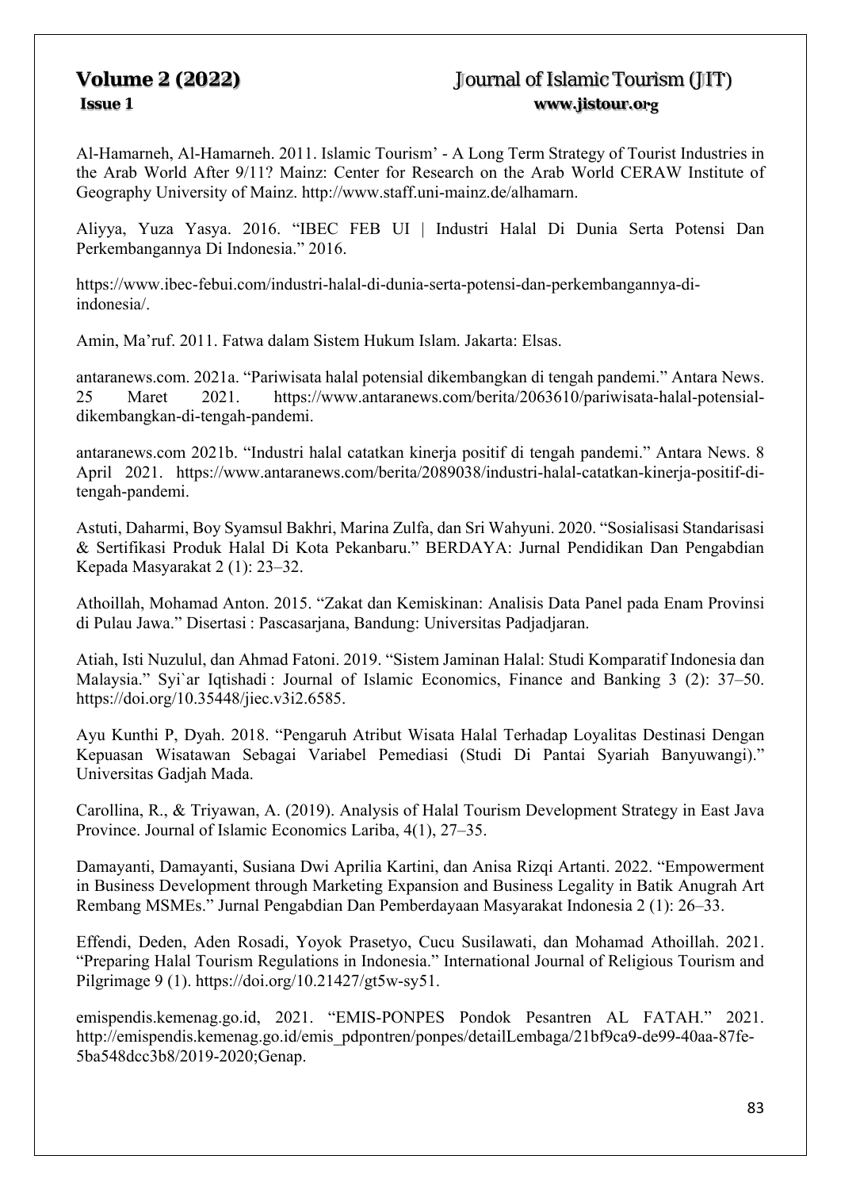Al-Hamarneh, Al-Hamarneh. 2011. Islamic Tourism' - A Long Term Strategy of Tourist Industries in the Arab World After 9/11? Mainz: Center for Research on the Arab World CERAW Institute of Geography University of Mainz. http://www.staff.uni-mainz.de/alhamarn.

Aliyya, Yuza Yasya. 2016. "IBEC FEB UI | Industri Halal Di Dunia Serta Potensi Dan Perkembangannya Di Indonesia." 2016.

https://www.ibec-febui.com/industri-halal-di-dunia-serta-potensi-dan-perkembangannya-di-indonesia/.

Amin, Ma'ruf. 2011. Fatwa dalam Sistem Hukum Islam. Jakarta: Elsas.

antaranews.com. 2021a. "Pariwisata halal potensial dikembangkan di tengah pandemi." Antara News. 25 Maret 2021. https://www.antaranews.com/berita/2063610/pariwisata-halal-potensial-dikembangkan-di-tengah-pandemi.

antaranews.com 2021b. "Industri halal catatkan kinerja positif di tengah pandemi." Antara News. 8 April 2021. https://www.antaranews.com/berita/2089038/industri-halal-catatkan-kinerja-positif-di-tengah-pandemi.

Astuti, Daharmi, Boy Syamsul Bakhri, Marina Zulfa, dan Sri Wahyuni. 2020. "Sosialisasi Standarisasi & Sertifikasi Produk Halal Di Kota Pekanbaru." BERDAYA: Jurnal Pendidikan Dan Pengabdian Kepada Masyarakat 2 (1): 23–32.

Athoillah, Mohamad Anton. 2015. "Zakat dan Kemiskinan: Analisis Data Panel pada Enam Provinsi di Pulau Jawa." Disertasi : Pascasarjana, Bandung: Universitas Padjadjaran.

Atiah, Isti Nuzulul, dan Ahmad Fatoni. 2019. "Sistem Jaminan Halal: Studi Komparatif Indonesia dan Malaysia." Syi`ar Iqtishadi : Journal of Islamic Economics, Finance and Banking 3 (2): 37–50. https://doi.org/10.35448/jiec.v3i2.6585.

Ayu Kunthi P, Dyah. 2018. "Pengaruh Atribut Wisata Halal Terhadap Loyalitas Destinasi Dengan Kepuasan Wisatawan Sebagai Variabel Pemediasi (Studi Di Pantai Syariah Banyuwangi)." Universitas Gadjah Mada.

Carollina, R., & Triyawan, A. (2019). Analysis of Halal Tourism Development Strategy in East Java Province. Journal of Islamic Economics Lariba, 4(1), 27–35.

Damayanti, Damayanti, Susiana Dwi Aprilia Kartini, dan Anisa Rizqi Artanti. 2022. "Empowerment in Business Development through Marketing Expansion and Business Legality in Batik Anugrah Art Rembang MSMEs." Jurnal Pengabdian Dan Pemberdayaan Masyarakat Indonesia 2 (1): 26–33.

Effendi, Deden, Aden Rosadi, Yoyok Prasetyo, Cucu Susilawati, dan Mohamad Athoillah. 2021. "Preparing Halal Tourism Regulations in Indonesia." International Journal of Religious Tourism and Pilgrimage 9 (1). https://doi.org/10.21427/gt5w-sy51.

emispendis.kemenag.go.id, 2021. "EMIS-PONPES Pondok Pesantren AL FATAH." 2021. http://emispendis.kemenag.go.id/emis_pdpontren/ponpes/detailLembaga/21bf9ca9-de99-40aa-87fe-5ba548dcc3b8/2019-2020;Genap.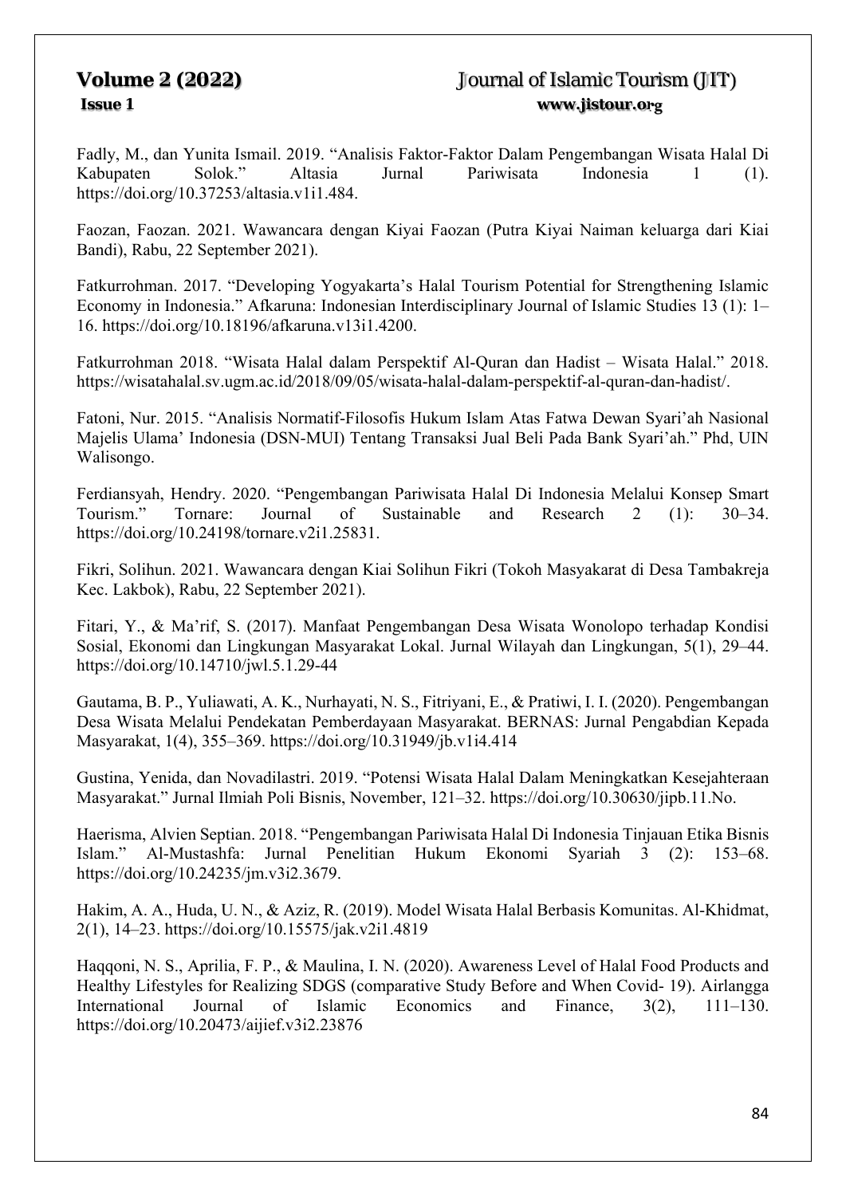Fadly, M., dan Yunita Ismail. 2019. "Analisis Faktor-Faktor Dalam Pengembangan Wisata Halal Di Kabupaten Solok." Altasia Jurnal Pariwisata Indonesia 1 (1). https://doi.org/10.37253/altasia.v1i1.484.

Faozan, Faozan. 2021. Wawancara dengan Kiyai Faozan (Putra Kiyai Naiman keluarga dari Kiai Bandi), Rabu, 22 September 2021).

Fatkurrohman. 2017. "Developing Yogyakarta's Halal Tourism Potential for Strengthening Islamic Economy in Indonesia." Afkaruna: Indonesian Interdisciplinary Journal of Islamic Studies 13 (1): 1–16. https://doi.org/10.18196/afkaruna.v13i1.4200.

Fatkurrohman 2018. "Wisata Halal dalam Perspektif Al-Quran dan Hadist – Wisata Halal." 2018. https://wisatahalal.sv.ugm.ac.id/2018/09/05/wisata-halal-dalam-perspektif-al-quran-dan-hadist/.

Fatoni, Nur. 2015. "Analisis Normatif-Filosofis Hukum Islam Atas Fatwa Dewan Syari'ah Nasional Majelis Ulama' Indonesia (DSN-MUI) Tentang Transaksi Jual Beli Pada Bank Syari'ah." Phd, UIN Walisongo.

Ferdiansyah, Hendry. 2020. "Pengembangan Pariwisata Halal Di Indonesia Melalui Konsep Smart Tourism." Tornare: Journal of Sustainable and Research 2 (1): 30–34. https://doi.org/10.24198/tornare.v2i1.25831.

Fikri, Solihun. 2021. Wawancara dengan Kiai Solihun Fikri (Tokoh Masyakarat di Desa Tambakreja Kec. Lakbok), Rabu, 22 September 2021).

Fitari, Y., & Ma'rif, S. (2017). Manfaat Pengembangan Desa Wisata Wonolopo terhadap Kondisi Sosial, Ekonomi dan Lingkungan Masyarakat Lokal. Jurnal Wilayah dan Lingkungan, 5(1), 29–44. https://doi.org/10.14710/jwl.5.1.29-44

Gautama, B. P., Yuliawati, A. K., Nurhayati, N. S., Fitriyani, E., & Pratiwi, I. I. (2020). Pengembangan Desa Wisata Melalui Pendekatan Pemberdayaan Masyarakat. BERNAS: Jurnal Pengabdian Kepada Masyarakat, 1(4), 355–369. https://doi.org/10.31949/jb.v1i4.414

Gustina, Yenida, dan Novadilastri. 2019. "Potensi Wisata Halal Dalam Meningkatkan Kesejahteraan Masyarakat." Jurnal Ilmiah Poli Bisnis, November, 121–32. https://doi.org/10.30630/jipb.11.No.

Haerisma, Alvien Septian. 2018. "Pengembangan Pariwisata Halal Di Indonesia Tinjauan Etika Bisnis Islam." Al-Mustashfa: Jurnal Penelitian Hukum Ekonomi Syariah 3 (2): 153–68. https://doi.org/10.24235/jm.v3i2.3679.

Hakim, A. A., Huda, U. N., & Aziz, R. (2019). Model Wisata Halal Berbasis Komunitas. Al-Khidmat, 2(1), 14–23. https://doi.org/10.15575/jak.v2i1.4819

Haqqoni, N. S., Aprilia, F. P., & Maulina, I. N. (2020). Awareness Level of Halal Food Products and Healthy Lifestyles for Realizing SDGS (comparative Study Before and When Covid- 19). Airlangga International Journal of Islamic Economics and Finance, 3(2), 111–130. https://doi.org/10.20473/aijief.v3i2.23876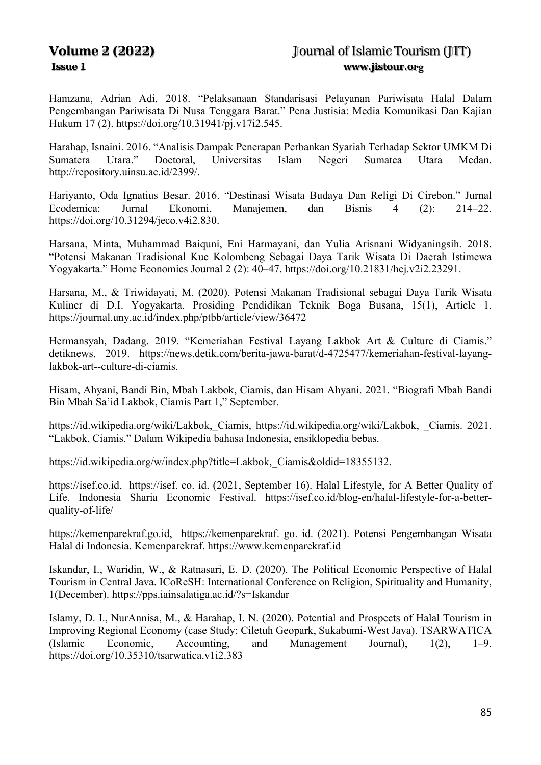Hamzana, Adrian Adi. 2018. "Pelaksanaan Standarisasi Pelayanan Pariwisata Halal Dalam Pengembangan Pariwisata Di Nusa Tenggara Barat." Pena Justisia: Media Komunikasi Dan Kajian Hukum 17 (2). https://doi.org/10.31941/pj.v17i2.545.

Harahap, Isnaini. 2016. "Analisis Dampak Penerapan Perbankan Syariah Terhadap Sektor UMKM Di Sumatera Utara." Doctoral, Universitas Islam Negeri Sumatea Utara Medan. http://repository.uinsu.ac.id/2399/.

Hariyanto, Oda Ignatius Besar. 2016. "Destinasi Wisata Budaya Dan Religi Di Cirebon." Jurnal Ecodemica: Jurnal Ekonomi, Manajemen, dan Bisnis 4 (2): 214–22. https://doi.org/10.31294/jeco.v4i2.830.

Harsana, Minta, Muhammad Baiquni, Eni Harmayani, dan Yulia Arisnani Widyaningsih. 2018. "Potensi Makanan Tradisional Kue Kolombeng Sebagai Daya Tarik Wisata Di Daerah Istimewa Yogyakarta." Home Economics Journal 2 (2): 40–47. https://doi.org/10.21831/hej.v2i2.23291.

Harsana, M., & Triwidayati, M. (2020). Potensi Makanan Tradisional sebagai Daya Tarik Wisata Kuliner di D.I. Yogyakarta. Prosiding Pendidikan Teknik Boga Busana, 15(1), Article 1. https://journal.uny.ac.id/index.php/ptbb/article/view/36472

Hermansyah, Dadang. 2019. "Kemeriahan Festival Layang Lakbok Art & Culture di Ciamis." detiknews. 2019. https://news.detik.com/berita-jawa-barat/d-4725477/kemeriahan-festival-layang-lakbok-art--culture-di-ciamis.

Hisam, Ahyani, Bandi Bin, Mbah Lakbok, Ciamis, dan Hisam Ahyani. 2021. "Biografi Mbah Bandi Bin Mbah Sa'id Lakbok, Ciamis Part 1," September.

https://id.wikipedia.org/wiki/Lakbok,_Ciamis, https://id.wikipedia.org/wiki/Lakbok, _Ciamis. 2021. "Lakbok, Ciamis." Dalam Wikipedia bahasa Indonesia, ensiklopedia bebas.

https://id.wikipedia.org/w/index.php?title=Lakbok,_Ciamis&oldid=18355132.

https://isef.co.id, https://isef. co. id. (2021, September 16). Halal Lifestyle, for A Better Quality of Life. Indonesia Sharia Economic Festival. https://isef.co.id/blog-en/halal-lifestyle-for-a-better-quality-of-life/

https://kemenparekraf.go.id, https://kemenparekraf. go. id. (2021). Potensi Pengembangan Wisata Halal di Indonesia. Kemenparekraf. https://www.kemenparekraf.id

Iskandar, I., Waridin, W., & Ratnasari, E. D. (2020). The Political Economic Perspective of Halal Tourism in Central Java. ICoReSH: International Conference on Religion, Spirituality and Humanity, 1(December). https://pps.iainsalatiga.ac.id/?s=Iskandar

Islamy, D. I., NurAnnisa, M., & Harahap, I. N. (2020). Potential and Prospects of Halal Tourism in Improving Regional Economy (case Study: Ciletuh Geopark, Sukabumi-West Java). TSARWATICA (Islamic Economic, Accounting, and Management Journal), 1(2), 1–9. https://doi.org/10.35310/tsarwatica.v1i2.383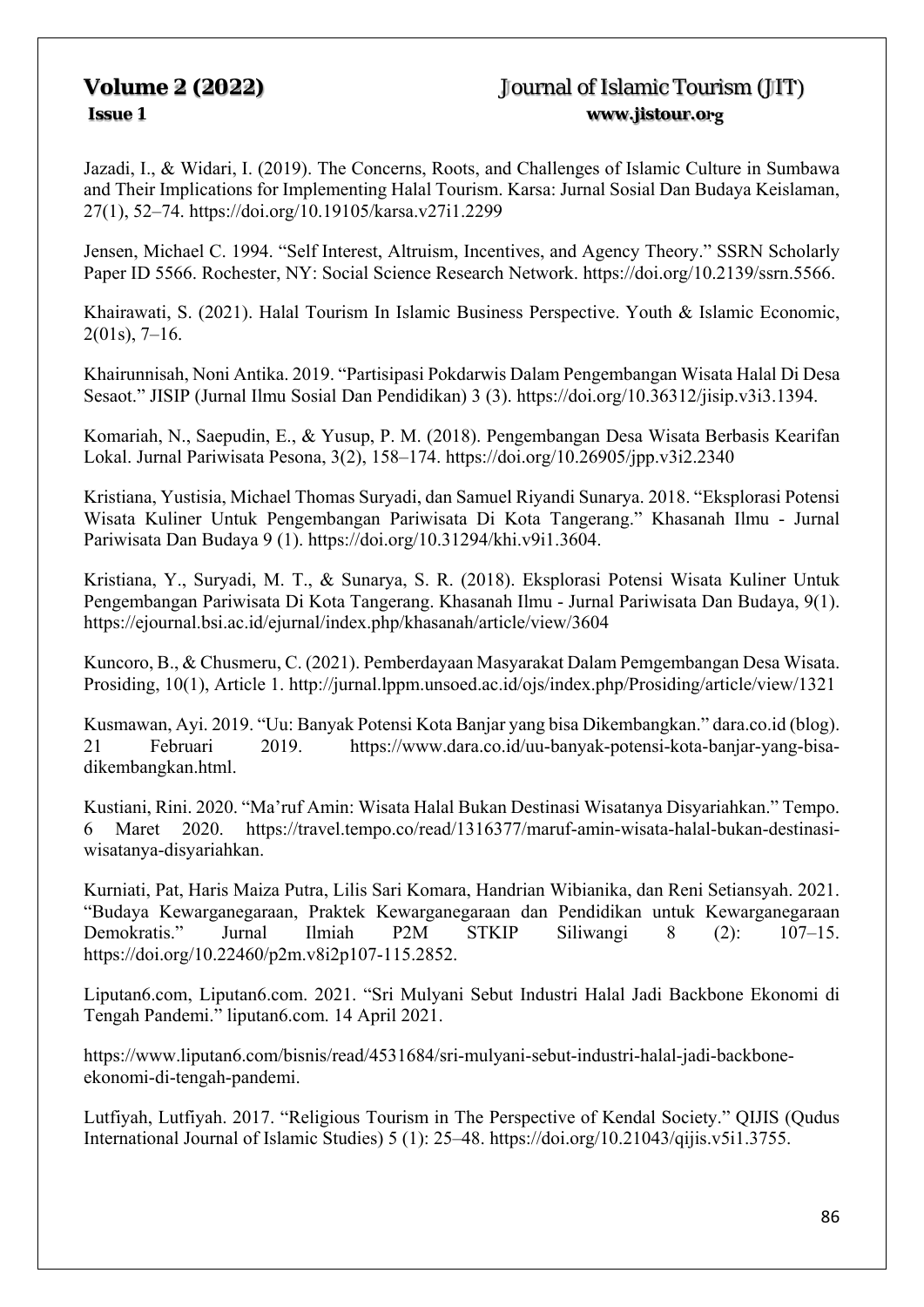Jazadi, I., & Widari, I. (2019). The Concerns, Roots, and Challenges of Islamic Culture in Sumbawa and Their Implications for Implementing Halal Tourism. Karsa: Jurnal Sosial Dan Budaya Keislaman, 27(1), 52–74. https://doi.org/10.19105/karsa.v27i1.2299

Jensen, Michael C. 1994. "Self Interest, Altruism, Incentives, and Agency Theory." SSRN Scholarly Paper ID 5566. Rochester, NY: Social Science Research Network. https://doi.org/10.2139/ssrn.5566.

Khairawati, S. (2021). Halal Tourism In Islamic Business Perspective. Youth & Islamic Economic, 2(01s), 7–16.

Khairunnisah, Noni Antika. 2019. "Partisipasi Pokdarwis Dalam Pengembangan Wisata Halal Di Desa Sesaot." JISIP (Jurnal Ilmu Sosial Dan Pendidikan) 3 (3). https://doi.org/10.36312/jisip.v3i3.1394.

Komariah, N., Saepudin, E., & Yusup, P. M. (2018). Pengembangan Desa Wisata Berbasis Kearifan Lokal. Jurnal Pariwisata Pesona, 3(2), 158–174. https://doi.org/10.26905/jpp.v3i2.2340

Kristiana, Yustisia, Michael Thomas Suryadi, dan Samuel Riyandi Sunarya. 2018. "Eksplorasi Potensi Wisata Kuliner Untuk Pengembangan Pariwisata Di Kota Tangerang." Khasanah Ilmu - Jurnal Pariwisata Dan Budaya 9 (1). https://doi.org/10.31294/khi.v9i1.3604.

Kristiana, Y., Suryadi, M. T., & Sunarya, S. R. (2018). Eksplorasi Potensi Wisata Kuliner Untuk Pengembangan Pariwisata Di Kota Tangerang. Khasanah Ilmu - Jurnal Pariwisata Dan Budaya, 9(1). https://ejournal.bsi.ac.id/ejurnal/index.php/khasanah/article/view/3604

Kuncoro, B., & Chusmeru, C. (2021). Pemberdayaan Masyarakat Dalam Pemgembangan Desa Wisata. Prosiding, 10(1), Article 1. http://jurnal.lppm.unsoed.ac.id/ojs/index.php/Prosiding/article/view/1321

Kusmawan, Ayi. 2019. "Uu: Banyak Potensi Kota Banjar yang bisa Dikembangkan." dara.co.id (blog). 21 Februari 2019. https://www.dara.co.id/uu-banyak-potensi-kota-banjar-yang-bisa-dikembangkan.html.

Kustiani, Rini. 2020. "Ma'ruf Amin: Wisata Halal Bukan Destinasi Wisatanya Disyariahkan." Tempo. 6 Maret 2020. https://travel.tempo.co/read/1316377/maruf-amin-wisata-halal-bukan-destinasi-wisatanya-disyariahkan.

Kurniati, Pat, Haris Maiza Putra, Lilis Sari Komara, Handrian Wibianika, dan Reni Setiansyah. 2021. "Budaya Kewarganegaraan, Praktek Kewarganegaraan dan Pendidikan untuk Kewarganegaraan Demokratis." Jurnal Ilmiah P2M STKIP Siliwangi 8 (2): 107–15. https://doi.org/10.22460/p2m.v8i2p107-115.2852.

Liputan6.com, Liputan6.com. 2021. "Sri Mulyani Sebut Industri Halal Jadi Backbone Ekonomi di Tengah Pandemi." liputan6.com. 14 April 2021.

https://www.liputan6.com/bisnis/read/4531684/sri-mulyani-sebut-industri-halal-jadi-backbone-ekonomi-di-tengah-pandemi.

Lutfiyah, Lutfiyah. 2017. "Religious Tourism in The Perspective of Kendal Society." QIJIS (Qudus International Journal of Islamic Studies) 5 (1): 25–48. https://doi.org/10.21043/qijis.v5i1.3755.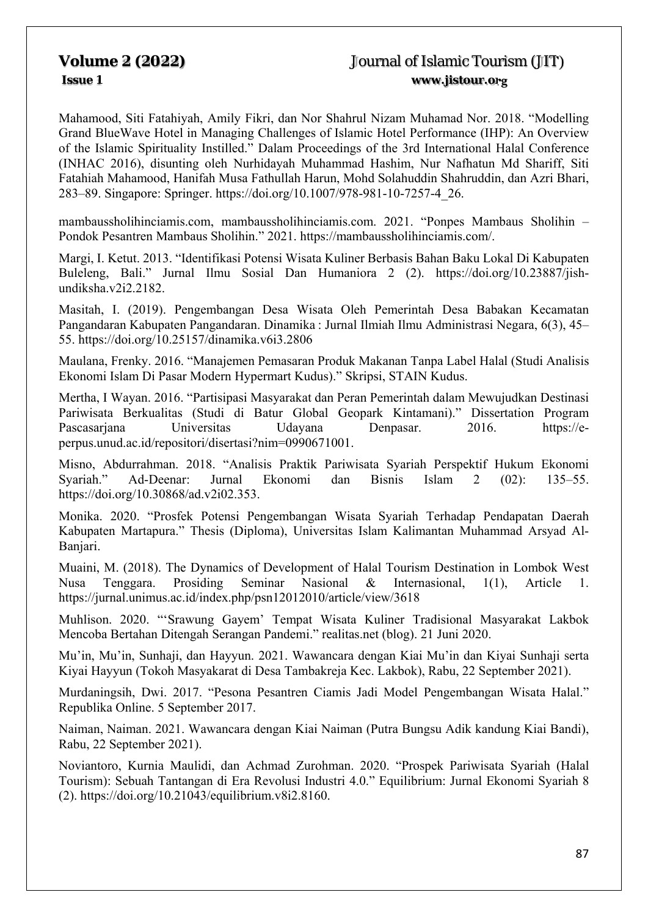Mahamood, Siti Fatahiyah, Amily Fikri, dan Nor Shahrul Nizam Muhamad Nor. 2018. "Modelling Grand BlueWave Hotel in Managing Challenges of Islamic Hotel Performance (IHP): An Overview of the Islamic Spirituality Instilled." Dalam Proceedings of the 3rd International Halal Conference (INHAC 2016), disunting oleh Nurhidayah Muhammad Hashim, Nur Nafhatun Md Shariff, Siti Fatahiah Mahamood, Hanifah Musa Fathullah Harun, Mohd Solahuddin Shahruddin, dan Azri Bhari, 283–89. Singapore: Springer. https://doi.org/10.1007/978-981-10-7257-4_26.

mambaussholihinciamis.com, mambaussholihinciamis.com. 2021. "Ponpes Mambaus Sholihin – Pondok Pesantren Mambaus Sholihin." 2021. https://mambaussholihinciamis.com/.

Margi, I. Ketut. 2013. "Identifikasi Potensi Wisata Kuliner Berbasis Bahan Baku Lokal Di Kabupaten Buleleng, Bali." Jurnal Ilmu Sosial Dan Humaniora 2 (2). https://doi.org/10.23887/jish-undiksha.v2i2.2182.

Masitah, I. (2019). Pengembangan Desa Wisata Oleh Pemerintah Desa Babakan Kecamatan Pangandaran Kabupaten Pangandaran. Dinamika : Jurnal Ilmiah Ilmu Administrasi Negara, 6(3), 45–55. https://doi.org/10.25157/dinamika.v6i3.2806

Maulana, Frenky. 2016. "Manajemen Pemasaran Produk Makanan Tanpa Label Halal (Studi Analisis Ekonomi Islam Di Pasar Modern Hypermart Kudus)." Skripsi, STAIN Kudus.

Mertha, I Wayan. 2016. "Partisipasi Masyarakat dan Peran Pemerintah dalam Mewujudkan Destinasi Pariwisata Berkualitas (Studi di Batur Global Geopark Kintamani)." Dissertation Program Pascasarjana Universitas Udayana Denpasar. 2016. https://e-perpus.unud.ac.id/repositori/disertasi?nim=0990671001.

Misno, Abdurrahman. 2018. "Analisis Praktik Pariwisata Syariah Perspektif Hukum Ekonomi Syariah." Ad-Deenar: Jurnal Ekonomi dan Bisnis Islam 2 (02): 135–55. https://doi.org/10.30868/ad.v2i02.353.

Monika. 2020. "Prosfek Potensi Pengembangan Wisata Syariah Terhadap Pendapatan Daerah Kabupaten Martapura." Thesis (Diploma), Universitas Islam Kalimantan Muhammad Arsyad Al-Banjari.

Muaini, M. (2018). The Dynamics of Development of Halal Tourism Destination in Lombok West Nusa Tenggara. Prosiding Seminar Nasional & Internasional, 1(1), Article 1. https://jurnal.unimus.ac.id/index.php/psn12012010/article/view/3618

Muhlison. 2020. "'Srawung Gayem' Tempat Wisata Kuliner Tradisional Masyarakat Lakbok Mencoba Bertahan Ditengah Serangan Pandemi." realitas.net (blog). 21 Juni 2020.

Mu'in, Mu'in, Sunhaji, dan Hayyun. 2021. Wawancara dengan Kiai Mu'in dan Kiyai Sunhaji serta Kiyai Hayyun (Tokoh Masyakarat di Desa Tambakreja Kec. Lakbok), Rabu, 22 September 2021).

Murdaningsih, Dwi. 2017. "Pesona Pesantren Ciamis Jadi Model Pengembangan Wisata Halal." Republika Online. 5 September 2017.

Naiman, Naiman. 2021. Wawancara dengan Kiai Naiman (Putra Bungsu Adik kandung Kiai Bandi), Rabu, 22 September 2021).

Noviantoro, Kurnia Maulidi, dan Achmad Zurohman. 2020. "Prospek Pariwisata Syariah (Halal Tourism): Sebuah Tantangan di Era Revolusi Industri 4.0." Equilibrium: Jurnal Ekonomi Syariah 8 (2). https://doi.org/10.21043/equilibrium.v8i2.8160.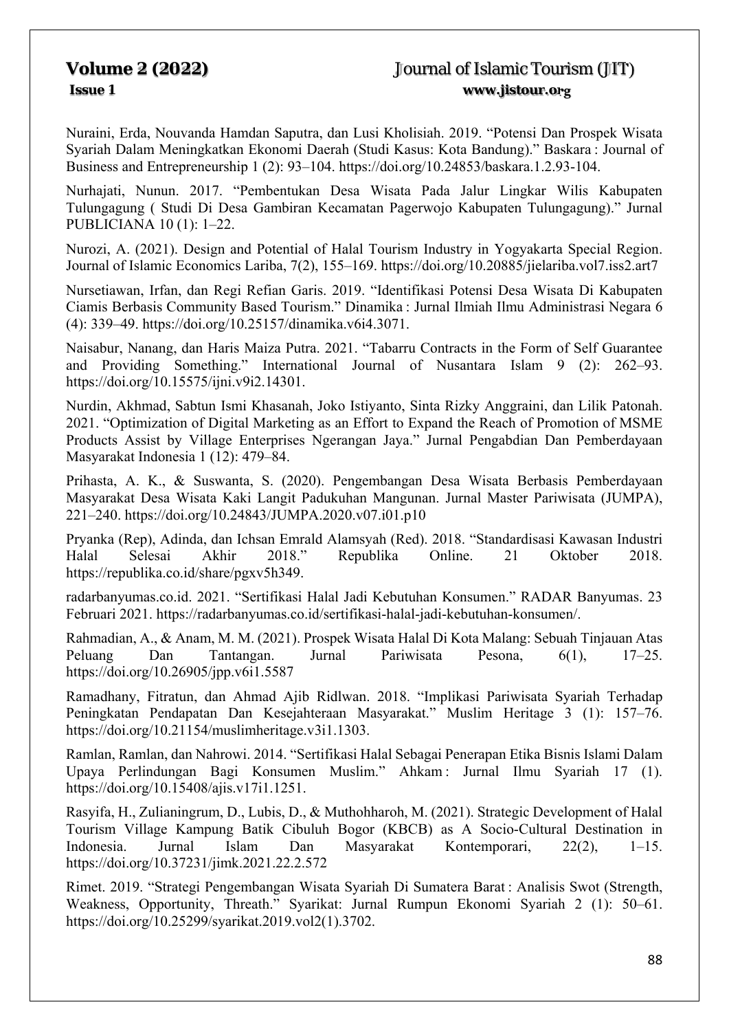Nuraini, Erda, Nouvanda Hamdan Saputra, dan Lusi Kholisiah. 2019. "Potensi Dan Prospek Wisata Syariah Dalam Meningkatkan Ekonomi Daerah (Studi Kasus: Kota Bandung)." Baskara : Journal of Business and Entrepreneurship 1 (2): 93–104. https://doi.org/10.24853/baskara.1.2.93-104.

Nurhajati, Nunun. 2017. "Pembentukan Desa Wisata Pada Jalur Lingkar Wilis Kabupaten Tulungagung ( Studi Di Desa Gambiran Kecamatan Pagerwojo Kabupaten Tulungagung)." Jurnal PUBLICIANA 10 (1): 1–22.

Nurozi, A. (2021). Design and Potential of Halal Tourism Industry in Yogyakarta Special Region. Journal of Islamic Economics Lariba, 7(2), 155–169. https://doi.org/10.20885/jielariba.vol7.iss2.art7

Nursetiawan, Irfan, dan Regi Refian Garis. 2019. "Identifikasi Potensi Desa Wisata Di Kabupaten Ciamis Berbasis Community Based Tourism." Dinamika : Jurnal Ilmiah Ilmu Administrasi Negara 6 (4): 339–49. https://doi.org/10.25157/dinamika.v6i4.3071.

Naisabur, Nanang, dan Haris Maiza Putra. 2021. "Tabarru Contracts in the Form of Self Guarantee and Providing Something." International Journal of Nusantara Islam 9 (2): 262–93. https://doi.org/10.15575/ijni.v9i2.14301.

Nurdin, Akhmad, Sabtun Ismi Khasanah, Joko Istiyanto, Sinta Rizky Anggraini, dan Lilik Patonah. 2021. "Optimization of Digital Marketing as an Effort to Expand the Reach of Promotion of MSME Products Assist by Village Enterprises Ngerangan Jaya." Jurnal Pengabdian Dan Pemberdayaan Masyarakat Indonesia 1 (12): 479–84.

Prihasta, A. K., & Suswanta, S. (2020). Pengembangan Desa Wisata Berbasis Pemberdayaan Masyarakat Desa Wisata Kaki Langit Padukuhan Mangunan. Jurnal Master Pariwisata (JUMPA), 221–240. https://doi.org/10.24843/JUMPA.2020.v07.i01.p10

Pryanka (Rep), Adinda, dan Ichsan Emrald Alamsyah (Red). 2018. "Standardisasi Kawasan Industri Halal Selesai Akhir 2018." Republika Online. 21 Oktober 2018. https://republika.co.id/share/pgxv5h349.

radarbanyumas.co.id. 2021. "Sertifikasi Halal Jadi Kebutuhan Konsumen." RADAR Banyumas. 23 Februari 2021. https://radarbanyumas.co.id/sertifikasi-halal-jadi-kebutuhan-konsumen/.

Rahmadian, A., & Anam, M. M. (2021). Prospek Wisata Halal Di Kota Malang: Sebuah Tinjauan Atas Peluang Dan Tantangan. Jurnal Pariwisata Pesona, 6(1), 17–25. https://doi.org/10.26905/jpp.v6i1.5587

Ramadhany, Fitratun, dan Ahmad Ajib Ridlwan. 2018. "Implikasi Pariwisata Syariah Terhadap Peningkatan Pendapatan Dan Kesejahteraan Masyarakat." Muslim Heritage 3 (1): 157–76. https://doi.org/10.21154/muslimheritage.v3i1.1303.

Ramlan, Ramlan, dan Nahrowi. 2014. "Sertifikasi Halal Sebagai Penerapan Etika Bisnis Islami Dalam Upaya Perlindungan Bagi Konsumen Muslim." Ahkam : Jurnal Ilmu Syariah 17 (1). https://doi.org/10.15408/ajis.v17i1.1251.

Rasyifa, H., Zulianingrum, D., Lubis, D., & Muthohharoh, M. (2021). Strategic Development of Halal Tourism Village Kampung Batik Cibuluh Bogor (KBCB) as A Socio-Cultural Destination in Indonesia. Jurnal Islam Dan Masyarakat Kontemporari, 22(2), 1–15. https://doi.org/10.37231/jimk.2021.22.2.572

Rimet. 2019. "Strategi Pengembangan Wisata Syariah Di Sumatera Barat : Analisis Swot (Strength, Weakness, Opportunity, Threath." Syarikat: Jurnal Rumpun Ekonomi Syariah 2 (1): 50–61. https://doi.org/10.25299/syarikat.2019.vol2(1).3702.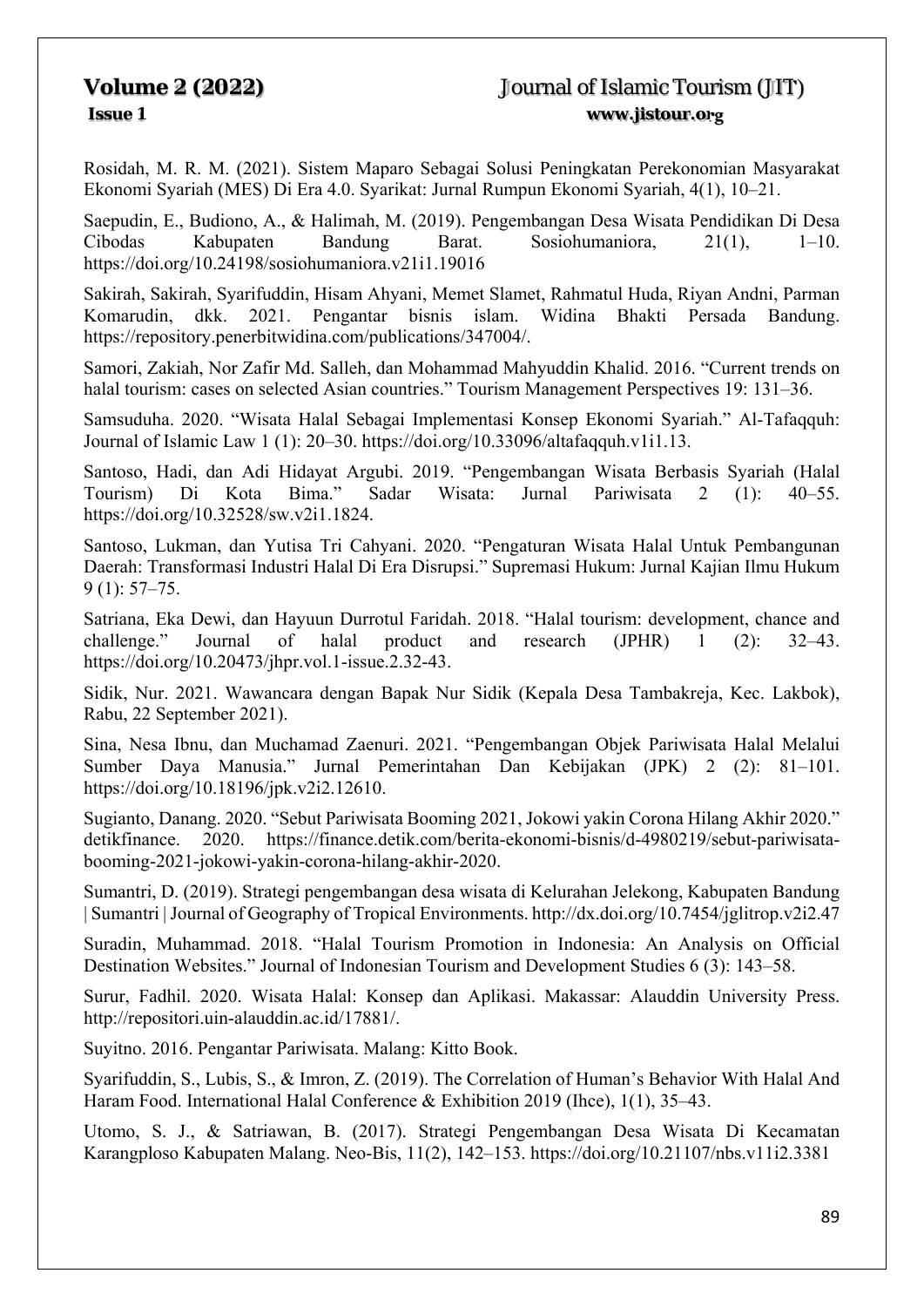Rosidah, M. R. M. (2021). Sistem Maparo Sebagai Solusi Peningkatan Perekonomian Masyarakat Ekonomi Syariah (MES) Di Era 4.0. Syarikat: Jurnal Rumpun Ekonomi Syariah, 4(1), 10–21.

Saepudin, E., Budiono, A., & Halimah, M. (2019). Pengembangan Desa Wisata Pendidikan Di Desa Cibodas Kabupaten Bandung Barat. Sosiohumaniora, 21(1), 1–10. https://doi.org/10.24198/sosiohumaniora.v21i1.19016

Sakirah, Sakirah, Syarifuddin, Hisam Ahyani, Memet Slamet, Rahmatul Huda, Riyan Andni, Parman Komarudin, dkk. 2021. Pengantar bisnis islam. Widina Bhakti Persada Bandung. https://repository.penerbitwidina.com/publications/347004/.

Samori, Zakiah, Nor Zafir Md. Salleh, dan Mohammad Mahyuddin Khalid. 2016. "Current trends on halal tourism: cases on selected Asian countries." Tourism Management Perspectives 19: 131–36.

Samsuduha. 2020. "Wisata Halal Sebagai Implementasi Konsep Ekonomi Syariah." Al-Tafaqquh: Journal of Islamic Law 1 (1): 20–30. https://doi.org/10.33096/altafaqquh.v1i1.13.

Santoso, Hadi, dan Adi Hidayat Argubi. 2019. "Pengembangan Wisata Berbasis Syariah (Halal Tourism) Di Kota Bima." Sadar Wisata: Jurnal Pariwisata 2 (1): 40–55. https://doi.org/10.32528/sw.v2i1.1824.

Santoso, Lukman, dan Yutisa Tri Cahyani. 2020. "Pengaturan Wisata Halal Untuk Pembangunan Daerah: Transformasi Industri Halal Di Era Disrupsi." Supremasi Hukum: Jurnal Kajian Ilmu Hukum 9 (1): 57–75.

Satriana, Eka Dewi, dan Hayuun Durrotul Faridah. 2018. "Halal tourism: development, chance and challenge." Journal of halal product and research (JPHR) 1 (2): 32–43. https://doi.org/10.20473/jhpr.vol.1-issue.2.32-43.

Sidik, Nur. 2021. Wawancara dengan Bapak Nur Sidik (Kepala Desa Tambakreja, Kec. Lakbok), Rabu, 22 September 2021).

Sina, Nesa Ibnu, dan Muchamad Zaenuri. 2021. "Pengembangan Objek Pariwisata Halal Melalui Sumber Daya Manusia." Jurnal Pemerintahan Dan Kebijakan (JPK) 2 (2): 81–101. https://doi.org/10.18196/jpk.v2i2.12610.

Sugianto, Danang. 2020. "Sebut Pariwisata Booming 2021, Jokowi yakin Corona Hilang Akhir 2020." detikfinance. 2020. https://finance.detik.com/berita-ekonomi-bisnis/d-4980219/sebut-pariwisata-booming-2021-jokowi-yakin-corona-hilang-akhir-2020.

Sumantri, D. (2019). Strategi pengembangan desa wisata di Kelurahan Jelekong, Kabupaten Bandung | Sumantri | Journal of Geography of Tropical Environments. http://dx.doi.org/10.7454/jglitrop.v2i2.47

Suradin, Muhammad. 2018. "Halal Tourism Promotion in Indonesia: An Analysis on Official Destination Websites." Journal of Indonesian Tourism and Development Studies 6 (3): 143–58.

Surur, Fadhil. 2020. Wisata Halal: Konsep dan Aplikasi. Makassar: Alauddin University Press. http://repositori.uin-alauddin.ac.id/17881/.

Suyitno. 2016. Pengantar Pariwisata. Malang: Kitto Book.

Syarifuddin, S., Lubis, S., & Imron, Z. (2019). The Correlation of Human's Behavior With Halal And Haram Food. International Halal Conference & Exhibition 2019 (Ihce), 1(1), 35–43.

Utomo, S. J., & Satriawan, B. (2017). Strategi Pengembangan Desa Wisata Di Kecamatan Karangploso Kabupaten Malang. Neo-Bis, 11(2), 142–153. https://doi.org/10.21107/nbs.v11i2.3381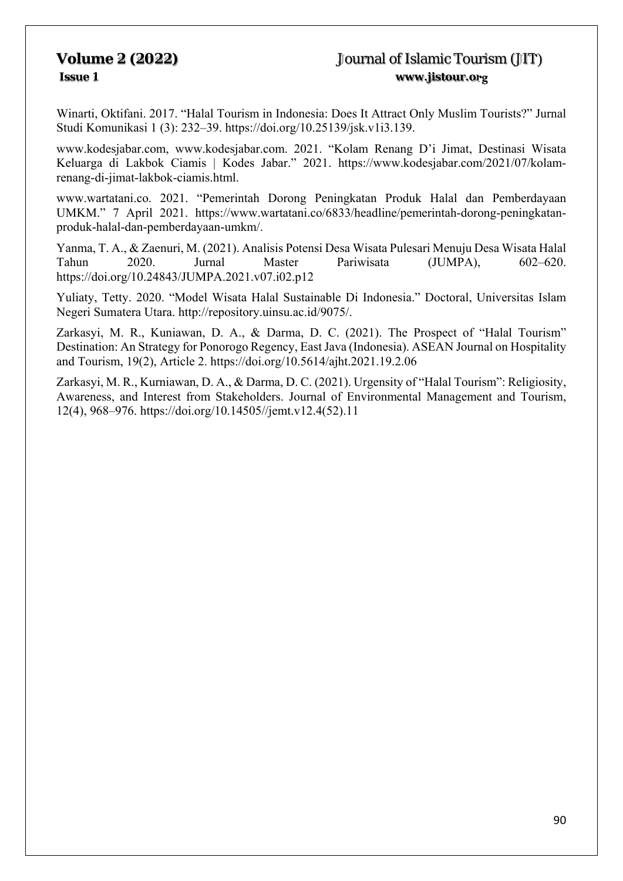Winarti, Oktifani. 2017. “Halal Tourism in Indonesia: Does It Attract Only Muslim Tourists?” Jurnal Studi Komunikasi 1 (3): 232–39. https://doi.org/10.25139/jsk.v1i3.139.

www.kodesjabar.com, www.kodesjabar.com. 2021. “Kolam Renang D’i Jimat, Destinasi Wisata Keluarga di Lakbok Ciamis | Kodes Jabar.” 2021. https://www.kodesjabar.com/2021/07/kolam-renang-di-jimat-lakbok-ciamis.html.

www.wartatani.co. 2021. “Pemerintah Dorong Peningkatan Produk Halal dan Pemberdayaan UMKM.” 7 April 2021. https://www.wartatani.co/6833/headline/pemerintah-dorong-peningkatan-produk-halal-dan-pemberdayaan-umkm/.

Yanma, T. A., & Zaenuri, M. (2021). Analisis Potensi Desa Wisata Pulesari Menuju Desa Wisata Halal Tahun 2020. Jurnal Master Pariwisata (JUMPA), 602–620. https://doi.org/10.24843/JUMPA.2021.v07.i02.p12

Yuliaty, Tetty. 2020. “Model Wisata Halal Sustainable Di Indonesia.” Doctoral, Universitas Islam Negeri Sumatera Utara. http://repository.uinsu.ac.id/9075/.

Zarkasyi, M. R., Kuniawan, D. A., & Darma, D. C. (2021). The Prospect of “Halal Tourism” Destination: An Strategy for Ponorogo Regency, East Java (Indonesia). ASEAN Journal on Hospitality and Tourism, 19(2), Article 2. https://doi.org/10.5614/ajht.2021.19.2.06

Zarkasyi, M. R., Kurniawan, D. A., & Darma, D. C. (2021). Urgensity of “Halal Tourism”: Religiosity, Awareness, and Interest from Stakeholders. Journal of Environmental Management and Tourism, 12(4), 968–976. https://doi.org/10.14505//jemt.v12.4(52).11